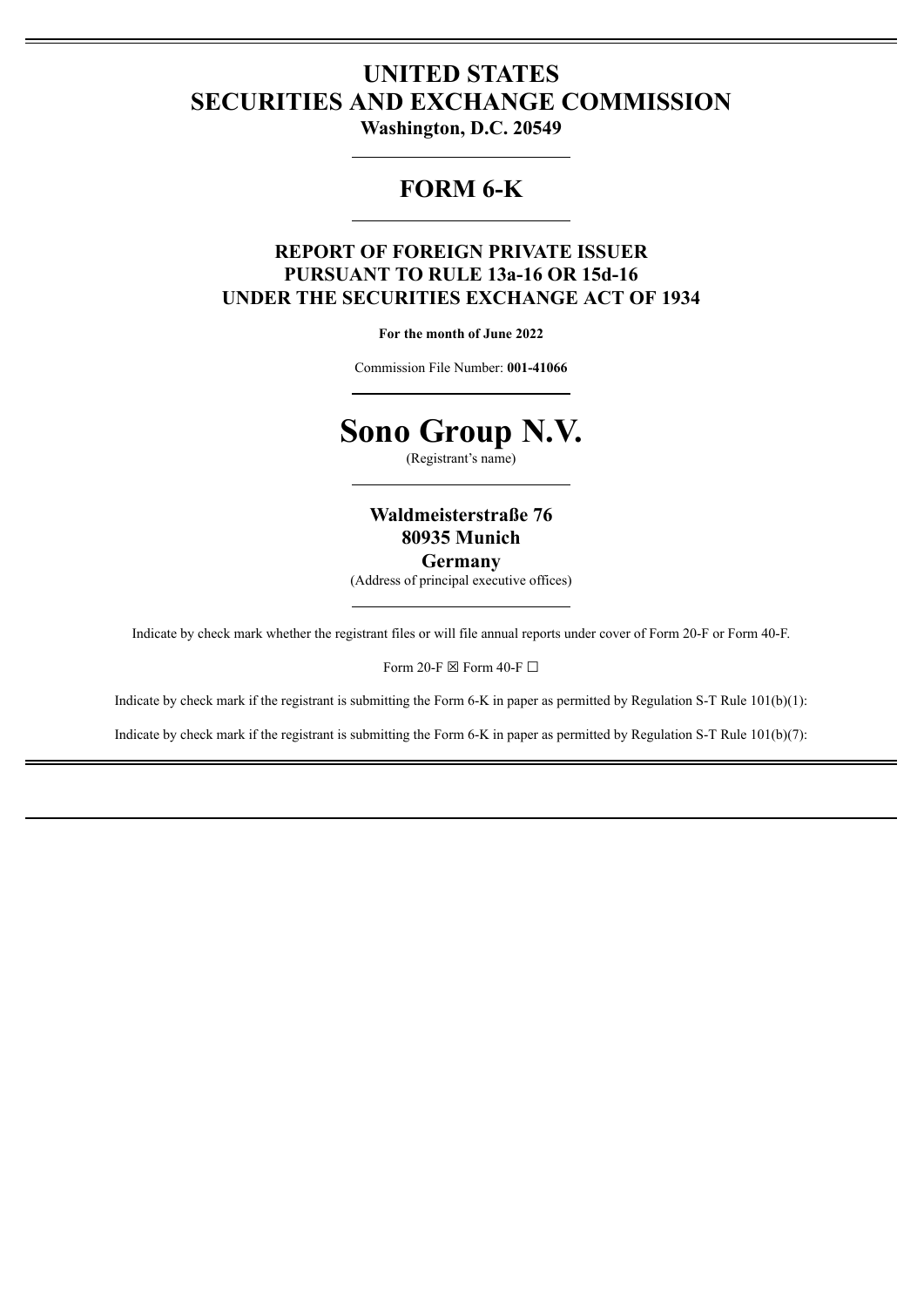# UNITED STATES
# SECURITIES AND EXCHANGE COMMISSION

**Washington, D.C. 20549**

## FORM 6-K

### REPORT OF FOREIGN PRIVATE ISSUER PURSUANT TO RULE 13a-16 OR 15d-16 UNDER THE SECURITIES EXCHANGE ACT OF 1934

**For the month of June 2022**

Commission File Number: **001-41066**

# Sono Group N.V.

(Registrant's name)

**Waldmeisterstraße 76**
**80935 Munich**
**Germany**

(Address of principal executive offices)

Indicate by check mark whether the registrant files or will file annual reports under cover of Form 20-F or Form 40-F.

Form 20-F ☒ Form 40-F ☐

Indicate by check mark if the registrant is submitting the Form 6-K in paper as permitted by Regulation S-T Rule 101(b)(1):

Indicate by check mark if the registrant is submitting the Form 6-K in paper as permitted by Regulation S-T Rule 101(b)(7):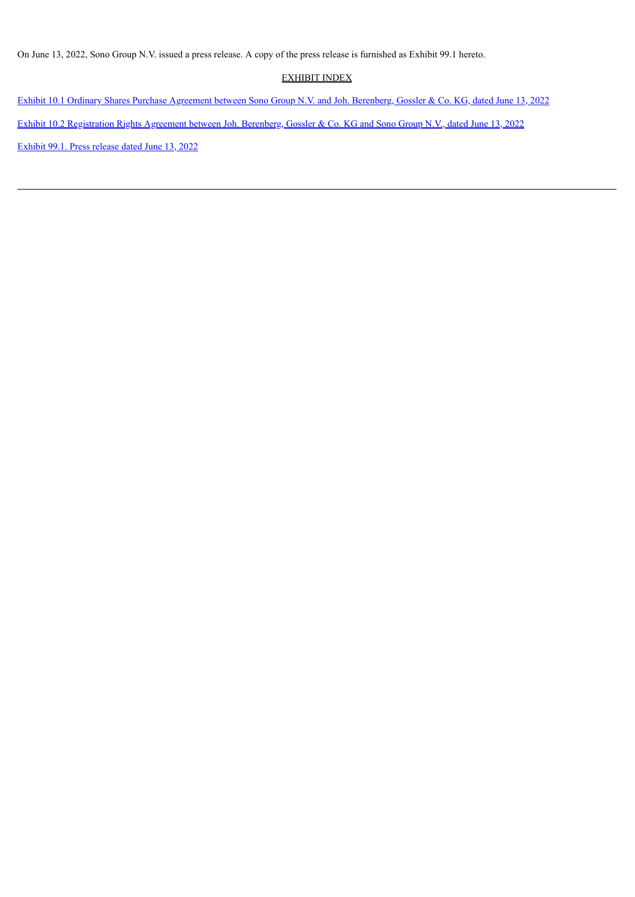On June 13, 2022, Sono Group N.V. issued a press release. A copy of the press release is furnished as Exhibit 99.1 hereto.

EXHIBIT INDEX

Exhibit 10.1 Ordinary Shares Purchase Agreement between Sono Group N.V. and Joh. Berenberg, Gossler & Co. KG, dated June 13, 2022

Exhibit 10.2 Registration Rights Agreement between Joh. Berenberg, Gossler & Co. KG and Sono Group N.V., dated June 13, 2022

Exhibit 99.1. Press release dated June 13, 2022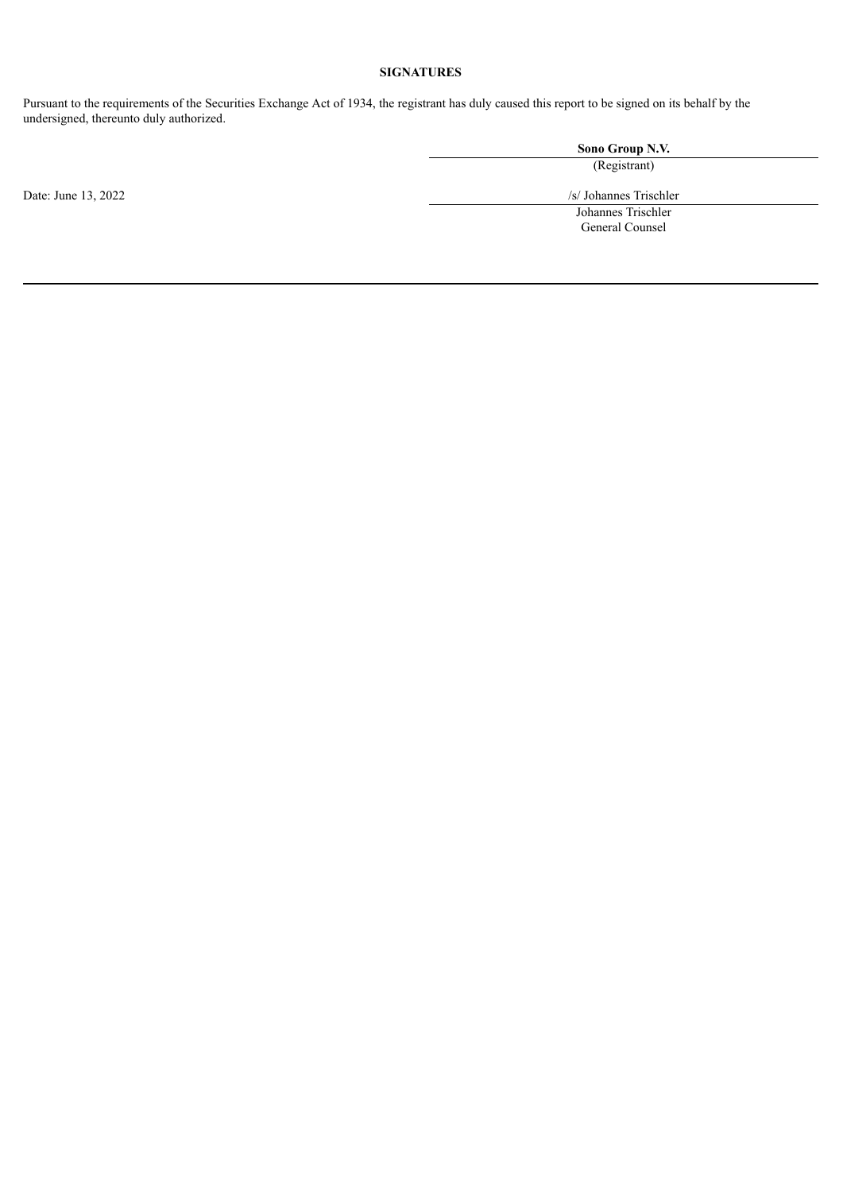**SIGNATURES**

Pursuant to the requirements of the Securities Exchange Act of 1934, the registrant has duly caused this report to be signed on its behalf by the undersigned, thereunto duly authorized.

| | |
|---|---|
| | **Sono Group N.V.** |
| | (Registrant) |
| Date: June 13, 2022 | /s/ Johannes Trischler |
| | Johannes Trischler |
| | General Counsel |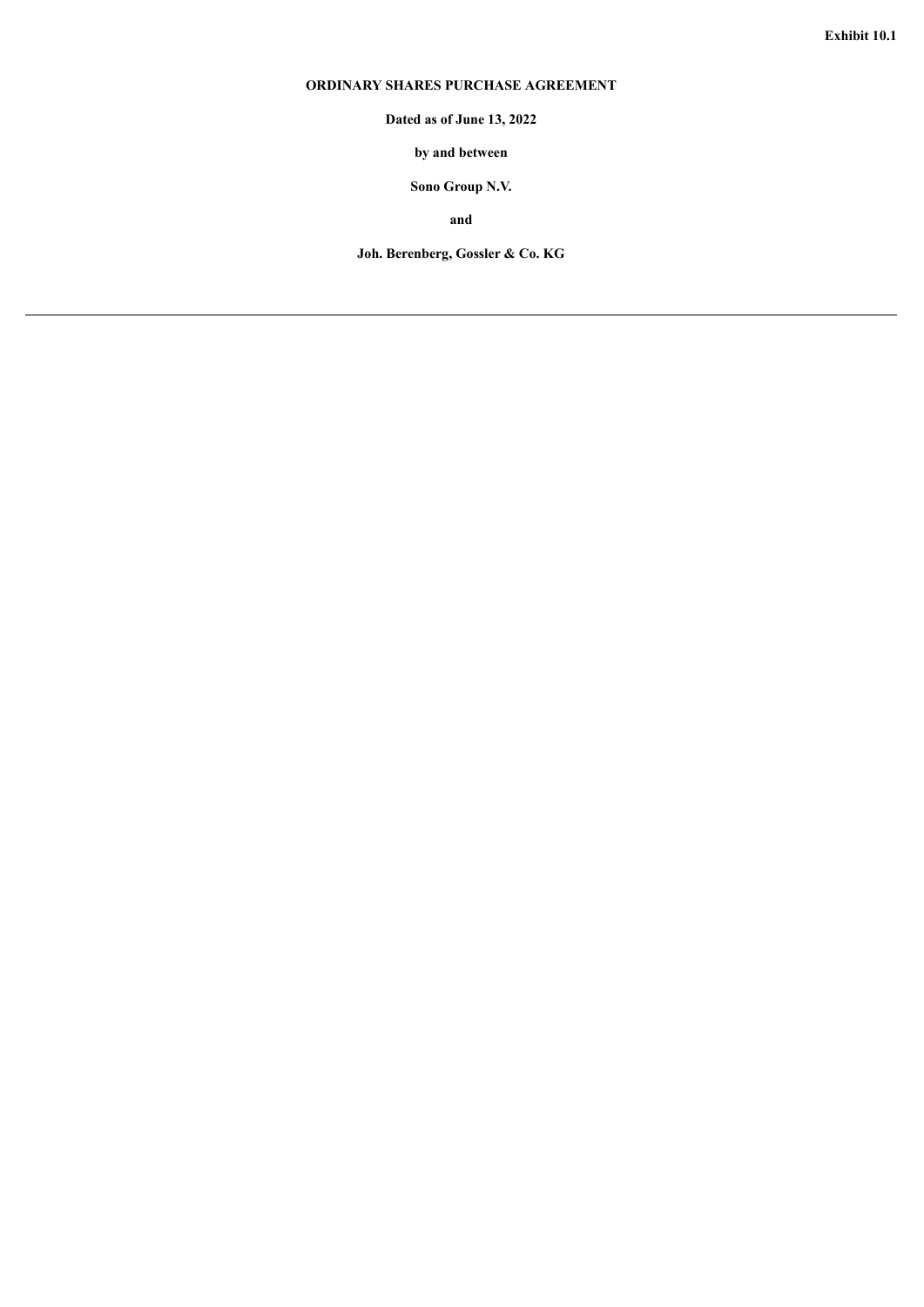**Exhibit 10.1**

# ORDINARY SHARES PURCHASE AGREEMENT

**Dated as of June 13, 2022**

**by and between**

**Sono Group N.V.**

**and**

**Joh. Berenberg, Gossler & Co. KG**

---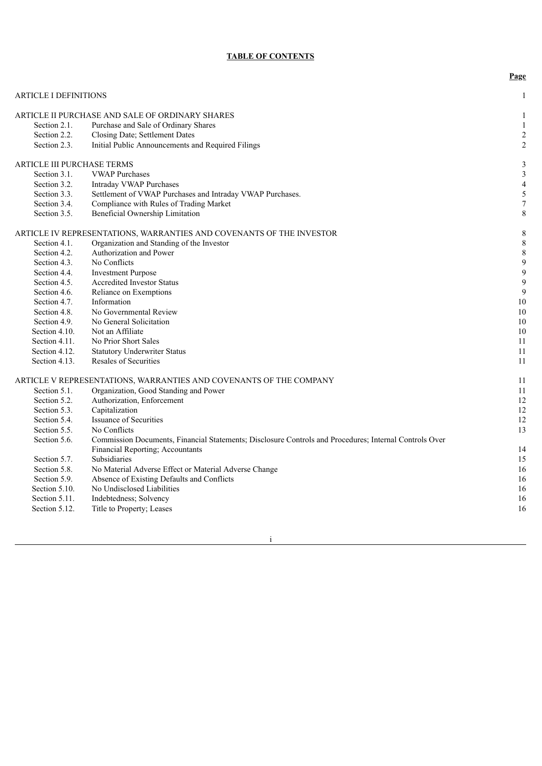**TABLE OF CONTENTS**

| | | Page |
|---|---|---|
| ARTICLE I DEFINITIONS | | 1 |
| ARTICLE II PURCHASE AND SALE OF ORDINARY SHARES | | 1 |
| Section 2.1. | Purchase and Sale of Ordinary Shares | 1 |
| Section 2.2. | Closing Date; Settlement Dates | 2 |
| Section 2.3. | Initial Public Announcements and Required Filings | 2 |
| ARTICLE III PURCHASE TERMS | | 3 |
| Section 3.1. | VWAP Purchases | 3 |
| Section 3.2. | Intraday VWAP Purchases | 4 |
| Section 3.3. | Settlement of VWAP Purchases and Intraday VWAP Purchases. | 5 |
| Section 3.4. | Compliance with Rules of Trading Market | 7 |
| Section 3.5. | Beneficial Ownership Limitation | 8 |
| ARTICLE IV REPRESENTATIONS, WARRANTIES AND COVENANTS OF THE INVESTOR | | 8 |
| Section 4.1. | Organization and Standing of the Investor | 8 |
| Section 4.2. | Authorization and Power | 8 |
| Section 4.3. | No Conflicts | 9 |
| Section 4.4. | Investment Purpose | 9 |
| Section 4.5. | Accredited Investor Status | 9 |
| Section 4.6. | Reliance on Exemptions | 9 |
| Section 4.7. | Information | 10 |
| Section 4.8. | No Governmental Review | 10 |
| Section 4.9. | No General Solicitation | 10 |
| Section 4.10. | Not an Affiliate | 10 |
| Section 4.11. | No Prior Short Sales | 11 |
| Section 4.12. | Statutory Underwriter Status | 11 |
| Section 4.13. | Resales of Securities | 11 |
| ARTICLE V REPRESENTATIONS, WARRANTIES AND COVENANTS OF THE COMPANY | | 11 |
| Section 5.1. | Organization, Good Standing and Power | 11 |
| Section 5.2. | Authorization, Enforcement | 12 |
| Section 5.3. | Capitalization | 12 |
| Section 5.4. | Issuance of Securities | 12 |
| Section 5.5. | No Conflicts | 13 |
| Section 5.6. | Commission Documents, Financial Statements; Disclosure Controls and Procedures; Internal Controls Over Financial Reporting; Accountants | 14 |
| Section 5.7. | Subsidiaries | 15 |
| Section 5.8. | No Material Adverse Effect or Material Adverse Change | 16 |
| Section 5.9. | Absence of Existing Defaults and Conflicts | 16 |
| Section 5.10. | No Undisclosed Liabilities | 16 |
| Section 5.11. | Indebtedness; Solvency | 16 |
| Section 5.12. | Title to Property; Leases | 16 |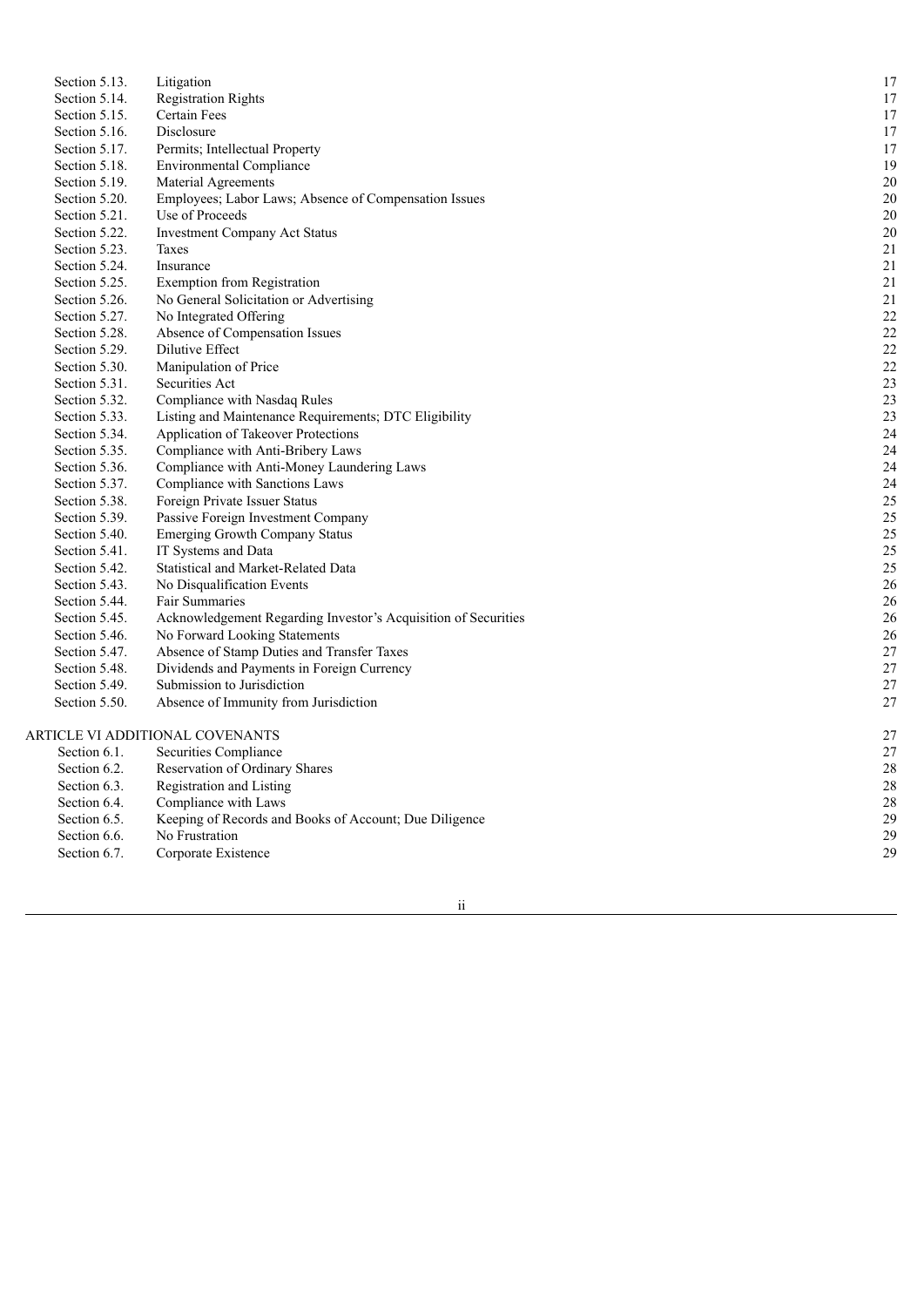| | | |
|---|---|---|
| Section 5.13. | Litigation | 17 |
| Section 5.14. | Registration Rights | 17 |
| Section 5.15. | Certain Fees | 17 |
| Section 5.16. | Disclosure | 17 |
| Section 5.17. | Permits; Intellectual Property | 17 |
| Section 5.18. | Environmental Compliance | 19 |
| Section 5.19. | Material Agreements | 20 |
| Section 5.20. | Employees; Labor Laws; Absence of Compensation Issues | 20 |
| Section 5.21. | Use of Proceeds | 20 |
| Section 5.22. | Investment Company Act Status | 20 |
| Section 5.23. | Taxes | 21 |
| Section 5.24. | Insurance | 21 |
| Section 5.25. | Exemption from Registration | 21 |
| Section 5.26. | No General Solicitation or Advertising | 21 |
| Section 5.27. | No Integrated Offering | 22 |
| Section 5.28. | Absence of Compensation Issues | 22 |
| Section 5.29. | Dilutive Effect | 22 |
| Section 5.30. | Manipulation of Price | 22 |
| Section 5.31. | Securities Act | 23 |
| Section 5.32. | Compliance with Nasdaq Rules | 23 |
| Section 5.33. | Listing and Maintenance Requirements; DTC Eligibility | 23 |
| Section 5.34. | Application of Takeover Protections | 24 |
| Section 5.35. | Compliance with Anti-Bribery Laws | 24 |
| Section 5.36. | Compliance with Anti-Money Laundering Laws | 24 |
| Section 5.37. | Compliance with Sanctions Laws | 24 |
| Section 5.38. | Foreign Private Issuer Status | 25 |
| Section 5.39. | Passive Foreign Investment Company | 25 |
| Section 5.40. | Emerging Growth Company Status | 25 |
| Section 5.41. | IT Systems and Data | 25 |
| Section 5.42. | Statistical and Market-Related Data | 25 |
| Section 5.43. | No Disqualification Events | 26 |
| Section 5.44. | Fair Summaries | 26 |
| Section 5.45. | Acknowledgement Regarding Investor's Acquisition of Securities | 26 |
| Section 5.46. | No Forward Looking Statements | 26 |
| Section 5.47. | Absence of Stamp Duties and Transfer Taxes | 27 |
| Section 5.48. | Dividends and Payments in Foreign Currency | 27 |
| Section 5.49. | Submission to Jurisdiction | 27 |
| Section 5.50. | Absence of Immunity from Jurisdiction | 27 |
| ARTICLE VI ADDITIONAL COVENANTS | | 27 |
| Section 6.1. | Securities Compliance | 27 |
| Section 6.2. | Reservation of Ordinary Shares | 28 |
| Section 6.3. | Registration and Listing | 28 |
| Section 6.4. | Compliance with Laws | 28 |
| Section 6.5. | Keeping of Records and Books of Account; Due Diligence | 29 |
| Section 6.6. | No Frustration | 29 |
| Section 6.7. | Corporate Existence | 29 |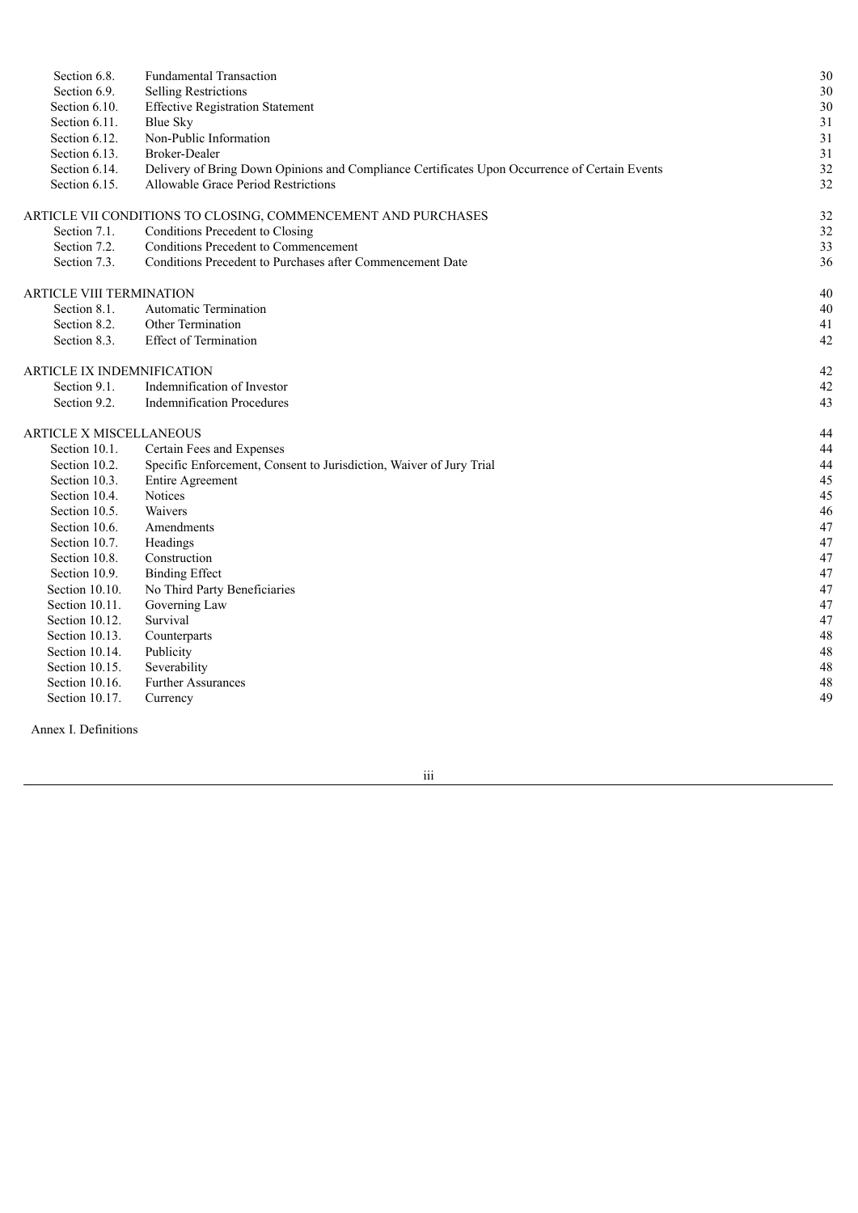| | | |
|---|---|---|
| Section 6.8. | Fundamental Transaction | 30 |
| Section 6.9. | Selling Restrictions | 30 |
| Section 6.10. | Effective Registration Statement | 30 |
| Section 6.11. | Blue Sky | 31 |
| Section 6.12. | Non-Public Information | 31 |
| Section 6.13. | Broker-Dealer | 31 |
| Section 6.14. | Delivery of Bring Down Opinions and Compliance Certificates Upon Occurrence of Certain Events | 32 |
| Section 6.15. | Allowable Grace Period Restrictions | 32 |
| ARTICLE VII CONDITIONS TO CLOSING, COMMENCEMENT AND PURCHASES | | 32 |
| Section 7.1. | Conditions Precedent to Closing | 32 |
| Section 7.2. | Conditions Precedent to Commencement | 33 |
| Section 7.3. | Conditions Precedent to Purchases after Commencement Date | 36 |
| ARTICLE VIII TERMINATION | | 40 |
| Section 8.1. | Automatic Termination | 40 |
| Section 8.2. | Other Termination | 41 |
| Section 8.3. | Effect of Termination | 42 |
| ARTICLE IX INDEMNIFICATION | | 42 |
| Section 9.1. | Indemnification of Investor | 42 |
| Section 9.2. | Indemnification Procedures | 43 |
| ARTICLE X MISCELLANEOUS | | 44 |
| Section 10.1. | Certain Fees and Expenses | 44 |
| Section 10.2. | Specific Enforcement, Consent to Jurisdiction, Waiver of Jury Trial | 44 |
| Section 10.3. | Entire Agreement | 45 |
| Section 10.4. | Notices | 45 |
| Section 10.5. | Waivers | 46 |
| Section 10.6. | Amendments | 47 |
| Section 10.7. | Headings | 47 |
| Section 10.8. | Construction | 47 |
| Section 10.9. | Binding Effect | 47 |
| Section 10.10. | No Third Party Beneficiaries | 47 |
| Section 10.11. | Governing Law | 47 |
| Section 10.12. | Survival | 47 |
| Section 10.13. | Counterparts | 48 |
| Section 10.14. | Publicity | 48 |
| Section 10.15. | Severability | 48 |
| Section 10.16. | Further Assurances | 48 |
| Section 10.17. | Currency | 49 |

Annex I. Definitions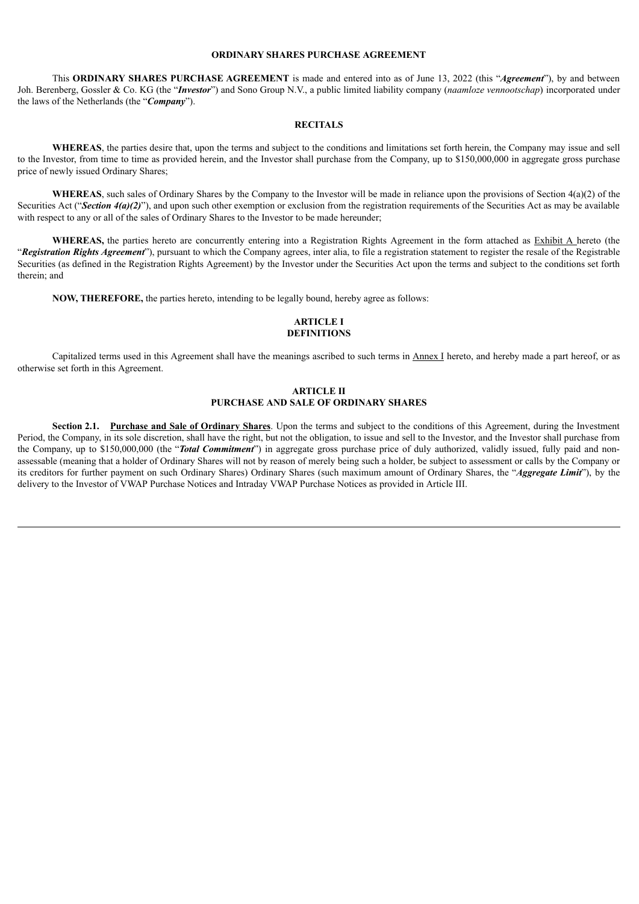**ORDINARY SHARES PURCHASE AGREEMENT**

This **ORDINARY SHARES PURCHASE AGREEMENT** is made and entered into as of June 13, 2022 (this "***Agreement***"), by and between Joh. Berenberg, Gossler & Co. KG (the "***Investor***") and Sono Group N.V., a public limited liability company (*naamloze vennootschap*) incorporated under the laws of the Netherlands (the "***Company***").

**RECITALS**

**WHEREAS**, the parties desire that, upon the terms and subject to the conditions and limitations set forth herein, the Company may issue and sell to the Investor, from time to time as provided herein, and the Investor shall purchase from the Company, up to $150,000,000 in aggregate gross purchase price of newly issued Ordinary Shares;

**WHEREAS**, such sales of Ordinary Shares by the Company to the Investor will be made in reliance upon the provisions of Section 4(a)(2) of the Securities Act ("***Section 4(a)(2)***"), and upon such other exemption or exclusion from the registration requirements of the Securities Act as may be available with respect to any or all of the sales of Ordinary Shares to the Investor to be made hereunder;

**WHEREAS,** the parties hereto are concurrently entering into a Registration Rights Agreement in the form attached as Exhibit A hereto (the "***Registration Rights Agreement***"), pursuant to which the Company agrees, inter alia, to file a registration statement to register the resale of the Registrable Securities (as defined in the Registration Rights Agreement) by the Investor under the Securities Act upon the terms and subject to the conditions set forth therein; and

**NOW, THEREFORE,** the parties hereto, intending to be legally bound, hereby agree as follows:

**ARTICLE I**
**DEFINITIONS**

Capitalized terms used in this Agreement shall have the meanings ascribed to such terms in Annex I hereto, and hereby made a part hereof, or as otherwise set forth in this Agreement.

**ARTICLE II**
**PURCHASE AND SALE OF ORDINARY SHARES**

**Section 2.1. Purchase and Sale of Ordinary Shares**. Upon the terms and subject to the conditions of this Agreement, during the Investment Period, the Company, in its sole discretion, shall have the right, but not the obligation, to issue and sell to the Investor, and the Investor shall purchase from the Company, up to $150,000,000 (the "***Total Commitment***") in aggregate gross purchase price of duly authorized, validly issued, fully paid and non-assessable (meaning that a holder of Ordinary Shares will not by reason of merely being such a holder, be subject to assessment or calls by the Company or its creditors for further payment on such Ordinary Shares) Ordinary Shares (such maximum amount of Ordinary Shares, the "***Aggregate Limit***"), by the delivery to the Investor of VWAP Purchase Notices and Intraday VWAP Purchase Notices as provided in Article III.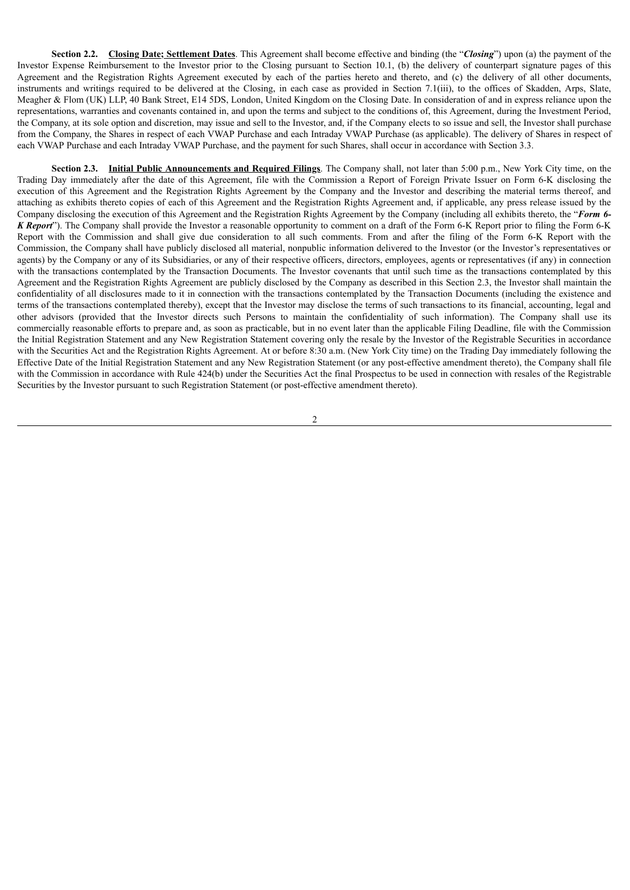**Section 2.2.** **Closing Date; Settlement Dates**. This Agreement shall become effective and binding (the "***Closing***") upon (a) the payment of the Investor Expense Reimbursement to the Investor prior to the Closing pursuant to Section 10.1, (b) the delivery of counterpart signature pages of this Agreement and the Registration Rights Agreement executed by each of the parties hereto and thereto, and (c) the delivery of all other documents, instruments and writings required to be delivered at the Closing, in each case as provided in Section 7.1(iii), to the offices of Skadden, Arps, Slate, Meagher & Flom (UK) LLP, 40 Bank Street, E14 5DS, London, United Kingdom on the Closing Date. In consideration of and in express reliance upon the representations, warranties and covenants contained in, and upon the terms and subject to the conditions of, this Agreement, during the Investment Period, the Company, at its sole option and discretion, may issue and sell to the Investor, and, if the Company elects to so issue and sell, the Investor shall purchase from the Company, the Shares in respect of each VWAP Purchase and each Intraday VWAP Purchase (as applicable). The delivery of Shares in respect of each VWAP Purchase and each Intraday VWAP Purchase, and the payment for such Shares, shall occur in accordance with Section 3.3.

**Section 2.3.** **Initial Public Announcements and Required Filings**. The Company shall, not later than 5:00 p.m., New York City time, on the Trading Day immediately after the date of this Agreement, file with the Commission a Report of Foreign Private Issuer on Form 6-K disclosing the execution of this Agreement and the Registration Rights Agreement by the Company and the Investor and describing the material terms thereof, and attaching as exhibits thereto copies of each of this Agreement and the Registration Rights Agreement and, if applicable, any press release issued by the Company disclosing the execution of this Agreement and the Registration Rights Agreement by the Company (including all exhibits thereto, the "***Form 6-K Report***"). The Company shall provide the Investor a reasonable opportunity to comment on a draft of the Form 6-K Report prior to filing the Form 6-K Report with the Commission and shall give due consideration to all such comments. From and after the filing of the Form 6-K Report with the Commission, the Company shall have publicly disclosed all material, nonpublic information delivered to the Investor (or the Investor's representatives or agents) by the Company or any of its Subsidiaries, or any of their respective officers, directors, employees, agents or representatives (if any) in connection with the transactions contemplated by the Transaction Documents. The Investor covenants that until such time as the transactions contemplated by this Agreement and the Registration Rights Agreement are publicly disclosed by the Company as described in this Section 2.3, the Investor shall maintain the confidentiality of all disclosures made to it in connection with the transactions contemplated by the Transaction Documents (including the existence and terms of the transactions contemplated thereby), except that the Investor may disclose the terms of such transactions to its financial, accounting, legal and other advisors (provided that the Investor directs such Persons to maintain the confidentiality of such information). The Company shall use its commercially reasonable efforts to prepare and, as soon as practicable, but in no event later than the applicable Filing Deadline, file with the Commission the Initial Registration Statement and any New Registration Statement covering only the resale by the Investor of the Registrable Securities in accordance with the Securities Act and the Registration Rights Agreement. At or before 8:30 a.m. (New York City time) on the Trading Day immediately following the Effective Date of the Initial Registration Statement and any New Registration Statement (or any post-effective amendment thereto), the Company shall file with the Commission in accordance with Rule 424(b) under the Securities Act the final Prospectus to be used in connection with resales of the Registrable Securities by the Investor pursuant to such Registration Statement (or post-effective amendment thereto).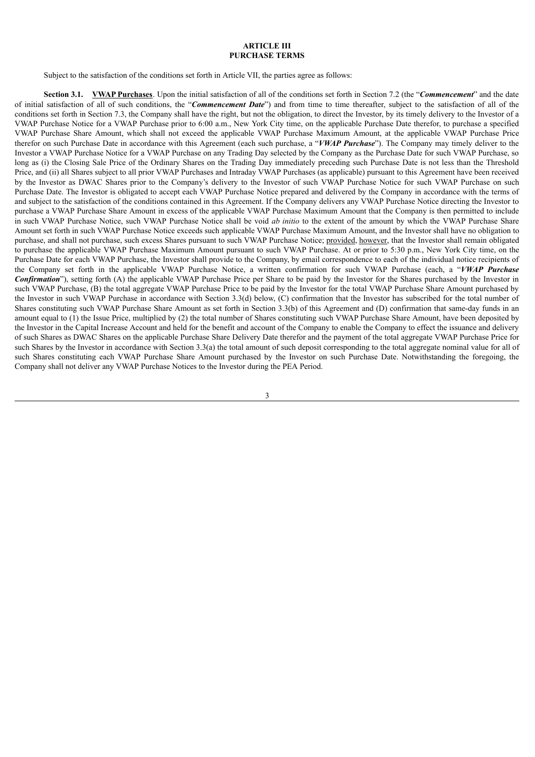## ARTICLE III
## PURCHASE TERMS

Subject to the satisfaction of the conditions set forth in Article VII, the parties agree as follows:

**Section 3.1. <u>VWAP Purchases</u>**. Upon the initial satisfaction of all of the conditions set forth in Section 7.2 (the "***Commencement***" and the date of initial satisfaction of all of such conditions, the "***Commencement Date***") and from time to time thereafter, subject to the satisfaction of all of the conditions set forth in Section 7.3, the Company shall have the right, but not the obligation, to direct the Investor, by its timely delivery to the Investor of a VWAP Purchase Notice for a VWAP Purchase prior to 6:00 a.m., New York City time, on the applicable Purchase Date therefor, to purchase a specified VWAP Purchase Share Amount, which shall not exceed the applicable VWAP Purchase Maximum Amount, at the applicable VWAP Purchase Price therefor on such Purchase Date in accordance with this Agreement (each such purchase, a "***VWAP Purchase***"). The Company may timely deliver to the Investor a VWAP Purchase Notice for a VWAP Purchase on any Trading Day selected by the Company as the Purchase Date for such VWAP Purchase, so long as (i) the Closing Sale Price of the Ordinary Shares on the Trading Day immediately preceding such Purchase Date is not less than the Threshold Price, and (ii) all Shares subject to all prior VWAP Purchases and Intraday VWAP Purchases (as applicable) pursuant to this Agreement have been received by the Investor as DWAC Shares prior to the Company's delivery to the Investor of such VWAP Purchase Notice for such VWAP Purchase on such Purchase Date. The Investor is obligated to accept each VWAP Purchase Notice prepared and delivered by the Company in accordance with the terms of and subject to the satisfaction of the conditions contained in this Agreement. If the Company delivers any VWAP Purchase Notice directing the Investor to purchase a VWAP Purchase Share Amount in excess of the applicable VWAP Purchase Maximum Amount that the Company is then permitted to include in such VWAP Purchase Notice, such VWAP Purchase Notice shall be void *ab initio* to the extent of the amount by which the VWAP Purchase Share Amount set forth in such VWAP Purchase Notice exceeds such applicable VWAP Purchase Maximum Amount, and the Investor shall have no obligation to purchase, and shall not purchase, such excess Shares pursuant to such VWAP Purchase Notice; <u>provided</u>, <u>however</u>, that the Investor shall remain obligated to purchase the applicable VWAP Purchase Maximum Amount pursuant to such VWAP Purchase. At or prior to 5:30 p.m., New York City time, on the Purchase Date for each VWAP Purchase, the Investor shall provide to the Company, by email correspondence to each of the individual notice recipients of the Company set forth in the applicable VWAP Purchase Notice, a written confirmation for such VWAP Purchase (each, a "***VWAP Purchase Confirmation***"), setting forth (A) the applicable VWAP Purchase Price per Share to be paid by the Investor for the Shares purchased by the Investor in such VWAP Purchase, (B) the total aggregate VWAP Purchase Price to be paid by the Investor for the total VWAP Purchase Share Amount purchased by the Investor in such VWAP Purchase in accordance with Section 3.3(d) below, (C) confirmation that the Investor has subscribed for the total number of Shares constituting such VWAP Purchase Share Amount as set forth in Section 3.3(b) of this Agreement and (D) confirmation that same-day funds in an amount equal to (1) the Issue Price, multiplied by (2) the total number of Shares constituting such VWAP Purchase Share Amount, have been deposited by the Investor in the Capital Increase Account and held for the benefit and account of the Company to enable the Company to effect the issuance and delivery of such Shares as DWAC Shares on the applicable Purchase Share Delivery Date therefor and the payment of the total aggregate VWAP Purchase Price for such Shares by the Investor in accordance with Section 3.3(a) the total amount of such deposit corresponding to the total aggregate nominal value for all of such Shares constituting each VWAP Purchase Share Amount purchased by the Investor on such Purchase Date. Notwithstanding the foregoing, the Company shall not deliver any VWAP Purchase Notices to the Investor during the PEA Period.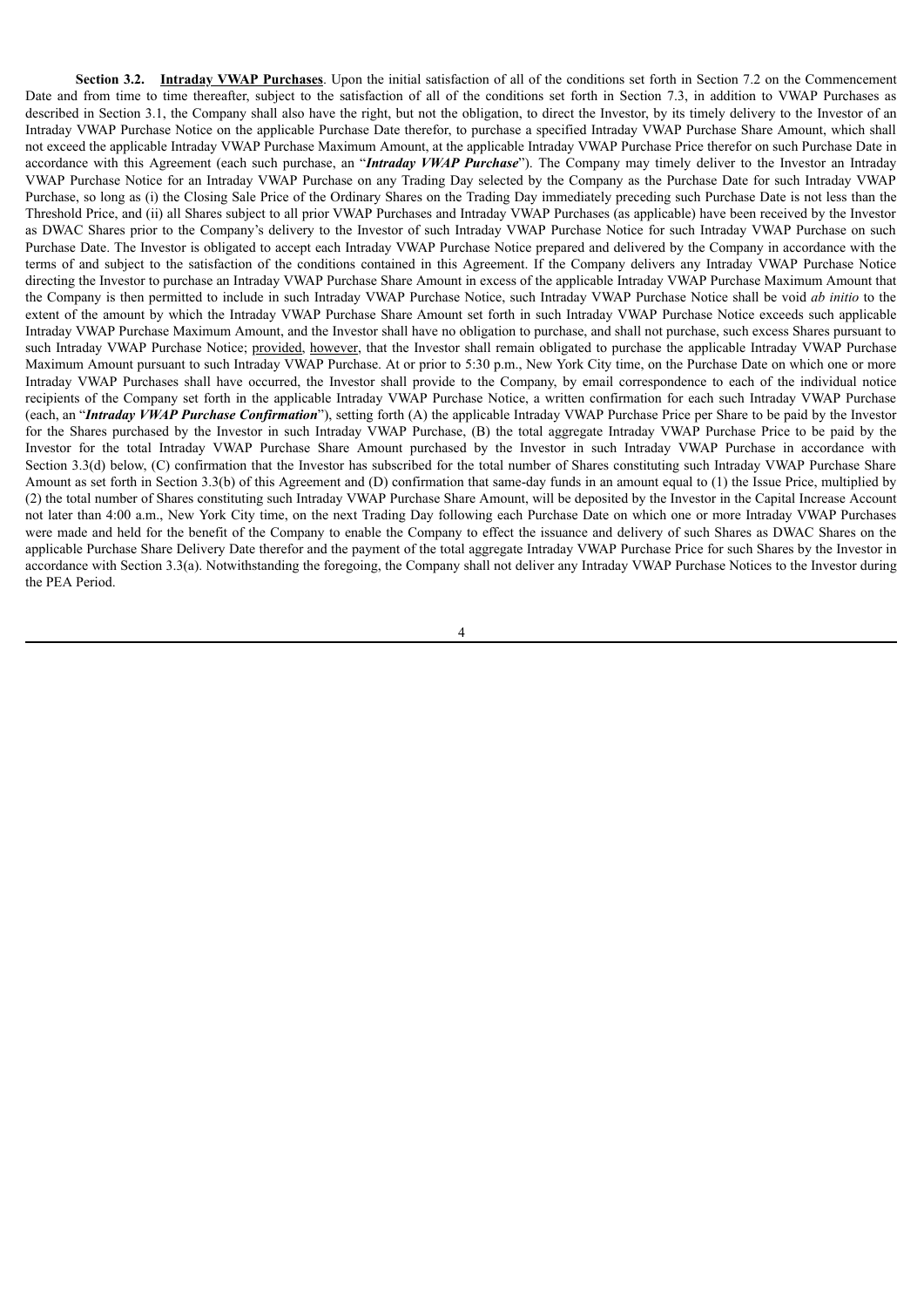**Section 3.2. <u>Intraday VWAP Purchases</u>**. Upon the initial satisfaction of all of the conditions set forth in Section 7.2 on the Commencement Date and from time to time thereafter, subject to the satisfaction of all of the conditions set forth in Section 7.3, in addition to VWAP Purchases as described in Section 3.1, the Company shall also have the right, but not the obligation, to direct the Investor, by its timely delivery to the Investor of an Intraday VWAP Purchase Notice on the applicable Purchase Date therefor, to purchase a specified Intraday VWAP Purchase Share Amount, which shall not exceed the applicable Intraday VWAP Purchase Maximum Amount, at the applicable Intraday VWAP Purchase Price therefor on such Purchase Date in accordance with this Agreement (each such purchase, an "***Intraday VWAP Purchase***"). The Company may timely deliver to the Investor an Intraday VWAP Purchase Notice for an Intraday VWAP Purchase on any Trading Day selected by the Company as the Purchase Date for such Intraday VWAP Purchase, so long as (i) the Closing Sale Price of the Ordinary Shares on the Trading Day immediately preceding such Purchase Date is not less than the Threshold Price, and (ii) all Shares subject to all prior VWAP Purchases and Intraday VWAP Purchases (as applicable) have been received by the Investor as DWAC Shares prior to the Company's delivery to the Investor of such Intraday VWAP Purchase Notice for such Intraday VWAP Purchase on such Purchase Date. The Investor is obligated to accept each Intraday VWAP Purchase Notice prepared and delivered by the Company in accordance with the terms of and subject to the satisfaction of the conditions contained in this Agreement. If the Company delivers any Intraday VWAP Purchase Notice directing the Investor to purchase an Intraday VWAP Purchase Share Amount in excess of the applicable Intraday VWAP Purchase Maximum Amount that the Company is then permitted to include in such Intraday VWAP Purchase Notice, such Intraday VWAP Purchase Notice shall be void *ab initio* to the extent of the amount by which the Intraday VWAP Purchase Share Amount set forth in such Intraday VWAP Purchase Notice exceeds such applicable Intraday VWAP Purchase Maximum Amount, and the Investor shall have no obligation to purchase, and shall not purchase, such excess Shares pursuant to such Intraday VWAP Purchase Notice; <u>provided</u>, <u>however</u>, that the Investor shall remain obligated to purchase the applicable Intraday VWAP Purchase Maximum Amount pursuant to such Intraday VWAP Purchase. At or prior to 5:30 p.m., New York City time, on the Purchase Date on which one or more Intraday VWAP Purchases shall have occurred, the Investor shall provide to the Company, by email correspondence to each of the individual notice recipients of the Company set forth in the applicable Intraday VWAP Purchase Notice, a written confirmation for each such Intraday VWAP Purchase (each, an "***Intraday VWAP Purchase Confirmation***"), setting forth (A) the applicable Intraday VWAP Purchase Price per Share to be paid by the Investor for the Shares purchased by the Investor in such Intraday VWAP Purchase, (B) the total aggregate Intraday VWAP Purchase Price to be paid by the Investor for the total Intraday VWAP Purchase Share Amount purchased by the Investor in such Intraday VWAP Purchase in accordance with Section 3.3(d) below, (C) confirmation that the Investor has subscribed for the total number of Shares constituting such Intraday VWAP Purchase Share Amount as set forth in Section 3.3(b) of this Agreement and (D) confirmation that same-day funds in an amount equal to (1) the Issue Price, multiplied by (2) the total number of Shares constituting such Intraday VWAP Purchase Share Amount, will be deposited by the Investor in the Capital Increase Account not later than 4:00 a.m., New York City time, on the next Trading Day following each Purchase Date on which one or more Intraday VWAP Purchases were made and held for the benefit of the Company to enable the Company to effect the issuance and delivery of such Shares as DWAC Shares on the applicable Purchase Share Delivery Date therefor and the payment of the total aggregate Intraday VWAP Purchase Price for such Shares by the Investor in accordance with Section 3.3(a). Notwithstanding the foregoing, the Company shall not deliver any Intraday VWAP Purchase Notices to the Investor during the PEA Period.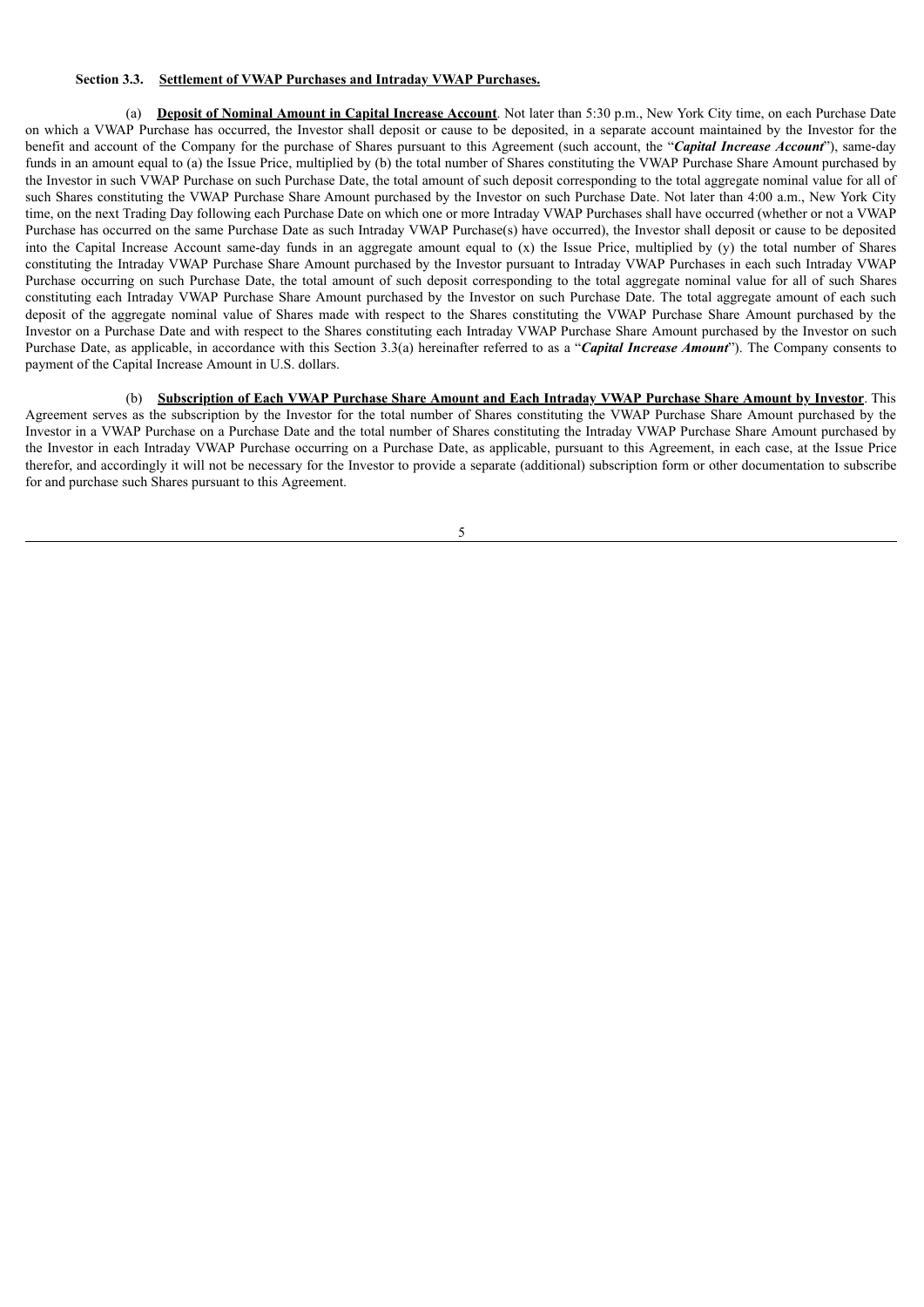**Section 3.3. <u>Settlement of VWAP Purchases and Intraday VWAP Purchases.</u>**

(a) **<u>Deposit of Nominal Amount in Capital Increase Account</u>**. Not later than 5:30 p.m., New York City time, on each Purchase Date on which a VWAP Purchase has occurred, the Investor shall deposit or cause to be deposited, in a separate account maintained by the Investor for the benefit and account of the Company for the purchase of Shares pursuant to this Agreement (such account, the "***Capital Increase Account***"), same-day funds in an amount equal to (a) the Issue Price, multiplied by (b) the total number of Shares constituting the VWAP Purchase Share Amount purchased by the Investor in such VWAP Purchase on such Purchase Date, the total amount of such deposit corresponding to the total aggregate nominal value for all of such Shares constituting the VWAP Purchase Share Amount purchased by the Investor on such Purchase Date. Not later than 4:00 a.m., New York City time, on the next Trading Day following each Purchase Date on which one or more Intraday VWAP Purchases shall have occurred (whether or not a VWAP Purchase has occurred on the same Purchase Date as such Intraday VWAP Purchase(s) have occurred), the Investor shall deposit or cause to be deposited into the Capital Increase Account same-day funds in an aggregate amount equal to (x) the Issue Price, multiplied by (y) the total number of Shares constituting the Intraday VWAP Purchase Share Amount purchased by the Investor pursuant to Intraday VWAP Purchases in each such Intraday VWAP Purchase occurring on such Purchase Date, the total amount of such deposit corresponding to the total aggregate nominal value for all of such Shares constituting each Intraday VWAP Purchase Share Amount purchased by the Investor on such Purchase Date. The total aggregate amount of each such deposit of the aggregate nominal value of Shares made with respect to the Shares constituting the VWAP Purchase Share Amount purchased by the Investor on a Purchase Date and with respect to the Shares constituting each Intraday VWAP Purchase Share Amount purchased by the Investor on such Purchase Date, as applicable, in accordance with this Section 3.3(a) hereinafter referred to as a "***Capital Increase Amount***"). The Company consents to payment of the Capital Increase Amount in U.S. dollars.

(b) **<u>Subscription of Each VWAP Purchase Share Amount and Each Intraday VWAP Purchase Share Amount by Investor</u>**. This Agreement serves as the subscription by the Investor for the total number of Shares constituting the VWAP Purchase Share Amount purchased by the Investor in a VWAP Purchase on a Purchase Date and the total number of Shares constituting the Intraday VWAP Purchase Share Amount purchased by the Investor in each Intraday VWAP Purchase occurring on a Purchase Date, as applicable, pursuant to this Agreement, in each case, at the Issue Price therefor, and accordingly it will not be necessary for the Investor to provide a separate (additional) subscription form or other documentation to subscribe for and purchase such Shares pursuant to this Agreement.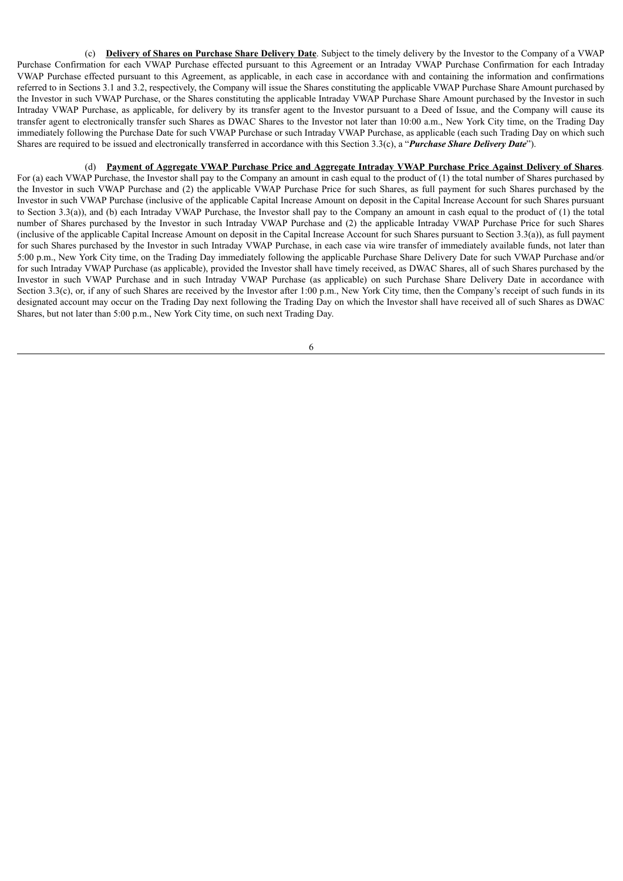(c) **Delivery of Shares on Purchase Share Delivery Date**. Subject to the timely delivery by the Investor to the Company of a VWAP Purchase Confirmation for each VWAP Purchase effected pursuant to this Agreement or an Intraday VWAP Purchase Confirmation for each Intraday VWAP Purchase effected pursuant to this Agreement, as applicable, in each case in accordance with and containing the information and confirmations referred to in Sections 3.1 and 3.2, respectively, the Company will issue the Shares constituting the applicable VWAP Purchase Share Amount purchased by the Investor in such VWAP Purchase, or the Shares constituting the applicable Intraday VWAP Purchase Share Amount purchased by the Investor in such Intraday VWAP Purchase, as applicable, for delivery by its transfer agent to the Investor pursuant to a Deed of Issue, and the Company will cause its transfer agent to electronically transfer such Shares as DWAC Shares to the Investor not later than 10:00 a.m., New York City time, on the Trading Day immediately following the Purchase Date for such VWAP Purchase or such Intraday VWAP Purchase, as applicable (each such Trading Day on which such Shares are required to be issued and electronically transferred in accordance with this Section 3.3(c), a "***Purchase Share Delivery Date***").

(d) **Payment of Aggregate VWAP Purchase Price and Aggregate Intraday VWAP Purchase Price Against Delivery of Shares**. For (a) each VWAP Purchase, the Investor shall pay to the Company an amount in cash equal to the product of (1) the total number of Shares purchased by the Investor in such VWAP Purchase and (2) the applicable VWAP Purchase Price for such Shares, as full payment for such Shares purchased by the Investor in such VWAP Purchase (inclusive of the applicable Capital Increase Amount on deposit in the Capital Increase Account for such Shares pursuant to Section 3.3(a)), and (b) each Intraday VWAP Purchase, the Investor shall pay to the Company an amount in cash equal to the product of (1) the total number of Shares purchased by the Investor in such Intraday VWAP Purchase and (2) the applicable Intraday VWAP Purchase Price for such Shares (inclusive of the applicable Capital Increase Amount on deposit in the Capital Increase Account for such Shares pursuant to Section 3.3(a)), as full payment for such Shares purchased by the Investor in such Intraday VWAP Purchase, in each case via wire transfer of immediately available funds, not later than 5:00 p.m., New York City time, on the Trading Day immediately following the applicable Purchase Share Delivery Date for such VWAP Purchase and/or for such Intraday VWAP Purchase (as applicable), provided the Investor shall have timely received, as DWAC Shares, all of such Shares purchased by the Investor in such VWAP Purchase and in such Intraday VWAP Purchase (as applicable) on such Purchase Share Delivery Date in accordance with Section 3.3(c), or, if any of such Shares are received by the Investor after 1:00 p.m., New York City time, then the Company's receipt of such funds in its designated account may occur on the Trading Day next following the Trading Day on which the Investor shall have received all of such Shares as DWAC Shares, but not later than 5:00 p.m., New York City time, on such next Trading Day.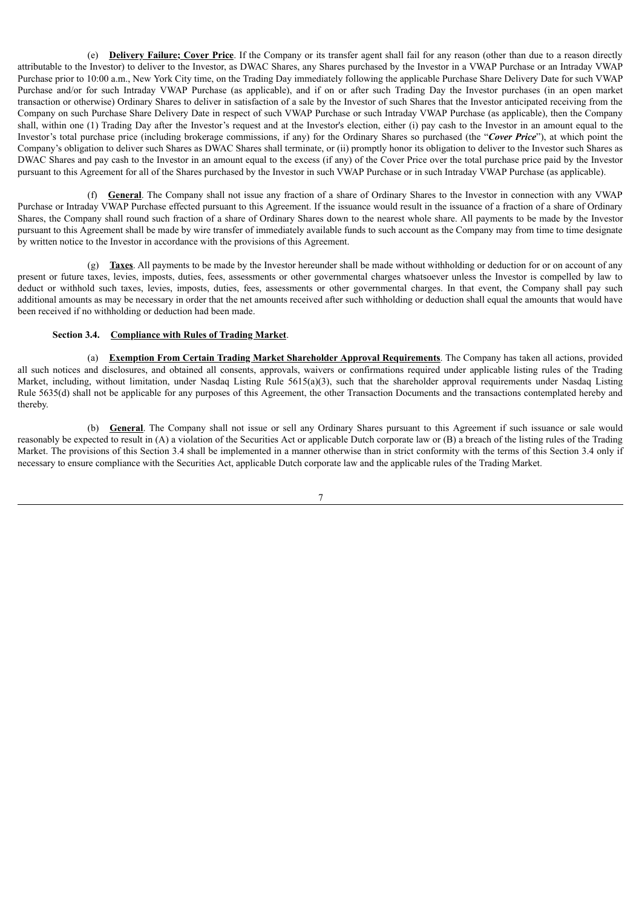(e) **Delivery Failure; Cover Price**. If the Company or its transfer agent shall fail for any reason (other than due to a reason directly attributable to the Investor) to deliver to the Investor, as DWAC Shares, any Shares purchased by the Investor in a VWAP Purchase or an Intraday VWAP Purchase prior to 10:00 a.m., New York City time, on the Trading Day immediately following the applicable Purchase Share Delivery Date for such VWAP Purchase and/or for such Intraday VWAP Purchase (as applicable), and if on or after such Trading Day the Investor purchases (in an open market transaction or otherwise) Ordinary Shares to deliver in satisfaction of a sale by the Investor of such Shares that the Investor anticipated receiving from the Company on such Purchase Share Delivery Date in respect of such VWAP Purchase or such Intraday VWAP Purchase (as applicable), then the Company shall, within one (1) Trading Day after the Investor's request and at the Investor's election, either (i) pay cash to the Investor in an amount equal to the Investor's total purchase price (including brokerage commissions, if any) for the Ordinary Shares so purchased (the "***Cover Price***"), at which point the Company's obligation to deliver such Shares as DWAC Shares shall terminate, or (ii) promptly honor its obligation to deliver to the Investor such Shares as DWAC Shares and pay cash to the Investor in an amount equal to the excess (if any) of the Cover Price over the total purchase price paid by the Investor pursuant to this Agreement for all of the Shares purchased by the Investor in such VWAP Purchase or in such Intraday VWAP Purchase (as applicable).

(f) **General**. The Company shall not issue any fraction of a share of Ordinary Shares to the Investor in connection with any VWAP Purchase or Intraday VWAP Purchase effected pursuant to this Agreement. If the issuance would result in the issuance of a fraction of a share of Ordinary Shares, the Company shall round such fraction of a share of Ordinary Shares down to the nearest whole share. All payments to be made by the Investor pursuant to this Agreement shall be made by wire transfer of immediately available funds to such account as the Company may from time to time designate by written notice to the Investor in accordance with the provisions of this Agreement.

(g) **Taxes**. All payments to be made by the Investor hereunder shall be made without withholding or deduction for or on account of any present or future taxes, levies, imposts, duties, fees, assessments or other governmental charges whatsoever unless the Investor is compelled by law to deduct or withhold such taxes, levies, imposts, duties, fees, assessments or other governmental charges. In that event, the Company shall pay such additional amounts as may be necessary in order that the net amounts received after such withholding or deduction shall equal the amounts that would have been received if no withholding or deduction had been made.

**Section 3.4. Compliance with Rules of Trading Market**.

(a) **Exemption From Certain Trading Market Shareholder Approval Requirements**. The Company has taken all actions, provided all such notices and disclosures, and obtained all consents, approvals, waivers or confirmations required under applicable listing rules of the Trading Market, including, without limitation, under Nasdaq Listing Rule 5615(a)(3), such that the shareholder approval requirements under Nasdaq Listing Rule 5635(d) shall not be applicable for any purposes of this Agreement, the other Transaction Documents and the transactions contemplated hereby and thereby.

(b) **General**. The Company shall not issue or sell any Ordinary Shares pursuant to this Agreement if such issuance or sale would reasonably be expected to result in (A) a violation of the Securities Act or applicable Dutch corporate law or (B) a breach of the listing rules of the Trading Market. The provisions of this Section 3.4 shall be implemented in a manner otherwise than in strict conformity with the terms of this Section 3.4 only if necessary to ensure compliance with the Securities Act, applicable Dutch corporate law and the applicable rules of the Trading Market.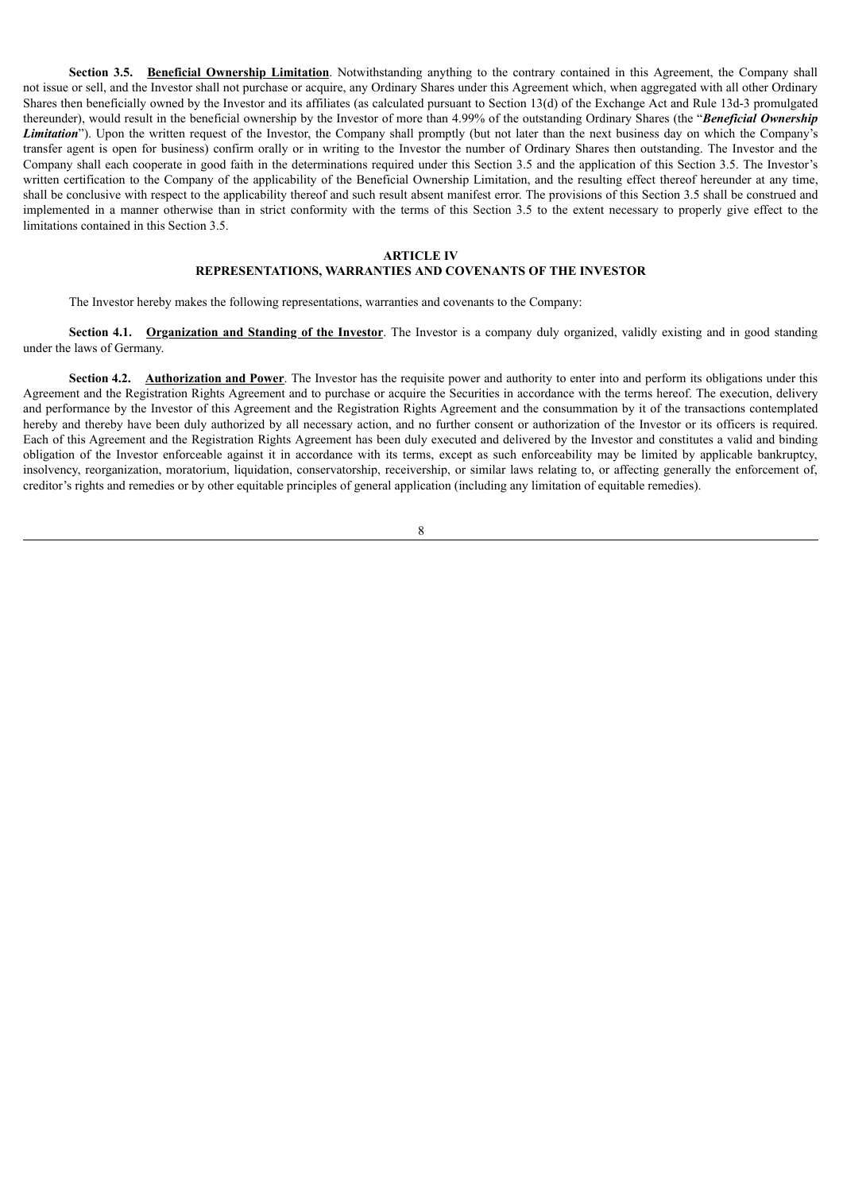**Section 3.5. <u>Beneficial Ownership Limitation</u>**. Notwithstanding anything to the contrary contained in this Agreement, the Company shall not issue or sell, and the Investor shall not purchase or acquire, any Ordinary Shares under this Agreement which, when aggregated with all other Ordinary Shares then beneficially owned by the Investor and its affiliates (as calculated pursuant to Section 13(d) of the Exchange Act and Rule 13d-3 promulgated thereunder), would result in the beneficial ownership by the Investor of more than 4.99% of the outstanding Ordinary Shares (the "***Beneficial Ownership Limitation***"). Upon the written request of the Investor, the Company shall promptly (but not later than the next business day on which the Company's transfer agent is open for business) confirm orally or in writing to the Investor the number of Ordinary Shares then outstanding. The Investor and the Company shall each cooperate in good faith in the determinations required under this Section 3.5 and the application of this Section 3.5. The Investor's written certification to the Company of the applicability of the Beneficial Ownership Limitation, and the resulting effect thereof hereunder at any time, shall be conclusive with respect to the applicability thereof and such result absent manifest error. The provisions of this Section 3.5 shall be construed and implemented in a manner otherwise than in strict conformity with the terms of this Section 3.5 to the extent necessary to properly give effect to the limitations contained in this Section 3.5.

## ARTICLE IV
## REPRESENTATIONS, WARRANTIES AND COVENANTS OF THE INVESTOR

The Investor hereby makes the following representations, warranties and covenants to the Company:

**Section 4.1. <u>Organization and Standing of the Investor</u>**. The Investor is a company duly organized, validly existing and in good standing under the laws of Germany.

**Section 4.2. <u>Authorization and Power</u>**. The Investor has the requisite power and authority to enter into and perform its obligations under this Agreement and the Registration Rights Agreement and to purchase or acquire the Securities in accordance with the terms hereof. The execution, delivery and performance by the Investor of this Agreement and the Registration Rights Agreement and the consummation by it of the transactions contemplated hereby and thereby have been duly authorized by all necessary action, and no further consent or authorization of the Investor or its officers is required. Each of this Agreement and the Registration Rights Agreement has been duly executed and delivered by the Investor and constitutes a valid and binding obligation of the Investor enforceable against it in accordance with its terms, except as such enforceability may be limited by applicable bankruptcy, insolvency, reorganization, moratorium, liquidation, conservatorship, receivership, or similar laws relating to, or affecting generally the enforcement of, creditor's rights and remedies or by other equitable principles of general application (including any limitation of equitable remedies).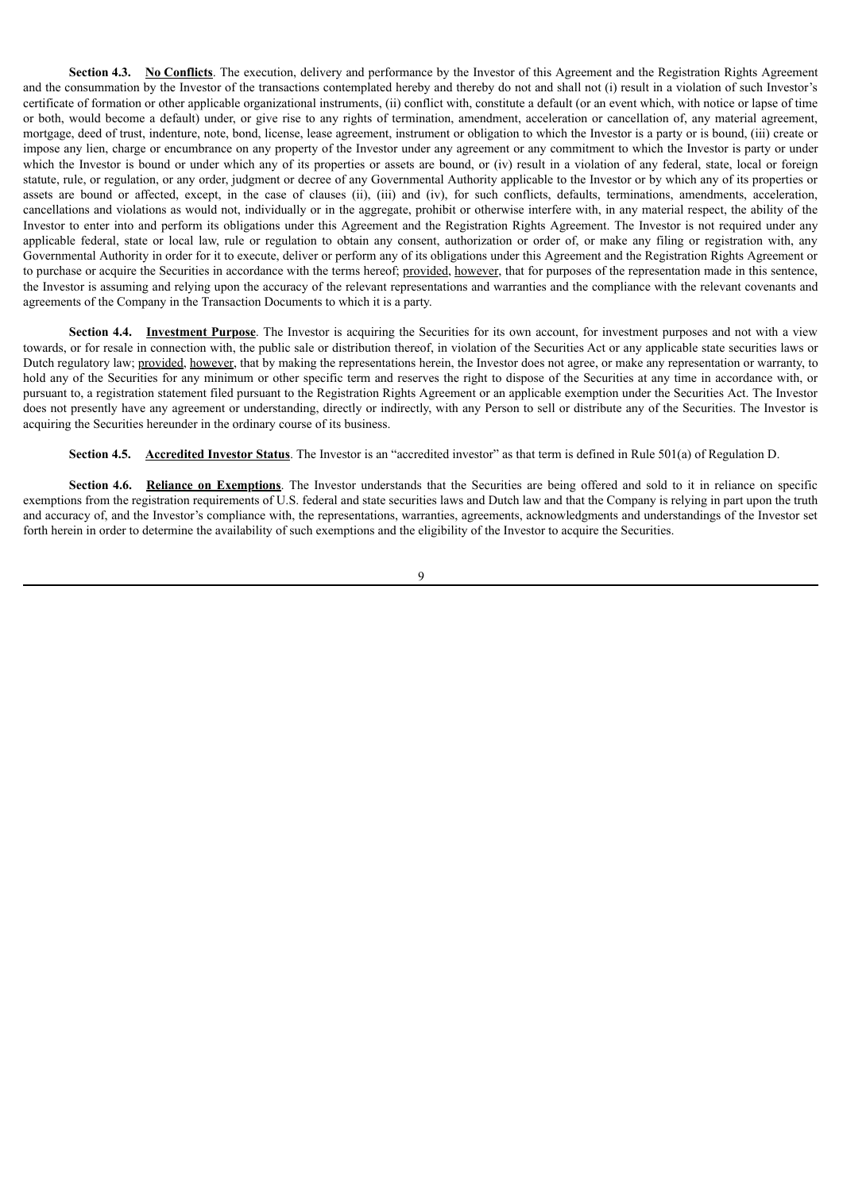**Section 4.3. <u>No Conflicts</u>**. The execution, delivery and performance by the Investor of this Agreement and the Registration Rights Agreement and the consummation by the Investor of the transactions contemplated hereby and thereby do not and shall not (i) result in a violation of such Investor's certificate of formation or other applicable organizational instruments, (ii) conflict with, constitute a default (or an event which, with notice or lapse of time or both, would become a default) under, or give rise to any rights of termination, amendment, acceleration or cancellation of, any material agreement, mortgage, deed of trust, indenture, note, bond, license, lease agreement, instrument or obligation to which the Investor is a party or is bound, (iii) create or impose any lien, charge or encumbrance on any property of the Investor under any agreement or any commitment to which the Investor is party or under which the Investor is bound or under which any of its properties or assets are bound, or (iv) result in a violation of any federal, state, local or foreign statute, rule, or regulation, or any order, judgment or decree of any Governmental Authority applicable to the Investor or by which any of its properties or assets are bound or affected, except, in the case of clauses (ii), (iii) and (iv), for such conflicts, defaults, terminations, amendments, acceleration, cancellations and violations as would not, individually or in the aggregate, prohibit or otherwise interfere with, in any material respect, the ability of the Investor to enter into and perform its obligations under this Agreement and the Registration Rights Agreement. The Investor is not required under any applicable federal, state or local law, rule or regulation to obtain any consent, authorization or order of, or make any filing or registration with, any Governmental Authority in order for it to execute, deliver or perform any of its obligations under this Agreement and the Registration Rights Agreement or to purchase or acquire the Securities in accordance with the terms hereof; <u>provided</u>, <u>however</u>, that for purposes of the representation made in this sentence, the Investor is assuming and relying upon the accuracy of the relevant representations and warranties and the compliance with the relevant covenants and agreements of the Company in the Transaction Documents to which it is a party.

**Section 4.4. <u>Investment Purpose</u>**. The Investor is acquiring the Securities for its own account, for investment purposes and not with a view towards, or for resale in connection with, the public sale or distribution thereof, in violation of the Securities Act or any applicable state securities laws or Dutch regulatory law; <u>provided</u>, <u>however</u>, that by making the representations herein, the Investor does not agree, or make any representation or warranty, to hold any of the Securities for any minimum or other specific term and reserves the right to dispose of the Securities at any time in accordance with, or pursuant to, a registration statement filed pursuant to the Registration Rights Agreement or an applicable exemption under the Securities Act. The Investor does not presently have any agreement or understanding, directly or indirectly, with any Person to sell or distribute any of the Securities. The Investor is acquiring the Securities hereunder in the ordinary course of its business.

**Section 4.5. <u>Accredited Investor Status</u>**. The Investor is an "accredited investor" as that term is defined in Rule 501(a) of Regulation D.

**Section 4.6. <u>Reliance on Exemptions</u>**. The Investor understands that the Securities are being offered and sold to it in reliance on specific exemptions from the registration requirements of U.S. federal and state securities laws and Dutch law and that the Company is relying in part upon the truth and accuracy of, and the Investor's compliance with, the representations, warranties, agreements, acknowledgments and understandings of the Investor set forth herein in order to determine the availability of such exemptions and the eligibility of the Investor to acquire the Securities.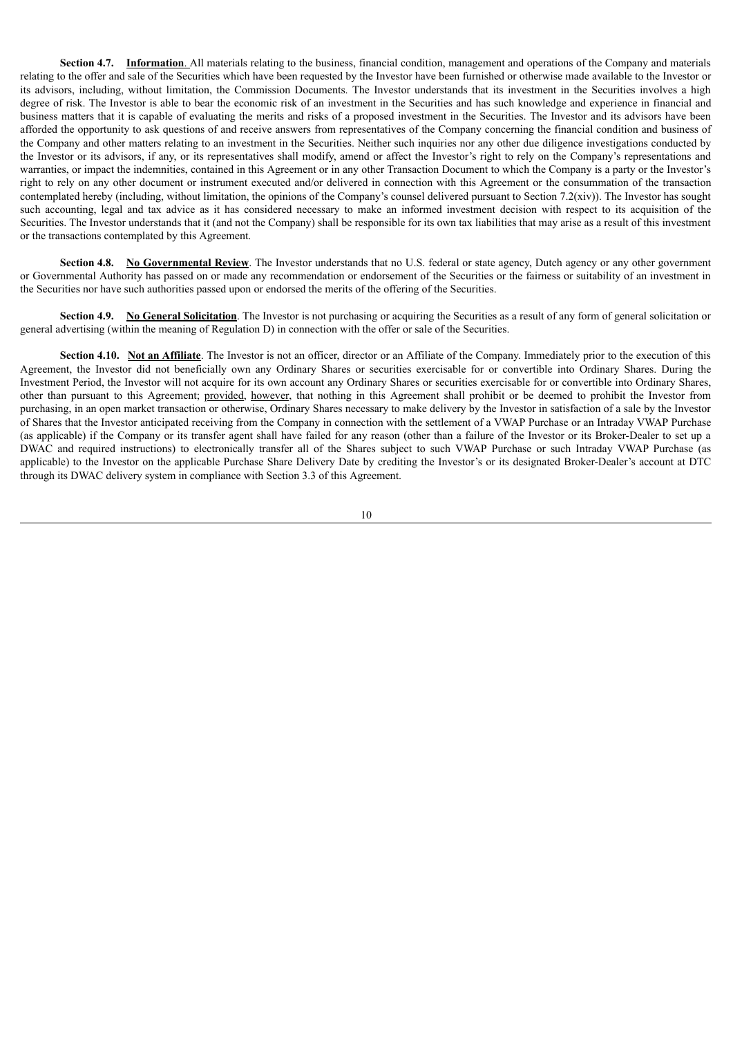**Section 4.7. Information**. All materials relating to the business, financial condition, management and operations of the Company and materials relating to the offer and sale of the Securities which have been requested by the Investor have been furnished or otherwise made available to the Investor or its advisors, including, without limitation, the Commission Documents. The Investor understands that its investment in the Securities involves a high degree of risk. The Investor is able to bear the economic risk of an investment in the Securities and has such knowledge and experience in financial and business matters that it is capable of evaluating the merits and risks of a proposed investment in the Securities. The Investor and its advisors have been afforded the opportunity to ask questions of and receive answers from representatives of the Company concerning the financial condition and business of the Company and other matters relating to an investment in the Securities. Neither such inquiries nor any other due diligence investigations conducted by the Investor or its advisors, if any, or its representatives shall modify, amend or affect the Investor's right to rely on the Company's representations and warranties, or impact the indemnities, contained in this Agreement or in any other Transaction Document to which the Company is a party or the Investor's right to rely on any other document or instrument executed and/or delivered in connection with this Agreement or the consummation of the transaction contemplated hereby (including, without limitation, the opinions of the Company's counsel delivered pursuant to Section 7.2(xiv)). The Investor has sought such accounting, legal and tax advice as it has considered necessary to make an informed investment decision with respect to its acquisition of the Securities. The Investor understands that it (and not the Company) shall be responsible for its own tax liabilities that may arise as a result of this investment or the transactions contemplated by this Agreement.

**Section 4.8. No Governmental Review**. The Investor understands that no U.S. federal or state agency, Dutch agency or any other government or Governmental Authority has passed on or made any recommendation or endorsement of the Securities or the fairness or suitability of an investment in the Securities nor have such authorities passed upon or endorsed the merits of the offering of the Securities.

**Section 4.9. No General Solicitation**. The Investor is not purchasing or acquiring the Securities as a result of any form of general solicitation or general advertising (within the meaning of Regulation D) in connection with the offer or sale of the Securities.

**Section 4.10. Not an Affiliate**. The Investor is not an officer, director or an Affiliate of the Company. Immediately prior to the execution of this Agreement, the Investor did not beneficially own any Ordinary Shares or securities exercisable for or convertible into Ordinary Shares. During the Investment Period, the Investor will not acquire for its own account any Ordinary Shares or securities exercisable for or convertible into Ordinary Shares, other than pursuant to this Agreement; provided, however, that nothing in this Agreement shall prohibit or be deemed to prohibit the Investor from purchasing, in an open market transaction or otherwise, Ordinary Shares necessary to make delivery by the Investor in satisfaction of a sale by the Investor of Shares that the Investor anticipated receiving from the Company in connection with the settlement of a VWAP Purchase or an Intraday VWAP Purchase (as applicable) if the Company or its transfer agent shall have failed for any reason (other than a failure of the Investor or its Broker-Dealer to set up a DWAC and required instructions) to electronically transfer all of the Shares subject to such VWAP Purchase or such Intraday VWAP Purchase (as applicable) to the Investor on the applicable Purchase Share Delivery Date by crediting the Investor's or its designated Broker-Dealer's account at DTC through its DWAC delivery system in compliance with Section 3.3 of this Agreement.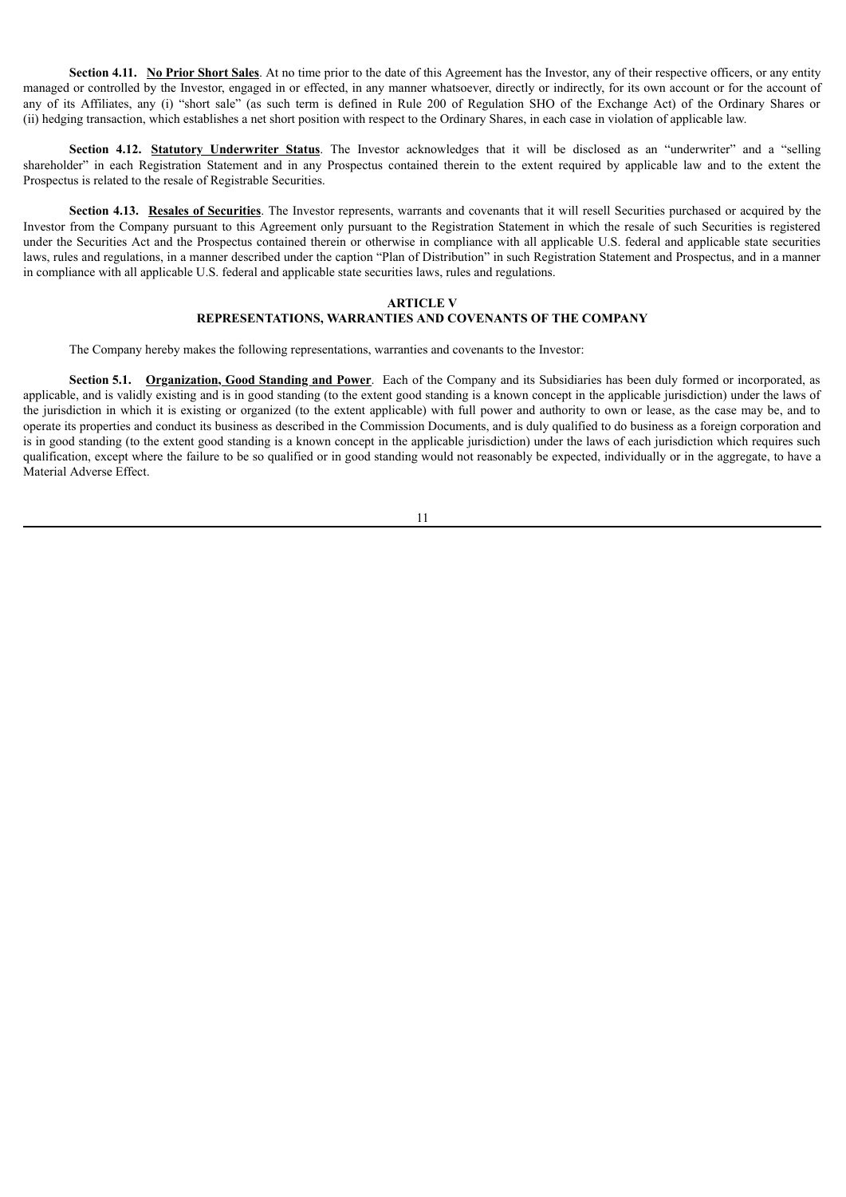**Section 4.11. <u>No Prior Short Sales</u>**. At no time prior to the date of this Agreement has the Investor, any of their respective officers, or any entity managed or controlled by the Investor, engaged in or effected, in any manner whatsoever, directly or indirectly, for its own account or for the account of any of its Affiliates, any (i) "short sale" (as such term is defined in Rule 200 of Regulation SHO of the Exchange Act) of the Ordinary Shares or (ii) hedging transaction, which establishes a net short position with respect to the Ordinary Shares, in each case in violation of applicable law.

**Section 4.12. <u>Statutory Underwriter Status</u>**. The Investor acknowledges that it will be disclosed as an "underwriter" and a "selling shareholder" in each Registration Statement and in any Prospectus contained therein to the extent required by applicable law and to the extent the Prospectus is related to the resale of Registrable Securities.

**Section 4.13. <u>Resales of Securities</u>**. The Investor represents, warrants and covenants that it will resell Securities purchased or acquired by the Investor from the Company pursuant to this Agreement only pursuant to the Registration Statement in which the resale of such Securities is registered under the Securities Act and the Prospectus contained therein or otherwise in compliance with all applicable U.S. federal and applicable state securities laws, rules and regulations, in a manner described under the caption "Plan of Distribution" in such Registration Statement and Prospectus, and in a manner in compliance with all applicable U.S. federal and applicable state securities laws, rules and regulations.

## ARTICLE V
## REPRESENTATIONS, WARRANTIES AND COVENANTS OF THE COMPANY

The Company hereby makes the following representations, warranties and covenants to the Investor:

**Section 5.1. <u>Organization, Good Standing and Power</u>**. Each of the Company and its Subsidiaries has been duly formed or incorporated, as applicable, and is validly existing and is in good standing (to the extent good standing is a known concept in the applicable jurisdiction) under the laws of the jurisdiction in which it is existing or organized (to the extent applicable) with full power and authority to own or lease, as the case may be, and to operate its properties and conduct its business as described in the Commission Documents, and is duly qualified to do business as a foreign corporation and is in good standing (to the extent good standing is a known concept in the applicable jurisdiction) under the laws of each jurisdiction which requires such qualification, except where the failure to be so qualified or in good standing would not reasonably be expected, individually or in the aggregate, to have a Material Adverse Effect.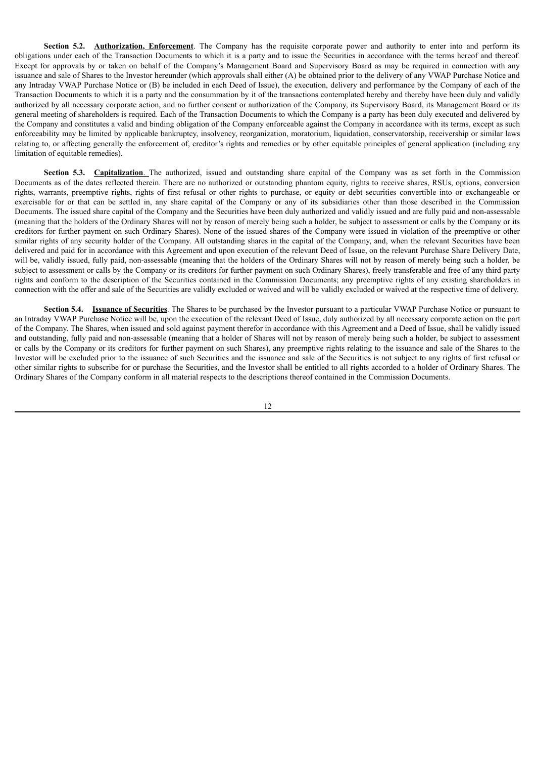**Section 5.2. Authorization, Enforcement**. The Company has the requisite corporate power and authority to enter into and perform its obligations under each of the Transaction Documents to which it is a party and to issue the Securities in accordance with the terms hereof and thereof. Except for approvals by or taken on behalf of the Company's Management Board and Supervisory Board as may be required in connection with any issuance and sale of Shares to the Investor hereunder (which approvals shall either (A) be obtained prior to the delivery of any VWAP Purchase Notice and any Intraday VWAP Purchase Notice or (B) be included in each Deed of Issue), the execution, delivery and performance by the Company of each of the Transaction Documents to which it is a party and the consummation by it of the transactions contemplated hereby and thereby have been duly and validly authorized by all necessary corporate action, and no further consent or authorization of the Company, its Supervisory Board, its Management Board or its general meeting of shareholders is required. Each of the Transaction Documents to which the Company is a party has been duly executed and delivered by the Company and constitutes a valid and binding obligation of the Company enforceable against the Company in accordance with its terms, except as such enforceability may be limited by applicable bankruptcy, insolvency, reorganization, moratorium, liquidation, conservatorship, receivership or similar laws relating to, or affecting generally the enforcement of, creditor's rights and remedies or by other equitable principles of general application (including any limitation of equitable remedies).

**Section 5.3. Capitalization**. The authorized, issued and outstanding share capital of the Company was as set forth in the Commission Documents as of the dates reflected therein. There are no authorized or outstanding phantom equity, rights to receive shares, RSUs, options, conversion rights, warrants, preemptive rights, rights of first refusal or other rights to purchase, or equity or debt securities convertible into or exchangeable or exercisable for or that can be settled in, any share capital of the Company or any of its subsidiaries other than those described in the Commission Documents. The issued share capital of the Company and the Securities have been duly authorized and validly issued and are fully paid and non-assessable (meaning that the holders of the Ordinary Shares will not by reason of merely being such a holder, be subject to assessment or calls by the Company or its creditors for further payment on such Ordinary Shares). None of the issued shares of the Company were issued in violation of the preemptive or other similar rights of any security holder of the Company. All outstanding shares in the capital of the Company, and, when the relevant Securities have been delivered and paid for in accordance with this Agreement and upon execution of the relevant Deed of Issue, on the relevant Purchase Share Delivery Date, will be, validly issued, fully paid, non-assessable (meaning that the holders of the Ordinary Shares will not by reason of merely being such a holder, be subject to assessment or calls by the Company or its creditors for further payment on such Ordinary Shares), freely transferable and free of any third party rights and conform to the description of the Securities contained in the Commission Documents; any preemptive rights of any existing shareholders in connection with the offer and sale of the Securities are validly excluded or waived and will be validly excluded or waived at the respective time of delivery.

**Section 5.4. Issuance of Securities**. The Shares to be purchased by the Investor pursuant to a particular VWAP Purchase Notice or pursuant to an Intraday VWAP Purchase Notice will be, upon the execution of the relevant Deed of Issue, duly authorized by all necessary corporate action on the part of the Company. The Shares, when issued and sold against payment therefor in accordance with this Agreement and a Deed of Issue, shall be validly issued and outstanding, fully paid and non-assessable (meaning that a holder of Shares will not by reason of merely being such a holder, be subject to assessment or calls by the Company or its creditors for further payment on such Shares), any preemptive rights relating to the issuance and sale of the Shares to the Investor will be excluded prior to the issuance of such Securities and the issuance and sale of the Securities is not subject to any rights of first refusal or other similar rights to subscribe for or purchase the Securities, and the Investor shall be entitled to all rights accorded to a holder of Ordinary Shares. The Ordinary Shares of the Company conform in all material respects to the descriptions thereof contained in the Commission Documents.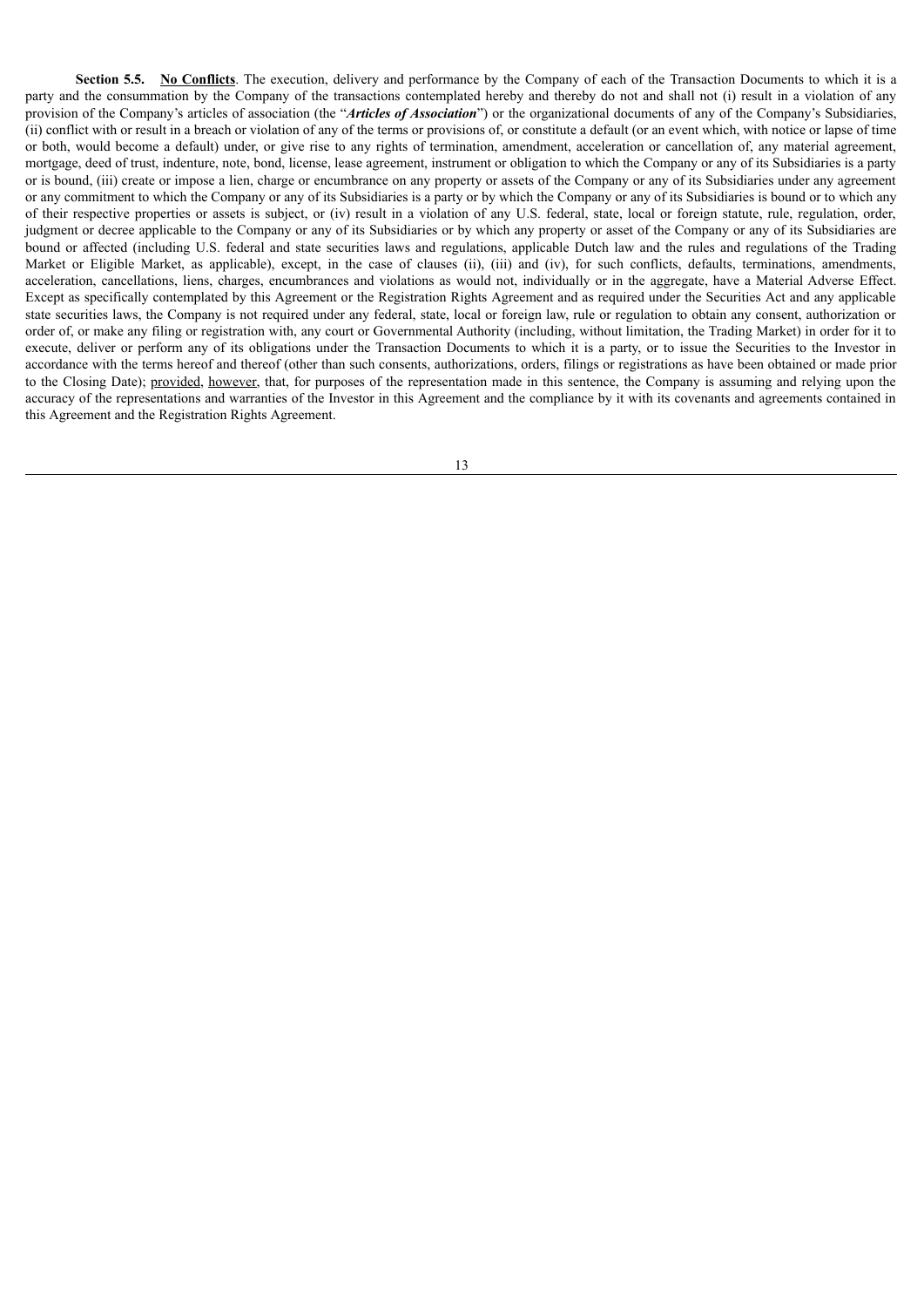**Section 5.5. <u>No Conflicts</u>**. The execution, delivery and performance by the Company of each of the Transaction Documents to which it is a party and the consummation by the Company of the transactions contemplated hereby and thereby do not and shall not (i) result in a violation of any provision of the Company's articles of association (the "***Articles of Association***") or the organizational documents of any of the Company's Subsidiaries, (ii) conflict with or result in a breach or violation of any of the terms or provisions of, or constitute a default (or an event which, with notice or lapse of time or both, would become a default) under, or give rise to any rights of termination, amendment, acceleration or cancellation of, any material agreement, mortgage, deed of trust, indenture, note, bond, license, lease agreement, instrument or obligation to which the Company or any of its Subsidiaries is a party or is bound, (iii) create or impose a lien, charge or encumbrance on any property or assets of the Company or any of its Subsidiaries under any agreement or any commitment to which the Company or any of its Subsidiaries is a party or by which the Company or any of its Subsidiaries is bound or to which any of their respective properties or assets is subject, or (iv) result in a violation of any U.S. federal, state, local or foreign statute, rule, regulation, order, judgment or decree applicable to the Company or any of its Subsidiaries or by which any property or asset of the Company or any of its Subsidiaries are bound or affected (including U.S. federal and state securities laws and regulations, applicable Dutch law and the rules and regulations of the Trading Market or Eligible Market, as applicable), except, in the case of clauses (ii), (iii) and (iv), for such conflicts, defaults, terminations, amendments, acceleration, cancellations, liens, charges, encumbrances and violations as would not, individually or in the aggregate, have a Material Adverse Effect. Except as specifically contemplated by this Agreement or the Registration Rights Agreement and as required under the Securities Act and any applicable state securities laws, the Company is not required under any federal, state, local or foreign law, rule or regulation to obtain any consent, authorization or order of, or make any filing or registration with, any court or Governmental Authority (including, without limitation, the Trading Market) in order for it to execute, deliver or perform any of its obligations under the Transaction Documents to which it is a party, or to issue the Securities to the Investor in accordance with the terms hereof and thereof (other than such consents, authorizations, orders, filings or registrations as have been obtained or made prior to the Closing Date); <u>provided</u>, <u>however</u>, that, for purposes of the representation made in this sentence, the Company is assuming and relying upon the accuracy of the representations and warranties of the Investor in this Agreement and the compliance by it with its covenants and agreements contained in this Agreement and the Registration Rights Agreement.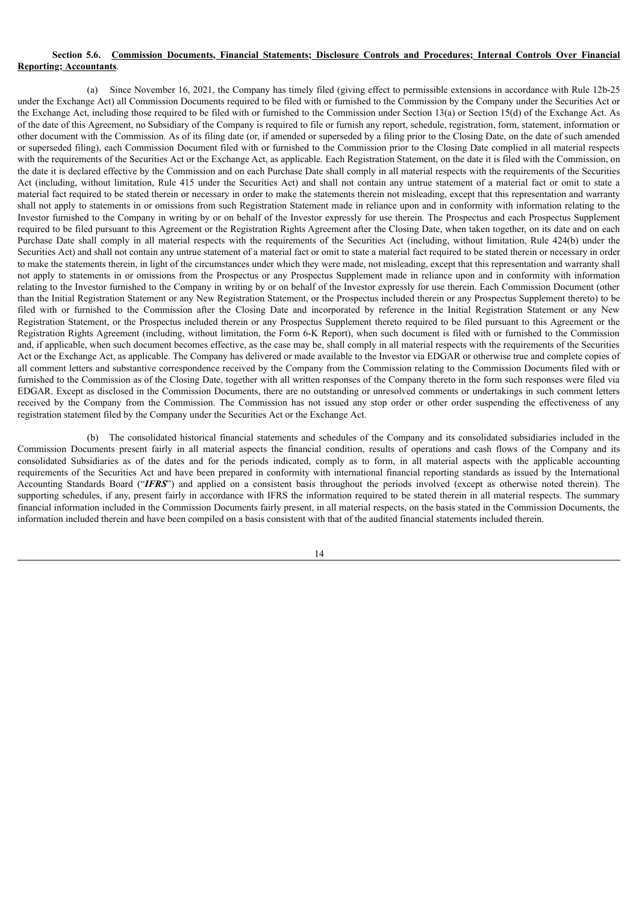**Section 5.6. Commission Documents, Financial Statements; Disclosure Controls and Procedures; Internal Controls Over Financial Reporting; Accountants**.

(a) Since November 16, 2021, the Company has timely filed (giving effect to permissible extensions in accordance with Rule 12b-25 under the Exchange Act) all Commission Documents required to be filed with or furnished to the Commission by the Company under the Securities Act or the Exchange Act, including those required to be filed with or furnished to the Commission under Section 13(a) or Section 15(d) of the Exchange Act. As of the date of this Agreement, no Subsidiary of the Company is required to file or furnish any report, schedule, registration, form, statement, information or other document with the Commission. As of its filing date (or, if amended or superseded by a filing prior to the Closing Date, on the date of such amended or superseded filing), each Commission Document filed with or furnished to the Commission prior to the Closing Date complied in all material respects with the requirements of the Securities Act or the Exchange Act, as applicable. Each Registration Statement, on the date it is filed with the Commission, on the date it is declared effective by the Commission and on each Purchase Date shall comply in all material respects with the requirements of the Securities Act (including, without limitation, Rule 415 under the Securities Act) and shall not contain any untrue statement of a material fact or omit to state a material fact required to be stated therein or necessary in order to make the statements therein not misleading, except that this representation and warranty shall not apply to statements in or omissions from such Registration Statement made in reliance upon and in conformity with information relating to the Investor furnished to the Company in writing by or on behalf of the Investor expressly for use therein. The Prospectus and each Prospectus Supplement required to be filed pursuant to this Agreement or the Registration Rights Agreement after the Closing Date, when taken together, on its date and on each Purchase Date shall comply in all material respects with the requirements of the Securities Act (including, without limitation, Rule 424(b) under the Securities Act) and shall not contain any untrue statement of a material fact or omit to state a material fact required to be stated therein or necessary in order to make the statements therein, in light of the circumstances under which they were made, not misleading, except that this representation and warranty shall not apply to statements in or omissions from the Prospectus or any Prospectus Supplement made in reliance upon and in conformity with information relating to the Investor furnished to the Company in writing by or on behalf of the Investor expressly for use therein. Each Commission Document (other than the Initial Registration Statement or any New Registration Statement, or the Prospectus included therein or any Prospectus Supplement thereto) to be filed with or furnished to the Commission after the Closing Date and incorporated by reference in the Initial Registration Statement or any New Registration Statement, or the Prospectus included therein or any Prospectus Supplement thereto required to be filed pursuant to this Agreement or the Registration Rights Agreement (including, without limitation, the Form 6-K Report), when such document is filed with or furnished to the Commission and, if applicable, when such document becomes effective, as the case may be, shall comply in all material respects with the requirements of the Securities Act or the Exchange Act, as applicable. The Company has delivered or made available to the Investor via EDGAR or otherwise true and complete copies of all comment letters and substantive correspondence received by the Company from the Commission relating to the Commission Documents filed with or furnished to the Commission as of the Closing Date, together with all written responses of the Company thereto in the form such responses were filed via EDGAR. Except as disclosed in the Commission Documents, there are no outstanding or unresolved comments or undertakings in such comment letters received by the Company from the Commission. The Commission has not issued any stop order or other order suspending the effectiveness of any registration statement filed by the Company under the Securities Act or the Exchange Act.

(b) The consolidated historical financial statements and schedules of the Company and its consolidated subsidiaries included in the Commission Documents present fairly in all material aspects the financial condition, results of operations and cash flows of the Company and its consolidated Subsidiaries as of the dates and for the periods indicated, comply as to form, in all material aspects with the applicable accounting requirements of the Securities Act and have been prepared in conformity with international financial reporting standards as issued by the International Accounting Standards Board ("***IFRS***") and applied on a consistent basis throughout the periods involved (except as otherwise noted therein). The supporting schedules, if any, present fairly in accordance with IFRS the information required to be stated therein in all material respects. The summary financial information included in the Commission Documents fairly present, in all material respects, on the basis stated in the Commission Documents, the information included therein and have been compiled on a basis consistent with that of the audited financial statements included therein.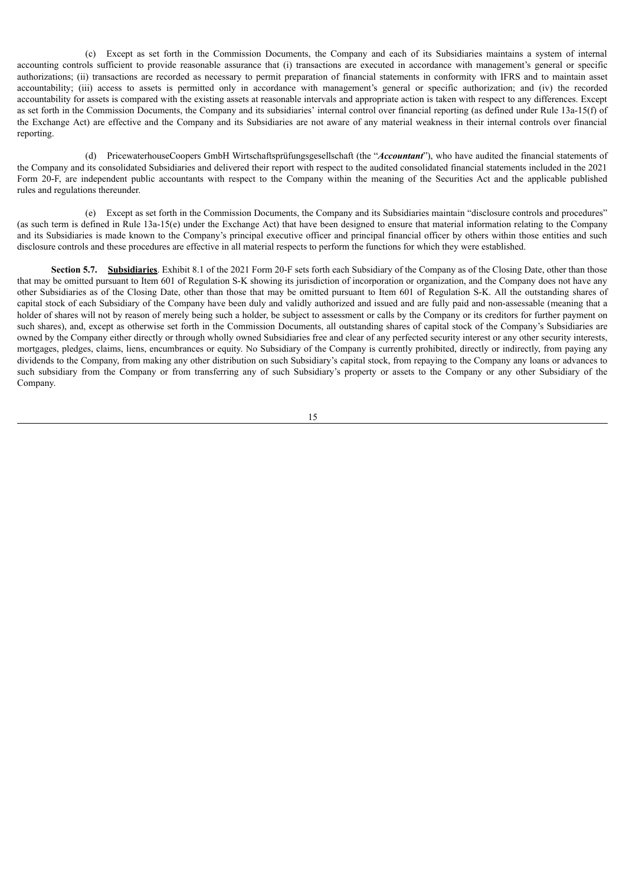(c) Except as set forth in the Commission Documents, the Company and each of its Subsidiaries maintains a system of internal accounting controls sufficient to provide reasonable assurance that (i) transactions are executed in accordance with management's general or specific authorizations; (ii) transactions are recorded as necessary to permit preparation of financial statements in conformity with IFRS and to maintain asset accountability; (iii) access to assets is permitted only in accordance with management's general or specific authorization; and (iv) the recorded accountability for assets is compared with the existing assets at reasonable intervals and appropriate action is taken with respect to any differences. Except as set forth in the Commission Documents, the Company and its subsidiaries' internal control over financial reporting (as defined under Rule 13a-15(f) of the Exchange Act) are effective and the Company and its Subsidiaries are not aware of any material weakness in their internal controls over financial reporting.

(d) PricewaterhouseCoopers GmbH Wirtschaftsprüfungsgesellschaft (the "***Accountant***"), who have audited the financial statements of the Company and its consolidated Subsidiaries and delivered their report with respect to the audited consolidated financial statements included in the 2021 Form 20-F, are independent public accountants with respect to the Company within the meaning of the Securities Act and the applicable published rules and regulations thereunder.

(e) Except as set forth in the Commission Documents, the Company and its Subsidiaries maintain "disclosure controls and procedures" (as such term is defined in Rule 13a-15(e) under the Exchange Act) that have been designed to ensure that material information relating to the Company and its Subsidiaries is made known to the Company's principal executive officer and principal financial officer by others within those entities and such disclosure controls and these procedures are effective in all material respects to perform the functions for which they were established.

**Section 5.7.** **Subsidiaries**. Exhibit 8.1 of the 2021 Form 20-F sets forth each Subsidiary of the Company as of the Closing Date, other than those that may be omitted pursuant to Item 601 of Regulation S-K showing its jurisdiction of incorporation or organization, and the Company does not have any other Subsidiaries as of the Closing Date, other than those that may be omitted pursuant to Item 601 of Regulation S-K. All the outstanding shares of capital stock of each Subsidiary of the Company have been duly and validly authorized and issued and are fully paid and non-assessable (meaning that a holder of shares will not by reason of merely being such a holder, be subject to assessment or calls by the Company or its creditors for further payment on such shares), and, except as otherwise set forth in the Commission Documents, all outstanding shares of capital stock of the Company's Subsidiaries are owned by the Company either directly or through wholly owned Subsidiaries free and clear of any perfected security interest or any other security interests, mortgages, pledges, claims, liens, encumbrances or equity. No Subsidiary of the Company is currently prohibited, directly or indirectly, from paying any dividends to the Company, from making any other distribution on such Subsidiary's capital stock, from repaying to the Company any loans or advances to such subsidiary from the Company or from transferring any of such Subsidiary's property or assets to the Company or any other Subsidiary of the Company.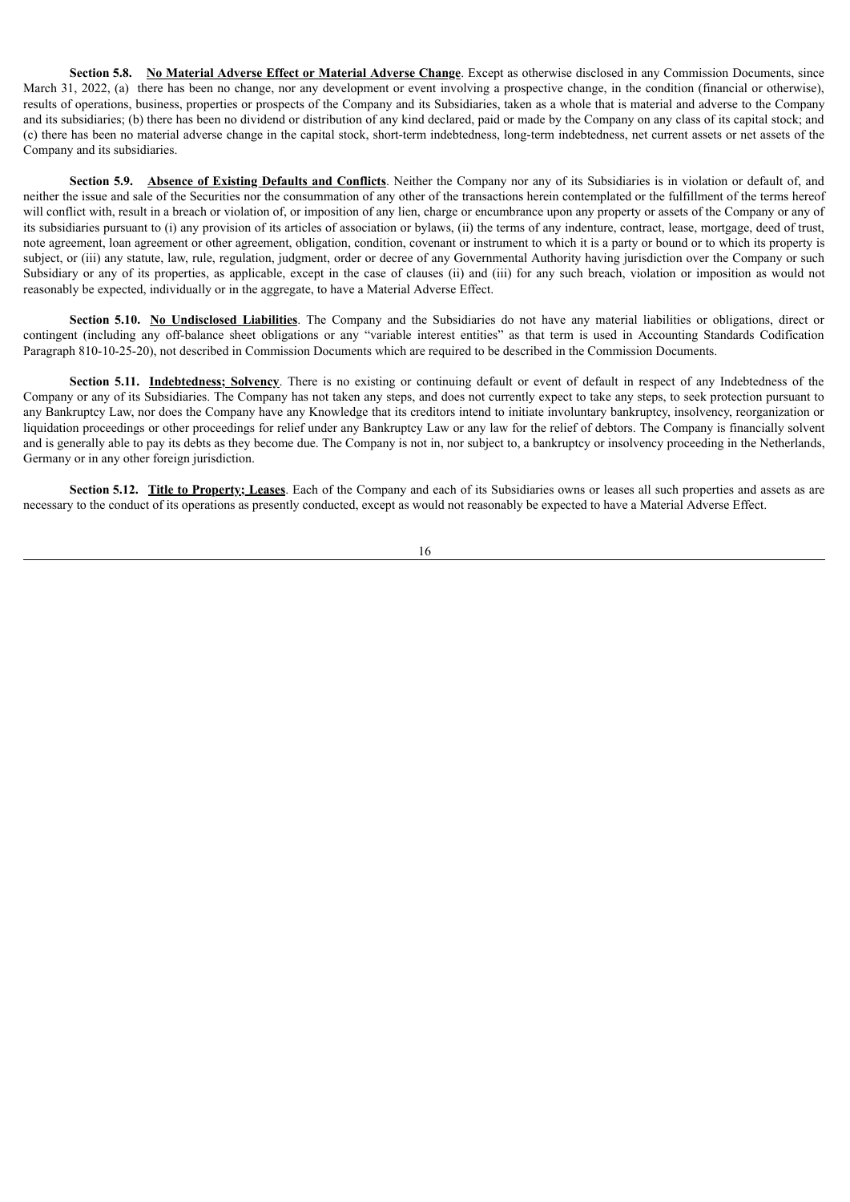**Section 5.8. No Material Adverse Effect or Material Adverse Change**. Except as otherwise disclosed in any Commission Documents, since March 31, 2022, (a) there has been no change, nor any development or event involving a prospective change, in the condition (financial or otherwise), results of operations, business, properties or prospects of the Company and its Subsidiaries, taken as a whole that is material and adverse to the Company and its subsidiaries; (b) there has been no dividend or distribution of any kind declared, paid or made by the Company on any class of its capital stock; and (c) there has been no material adverse change in the capital stock, short-term indebtedness, long-term indebtedness, net current assets or net assets of the Company and its subsidiaries.

**Section 5.9. Absence of Existing Defaults and Conflicts**. Neither the Company nor any of its Subsidiaries is in violation or default of, and neither the issue and sale of the Securities nor the consummation of any other of the transactions herein contemplated or the fulfillment of the terms hereof will conflict with, result in a breach or violation of, or imposition of any lien, charge or encumbrance upon any property or assets of the Company or any of its subsidiaries pursuant to (i) any provision of its articles of association or bylaws, (ii) the terms of any indenture, contract, lease, mortgage, deed of trust, note agreement, loan agreement or other agreement, obligation, condition, covenant or instrument to which it is a party or bound or to which its property is subject, or (iii) any statute, law, rule, regulation, judgment, order or decree of any Governmental Authority having jurisdiction over the Company or such Subsidiary or any of its properties, as applicable, except in the case of clauses (ii) and (iii) for any such breach, violation or imposition as would not reasonably be expected, individually or in the aggregate, to have a Material Adverse Effect.

**Section 5.10. No Undisclosed Liabilities**. The Company and the Subsidiaries do not have any material liabilities or obligations, direct or contingent (including any off-balance sheet obligations or any "variable interest entities" as that term is used in Accounting Standards Codification Paragraph 810-10-25-20), not described in Commission Documents which are required to be described in the Commission Documents.

**Section 5.11. Indebtedness; Solvency**. There is no existing or continuing default or event of default in respect of any Indebtedness of the Company or any of its Subsidiaries. The Company has not taken any steps, and does not currently expect to take any steps, to seek protection pursuant to any Bankruptcy Law, nor does the Company have any Knowledge that its creditors intend to initiate involuntary bankruptcy, insolvency, reorganization or liquidation proceedings or other proceedings for relief under any Bankruptcy Law or any law for the relief of debtors. The Company is financially solvent and is generally able to pay its debts as they become due. The Company is not in, nor subject to, a bankruptcy or insolvency proceeding in the Netherlands, Germany or in any other foreign jurisdiction.

**Section 5.12. Title to Property; Leases**. Each of the Company and each of its Subsidiaries owns or leases all such properties and assets as are necessary to the conduct of its operations as presently conducted, except as would not reasonably be expected to have a Material Adverse Effect.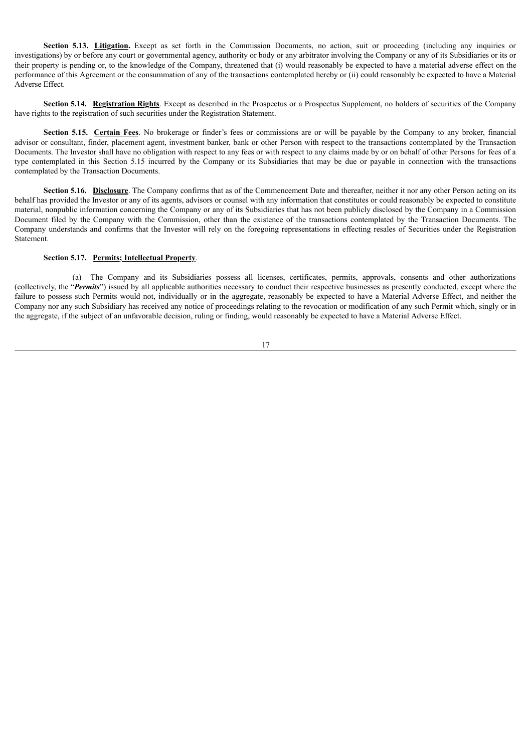**Section 5.13. Litigation.** Except as set forth in the Commission Documents, no action, suit or proceeding (including any inquiries or investigations) by or before any court or governmental agency, authority or body or any arbitrator involving the Company or any of its Subsidiaries or its or their property is pending or, to the knowledge of the Company, threatened that (i) would reasonably be expected to have a material adverse effect on the performance of this Agreement or the consummation of any of the transactions contemplated hereby or (ii) could reasonably be expected to have a Material Adverse Effect.

**Section 5.14. Registration Rights**. Except as described in the Prospectus or a Prospectus Supplement, no holders of securities of the Company have rights to the registration of such securities under the Registration Statement.

**Section 5.15. Certain Fees**. No brokerage or finder's fees or commissions are or will be payable by the Company to any broker, financial advisor or consultant, finder, placement agent, investment banker, bank or other Person with respect to the transactions contemplated by the Transaction Documents. The Investor shall have no obligation with respect to any fees or with respect to any claims made by or on behalf of other Persons for fees of a type contemplated in this Section 5.15 incurred by the Company or its Subsidiaries that may be due or payable in connection with the transactions contemplated by the Transaction Documents.

**Section 5.16. Disclosure**. The Company confirms that as of the Commencement Date and thereafter, neither it nor any other Person acting on its behalf has provided the Investor or any of its agents, advisors or counsel with any information that constitutes or could reasonably be expected to constitute material, nonpublic information concerning the Company or any of its Subsidiaries that has not been publicly disclosed by the Company in a Commission Document filed by the Company with the Commission, other than the existence of the transactions contemplated by the Transaction Documents. The Company understands and confirms that the Investor will rely on the foregoing representations in effecting resales of Securities under the Registration Statement.

**Section 5.17. Permits; Intellectual Property**.

(a) The Company and its Subsidiaries possess all licenses, certificates, permits, approvals, consents and other authorizations (collectively, the "***Permits***") issued by all applicable authorities necessary to conduct their respective businesses as presently conducted, except where the failure to possess such Permits would not, individually or in the aggregate, reasonably be expected to have a Material Adverse Effect, and neither the Company nor any such Subsidiary has received any notice of proceedings relating to the revocation or modification of any such Permit which, singly or in the aggregate, if the subject of an unfavorable decision, ruling or finding, would reasonably be expected to have a Material Adverse Effect.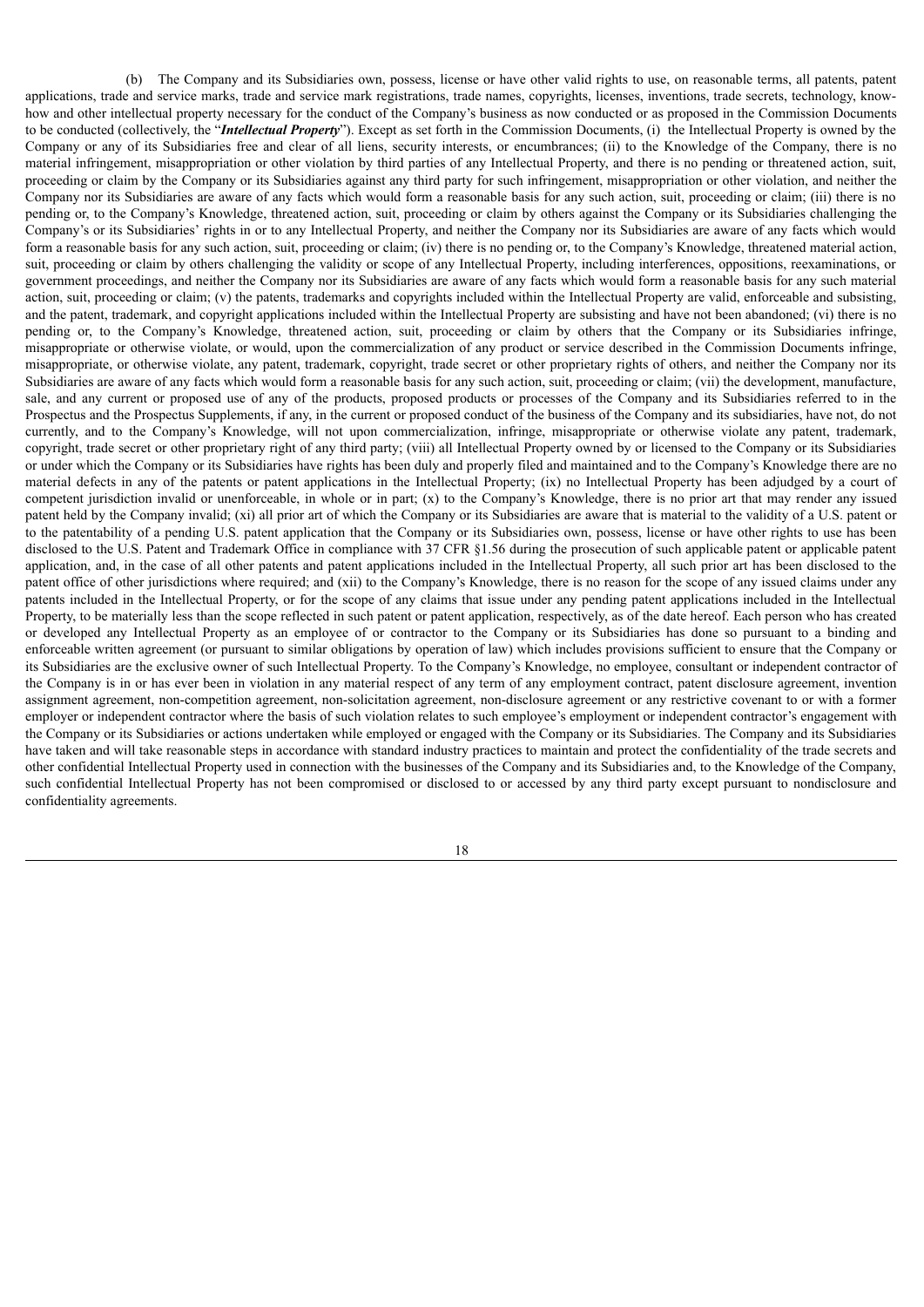(b) The Company and its Subsidiaries own, possess, license or have other valid rights to use, on reasonable terms, all patents, patent applications, trade and service marks, trade and service mark registrations, trade names, copyrights, licenses, inventions, trade secrets, technology, know-how and other intellectual property necessary for the conduct of the Company's business as now conducted or as proposed in the Commission Documents to be conducted (collectively, the "***Intellectual Property***"). Except as set forth in the Commission Documents, (i) the Intellectual Property is owned by the Company or any of its Subsidiaries free and clear of all liens, security interests, or encumbrances; (ii) to the Knowledge of the Company, there is no material infringement, misappropriation or other violation by third parties of any Intellectual Property, and there is no pending or threatened action, suit, proceeding or claim by the Company or its Subsidiaries against any third party for such infringement, misappropriation or other violation, and neither the Company nor its Subsidiaries are aware of any facts which would form a reasonable basis for any such action, suit, proceeding or claim; (iii) there is no pending or, to the Company's Knowledge, threatened action, suit, proceeding or claim by others against the Company or its Subsidiaries challenging the Company's or its Subsidiaries' rights in or to any Intellectual Property, and neither the Company nor its Subsidiaries are aware of any facts which would form a reasonable basis for any such action, suit, proceeding or claim; (iv) there is no pending or, to the Company's Knowledge, threatened material action, suit, proceeding or claim by others challenging the validity or scope of any Intellectual Property, including interferences, oppositions, reexaminations, or government proceedings, and neither the Company nor its Subsidiaries are aware of any facts which would form a reasonable basis for any such material action, suit, proceeding or claim; (v) the patents, trademarks and copyrights included within the Intellectual Property are valid, enforceable and subsisting, and the patent, trademark, and copyright applications included within the Intellectual Property are subsisting and have not been abandoned; (vi) there is no pending or, to the Company's Knowledge, threatened action, suit, proceeding or claim by others that the Company or its Subsidiaries infringe, misappropriate or otherwise violate, or would, upon the commercialization of any product or service described in the Commission Documents infringe, misappropriate, or otherwise violate, any patent, trademark, copyright, trade secret or other proprietary rights of others, and neither the Company nor its Subsidiaries are aware of any facts which would form a reasonable basis for any such action, suit, proceeding or claim; (vii) the development, manufacture, sale, and any current or proposed use of any of the products, proposed products or processes of the Company and its Subsidiaries referred to in the Prospectus and the Prospectus Supplements, if any, in the current or proposed conduct of the business of the Company and its subsidiaries, have not, do not currently, and to the Company's Knowledge, will not upon commercialization, infringe, misappropriate or otherwise violate any patent, trademark, copyright, trade secret or other proprietary right of any third party; (viii) all Intellectual Property owned by or licensed to the Company or its Subsidiaries or under which the Company or its Subsidiaries have rights has been duly and properly filed and maintained and to the Company's Knowledge there are no material defects in any of the patents or patent applications in the Intellectual Property; (ix) no Intellectual Property has been adjudged by a court of competent jurisdiction invalid or unenforceable, in whole or in part; (x) to the Company's Knowledge, there is no prior art that may render any issued patent held by the Company invalid; (xi) all prior art of which the Company or its Subsidiaries are aware that is material to the validity of a U.S. patent or to the patentability of a pending U.S. patent application that the Company or its Subsidiaries own, possess, license or have other rights to use has been disclosed to the U.S. Patent and Trademark Office in compliance with 37 CFR §1.56 during the prosecution of such applicable patent or applicable patent application, and, in the case of all other patents and patent applications included in the Intellectual Property, all such prior art has been disclosed to the patent office of other jurisdictions where required; and (xii) to the Company's Knowledge, there is no reason for the scope of any issued claims under any patents included in the Intellectual Property, or for the scope of any claims that issue under any pending patent applications included in the Intellectual Property, to be materially less than the scope reflected in such patent or patent application, respectively, as of the date hereof. Each person who has created or developed any Intellectual Property as an employee of or contractor to the Company or its Subsidiaries has done so pursuant to a binding and enforceable written agreement (or pursuant to similar obligations by operation of law) which includes provisions sufficient to ensure that the Company or its Subsidiaries are the exclusive owner of such Intellectual Property. To the Company's Knowledge, no employee, consultant or independent contractor of the Company is in or has ever been in violation in any material respect of any term of any employment contract, patent disclosure agreement, invention assignment agreement, non-competition agreement, non-solicitation agreement, non-disclosure agreement or any restrictive covenant to or with a former employer or independent contractor where the basis of such violation relates to such employee's employment or independent contractor's engagement with the Company or its Subsidiaries or actions undertaken while employed or engaged with the Company or its Subsidiaries. The Company and its Subsidiaries have taken and will take reasonable steps in accordance with standard industry practices to maintain and protect the confidentiality of the trade secrets and other confidential Intellectual Property used in connection with the businesses of the Company and its Subsidiaries and, to the Knowledge of the Company, such confidential Intellectual Property has not been compromised or disclosed to or accessed by any third party except pursuant to nondisclosure and confidentiality agreements.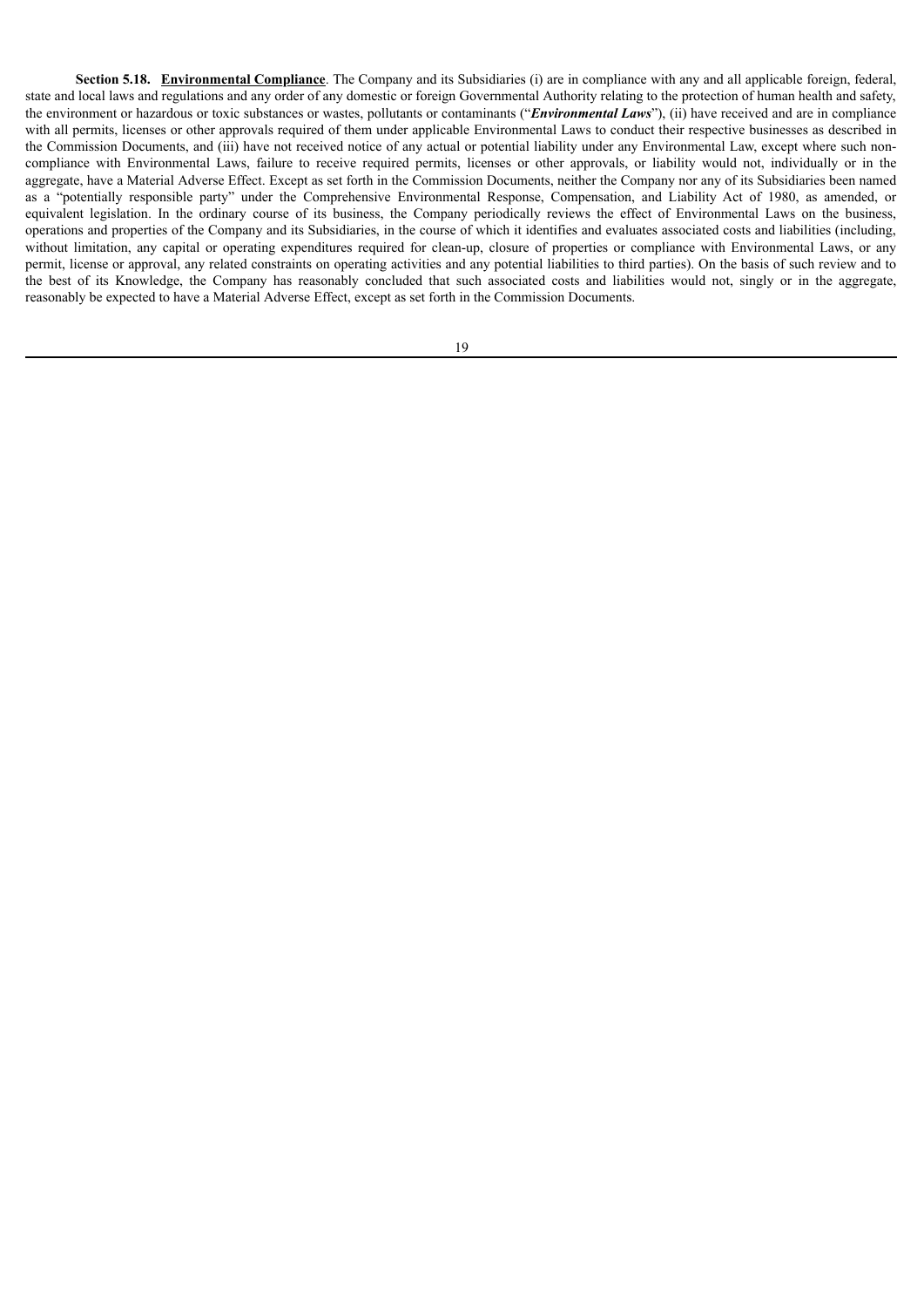**Section 5.18. <u>Environmental Compliance</u>**. The Company and its Subsidiaries (i) are in compliance with any and all applicable foreign, federal, state and local laws and regulations and any order of any domestic or foreign Governmental Authority relating to the protection of human health and safety, the environment or hazardous or toxic substances or wastes, pollutants or contaminants ("***Environmental Laws***"), (ii) have received and are in compliance with all permits, licenses or other approvals required of them under applicable Environmental Laws to conduct their respective businesses as described in the Commission Documents, and (iii) have not received notice of any actual or potential liability under any Environmental Law, except where such non-compliance with Environmental Laws, failure to receive required permits, licenses or other approvals, or liability would not, individually or in the aggregate, have a Material Adverse Effect. Except as set forth in the Commission Documents, neither the Company nor any of its Subsidiaries been named as a "potentially responsible party" under the Comprehensive Environmental Response, Compensation, and Liability Act of 1980, as amended, or equivalent legislation. In the ordinary course of its business, the Company periodically reviews the effect of Environmental Laws on the business, operations and properties of the Company and its Subsidiaries, in the course of which it identifies and evaluates associated costs and liabilities (including, without limitation, any capital or operating expenditures required for clean-up, closure of properties or compliance with Environmental Laws, or any permit, license or approval, any related constraints on operating activities and any potential liabilities to third parties). On the basis of such review and to the best of its Knowledge, the Company has reasonably concluded that such associated costs and liabilities would not, singly or in the aggregate, reasonably be expected to have a Material Adverse Effect, except as set forth in the Commission Documents.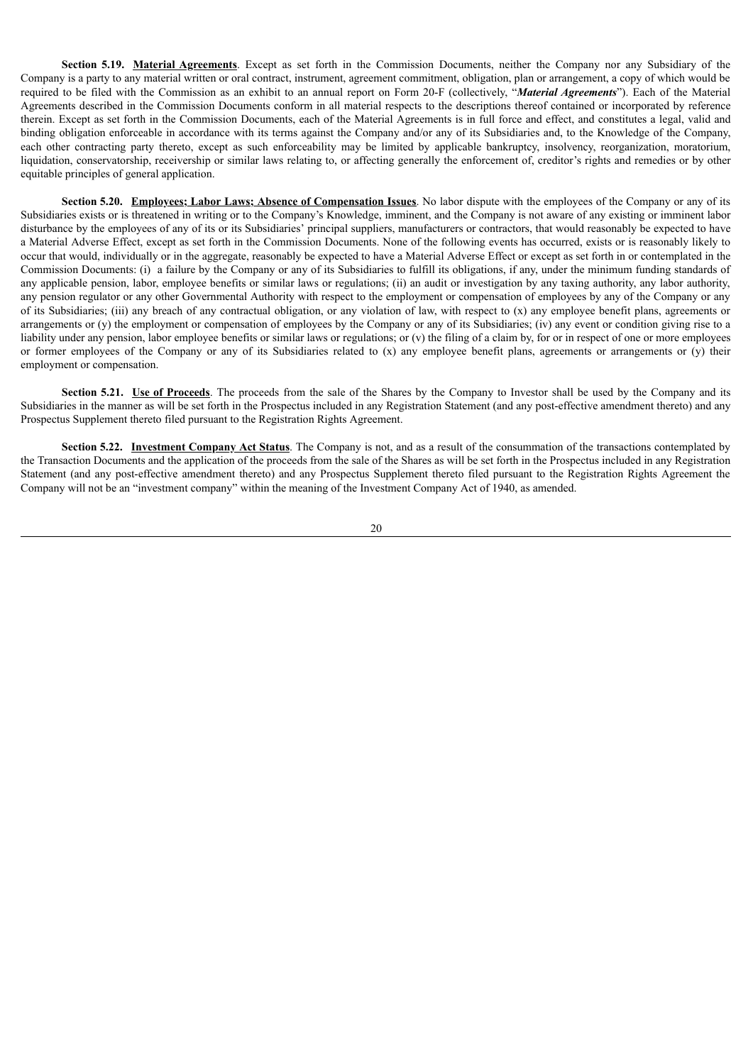**Section 5.19. Material Agreements**. Except as set forth in the Commission Documents, neither the Company nor any Subsidiary of the Company is a party to any material written or oral contract, instrument, agreement commitment, obligation, plan or arrangement, a copy of which would be required to be filed with the Commission as an exhibit to an annual report on Form 20-F (collectively, "***Material Agreements***"). Each of the Material Agreements described in the Commission Documents conform in all material respects to the descriptions thereof contained or incorporated by reference therein. Except as set forth in the Commission Documents, each of the Material Agreements is in full force and effect, and constitutes a legal, valid and binding obligation enforceable in accordance with its terms against the Company and/or any of its Subsidiaries and, to the Knowledge of the Company, each other contracting party thereto, except as such enforceability may be limited by applicable bankruptcy, insolvency, reorganization, moratorium, liquidation, conservatorship, receivership or similar laws relating to, or affecting generally the enforcement of, creditor's rights and remedies or by other equitable principles of general application.

**Section 5.20. Employees; Labor Laws; Absence of Compensation Issues**. No labor dispute with the employees of the Company or any of its Subsidiaries exists or is threatened in writing or to the Company's Knowledge, imminent, and the Company is not aware of any existing or imminent labor disturbance by the employees of any of its or its Subsidiaries' principal suppliers, manufacturers or contractors, that would reasonably be expected to have a Material Adverse Effect, except as set forth in the Commission Documents. None of the following events has occurred, exists or is reasonably likely to occur that would, individually or in the aggregate, reasonably be expected to have a Material Adverse Effect or except as set forth in or contemplated in the Commission Documents: (i) a failure by the Company or any of its Subsidiaries to fulfill its obligations, if any, under the minimum funding standards of any applicable pension, labor, employee benefits or similar laws or regulations; (ii) an audit or investigation by any taxing authority, any labor authority, any pension regulator or any other Governmental Authority with respect to the employment or compensation of employees by any of the Company or any of its Subsidiaries; (iii) any breach of any contractual obligation, or any violation of law, with respect to (x) any employee benefit plans, agreements or arrangements or (y) the employment or compensation of employees by the Company or any of its Subsidiaries; (iv) any event or condition giving rise to a liability under any pension, labor employee benefits or similar laws or regulations; or (v) the filing of a claim by, for or in respect of one or more employees or former employees of the Company or any of its Subsidiaries related to (x) any employee benefit plans, agreements or arrangements or (y) their employment or compensation.

**Section 5.21. Use of Proceeds**. The proceeds from the sale of the Shares by the Company to Investor shall be used by the Company and its Subsidiaries in the manner as will be set forth in the Prospectus included in any Registration Statement (and any post-effective amendment thereto) and any Prospectus Supplement thereto filed pursuant to the Registration Rights Agreement.

**Section 5.22. Investment Company Act Status**. The Company is not, and as a result of the consummation of the transactions contemplated by the Transaction Documents and the application of the proceeds from the sale of the Shares as will be set forth in the Prospectus included in any Registration Statement (and any post-effective amendment thereto) and any Prospectus Supplement thereto filed pursuant to the Registration Rights Agreement the Company will not be an "investment company" within the meaning of the Investment Company Act of 1940, as amended.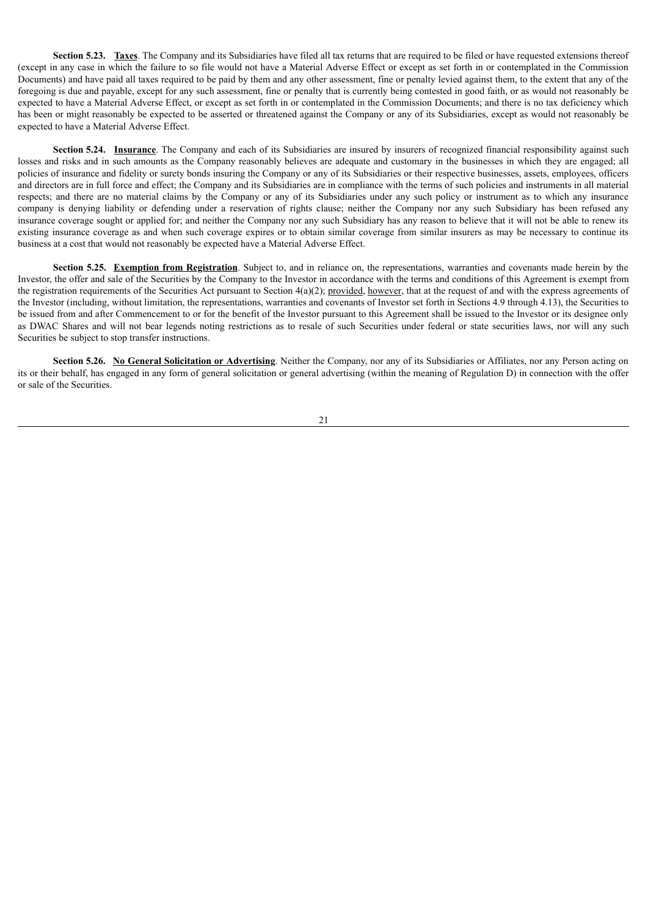**Section 5.23. Taxes**. The Company and its Subsidiaries have filed all tax returns that are required to be filed or have requested extensions thereof (except in any case in which the failure to so file would not have a Material Adverse Effect or except as set forth in or contemplated in the Commission Documents) and have paid all taxes required to be paid by them and any other assessment, fine or penalty levied against them, to the extent that any of the foregoing is due and payable, except for any such assessment, fine or penalty that is currently being contested in good faith, or as would not reasonably be expected to have a Material Adverse Effect, or except as set forth in or contemplated in the Commission Documents; and there is no tax deficiency which has been or might reasonably be expected to be asserted or threatened against the Company or any of its Subsidiaries, except as would not reasonably be expected to have a Material Adverse Effect.

**Section 5.24. Insurance**. The Company and each of its Subsidiaries are insured by insurers of recognized financial responsibility against such losses and risks and in such amounts as the Company reasonably believes are adequate and customary in the businesses in which they are engaged; all policies of insurance and fidelity or surety bonds insuring the Company or any of its Subsidiaries or their respective businesses, assets, employees, officers and directors are in full force and effect; the Company and its Subsidiaries are in compliance with the terms of such policies and instruments in all material respects; and there are no material claims by the Company or any of its Subsidiaries under any such policy or instrument as to which any insurance company is denying liability or defending under a reservation of rights clause; neither the Company nor any such Subsidiary has been refused any insurance coverage sought or applied for; and neither the Company nor any such Subsidiary has any reason to believe that it will not be able to renew its existing insurance coverage as and when such coverage expires or to obtain similar coverage from similar insurers as may be necessary to continue its business at a cost that would not reasonably be expected have a Material Adverse Effect.

**Section 5.25. Exemption from Registration**. Subject to, and in reliance on, the representations, warranties and covenants made herein by the Investor, the offer and sale of the Securities by the Company to the Investor in accordance with the terms and conditions of this Agreement is exempt from the registration requirements of the Securities Act pursuant to Section 4(a)(2); provided, however, that at the request of and with the express agreements of the Investor (including, without limitation, the representations, warranties and covenants of Investor set forth in Sections 4.9 through 4.13), the Securities to be issued from and after Commencement to or for the benefit of the Investor pursuant to this Agreement shall be issued to the Investor or its designee only as DWAC Shares and will not bear legends noting restrictions as to resale of such Securities under federal or state securities laws, nor will any such Securities be subject to stop transfer instructions.

**Section 5.26. No General Solicitation or Advertising**. Neither the Company, nor any of its Subsidiaries or Affiliates, nor any Person acting on its or their behalf, has engaged in any form of general solicitation or general advertising (within the meaning of Regulation D) in connection with the offer or sale of the Securities.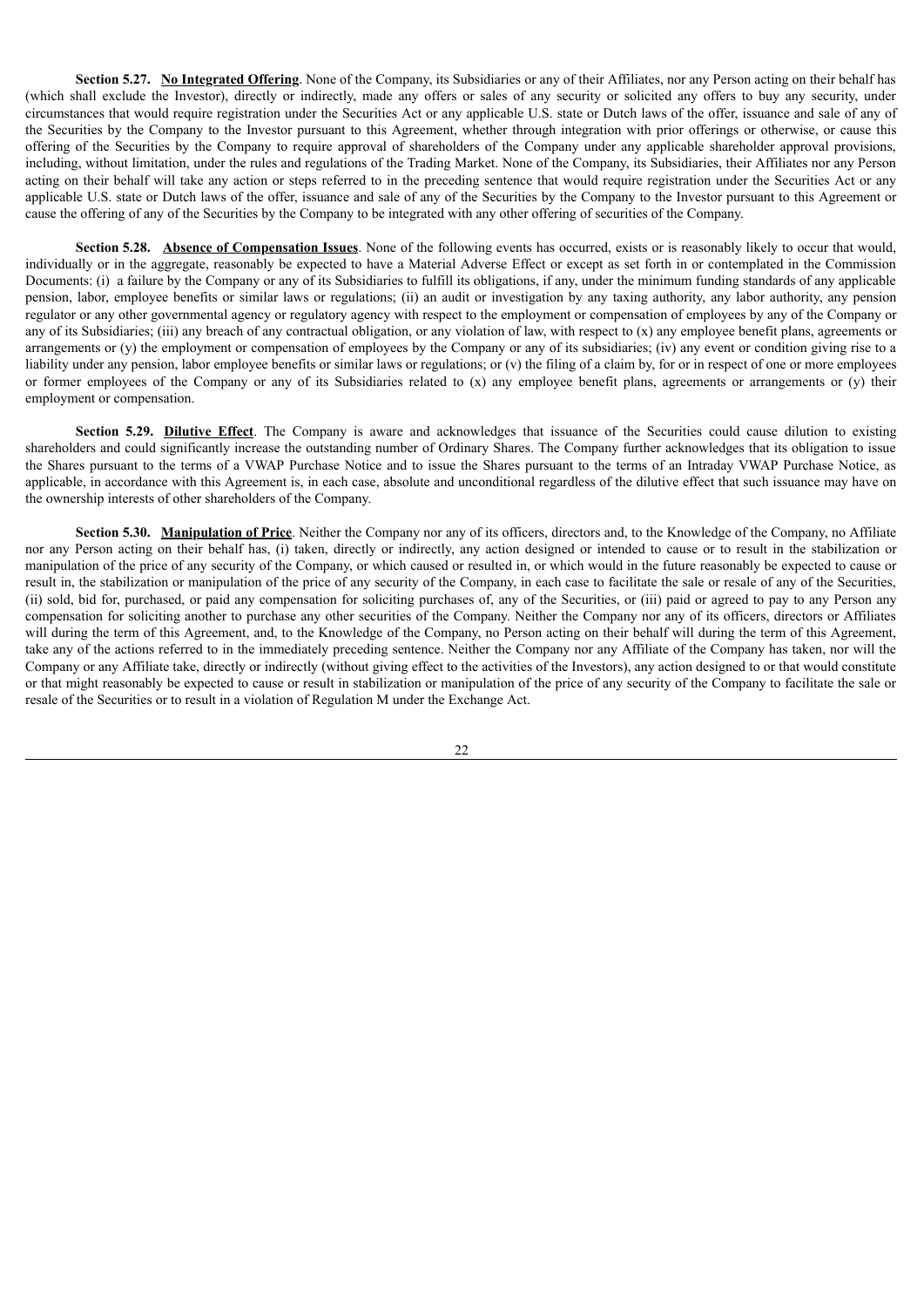**Section 5.27. <u>No Integrated Offering</u>**. None of the Company, its Subsidiaries or any of their Affiliates, nor any Person acting on their behalf has (which shall exclude the Investor), directly or indirectly, made any offers or sales of any security or solicited any offers to buy any security, under circumstances that would require registration under the Securities Act or any applicable U.S. state or Dutch laws of the offer, issuance and sale of any of the Securities by the Company to the Investor pursuant to this Agreement, whether through integration with prior offerings or otherwise, or cause this offering of the Securities by the Company to require approval of shareholders of the Company under any applicable shareholder approval provisions, including, without limitation, under the rules and regulations of the Trading Market. None of the Company, its Subsidiaries, their Affiliates nor any Person acting on their behalf will take any action or steps referred to in the preceding sentence that would require registration under the Securities Act or any applicable U.S. state or Dutch laws of the offer, issuance and sale of any of the Securities by the Company to the Investor pursuant to this Agreement or cause the offering of any of the Securities by the Company to be integrated with any other offering of securities of the Company.

**Section 5.28. <u>Absence of Compensation Issues</u>**. None of the following events has occurred, exists or is reasonably likely to occur that would, individually or in the aggregate, reasonably be expected to have a Material Adverse Effect or except as set forth in or contemplated in the Commission Documents: (i) a failure by the Company or any of its Subsidiaries to fulfill its obligations, if any, under the minimum funding standards of any applicable pension, labor, employee benefits or similar laws or regulations; (ii) an audit or investigation by any taxing authority, any labor authority, any pension regulator or any other governmental agency or regulatory agency with respect to the employment or compensation of employees by any of the Company or any of its Subsidiaries; (iii) any breach of any contractual obligation, or any violation of law, with respect to (x) any employee benefit plans, agreements or arrangements or (y) the employment or compensation of employees by the Company or any of its subsidiaries; (iv) any event or condition giving rise to a liability under any pension, labor employee benefits or similar laws or regulations; or (v) the filing of a claim by, for or in respect of one or more employees or former employees of the Company or any of its Subsidiaries related to (x) any employee benefit plans, agreements or arrangements or (y) their employment or compensation.

**Section 5.29. <u>Dilutive Effect</u>**. The Company is aware and acknowledges that issuance of the Securities could cause dilution to existing shareholders and could significantly increase the outstanding number of Ordinary Shares. The Company further acknowledges that its obligation to issue the Shares pursuant to the terms of a VWAP Purchase Notice and to issue the Shares pursuant to the terms of an Intraday VWAP Purchase Notice, as applicable, in accordance with this Agreement is, in each case, absolute and unconditional regardless of the dilutive effect that such issuance may have on the ownership interests of other shareholders of the Company.

**Section 5.30. <u>Manipulation of Price</u>**. Neither the Company nor any of its officers, directors and, to the Knowledge of the Company, no Affiliate nor any Person acting on their behalf has, (i) taken, directly or indirectly, any action designed or intended to cause or to result in the stabilization or manipulation of the price of any security of the Company, or which caused or resulted in, or which would in the future reasonably be expected to cause or result in, the stabilization or manipulation of the price of any security of the Company, in each case to facilitate the sale or resale of any of the Securities, (ii) sold, bid for, purchased, or paid any compensation for soliciting purchases of, any of the Securities, or (iii) paid or agreed to pay to any Person any compensation for soliciting another to purchase any other securities of the Company. Neither the Company nor any of its officers, directors or Affiliates will during the term of this Agreement, and, to the Knowledge of the Company, no Person acting on their behalf will during the term of this Agreement, take any of the actions referred to in the immediately preceding sentence. Neither the Company nor any Affiliate of the Company has taken, nor will the Company or any Affiliate take, directly or indirectly (without giving effect to the activities of the Investors), any action designed to or that would constitute or that might reasonably be expected to cause or result in stabilization or manipulation of the price of any security of the Company to facilitate the sale or resale of the Securities or to result in a violation of Regulation M under the Exchange Act.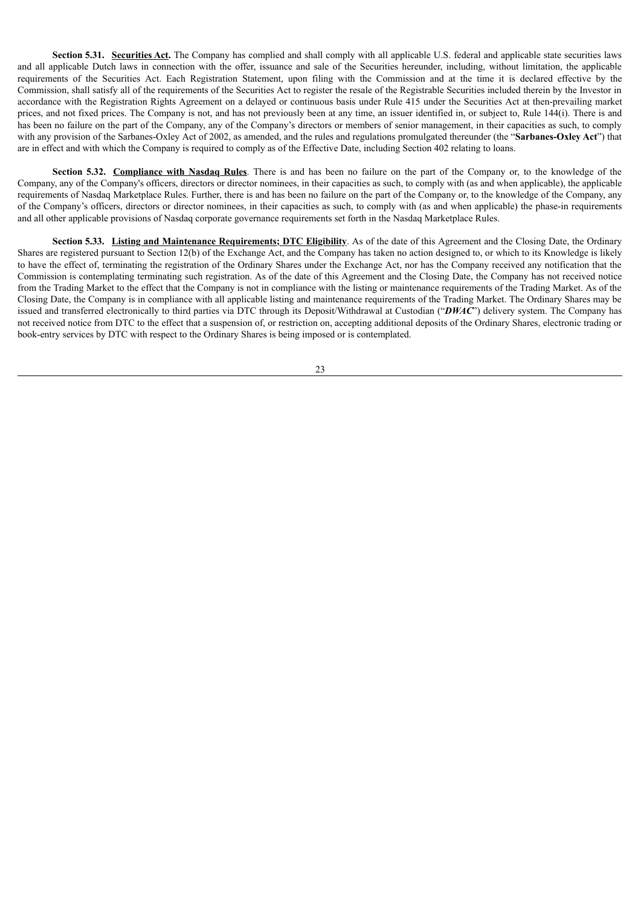**Section 5.31. Securities Act.** The Company has complied and shall comply with all applicable U.S. federal and applicable state securities laws and all applicable Dutch laws in connection with the offer, issuance and sale of the Securities hereunder, including, without limitation, the applicable requirements of the Securities Act. Each Registration Statement, upon filing with the Commission and at the time it is declared effective by the Commission, shall satisfy all of the requirements of the Securities Act to register the resale of the Registrable Securities included therein by the Investor in accordance with the Registration Rights Agreement on a delayed or continuous basis under Rule 415 under the Securities Act at then-prevailing market prices, and not fixed prices. The Company is not, and has not previously been at any time, an issuer identified in, or subject to, Rule 144(i). There is and has been no failure on the part of the Company, any of the Company's directors or members of senior management, in their capacities as such, to comply with any provision of the Sarbanes-Oxley Act of 2002, as amended, and the rules and regulations promulgated thereunder (the "**Sarbanes-Oxley Act**") that are in effect and with which the Company is required to comply as of the Effective Date, including Section 402 relating to loans.

**Section 5.32. Compliance with Nasdaq Rules**. There is and has been no failure on the part of the Company or, to the knowledge of the Company, any of the Company's officers, directors or director nominees, in their capacities as such, to comply with (as and when applicable), the applicable requirements of Nasdaq Marketplace Rules. Further, there is and has been no failure on the part of the Company or, to the knowledge of the Company, any of the Company's officers, directors or director nominees, in their capacities as such, to comply with (as and when applicable) the phase-in requirements and all other applicable provisions of Nasdaq corporate governance requirements set forth in the Nasdaq Marketplace Rules.

**Section 5.33. Listing and Maintenance Requirements; DTC Eligibility**. As of the date of this Agreement and the Closing Date, the Ordinary Shares are registered pursuant to Section 12(b) of the Exchange Act, and the Company has taken no action designed to, or which to its Knowledge is likely to have the effect of, terminating the registration of the Ordinary Shares under the Exchange Act, nor has the Company received any notification that the Commission is contemplating terminating such registration. As of the date of this Agreement and the Closing Date, the Company has not received notice from the Trading Market to the effect that the Company is not in compliance with the listing or maintenance requirements of the Trading Market. As of the Closing Date, the Company is in compliance with all applicable listing and maintenance requirements of the Trading Market. The Ordinary Shares may be issued and transferred electronically to third parties via DTC through its Deposit/Withdrawal at Custodian ("***DWAC***") delivery system. The Company has not received notice from DTC to the effect that a suspension of, or restriction on, accepting additional deposits of the Ordinary Shares, electronic trading or book-entry services by DTC with respect to the Ordinary Shares is being imposed or is contemplated.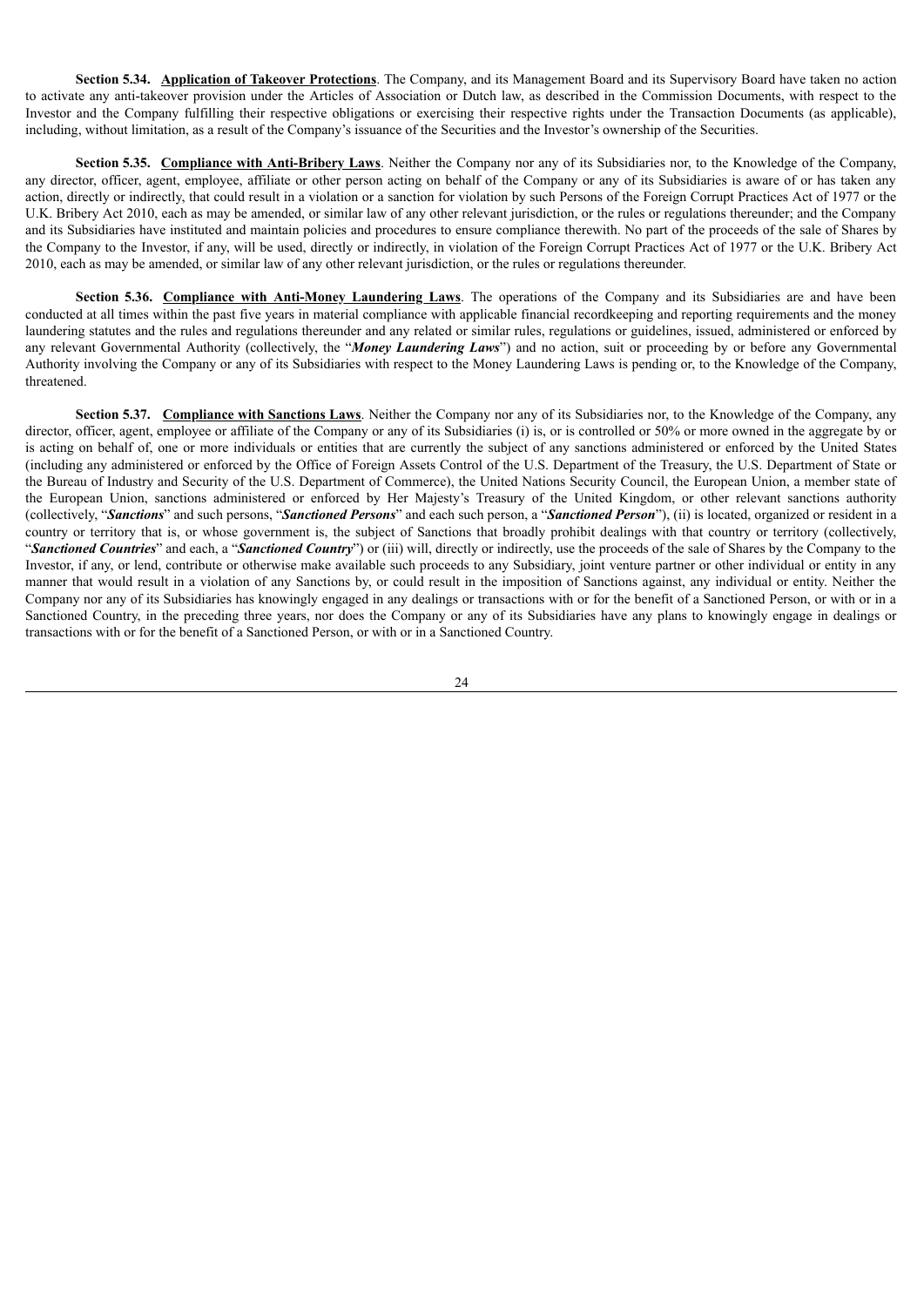**Section 5.34.** **<u>Application of Takeover Protections</u>**. The Company, and its Management Board and its Supervisory Board have taken no action to activate any anti-takeover provision under the Articles of Association or Dutch law, as described in the Commission Documents, with respect to the Investor and the Company fulfilling their respective obligations or exercising their respective rights under the Transaction Documents (as applicable), including, without limitation, as a result of the Company's issuance of the Securities and the Investor's ownership of the Securities.

**Section 5.35.** **<u>Compliance with Anti-Bribery Laws</u>**. Neither the Company nor any of its Subsidiaries nor, to the Knowledge of the Company, any director, officer, agent, employee, affiliate or other person acting on behalf of the Company or any of its Subsidiaries is aware of or has taken any action, directly or indirectly, that could result in a violation or a sanction for violation by such Persons of the Foreign Corrupt Practices Act of 1977 or the U.K. Bribery Act 2010, each as may be amended, or similar law of any other relevant jurisdiction, or the rules or regulations thereunder; and the Company and its Subsidiaries have instituted and maintain policies and procedures to ensure compliance therewith. No part of the proceeds of the sale of Shares by the Company to the Investor, if any, will be used, directly or indirectly, in violation of the Foreign Corrupt Practices Act of 1977 or the U.K. Bribery Act 2010, each as may be amended, or similar law of any other relevant jurisdiction, or the rules or regulations thereunder.

**Section 5.36.** **<u>Compliance with Anti-Money Laundering Laws</u>**. The operations of the Company and its Subsidiaries are and have been conducted at all times within the past five years in material compliance with applicable financial recordkeeping and reporting requirements and the money laundering statutes and the rules and regulations thereunder and any related or similar rules, regulations or guidelines, issued, administered or enforced by any relevant Governmental Authority (collectively, the "***Money Laundering Laws***") and no action, suit or proceeding by or before any Governmental Authority involving the Company or any of its Subsidiaries with respect to the Money Laundering Laws is pending or, to the Knowledge of the Company, threatened.

**Section 5.37.** **<u>Compliance with Sanctions Laws</u>**. Neither the Company nor any of its Subsidiaries nor, to the Knowledge of the Company, any director, officer, agent, employee or affiliate of the Company or any of its Subsidiaries (i) is, or is controlled or 50% or more owned in the aggregate by or is acting on behalf of, one or more individuals or entities that are currently the subject of any sanctions administered or enforced by the United States (including any administered or enforced by the Office of Foreign Assets Control of the U.S. Department of the Treasury, the U.S. Department of State or the Bureau of Industry and Security of the U.S. Department of Commerce), the United Nations Security Council, the European Union, a member state of the European Union, sanctions administered or enforced by Her Majesty's Treasury of the United Kingdom, or other relevant sanctions authority (collectively, "***Sanctions***" and such persons, "***Sanctioned Persons***" and each such person, a "***Sanctioned Person***"), (ii) is located, organized or resident in a country or territory that is, or whose government is, the subject of Sanctions that broadly prohibit dealings with that country or territory (collectively, "***Sanctioned Countries***" and each, a "***Sanctioned Country***") or (iii) will, directly or indirectly, use the proceeds of the sale of Shares by the Company to the Investor, if any, or lend, contribute or otherwise make available such proceeds to any Subsidiary, joint venture partner or other individual or entity in any manner that would result in a violation of any Sanctions by, or could result in the imposition of Sanctions against, any individual or entity. Neither the Company nor any of its Subsidiaries has knowingly engaged in any dealings or transactions with or for the benefit of a Sanctioned Person, or with or in a Sanctioned Country, in the preceding three years, nor does the Company or any of its Subsidiaries have any plans to knowingly engage in dealings or transactions with or for the benefit of a Sanctioned Person, or with or in a Sanctioned Country.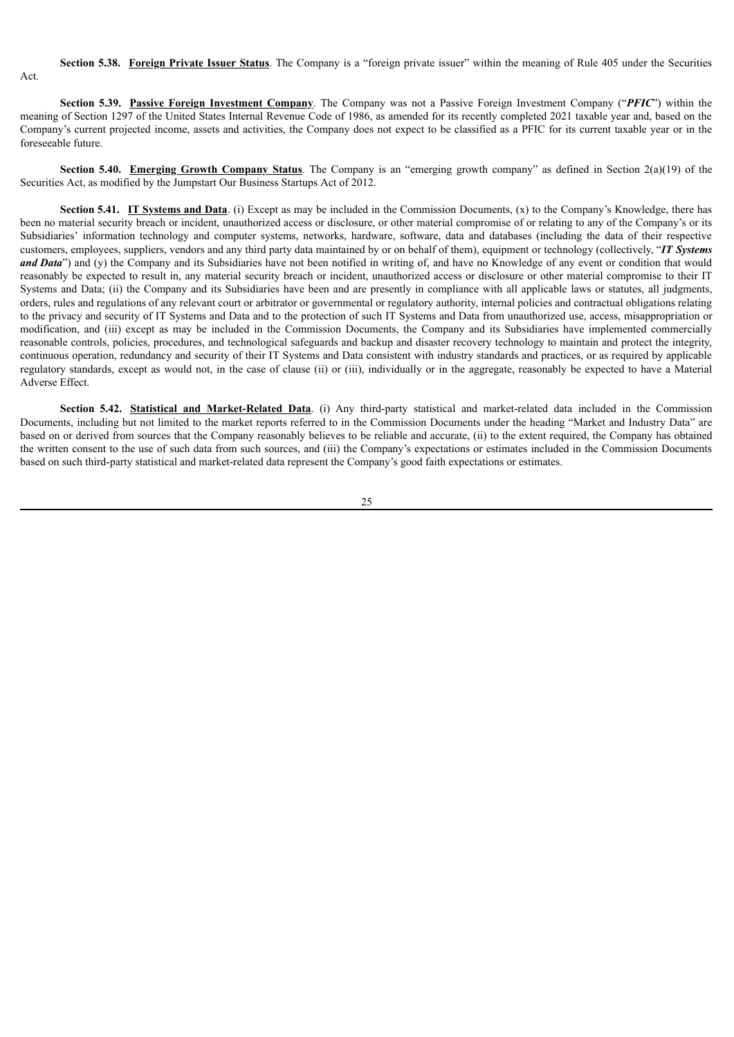**Section 5.38. Foreign Private Issuer Status**. The Company is a "foreign private issuer" within the meaning of Rule 405 under the Securities Act.

**Section 5.39. Passive Foreign Investment Company**. The Company was not a Passive Foreign Investment Company ("***PFIC***") within the meaning of Section 1297 of the United States Internal Revenue Code of 1986, as amended for its recently completed 2021 taxable year and, based on the Company's current projected income, assets and activities, the Company does not expect to be classified as a PFIC for its current taxable year or in the foreseeable future.

**Section 5.40. Emerging Growth Company Status**. The Company is an "emerging growth company" as defined in Section 2(a)(19) of the Securities Act, as modified by the Jumpstart Our Business Startups Act of 2012.

**Section 5.41. IT Systems and Data**. (i) Except as may be included in the Commission Documents, (x) to the Company's Knowledge, there has been no material security breach or incident, unauthorized access or disclosure, or other material compromise of or relating to any of the Company's or its Subsidiaries' information technology and computer systems, networks, hardware, software, data and databases (including the data of their respective customers, employees, suppliers, vendors and any third party data maintained by or on behalf of them), equipment or technology (collectively, "***IT Systems and Data***") and (y) the Company and its Subsidiaries have not been notified in writing of, and have no Knowledge of any event or condition that would reasonably be expected to result in, any material security breach or incident, unauthorized access or disclosure or other material compromise to their IT Systems and Data; (ii) the Company and its Subsidiaries have been and are presently in compliance with all applicable laws or statutes, all judgments, orders, rules and regulations of any relevant court or arbitrator or governmental or regulatory authority, internal policies and contractual obligations relating to the privacy and security of IT Systems and Data and to the protection of such IT Systems and Data from unauthorized use, access, misappropriation or modification, and (iii) except as may be included in the Commission Documents, the Company and its Subsidiaries have implemented commercially reasonable controls, policies, procedures, and technological safeguards and backup and disaster recovery technology to maintain and protect the integrity, continuous operation, redundancy and security of their IT Systems and Data consistent with industry standards and practices, or as required by applicable regulatory standards, except as would not, in the case of clause (ii) or (iii), individually or in the aggregate, reasonably be expected to have a Material Adverse Effect.

**Section 5.42. Statistical and Market-Related Data**. (i) Any third-party statistical and market-related data included in the Commission Documents, including but not limited to the market reports referred to in the Commission Documents under the heading "Market and Industry Data" are based on or derived from sources that the Company reasonably believes to be reliable and accurate, (ii) to the extent required, the Company has obtained the written consent to the use of such data from such sources, and (iii) the Company's expectations or estimates included in the Commission Documents based on such third-party statistical and market-related data represent the Company's good faith expectations or estimates.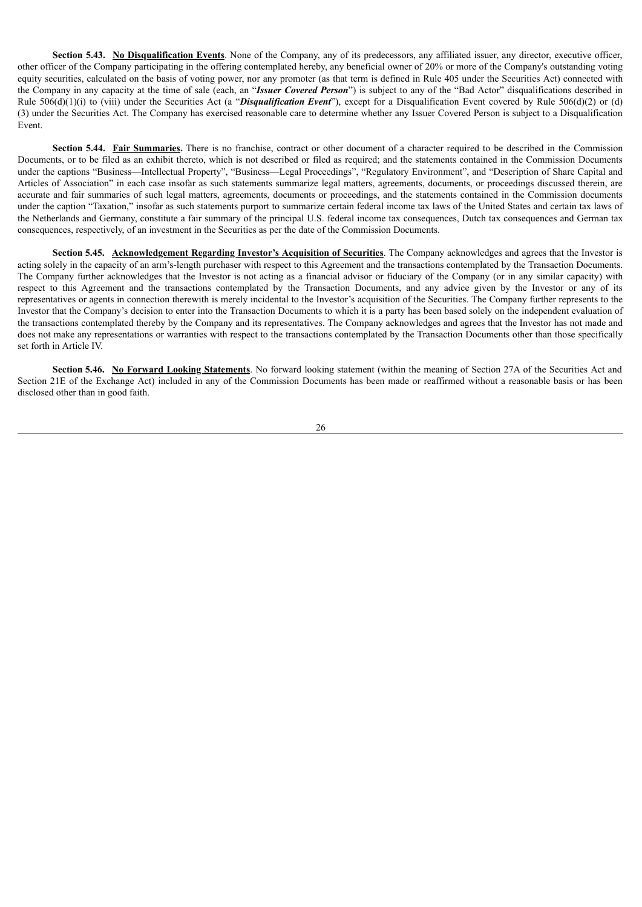**Section 5.43. No Disqualification Events**. None of the Company, any of its predecessors, any affiliated issuer, any director, executive officer, other officer of the Company participating in the offering contemplated hereby, any beneficial owner of 20% or more of the Company's outstanding voting equity securities, calculated on the basis of voting power, nor any promoter (as that term is defined in Rule 405 under the Securities Act) connected with the Company in any capacity at the time of sale (each, an "***Issuer Covered Person***") is subject to any of the "Bad Actor" disqualifications described in Rule 506(d)(1)(i) to (viii) under the Securities Act (a "***Disqualification Event***"), except for a Disqualification Event covered by Rule 506(d)(2) or (d)(3) under the Securities Act. The Company has exercised reasonable care to determine whether any Issuer Covered Person is subject to a Disqualification Event.

**Section 5.44. Fair Summaries.** There is no franchise, contract or other document of a character required to be described in the Commission Documents, or to be filed as an exhibit thereto, which is not described or filed as required; and the statements contained in the Commission Documents under the captions "Business—Intellectual Property", "Business—Legal Proceedings", "Regulatory Environment", and "Description of Share Capital and Articles of Association" in each case insofar as such statements summarize legal matters, agreements, documents, or proceedings discussed therein, are accurate and fair summaries of such legal matters, agreements, documents or proceedings, and the statements contained in the Commission documents under the caption "Taxation," insofar as such statements purport to summarize certain federal income tax laws of the United States and certain tax laws of the Netherlands and Germany, constitute a fair summary of the principal U.S. federal income tax consequences, Dutch tax consequences and German tax consequences, respectively, of an investment in the Securities as per the date of the Commission Documents.

**Section 5.45. Acknowledgement Regarding Investor's Acquisition of Securities**. The Company acknowledges and agrees that the Investor is acting solely in the capacity of an arm's-length purchaser with respect to this Agreement and the transactions contemplated by the Transaction Documents. The Company further acknowledges that the Investor is not acting as a financial advisor or fiduciary of the Company (or in any similar capacity) with respect to this Agreement and the transactions contemplated by the Transaction Documents, and any advice given by the Investor or any of its representatives or agents in connection therewith is merely incidental to the Investor's acquisition of the Securities. The Company further represents to the Investor that the Company's decision to enter into the Transaction Documents to which it is a party has been based solely on the independent evaluation of the transactions contemplated thereby by the Company and its representatives. The Company acknowledges and agrees that the Investor has not made and does not make any representations or warranties with respect to the transactions contemplated by the Transaction Documents other than those specifically set forth in Article IV.

**Section 5.46. No Forward Looking Statements**. No forward looking statement (within the meaning of Section 27A of the Securities Act and Section 21E of the Exchange Act) included in any of the Commission Documents has been made or reaffirmed without a reasonable basis or has been disclosed other than in good faith.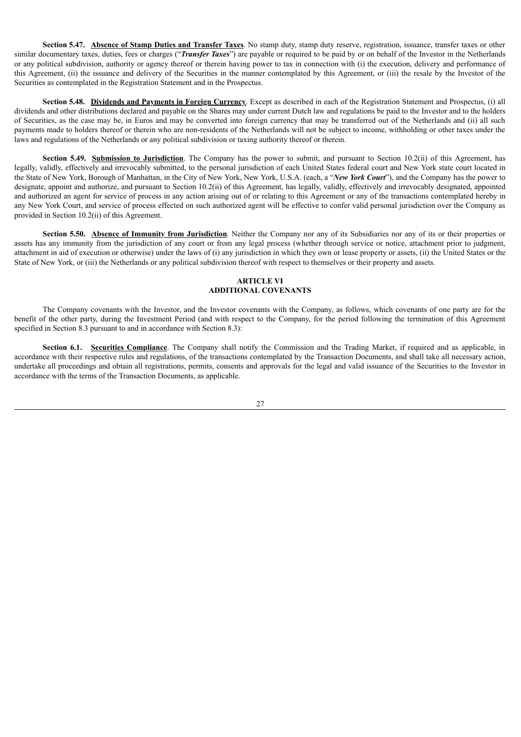**Section 5.47. Absence of Stamp Duties and Transfer Taxes**. No stamp duty, stamp duty reserve, registration, issuance, transfer taxes or other similar documentary taxes, duties, fees or charges ("***Transfer Taxes***") are payable or required to be paid by or on behalf of the Investor in the Netherlands or any political subdivision, authority or agency thereof or therein having power to tax in connection with (i) the execution, delivery and performance of this Agreement, (ii) the issuance and delivery of the Securities in the manner contemplated by this Agreement, or (iii) the resale by the Investor of the Securities as contemplated in the Registration Statement and in the Prospectus.

**Section 5.48. Dividends and Payments in Foreign Currency**. Except as described in each of the Registration Statement and Prospectus, (i) all dividends and other distributions declared and payable on the Shares may under current Dutch law and regulations be paid to the Investor and to the holders of Securities, as the case may be, in Euros and may be converted into foreign currency that may be transferred out of the Netherlands and (ii) all such payments made to holders thereof or therein who are non-residents of the Netherlands will not be subject to income, withholding or other taxes under the laws and regulations of the Netherlands or any political subdivision or taxing authority thereof or therein.

**Section 5.49. Submission to Jurisdiction**. The Company has the power to submit, and pursuant to Section 10.2(ii) of this Agreement, has legally, validly, effectively and irrevocably submitted, to the personal jurisdiction of each United States federal court and New York state court located in the State of New York, Borough of Manhattan, in the City of New York, New York, U.S.A. (each, a "***New York Court***"), and the Company has the power to designate, appoint and authorize, and pursuant to Section 10.2(ii) of this Agreement, has legally, validly, effectively and irrevocably designated, appointed and authorized an agent for service of process in any action arising out of or relating to this Agreement or any of the transactions contemplated hereby in any New York Court, and service of process effected on such authorized agent will be effective to confer valid personal jurisdiction over the Company as provided in Section 10.2(ii) of this Agreement.

**Section 5.50. Absence of Immunity from Jurisdiction**. Neither the Company nor any of its Subsidiaries nor any of its or their properties or assets has any immunity from the jurisdiction of any court or from any legal process (whether through service or notice, attachment prior to judgment, attachment in aid of execution or otherwise) under the laws of (i) any jurisdiction in which they own or lease property or assets, (ii) the United States or the State of New York, or (iii) the Netherlands or any political subdivision thereof with respect to themselves or their property and assets.

## ARTICLE VI
## ADDITIONAL COVENANTS

The Company covenants with the Investor, and the Investor covenants with the Company, as follows, which covenants of one party are for the benefit of the other party, during the Investment Period (and with respect to the Company, for the period following the termination of this Agreement specified in Section 8.3 pursuant to and in accordance with Section 8.3):

**Section 6.1. Securities Compliance**. The Company shall notify the Commission and the Trading Market, if required and as applicable, in accordance with their respective rules and regulations, of the transactions contemplated by the Transaction Documents, and shall take all necessary action, undertake all proceedings and obtain all registrations, permits, consents and approvals for the legal and valid issuance of the Securities to the Investor in accordance with the terms of the Transaction Documents, as applicable.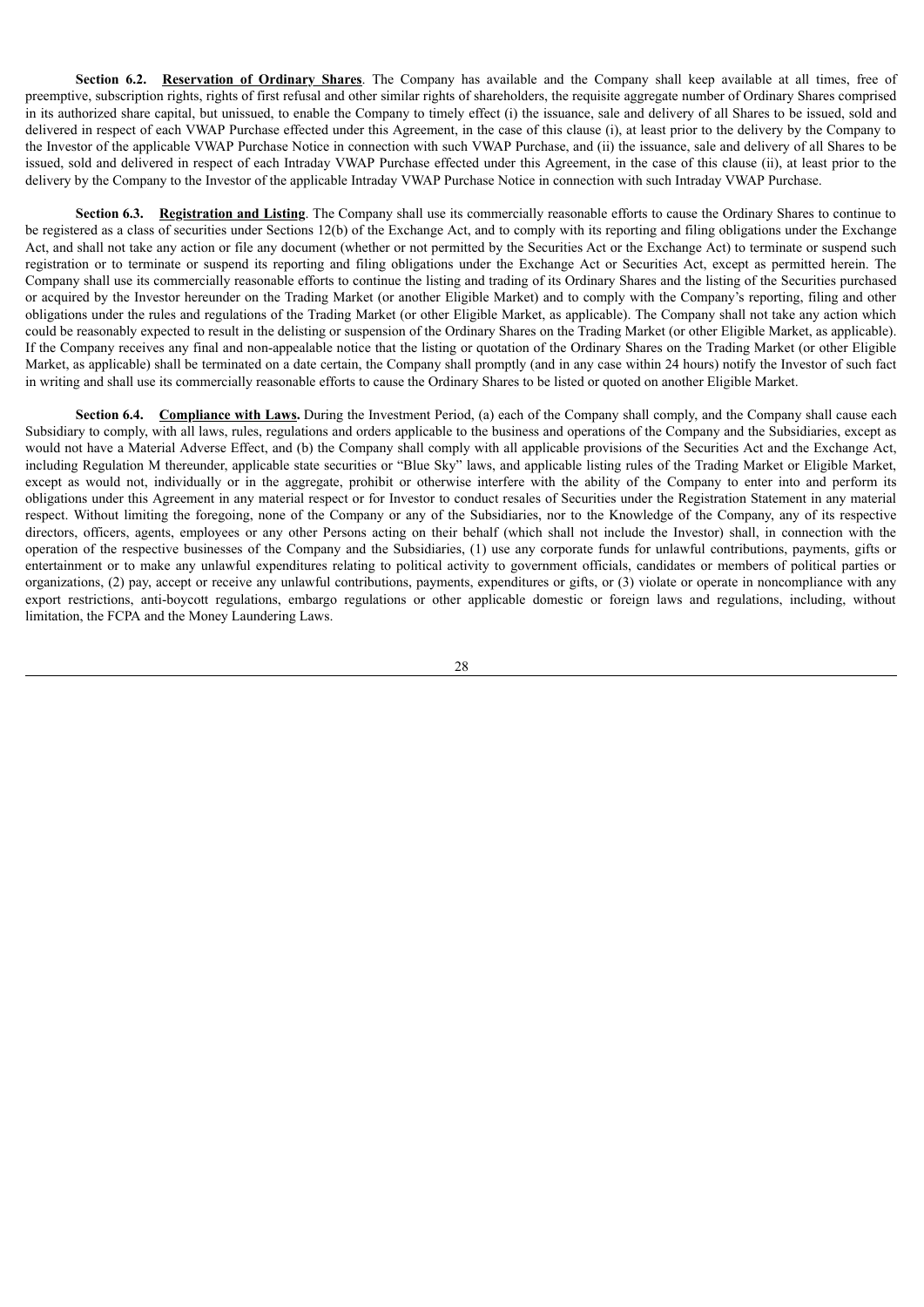**Section 6.2. <u>Reservation of Ordinary Shares</u>**. The Company has available and the Company shall keep available at all times, free of preemptive, subscription rights, rights of first refusal and other similar rights of shareholders, the requisite aggregate number of Ordinary Shares comprised in its authorized share capital, but unissued, to enable the Company to timely effect (i) the issuance, sale and delivery of all Shares to be issued, sold and delivered in respect of each VWAP Purchase effected under this Agreement, in the case of this clause (i), at least prior to the delivery by the Company to the Investor of the applicable VWAP Purchase Notice in connection with such VWAP Purchase, and (ii) the issuance, sale and delivery of all Shares to be issued, sold and delivered in respect of each Intraday VWAP Purchase effected under this Agreement, in the case of this clause (ii), at least prior to the delivery by the Company to the Investor of the applicable Intraday VWAP Purchase Notice in connection with such Intraday VWAP Purchase.

**Section 6.3. <u>Registration and Listing</u>**. The Company shall use its commercially reasonable efforts to cause the Ordinary Shares to continue to be registered as a class of securities under Sections 12(b) of the Exchange Act, and to comply with its reporting and filing obligations under the Exchange Act, and shall not take any action or file any document (whether or not permitted by the Securities Act or the Exchange Act) to terminate or suspend such registration or to terminate or suspend its reporting and filing obligations under the Exchange Act or Securities Act, except as permitted herein. The Company shall use its commercially reasonable efforts to continue the listing and trading of its Ordinary Shares and the listing of the Securities purchased or acquired by the Investor hereunder on the Trading Market (or another Eligible Market) and to comply with the Company's reporting, filing and other obligations under the rules and regulations of the Trading Market (or other Eligible Market, as applicable). The Company shall not take any action which could be reasonably expected to result in the delisting or suspension of the Ordinary Shares on the Trading Market (or other Eligible Market, as applicable). If the Company receives any final and non-appealable notice that the listing or quotation of the Ordinary Shares on the Trading Market (or other Eligible Market, as applicable) shall be terminated on a date certain, the Company shall promptly (and in any case within 24 hours) notify the Investor of such fact in writing and shall use its commercially reasonable efforts to cause the Ordinary Shares to be listed or quoted on another Eligible Market.

**Section 6.4. <u>Compliance with Laws</u>.** During the Investment Period, (a) each of the Company shall comply, and the Company shall cause each Subsidiary to comply, with all laws, rules, regulations and orders applicable to the business and operations of the Company and the Subsidiaries, except as would not have a Material Adverse Effect, and (b) the Company shall comply with all applicable provisions of the Securities Act and the Exchange Act, including Regulation M thereunder, applicable state securities or "Blue Sky" laws, and applicable listing rules of the Trading Market or Eligible Market, except as would not, individually or in the aggregate, prohibit or otherwise interfere with the ability of the Company to enter into and perform its obligations under this Agreement in any material respect or for Investor to conduct resales of Securities under the Registration Statement in any material respect. Without limiting the foregoing, none of the Company or any of the Subsidiaries, nor to the Knowledge of the Company, any of its respective directors, officers, agents, employees or any other Persons acting on their behalf (which shall not include the Investor) shall, in connection with the operation of the respective businesses of the Company and the Subsidiaries, (1) use any corporate funds for unlawful contributions, payments, gifts or entertainment or to make any unlawful expenditures relating to political activity to government officials, candidates or members of political parties or organizations, (2) pay, accept or receive any unlawful contributions, payments, expenditures or gifts, or (3) violate or operate in noncompliance with any export restrictions, anti-boycott regulations, embargo regulations or other applicable domestic or foreign laws and regulations, including, without limitation, the FCPA and the Money Laundering Laws.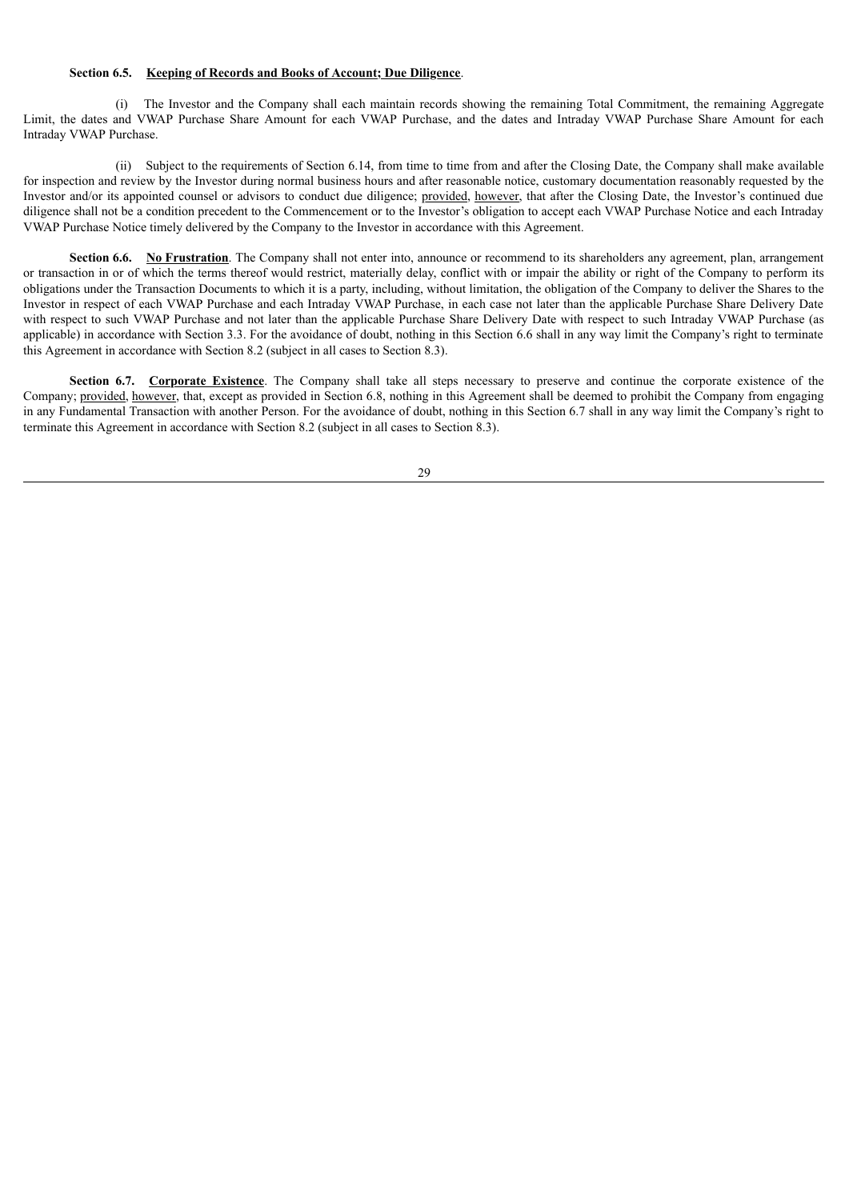**Section 6.5. Keeping of Records and Books of Account; Due Diligence**.

(i) The Investor and the Company shall each maintain records showing the remaining Total Commitment, the remaining Aggregate Limit, the dates and VWAP Purchase Share Amount for each VWAP Purchase, and the dates and Intraday VWAP Purchase Share Amount for each Intraday VWAP Purchase.

(ii) Subject to the requirements of Section 6.14, from time to time from and after the Closing Date, the Company shall make available for inspection and review by the Investor during normal business hours and after reasonable notice, customary documentation reasonably requested by the Investor and/or its appointed counsel or advisors to conduct due diligence; provided, however, that after the Closing Date, the Investor's continued due diligence shall not be a condition precedent to the Commencement or to the Investor's obligation to accept each VWAP Purchase Notice and each Intraday VWAP Purchase Notice timely delivered by the Company to the Investor in accordance with this Agreement.

**Section 6.6. No Frustration**. The Company shall not enter into, announce or recommend to its shareholders any agreement, plan, arrangement or transaction in or of which the terms thereof would restrict, materially delay, conflict with or impair the ability or right of the Company to perform its obligations under the Transaction Documents to which it is a party, including, without limitation, the obligation of the Company to deliver the Shares to the Investor in respect of each VWAP Purchase and each Intraday VWAP Purchase, in each case not later than the applicable Purchase Share Delivery Date with respect to such VWAP Purchase and not later than the applicable Purchase Share Delivery Date with respect to such Intraday VWAP Purchase (as applicable) in accordance with Section 3.3. For the avoidance of doubt, nothing in this Section 6.6 shall in any way limit the Company's right to terminate this Agreement in accordance with Section 8.2 (subject in all cases to Section 8.3).

**Section 6.7. Corporate Existence**. The Company shall take all steps necessary to preserve and continue the corporate existence of the Company; provided, however, that, except as provided in Section 6.8, nothing in this Agreement shall be deemed to prohibit the Company from engaging in any Fundamental Transaction with another Person. For the avoidance of doubt, nothing in this Section 6.7 shall in any way limit the Company's right to terminate this Agreement in accordance with Section 8.2 (subject in all cases to Section 8.3).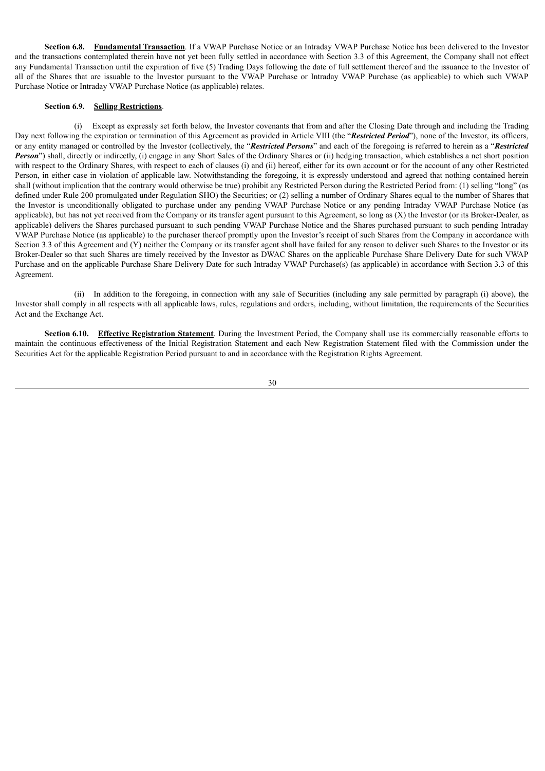**Section 6.8.** **Fundamental Transaction**. If a VWAP Purchase Notice or an Intraday VWAP Purchase Notice has been delivered to the Investor and the transactions contemplated therein have not yet been fully settled in accordance with Section 3.3 of this Agreement, the Company shall not effect any Fundamental Transaction until the expiration of five (5) Trading Days following the date of full settlement thereof and the issuance to the Investor of all of the Shares that are issuable to the Investor pursuant to the VWAP Purchase or Intraday VWAP Purchase (as applicable) to which such VWAP Purchase Notice or Intraday VWAP Purchase Notice (as applicable) relates.

**Section 6.9.** **Selling Restrictions**.

(i) Except as expressly set forth below, the Investor covenants that from and after the Closing Date through and including the Trading Day next following the expiration or termination of this Agreement as provided in Article VIII (the "***Restricted Period***"), none of the Investor, its officers, or any entity managed or controlled by the Investor (collectively, the "***Restricted Persons***" and each of the foregoing is referred to herein as a "***Restricted Person***") shall, directly or indirectly, (i) engage in any Short Sales of the Ordinary Shares or (ii) hedging transaction, which establishes a net short position with respect to the Ordinary Shares, with respect to each of clauses (i) and (ii) hereof, either for its own account or for the account of any other Restricted Person, in either case in violation of applicable law. Notwithstanding the foregoing, it is expressly understood and agreed that nothing contained herein shall (without implication that the contrary would otherwise be true) prohibit any Restricted Person during the Restricted Period from: (1) selling "long" (as defined under Rule 200 promulgated under Regulation SHO) the Securities; or (2) selling a number of Ordinary Shares equal to the number of Shares that the Investor is unconditionally obligated to purchase under any pending VWAP Purchase Notice or any pending Intraday VWAP Purchase Notice (as applicable), but has not yet received from the Company or its transfer agent pursuant to this Agreement, so long as (X) the Investor (or its Broker-Dealer, as applicable) delivers the Shares purchased pursuant to such pending VWAP Purchase Notice and the Shares purchased pursuant to such pending Intraday VWAP Purchase Notice (as applicable) to the purchaser thereof promptly upon the Investor's receipt of such Shares from the Company in accordance with Section 3.3 of this Agreement and (Y) neither the Company or its transfer agent shall have failed for any reason to deliver such Shares to the Investor or its Broker-Dealer so that such Shares are timely received by the Investor as DWAC Shares on the applicable Purchase Share Delivery Date for such VWAP Purchase and on the applicable Purchase Share Delivery Date for such Intraday VWAP Purchase(s) (as applicable) in accordance with Section 3.3 of this Agreement.

(ii) In addition to the foregoing, in connection with any sale of Securities (including any sale permitted by paragraph (i) above), the Investor shall comply in all respects with all applicable laws, rules, regulations and orders, including, without limitation, the requirements of the Securities Act and the Exchange Act.

**Section 6.10.** **Effective Registration Statement**. During the Investment Period, the Company shall use its commercially reasonable efforts to maintain the continuous effectiveness of the Initial Registration Statement and each New Registration Statement filed with the Commission under the Securities Act for the applicable Registration Period pursuant to and in accordance with the Registration Rights Agreement.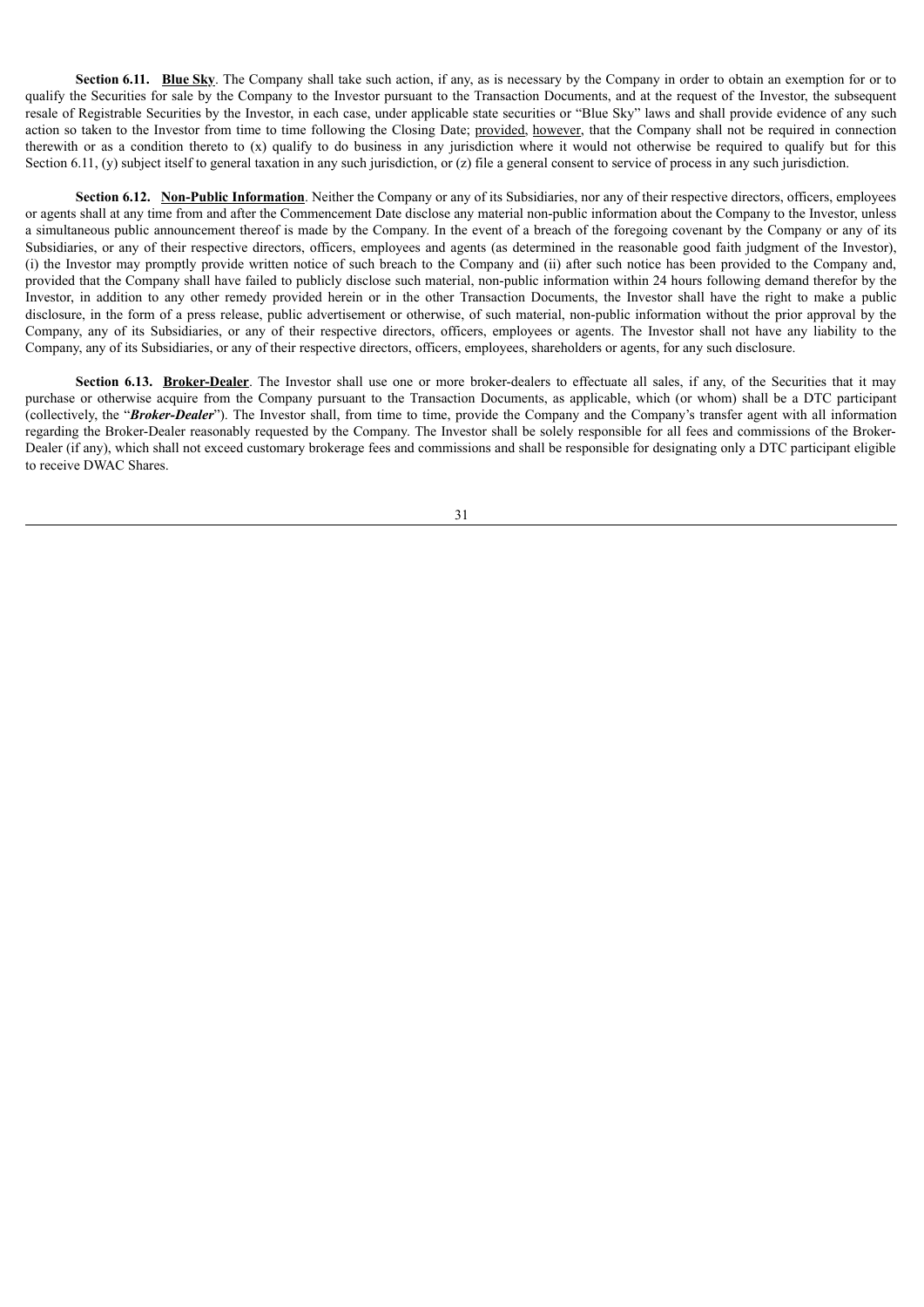**Section 6.11. Blue Sky**. The Company shall take such action, if any, as is necessary by the Company in order to obtain an exemption for or to qualify the Securities for sale by the Company to the Investor pursuant to the Transaction Documents, and at the request of the Investor, the subsequent resale of Registrable Securities by the Investor, in each case, under applicable state securities or "Blue Sky" laws and shall provide evidence of any such action so taken to the Investor from time to time following the Closing Date; provided, however, that the Company shall not be required in connection therewith or as a condition thereto to (x) qualify to do business in any jurisdiction where it would not otherwise be required to qualify but for this Section 6.11, (y) subject itself to general taxation in any such jurisdiction, or (z) file a general consent to service of process in any such jurisdiction.

**Section 6.12. Non-Public Information**. Neither the Company or any of its Subsidiaries, nor any of their respective directors, officers, employees or agents shall at any time from and after the Commencement Date disclose any material non-public information about the Company to the Investor, unless a simultaneous public announcement thereof is made by the Company. In the event of a breach of the foregoing covenant by the Company or any of its Subsidiaries, or any of its respective directors, officers, employees and agents (as determined in the reasonable good faith judgment of the Investor), (i) the Investor may promptly provide written notice of such breach to the Company and (ii) after such notice has been provided to the Company and, provided that the Company shall have failed to publicly disclose such material, non-public information within 24 hours following demand therefor by the Investor, in addition to any other remedy provided herein or in the other Transaction Documents, the Investor shall have the right to make a public disclosure, in the form of a press release, public advertisement or otherwise, of such material, non-public information without the prior approval by the Company, any of its Subsidiaries, or any of their respective directors, officers, employees or agents. The Investor shall not have any liability to the Company, any of its Subsidiaries, or any of their respective directors, officers, employees, shareholders or agents, for any such disclosure.

**Section 6.13. Broker-Dealer**. The Investor shall use one or more broker-dealers to effectuate all sales, if any, of the Securities that it may purchase or otherwise acquire from the Company pursuant to the Transaction Documents, as applicable, which (or whom) shall be a DTC participant (collectively, the "***Broker-Dealer***"). The Investor shall, from time to time, provide the Company and the Company's transfer agent with all information regarding the Broker-Dealer reasonably requested by the Company. The Investor shall be solely responsible for all fees and commissions of the Broker-Dealer (if any), which shall not exceed customary brokerage fees and commissions and shall be responsible for designating only a DTC participant eligible to receive DWAC Shares.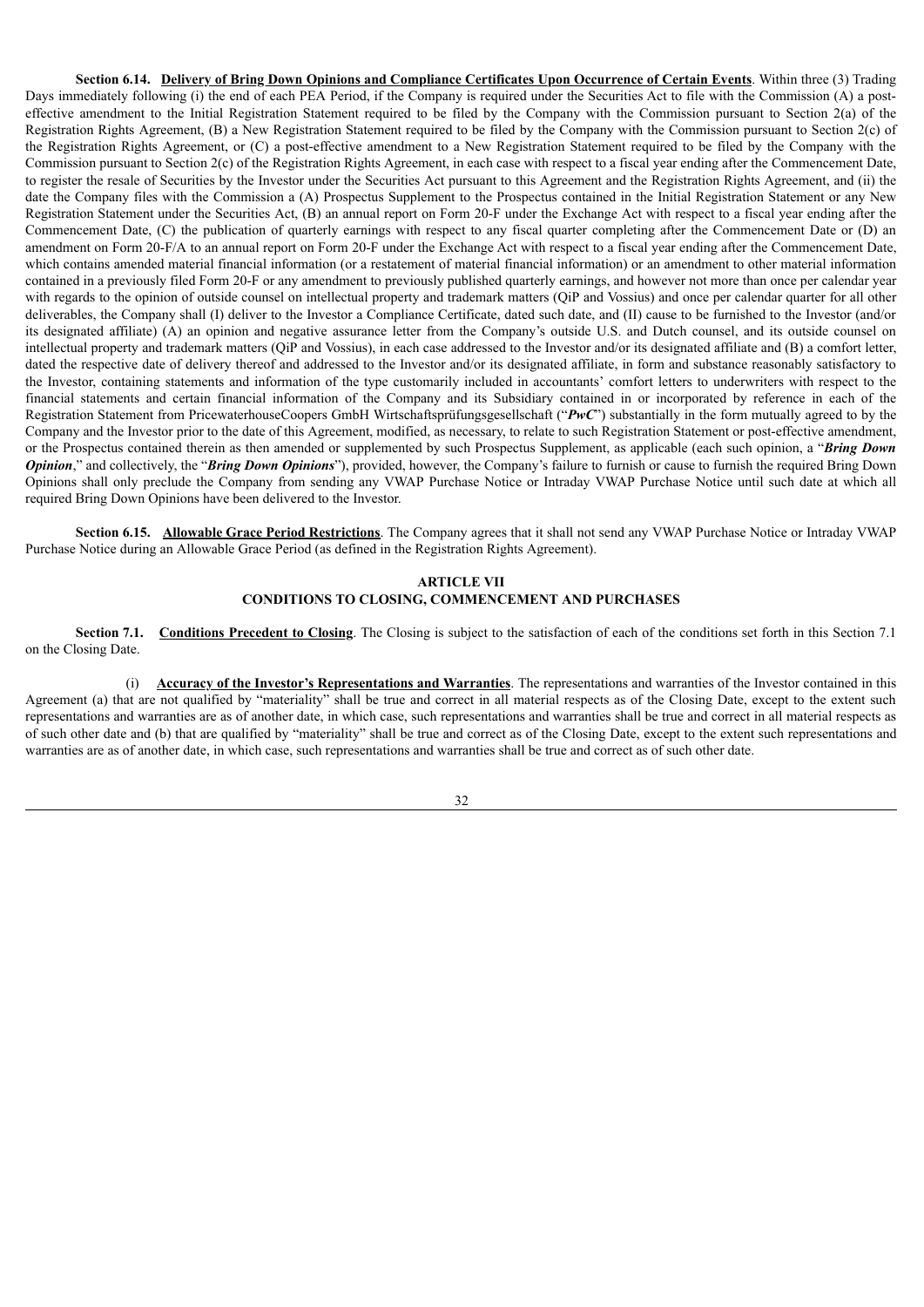**Section 6.14. Delivery of Bring Down Opinions and Compliance Certificates Upon Occurrence of Certain Events**. Within three (3) Trading Days immediately following (i) the end of each PEA Period, if the Company is required under the Securities Act to file with the Commission (A) a post-effective amendment to the Initial Registration Statement required to be filed by the Company with the Commission pursuant to Section 2(a) of the Registration Rights Agreement, (B) a New Registration Statement required to be filed by the Company with the Commission pursuant to Section 2(c) of the Registration Rights Agreement, or (C) a post-effective amendment to a New Registration Statement required to be filed by the Company with the Commission pursuant to Section 2(c) of the Registration Rights Agreement, in each case with respect to a fiscal year ending after the Commencement Date, to register the resale of Securities by the Investor under the Securities Act pursuant to this Agreement and the Registration Rights Agreement, and (ii) the date the Company files with the Commission a (A) Prospectus Supplement to the Prospectus contained in the Initial Registration Statement or any New Registration Statement under the Securities Act, (B) an annual report on Form 20-F under the Exchange Act with respect to a fiscal year ending after the Commencement Date, (C) the publication of quarterly earnings with respect to any fiscal quarter completing after the Commencement Date or (D) an amendment on Form 20-F/A to an annual report on Form 20-F under the Exchange Act with respect to a fiscal year ending after the Commencement Date, which contains amended material financial information (or a restatement of material financial information) or an amendment to other material information contained in a previously filed Form 20-F or any amendment to previously published quarterly earnings, and however not more than once per calendar year with regards to the opinion of outside counsel on intellectual property and trademark matters (QiP and Vossius) and once per calendar quarter for all other deliverables, the Company shall (I) deliver to the Investor a Compliance Certificate, dated such date, and (II) cause to be furnished to the Investor (and/or its designated affiliate) (A) an opinion and negative assurance letter from the Company's outside U.S. and Dutch counsel, and its outside counsel on intellectual property and trademark matters (QiP and Vossius), in each case addressed to the Investor and/or its designated affiliate and (B) a comfort letter, dated the respective date of delivery thereof and addressed to the Investor and/or its designated affiliate, in form and substance reasonably satisfactory to the Investor, containing statements and information of the type customarily included in accountants' comfort letters to underwriters with respect to the financial statements and certain financial information of the Company and its Subsidiary contained in or incorporated by reference in each of the Registration Statement from PricewaterhouseCoopers GmbH Wirtschaftsprüfungsgesellschaft ("***PwC***") substantially in the form mutually agreed to by the Company and the Investor prior to the date of this Agreement, modified, as necessary, to relate to such Registration Statement or post-effective amendment, or the Prospectus contained therein as then amended or supplemented by such Prospectus Supplement, as applicable (each such opinion, a "***Bring Down Opinion***," and collectively, the "***Bring Down Opinions***"), provided, however, the Company's failure to furnish or cause to furnish the required Bring Down Opinions shall only preclude the Company from sending any VWAP Purchase Notice or Intraday VWAP Purchase Notice until such date at which all required Bring Down Opinions have been delivered to the Investor.

**Section 6.15. Allowable Grace Period Restrictions**. The Company agrees that it shall not send any VWAP Purchase Notice or Intraday VWAP Purchase Notice during an Allowable Grace Period (as defined in the Registration Rights Agreement).

## ARTICLE VII
## CONDITIONS TO CLOSING, COMMENCEMENT AND PURCHASES

**Section 7.1. Conditions Precedent to Closing**. The Closing is subject to the satisfaction of each of the conditions set forth in this Section 7.1 on the Closing Date.

(i) **Accuracy of the Investor's Representations and Warranties**. The representations and warranties of the Investor contained in this Agreement (a) that are not qualified by "materiality" shall be true and correct in all material respects as of the Closing Date, except to the extent such representations and warranties are as of another date, in which case, such representations and warranties shall be true and correct in all material respects as of such other date and (b) that are qualified by "materiality" shall be true and correct as of the Closing Date, except to the extent such representations and warranties are as of another date, in which case, such representations and warranties shall be true and correct as of such other date.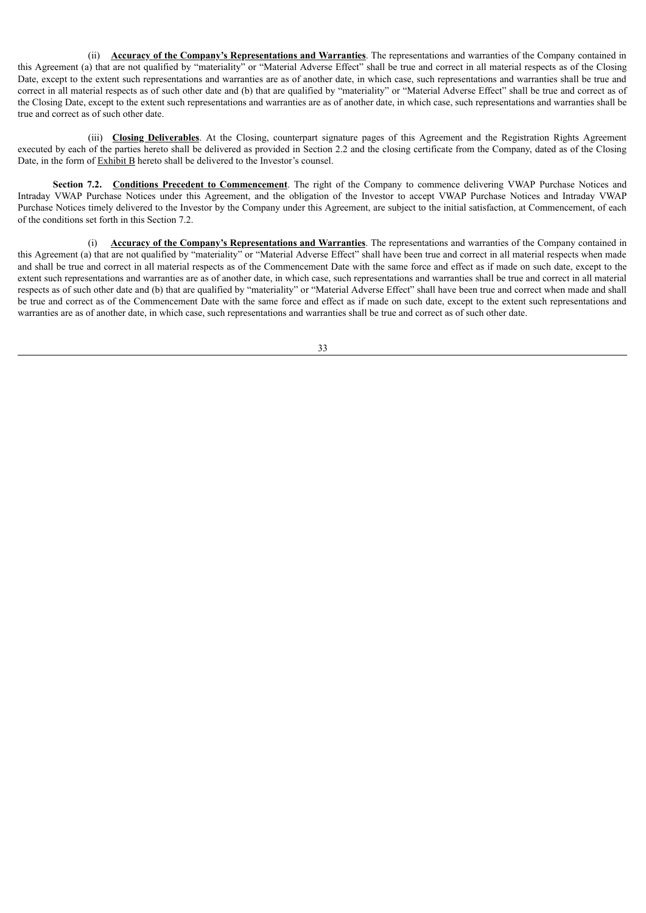(ii) **Accuracy of the Company's Representations and Warranties**. The representations and warranties of the Company contained in this Agreement (a) that are not qualified by "materiality" or "Material Adverse Effect" shall be true and correct in all material respects as of the Closing Date, except to the extent such representations and warranties are as of another date, in which case, such representations and warranties shall be true and correct in all material respects as of such other date and (b) that are qualified by "materiality" or "Material Adverse Effect" shall be true and correct as of the Closing Date, except to the extent such representations and warranties are as of another date, in which case, such representations and warranties shall be true and correct as of such other date.

(iii) **Closing Deliverables**. At the Closing, counterpart signature pages of this Agreement and the Registration Rights Agreement executed by each of the parties hereto shall be delivered as provided in Section 2.2 and the closing certificate from the Company, dated as of the Closing Date, in the form of Exhibit B hereto shall be delivered to the Investor's counsel.

**Section 7.2. Conditions Precedent to Commencement**. The right of the Company to commence delivering VWAP Purchase Notices and Intraday VWAP Purchase Notices under this Agreement, and the obligation of the Investor to accept VWAP Purchase Notices and Intraday VWAP Purchase Notices timely delivered to the Investor by the Company under this Agreement, are subject to the initial satisfaction, at Commencement, of each of the conditions set forth in this Section 7.2.

(i) **Accuracy of the Company's Representations and Warranties**. The representations and warranties of the Company contained in this Agreement (a) that are not qualified by "materiality" or "Material Adverse Effect" shall have been true and correct in all material respects when made and shall be true and correct in all material respects as of the Commencement Date with the same force and effect as if made on such date, except to the extent such representations and warranties are as of another date, in which case, such representations and warranties shall be true and correct in all material respects as of such other date and (b) that are qualified by "materiality" or "Material Adverse Effect" shall have been true and correct when made and shall be true and correct as of the Commencement Date with the same force and effect as if made on such date, except to the extent such representations and warranties are as of another date, in which case, such representations and warranties shall be true and correct as of such other date.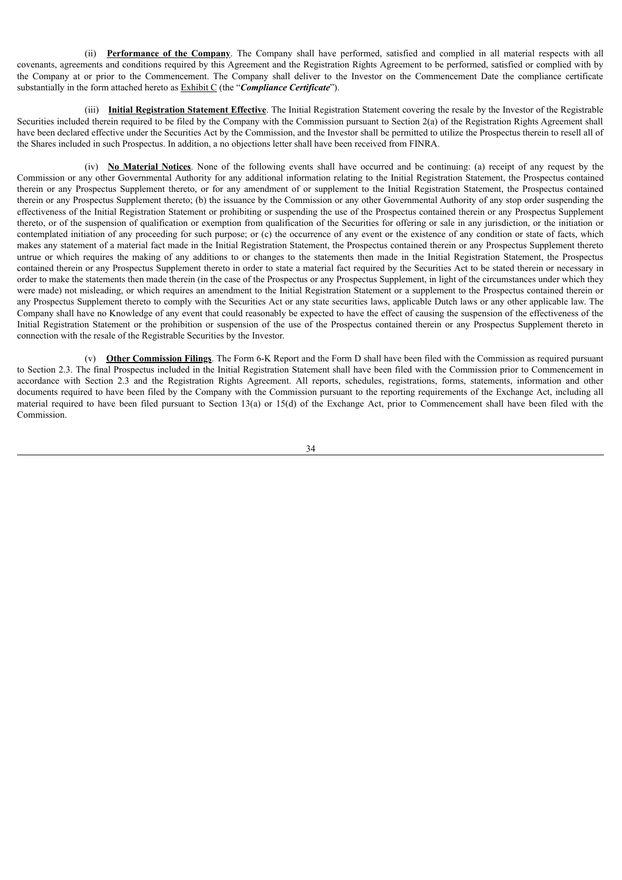(ii) **Performance of the Company**. The Company shall have performed, satisfied and complied in all material respects with all covenants, agreements and conditions required by this Agreement and the Registration Rights Agreement to be performed, satisfied or complied with by the Company at or prior to the Commencement. The Company shall deliver to the Investor on the Commencement Date the compliance certificate substantially in the form attached hereto as Exhibit C (the "***Compliance Certificate***").

(iii) **Initial Registration Statement Effective**. The Initial Registration Statement covering the resale by the Investor of the Registrable Securities included therein required to be filed by the Company with the Commission pursuant to Section 2(a) of the Registration Rights Agreement shall have been declared effective under the Securities Act by the Commission, and the Investor shall be permitted to utilize the Prospectus therein to resell all of the Shares included in such Prospectus. In addition, a no objections letter shall have been received from FINRA.

(iv) **No Material Notices**. None of the following events shall have occurred and be continuing: (a) receipt of any request by the Commission or any other Governmental Authority for any additional information relating to the Initial Registration Statement, the Prospectus contained therein or any Prospectus Supplement thereto, or for any amendment of or supplement to the Initial Registration Statement, the Prospectus contained therein or any Prospectus Supplement thereto; (b) the issuance by the Commission or any other Governmental Authority of any stop order suspending the effectiveness of the Initial Registration Statement or prohibiting or suspending the use of the Prospectus contained therein or any Prospectus Supplement thereto, or of the suspension of qualification or exemption from qualification of the Securities for offering or sale in any jurisdiction, or the initiation or contemplated initiation of any proceeding for such purpose; or (c) the occurrence of any event or the existence of any condition or state of facts, which makes any statement of a material fact made in the Initial Registration Statement, the Prospectus contained therein or any Prospectus Supplement thereto untrue or which requires the making of any additions to or changes to the statements then made in the Initial Registration Statement, the Prospectus contained therein or any Prospectus Supplement thereto in order to state a material fact required by the Securities Act to be stated therein or necessary in order to make the statements then made therein (in the case of the Prospectus or any Prospectus Supplement, in light of the circumstances under which they were made) not misleading, or which requires an amendment to the Initial Registration Statement or a supplement to the Prospectus contained therein or any Prospectus Supplement thereto to comply with the Securities Act or any state securities laws, applicable Dutch laws or any other applicable law. The Company shall have no Knowledge of any event that could reasonably be expected to have the effect of causing the suspension of the effectiveness of the Initial Registration Statement or the prohibition or suspension of the use of the Prospectus contained therein or any Prospectus Supplement thereto in connection with the resale of the Registrable Securities by the Investor.

(v) **Other Commission Filings**. The Form 6-K Report and the Form D shall have been filed with the Commission as required pursuant to Section 2.3. The final Prospectus included in the Initial Registration Statement shall have been filed with the Commission prior to Commencement in accordance with Section 2.3 and the Registration Rights Agreement. All reports, schedules, registrations, forms, statements, information and other documents required to have been filed by the Company with the Commission pursuant to the reporting requirements of the Exchange Act, including all material required to have been filed pursuant to Section 13(a) or 15(d) of the Exchange Act, prior to Commencement shall have been filed with the Commission.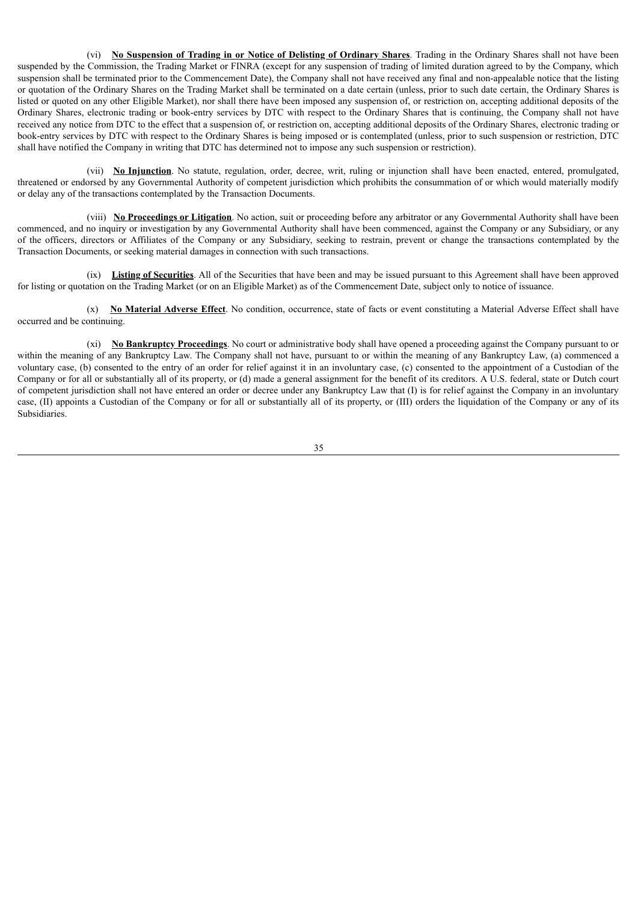(vi) **No Suspension of Trading in or Notice of Delisting of Ordinary Shares**. Trading in the Ordinary Shares shall not have been suspended by the Commission, the Trading Market or FINRA (except for any suspension of trading of limited duration agreed to by the Company, which suspension shall be terminated prior to the Commencement Date), the Company shall not have received any final and non-appealable notice that the listing or quotation of the Ordinary Shares on the Trading Market shall be terminated on a date certain (unless, prior to such date certain, the Ordinary Shares is listed or quoted on any other Eligible Market), nor shall there have been imposed any suspension of, or restriction on, accepting additional deposits of the Ordinary Shares, electronic trading or book-entry services by DTC with respect to the Ordinary Shares that is continuing, the Company shall not have received any notice from DTC to the effect that a suspension of, or restriction on, accepting additional deposits of the Ordinary Shares, electronic trading or book-entry services by DTC with respect to the Ordinary Shares is being imposed or is contemplated (unless, prior to such suspension or restriction, DTC shall have notified the Company in writing that DTC has determined not to impose any such suspension or restriction).

(vii) **No Injunction**. No statute, regulation, order, decree, writ, ruling or injunction shall have been enacted, entered, promulgated, threatened or endorsed by any Governmental Authority of competent jurisdiction which prohibits the consummation of or which would materially modify or delay any of the transactions contemplated by the Transaction Documents.

(viii) **No Proceedings or Litigation**. No action, suit or proceeding before any arbitrator or any Governmental Authority shall have been commenced, and no inquiry or investigation by any Governmental Authority shall have been commenced, against the Company or any Subsidiary, or any of the officers, directors or Affiliates of the Company or any Subsidiary, seeking to restrain, prevent or change the transactions contemplated by the Transaction Documents, or seeking material damages in connection with such transactions.

(ix) **Listing of Securities**. All of the Securities that have been and may be issued pursuant to this Agreement shall have been approved for listing or quotation on the Trading Market (or on an Eligible Market) as of the Commencement Date, subject only to notice of issuance.

(x) **No Material Adverse Effect**. No condition, occurrence, state of facts or event constituting a Material Adverse Effect shall have occurred and be continuing.

(xi) **No Bankruptcy Proceedings**. No court or administrative body shall have opened a proceeding against the Company pursuant to or within the meaning of any Bankruptcy Law. The Company shall not have, pursuant to or within the meaning of any Bankruptcy Law, (a) commenced a voluntary case, (b) consented to the entry of an order for relief against it in an involuntary case, (c) consented to the appointment of a Custodian of the Company or for all or substantially all of its property, or (d) made a general assignment for the benefit of its creditors. A U.S. federal, state or Dutch court of competent jurisdiction shall not have entered an order or decree under any Bankruptcy Law that (I) is for relief against the Company in an involuntary case, (II) appoints a Custodian of the Company or for all or substantially all of its property, or (III) orders the liquidation of the Company or any of its Subsidiaries.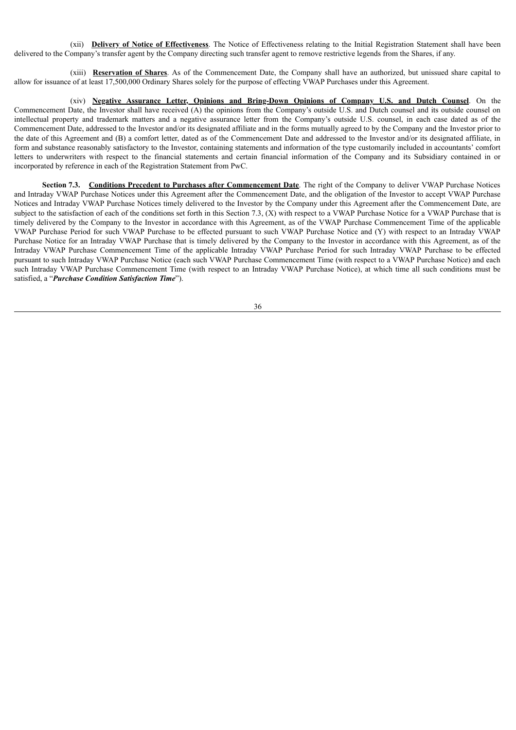(xii) **Delivery of Notice of Effectiveness**. The Notice of Effectiveness relating to the Initial Registration Statement shall have been delivered to the Company's transfer agent by the Company directing such transfer agent to remove restrictive legends from the Shares, if any.

(xiii) **Reservation of Shares**. As of the Commencement Date, the Company shall have an authorized, but unissued share capital to allow for issuance of at least 17,500,000 Ordinary Shares solely for the purpose of effecting VWAP Purchases under this Agreement.

(xiv) **Negative Assurance Letter, Opinions and Bring-Down Opinions of Company U.S. and Dutch Counsel**. On the Commencement Date, the Investor shall have received (A) the opinions from the Company's outside U.S. and Dutch counsel and its outside counsel on intellectual property and trademark matters and a negative assurance letter from the Company's outside U.S. counsel, in each case dated as of the Commencement Date, addressed to the Investor and/or its designated affiliate and in the forms mutually agreed to by the Company and the Investor prior to the date of this Agreement and (B) a comfort letter, dated as of the Commencement Date and addressed to the Investor and/or its designated affiliate, in form and substance reasonably satisfactory to the Investor, containing statements and information of the type customarily included in accountants' comfort letters to underwriters with respect to the financial statements and certain financial information of the Company and its Subsidiary contained in or incorporated by reference in each of the Registration Statement from PwC.

**Section 7.3. Conditions Precedent to Purchases after Commencement Date**. The right of the Company to deliver VWAP Purchase Notices and Intraday VWAP Purchase Notices under this Agreement after the Commencement Date, and the obligation of the Investor to accept VWAP Purchase Notices and Intraday VWAP Purchase Notices timely delivered to the Investor by the Company under this Agreement after the Commencement Date, are subject to the satisfaction of each of the conditions set forth in this Section 7.3, (X) with respect to a VWAP Purchase Notice for a VWAP Purchase that is timely delivered by the Company to the Investor in accordance with this Agreement, as of the VWAP Purchase Commencement Time of the applicable VWAP Purchase Period for such VWAP Purchase to be effected pursuant to such VWAP Purchase Notice and (Y) with respect to an Intraday VWAP Purchase Notice for an Intraday VWAP Purchase that is timely delivered by the Company to the Investor in accordance with this Agreement, as of the Intraday VWAP Purchase Commencement Time of the applicable Intraday VWAP Purchase Period for such Intraday VWAP Purchase to be effected pursuant to such Intraday VWAP Purchase Notice (each such VWAP Purchase Commencement Time (with respect to a VWAP Purchase Notice) and each such Intraday VWAP Purchase Commencement Time (with respect to an Intraday VWAP Purchase Notice), at which time all such conditions must be satisfied, a "***Purchase Condition Satisfaction Time***").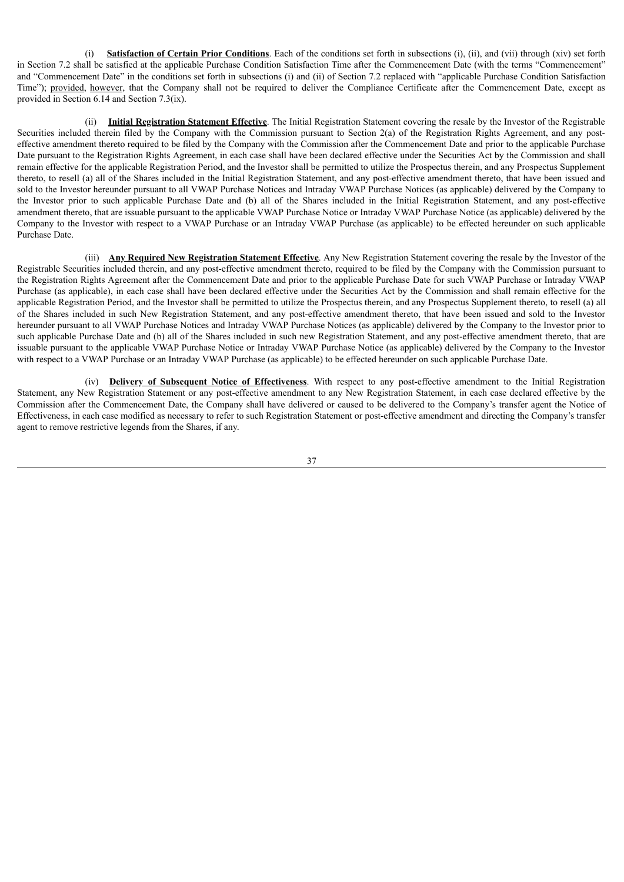(i) **Satisfaction of Certain Prior Conditions**. Each of the conditions set forth in subsections (i), (ii), and (vii) through (xiv) set forth in Section 7.2 shall be satisfied at the applicable Purchase Condition Satisfaction Time after the Commencement Date (with the terms "Commencement" and "Commencement Date" in the conditions set forth in subsections (i) and (ii) of Section 7.2 replaced with "applicable Purchase Condition Satisfaction Time"); provided, however, that the Company shall not be required to deliver the Compliance Certificate after the Commencement Date, except as provided in Section 6.14 and Section 7.3(ix).

(ii) **Initial Registration Statement Effective**. The Initial Registration Statement covering the resale by the Investor of the Registrable Securities included therein filed by the Company with the Commission pursuant to Section 2(a) of the Registration Rights Agreement, and any post-effective amendment thereto required to be filed by the Company with the Commission after the Commencement Date and prior to the applicable Purchase Date pursuant to the Registration Rights Agreement, in each case shall have been declared effective under the Securities Act by the Commission and shall remain effective for the applicable Registration Period, and the Investor shall be permitted to utilize the Prospectus therein, and any Prospectus Supplement thereto, to resell (a) all of the Shares included in the Initial Registration Statement, and any post-effective amendment thereto, that have been issued and sold to the Investor hereunder pursuant to all VWAP Purchase Notices and Intraday VWAP Purchase Notices (as applicable) delivered by the Company to the Investor prior to such applicable Purchase Date and (b) all of the Shares included in the Initial Registration Statement, and any post-effective amendment thereto, that are issuable pursuant to the applicable VWAP Purchase Notice or Intraday VWAP Purchase Notice (as applicable) delivered by the Company to the Investor with respect to a VWAP Purchase or an Intraday VWAP Purchase (as applicable) to be effected hereunder on such applicable Purchase Date.

(iii) **Any Required New Registration Statement Effective**. Any New Registration Statement covering the resale by the Investor of the Registrable Securities included therein, and any post-effective amendment thereto, required to be filed by the Company with the Commission pursuant to the Registration Rights Agreement after the Commencement Date and prior to the applicable Purchase Date for such VWAP Purchase or Intraday VWAP Purchase (as applicable), in each case shall have been declared effective under the Securities Act by the Commission and shall remain effective for the applicable Registration Period, and the Investor shall be permitted to utilize the Prospectus therein, and any Prospectus Supplement thereto, to resell (a) all of the Shares included in such New Registration Statement, and any post-effective amendment thereto, that have been issued and sold to the Investor hereunder pursuant to all VWAP Purchase Notices and Intraday VWAP Purchase Notices (as applicable) delivered by the Company to the Investor prior to such applicable Purchase Date and (b) all of the Shares included in such new Registration Statement, and any post-effective amendment thereto, that are issuable pursuant to the applicable VWAP Purchase Notice or Intraday VWAP Purchase Notice (as applicable) delivered by the Company to the Investor with respect to a VWAP Purchase or an Intraday VWAP Purchase (as applicable) to be effected hereunder on such applicable Purchase Date.

(iv) **Delivery of Subsequent Notice of Effectiveness**. With respect to any post-effective amendment to the Initial Registration Statement, any New Registration Statement or any post-effective amendment to any New Registration Statement, in each case declared effective by the Commission after the Commencement Date, the Company shall have delivered or caused to be delivered to the Company's transfer agent the Notice of Effectiveness, in each case modified as necessary to refer to such Registration Statement or post-effective amendment and directing the Company's transfer agent to remove restrictive legends from the Shares, if any.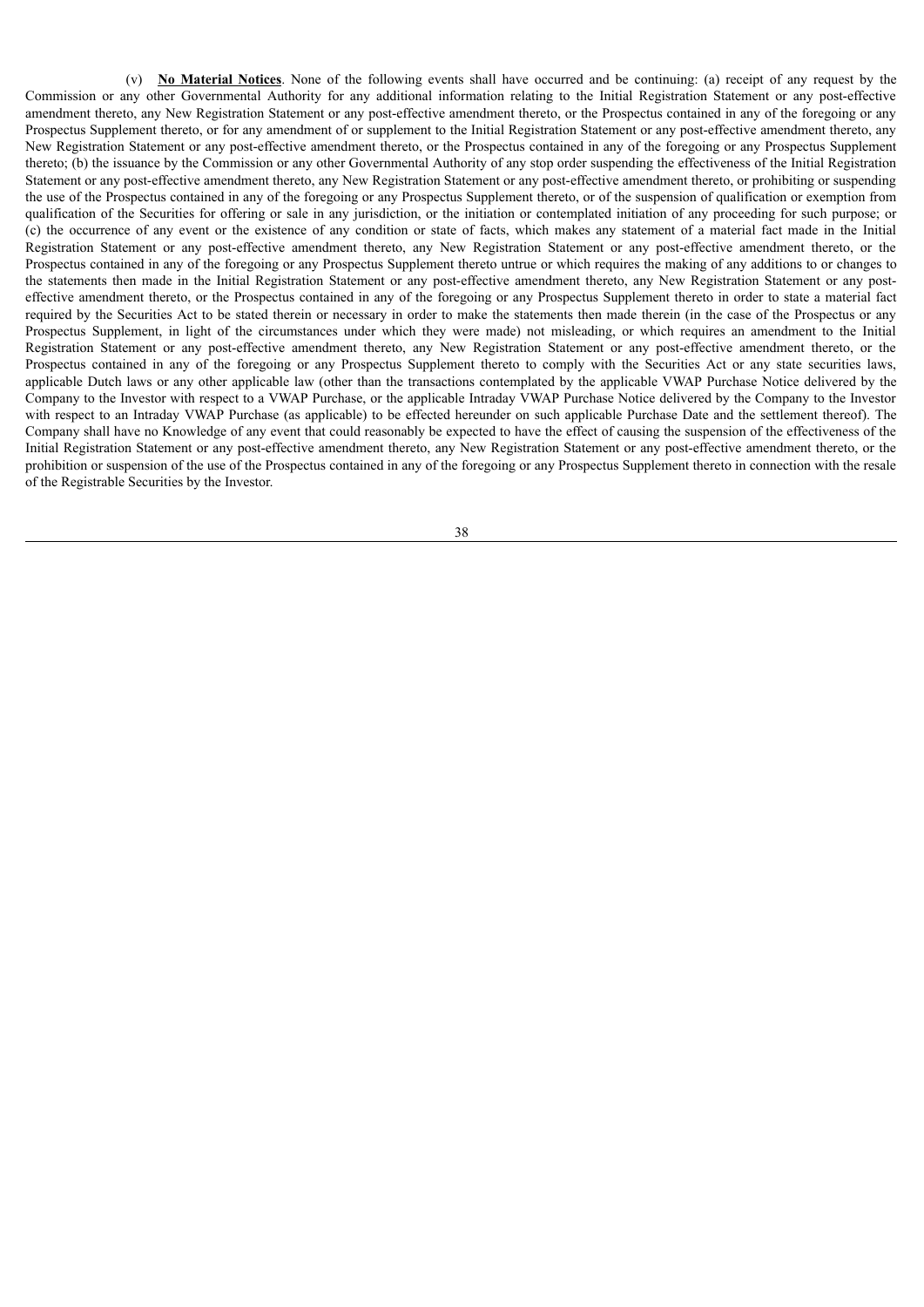(v) **No Material Notices**. None of the following events shall have occurred and be continuing: (a) receipt of any request by the Commission or any other Governmental Authority for any additional information relating to the Initial Registration Statement or any post-effective amendment thereto, any New Registration Statement or any post-effective amendment thereto, or the Prospectus contained in any of the foregoing or any Prospectus Supplement thereto, or for any amendment of or supplement to the Initial Registration Statement or any post-effective amendment thereto, any New Registration Statement or any post-effective amendment thereto, or the Prospectus contained in any of the foregoing or any Prospectus Supplement thereto; (b) the issuance by the Commission or any other Governmental Authority of any stop order suspending the effectiveness of the Initial Registration Statement or any post-effective amendment thereto, any New Registration Statement or any post-effective amendment thereto, or prohibiting or suspending the use of the Prospectus contained in any of the foregoing or any Prospectus Supplement thereto, or of the suspension of qualification or exemption from qualification of the Securities for offering or sale in any jurisdiction, or the initiation or contemplated initiation of any proceeding for such purpose; or (c) the occurrence of any event or the existence of any condition or state of facts, which makes any statement of a material fact made in the Initial Registration Statement or any post-effective amendment thereto, any New Registration Statement or any post-effective amendment thereto, or the Prospectus contained in any of the foregoing or any Prospectus Supplement thereto untrue or which requires the making of any additions to or changes to the statements then made in the Initial Registration Statement or any post-effective amendment thereto, any New Registration Statement or any post-effective amendment thereto, or the Prospectus contained in any of the foregoing or any Prospectus Supplement thereto in order to state a material fact required by the Securities Act to be stated therein or necessary in order to make the statements then made therein (in the case of the Prospectus or any Prospectus Supplement, in light of the circumstances under which they were made) not misleading, or which requires an amendment to the Initial Registration Statement or any post-effective amendment thereto, any New Registration Statement or any post-effective amendment thereto, or the Prospectus contained in any of the foregoing or any Prospectus Supplement thereto to comply with the Securities Act or any state securities laws, applicable Dutch laws or any other applicable law (other than the transactions contemplated by the applicable VWAP Purchase Notice delivered by the Company to the Investor with respect to a VWAP Purchase, or the applicable Intraday VWAP Purchase Notice delivered by the Company to the Investor with respect to an Intraday VWAP Purchase (as applicable) to be effected hereunder on such applicable Purchase Date and the settlement thereof). The Company shall have no Knowledge of any event that could reasonably be expected to have the effect of causing the suspension of the effectiveness of the Initial Registration Statement or any post-effective amendment thereto, any New Registration Statement or any post-effective amendment thereto, or the prohibition or suspension of the use of the Prospectus contained in any of the foregoing or any Prospectus Supplement thereto in connection with the resale of the Registrable Securities by the Investor.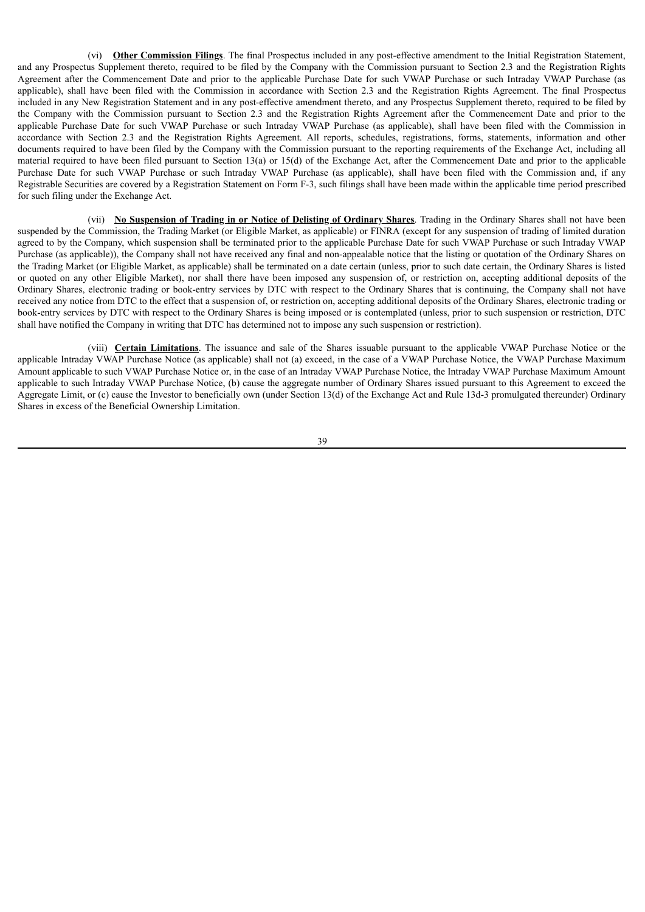(vi) **Other Commission Filings**. The final Prospectus included in any post-effective amendment to the Initial Registration Statement, and any Prospectus Supplement thereto, required to be filed by the Company with the Commission pursuant to Section 2.3 and the Registration Rights Agreement after the Commencement Date and prior to the applicable Purchase Date for such VWAP Purchase or such Intraday VWAP Purchase (as applicable), shall have been filed with the Commission in accordance with Section 2.3 and the Registration Rights Agreement. The final Prospectus included in any New Registration Statement and in any post-effective amendment thereto, and any Prospectus Supplement thereto, required to be filed by the Company with the Commission pursuant to Section 2.3 and the Registration Rights Agreement after the Commencement Date and prior to the applicable Purchase Date for such VWAP Purchase or such Intraday VWAP Purchase (as applicable), shall have been filed with the Commission in accordance with Section 2.3 and the Registration Rights Agreement. All reports, schedules, registrations, forms, statements, information and other documents required to have been filed by the Company with the Commission pursuant to the reporting requirements of the Exchange Act, including all material required to have been filed pursuant to Section 13(a) or 15(d) of the Exchange Act, after the Commencement Date and prior to the applicable Purchase Date for such VWAP Purchase or such Intraday VWAP Purchase (as applicable), shall have been filed with the Commission and, if any Registrable Securities are covered by a Registration Statement on Form F-3, such filings shall have been made within the applicable time period prescribed for such filing under the Exchange Act.

(vii) **No Suspension of Trading in or Notice of Delisting of Ordinary Shares**. Trading in the Ordinary Shares shall not have been suspended by the Commission, the Trading Market (or Eligible Market, as applicable) or FINRA (except for any suspension of trading of limited duration agreed to by the Company, which suspension shall be terminated prior to the applicable Purchase Date for such VWAP Purchase or such Intraday VWAP Purchase (as applicable)), the Company shall not have received any final and non-appealable notice that the listing or quotation of the Ordinary Shares on the Trading Market (or Eligible Market, as applicable) shall be terminated on a date certain (unless, prior to such date certain, the Ordinary Shares is listed or quoted on any other Eligible Market), nor shall there have been imposed any suspension of, or restriction on, accepting additional deposits of the Ordinary Shares, electronic trading or book-entry services by DTC with respect to the Ordinary Shares that is continuing, the Company shall not have received any notice from DTC to the effect that a suspension of, or restriction on, accepting additional deposits of the Ordinary Shares, electronic trading or book-entry services by DTC with respect to the Ordinary Shares is being imposed or is contemplated (unless, prior to such suspension or restriction, DTC shall have notified the Company in writing that DTC has determined not to impose any such suspension or restriction).

(viii) **Certain Limitations**. The issuance and sale of the Shares issuable pursuant to the applicable VWAP Purchase Notice or the applicable Intraday VWAP Purchase Notice (as applicable) shall not (a) exceed, in the case of a VWAP Purchase Notice, the VWAP Purchase Maximum Amount applicable to such VWAP Purchase Notice or, in the case of an Intraday VWAP Purchase Notice, the Intraday VWAP Purchase Maximum Amount applicable to such Intraday VWAP Purchase Notice, (b) cause the aggregate number of Ordinary Shares issued pursuant to this Agreement to exceed the Aggregate Limit, or (c) cause the Investor to beneficially own (under Section 13(d) of the Exchange Act and Rule 13d-3 promulgated thereunder) Ordinary Shares in excess of the Beneficial Ownership Limitation.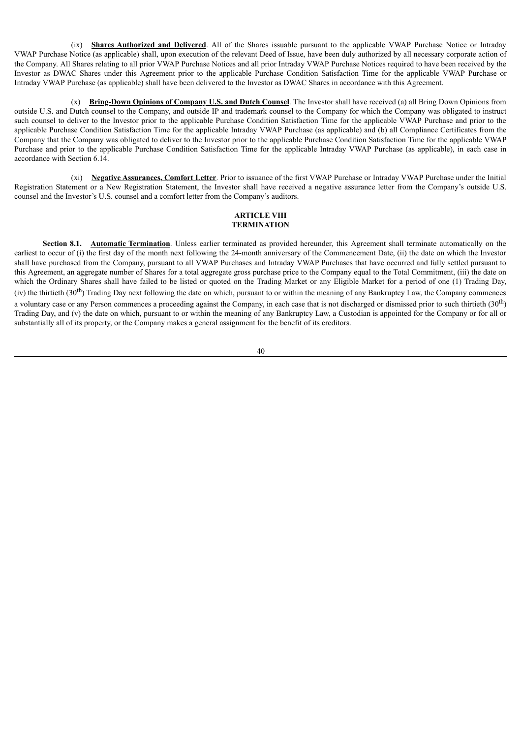(ix) **Shares Authorized and Delivered**. All of the Shares issuable pursuant to the applicable VWAP Purchase Notice or Intraday VWAP Purchase Notice (as applicable) shall, upon execution of the relevant Deed of Issue, have been duly authorized by all necessary corporate action of the Company. All Shares relating to all prior VWAP Purchase Notices and all prior Intraday VWAP Purchase Notices required to have been received by the Investor as DWAC Shares under this Agreement prior to the applicable Purchase Condition Satisfaction Time for the applicable VWAP Purchase or Intraday VWAP Purchase (as applicable) shall have been delivered to the Investor as DWAC Shares in accordance with this Agreement.

(x) **Bring-Down Opinions of Company U.S. and Dutch Counsel**. The Investor shall have received (a) all Bring Down Opinions from outside U.S. and Dutch counsel to the Company, and outside IP and trademark counsel to the Company for which the Company was obligated to instruct such counsel to deliver to the Investor prior to the applicable Purchase Condition Satisfaction Time for the applicable VWAP Purchase and prior to the applicable Purchase Condition Satisfaction Time for the applicable Intraday VWAP Purchase (as applicable) and (b) all Compliance Certificates from the Company that the Company was obligated to deliver to the Investor prior to the applicable Purchase Condition Satisfaction Time for the applicable VWAP Purchase and prior to the applicable Purchase Condition Satisfaction Time for the applicable Intraday VWAP Purchase (as applicable), in each case in accordance with Section 6.14.

(xi) **Negative Assurances, Comfort Letter**. Prior to issuance of the first VWAP Purchase or Intraday VWAP Purchase under the Initial Registration Statement or a New Registration Statement, the Investor shall have received a negative assurance letter from the Company's outside U.S. counsel and the Investor's U.S. counsel and a comfort letter from the Company's auditors.

## ARTICLE VIII
## TERMINATION

**Section 8.1. Automatic Termination**. Unless earlier terminated as provided hereunder, this Agreement shall terminate automatically on the earliest to occur of (i) the first day of the month next following the 24-month anniversary of the Commencement Date, (ii) the date on which the Investor shall have purchased from the Company, pursuant to all VWAP Purchases and Intraday VWAP Purchases that have occurred and fully settled pursuant to this Agreement, an aggregate number of Shares for a total aggregate gross purchase price to the Company equal to the Total Commitment, (iii) the date on which the Ordinary Shares shall have failed to be listed or quoted on the Trading Market or any Eligible Market for a period of one (1) Trading Day, (iv) the thirtieth (30th) Trading Day next following the date on which, pursuant to or within the meaning of any Bankruptcy Law, the Company commences a voluntary case or any Person commences a proceeding against the Company, in each case that is not discharged or dismissed prior to such thirtieth (30th) Trading Day, and (v) the date on which, pursuant to or within the meaning of any Bankruptcy Law, a Custodian is appointed for the Company or for all or substantially all of its property, or the Company makes a general assignment for the benefit of its creditors.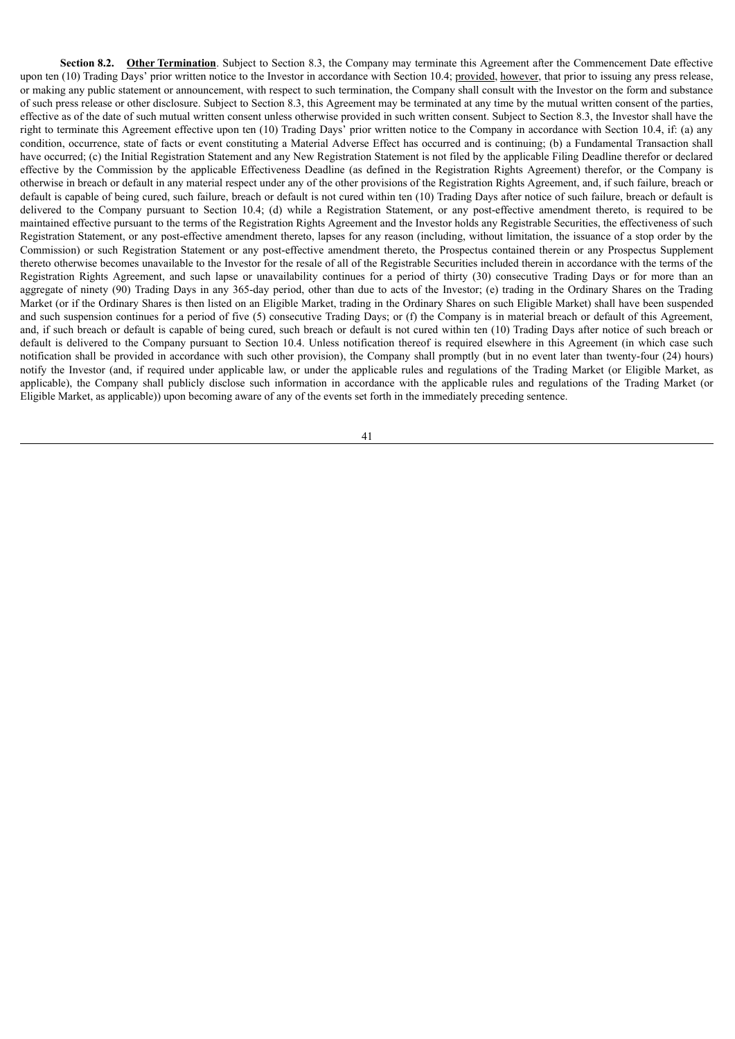**Section 8.2. Other Termination**. Subject to Section 8.3, the Company may terminate this Agreement after the Commencement Date effective upon ten (10) Trading Days' prior written notice to the Investor in accordance with Section 10.4; provided, however, that prior to issuing any press release, or making any public statement or announcement, with respect to such termination, the Company shall consult with the Investor on the form and substance of such press release or other disclosure. Subject to Section 8.3, this Agreement may be terminated at any time by the mutual written consent of the parties, effective as of the date of such mutual written consent unless otherwise provided in such written consent. Subject to Section 8.3, the Investor shall have the right to terminate this Agreement effective upon ten (10) Trading Days' prior written notice to the Company in accordance with Section 10.4, if: (a) any condition, occurrence, state of facts or event constituting a Material Adverse Effect has occurred and is continuing; (b) a Fundamental Transaction shall have occurred; (c) the Initial Registration Statement and any New Registration Statement is not filed by the applicable Filing Deadline therefor or declared effective by the Commission by the applicable Effectiveness Deadline (as defined in the Registration Rights Agreement) therefor, or the Company is otherwise in breach or default in any material respect under any of the other provisions of the Registration Rights Agreement, and, if such failure, breach or default is capable of being cured, such failure, breach or default is not cured within ten (10) Trading Days after notice of such failure, breach or default is delivered to the Company pursuant to Section 10.4; (d) while a Registration Statement, or any post-effective amendment thereto, is required to be maintained effective pursuant to the terms of the Registration Rights Agreement and the Investor holds any Registrable Securities, the effectiveness of such Registration Statement, or any post-effective amendment thereto, lapses for any reason (including, without limitation, the issuance of a stop order by the Commission) or such Registration Statement or any post-effective amendment thereto, the Prospectus contained therein or any Prospectus Supplement thereto otherwise becomes unavailable to the Investor for the resale of all of the Registrable Securities included therein in accordance with the terms of the Registration Rights Agreement, and such lapse or unavailability continues for a period of thirty (30) consecutive Trading Days or for more than an aggregate of ninety (90) Trading Days in any 365-day period, other than due to acts of the Investor; (e) trading in the Ordinary Shares on the Trading Market (or if the Ordinary Shares is then listed on an Eligible Market, trading in the Ordinary Shares on such Eligible Market) shall have been suspended and such suspension continues for a period of five (5) consecutive Trading Days; or (f) the Company is in material breach or default of this Agreement, and, if such breach or default is capable of being cured, such breach or default is not cured within ten (10) Trading Days after notice of such breach or default is delivered to the Company pursuant to Section 10.4. Unless notification thereof is required elsewhere in this Agreement (in which case such notification shall be provided in accordance with such other provision), the Company shall promptly (but in no event later than twenty-four (24) hours) notify the Investor (and, if required under applicable law, or under the applicable rules and regulations of the Trading Market (or Eligible Market, as applicable), the Company shall publicly disclose such information in accordance with the applicable rules and regulations of the Trading Market (or Eligible Market, as applicable)) upon becoming aware of any of the events set forth in the immediately preceding sentence.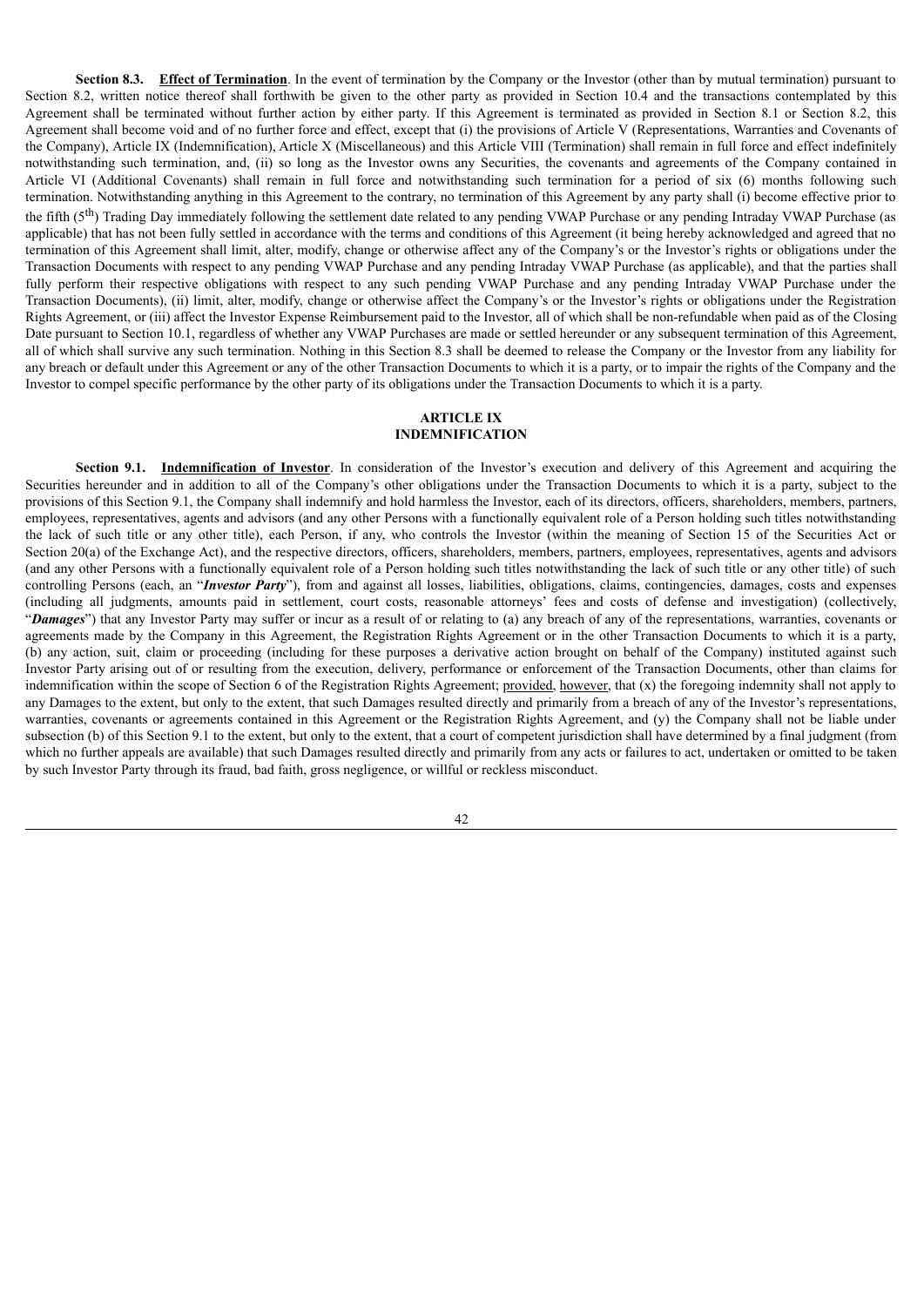**Section 8.3. Effect of Termination**. In the event of termination by the Company or the Investor (other than by mutual termination) pursuant to Section 8.2, written notice thereof shall forthwith be given to the other party as provided in Section 10.4 and the transactions contemplated by this Agreement shall be terminated without further action by either party. If this Agreement is terminated as provided in Section 8.1 or Section 8.2, this Agreement shall become void and of no further force and effect, except that (i) the provisions of Article V (Representations, Warranties and Covenants of the Company), Article IX (Indemnification), Article X (Miscellaneous) and this Article VIII (Termination) shall remain in full force and effect indefinitely notwithstanding such termination, and, (ii) so long as the Investor owns any Securities, the covenants and agreements of the Company contained in Article VI (Additional Covenants) shall remain in full force and notwithstanding such termination for a period of six (6) months following such termination. Notwithstanding anything in this Agreement to the contrary, no termination of this Agreement by any party shall (i) become effective prior to the fifth (5th) Trading Day immediately following the settlement date related to any pending VWAP Purchase or any pending Intraday VWAP Purchase (as applicable) that has not been fully settled in accordance with the terms and conditions of this Agreement (it being hereby acknowledged and agreed that no termination of this Agreement shall limit, alter, modify, change or otherwise affect any of the Company's or the Investor's rights or obligations under the Transaction Documents with respect to any pending VWAP Purchase and any pending Intraday VWAP Purchase (as applicable), and that the parties shall fully perform their respective obligations with respect to any such pending VWAP Purchase and any pending Intraday VWAP Purchase under the Transaction Documents), (ii) limit, alter, modify, change or otherwise affect the Company's or the Investor's rights or obligations under the Registration Rights Agreement, or (iii) affect the Investor Expense Reimbursement paid to the Investor, all of which shall be non-refundable when paid as of the Closing Date pursuant to Section 10.1, regardless of whether any VWAP Purchases are made or settled hereunder or any subsequent termination of this Agreement, all of which shall survive any such termination. Nothing in this Section 8.3 shall be deemed to release the Company or the Investor from any liability for any breach or default under this Agreement or any of the other Transaction Documents to which it is a party, or to impair the rights of the Company and the Investor to compel specific performance by the other party of its obligations under the Transaction Documents to which it is a party.

## ARTICLE IX
## INDEMNIFICATION

**Section 9.1. Indemnification of Investor**. In consideration of the Investor's execution and delivery of this Agreement and acquiring the Securities hereunder and in addition to all of the Company's other obligations under the Transaction Documents to which it is a party, subject to the provisions of this Section 9.1, the Company shall indemnify and hold harmless the Investor, each of its directors, officers, shareholders, members, partners, employees, representatives, agents and advisors (and any other Persons with a functionally equivalent role of a Person holding such titles notwithstanding the lack of such title or any other title), each Person, if any, who controls the Investor (within the meaning of Section 15 of the Securities Act or Section 20(a) of the Exchange Act), and the respective directors, officers, shareholders, members, partners, employees, representatives, agents and advisors (and any other Persons with a functionally equivalent role of a Person holding such titles notwithstanding the lack of such title or any other title) of such controlling Persons (each, an "***Investor Party***"), from and against all losses, liabilities, obligations, claims, contingencies, damages, costs and expenses (including all judgments, amounts paid in settlement, court costs, reasonable attorneys' fees and costs of defense and investigation) (collectively, "***Damages***") that any Investor Party may suffer or incur as a result of or relating to (a) any breach of any of the representations, warranties, covenants or agreements made by the Company in this Agreement, the Registration Rights Agreement or in the other Transaction Documents to which it is a party, (b) any action, suit, claim or proceeding (including for these purposes a derivative action brought on behalf of the Company) instituted against such Investor Party arising out of or resulting from the execution, delivery, performance or enforcement of the Transaction Documents, other than claims for indemnification within the scope of Section 6 of the Registration Rights Agreement; provided, however, that (x) the foregoing indemnity shall not apply to any Damages to the extent, but only to the extent, that such Damages resulted directly and primarily from a breach of any of the Investor's representations, warranties, covenants or agreements contained in this Agreement or the Registration Rights Agreement, and (y) the Company shall not be liable under subsection (b) of this Section 9.1 to the extent, but only to the extent, that a court of competent jurisdiction shall have determined by a final judgment (from which no further appeals are available) that such Damages resulted directly and primarily from any acts or failures to act, undertaken or omitted to be taken by such Investor Party through its fraud, bad faith, gross negligence, or willful or reckless misconduct.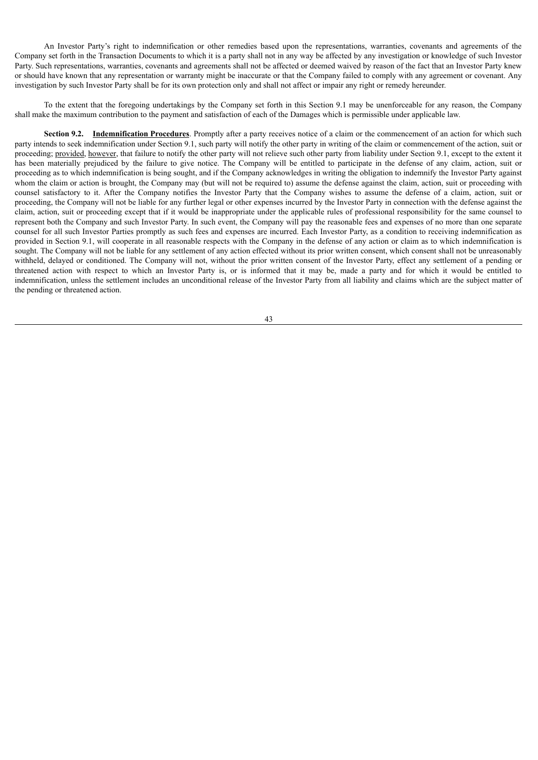An Investor Party's right to indemnification or other remedies based upon the representations, warranties, covenants and agreements of the Company set forth in the Transaction Documents to which it is a party shall not in any way be affected by any investigation or knowledge of such Investor Party. Such representations, warranties, covenants and agreements shall not be affected or deemed waived by reason of the fact that an Investor Party knew or should have known that any representation or warranty might be inaccurate or that the Company failed to comply with any agreement or covenant. Any investigation by such Investor Party shall be for its own protection only and shall not affect or impair any right or remedy hereunder.

To the extent that the foregoing undertakings by the Company set forth in this Section 9.1 may be unenforceable for any reason, the Company shall make the maximum contribution to the payment and satisfaction of each of the Damages which is permissible under applicable law.

**Section 9.2. Indemnification Procedures**. Promptly after a party receives notice of a claim or the commencement of an action for which such party intends to seek indemnification under Section 9.1, such party will notify the other party in writing of the claim or commencement of the action, suit or proceeding; provided, however, that failure to notify the other party will not relieve such other party from liability under Section 9.1, except to the extent it has been materially prejudiced by the failure to give notice. The Company will be entitled to participate in the defense of any claim, action, suit or proceeding as to which indemnification is being sought, and if the Company acknowledges in writing the obligation to indemnify the Investor Party against whom the claim or action is brought, the Company may (but will not be required to) assume the defense against the claim, action, suit or proceeding with counsel satisfactory to it. After the Company notifies the Investor Party that the Company wishes to assume the defense of a claim, action, suit or proceeding, the Company will not be liable for any further legal or other expenses incurred by the Investor Party in connection with the defense against the claim, action, suit or proceeding except that if it would be inappropriate under the applicable rules of professional responsibility for the same counsel to represent both the Company and such Investor Party. In such event, the Company will pay the reasonable fees and expenses of no more than one separate counsel for all such Investor Parties promptly as such fees and expenses are incurred. Each Investor Party, as a condition to receiving indemnification as provided in Section 9.1, will cooperate in all reasonable respects with the Company in the defense of any action or claim as to which indemnification is sought. The Company will not be liable for any settlement of any action effected without its prior written consent, which consent shall not be unreasonably withheld, delayed or conditioned. The Company will not, without the prior written consent of the Investor Party, effect any settlement of a pending or threatened action with respect to which an Investor Party is, or is informed that it may be, made a party and for which it would be entitled to indemnification, unless the settlement includes an unconditional release of the Investor Party from all liability and claims which are the subject matter of the pending or threatened action.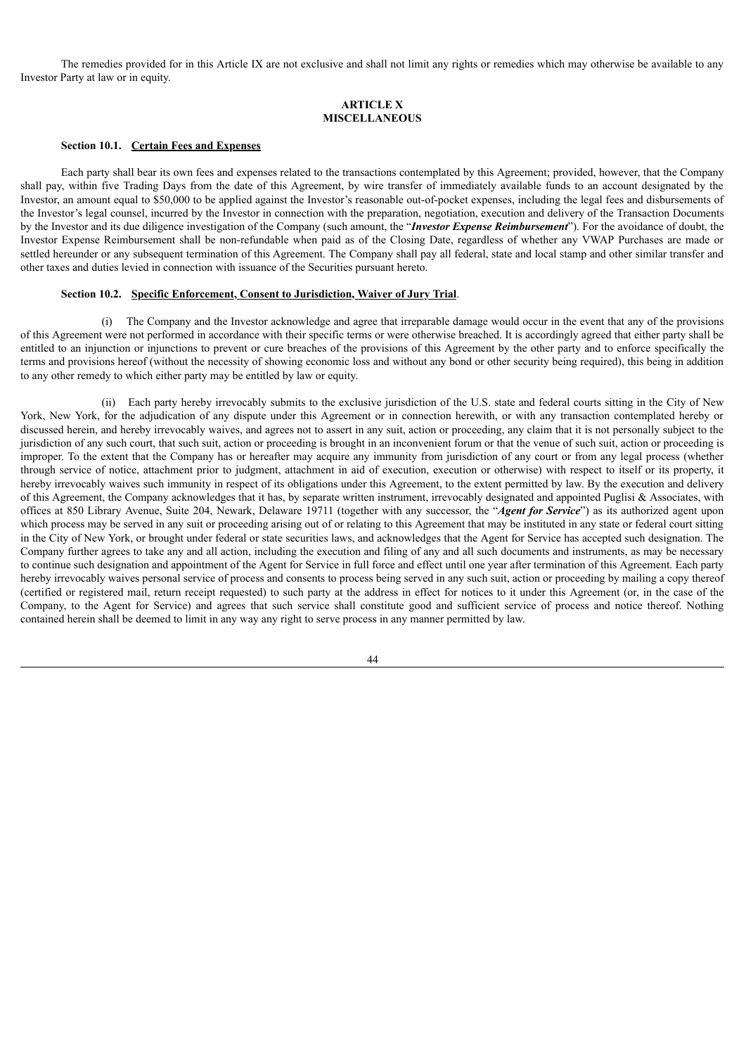The remedies provided for in this Article IX are not exclusive and shall not limit any rights or remedies which may otherwise be available to any Investor Party at law or in equity.

## ARTICLE X
## MISCELLANEOUS

**Section 10.1. Certain Fees and Expenses**

Each party shall bear its own fees and expenses related to the transactions contemplated by this Agreement; provided, however, that the Company shall pay, within five Trading Days from the date of this Agreement, by wire transfer of immediately available funds to an account designated by the Investor, an amount equal to $50,000 to be applied against the Investor's reasonable out-of-pocket expenses, including the legal fees and disbursements of the Investor's legal counsel, incurred by the Investor in connection with the preparation, negotiation, execution and delivery of the Transaction Documents by the Investor and its due diligence investigation of the Company (such amount, the "***Investor Expense Reimbursement***"). For the avoidance of doubt, the Investor Expense Reimbursement shall be non-refundable when paid as of the Closing Date, regardless of whether any VWAP Purchases are made or settled hereunder or any subsequent termination of this Agreement. The Company shall pay all federal, state and local stamp and other similar transfer and other taxes and duties levied in connection with issuance of the Securities pursuant hereto.

**Section 10.2. Specific Enforcement, Consent to Jurisdiction, Waiver of Jury Trial**.

(i) The Company and the Investor acknowledge and agree that irreparable damage would occur in the event that any of the provisions of this Agreement were not performed in accordance with their specific terms or were otherwise breached. It is accordingly agreed that either party shall be entitled to an injunction or injunctions to prevent or cure breaches of the provisions of this Agreement by the other party and to enforce specifically the terms and provisions hereof (without the necessity of showing economic loss and without any bond or other security being required), this being in addition to any other remedy to which either party may be entitled by law or equity.

(ii) Each party hereby irrevocably submits to the exclusive jurisdiction of the U.S. state and federal courts sitting in the City of New York, New York, for the adjudication of any dispute under this Agreement or in connection herewith, or with any transaction contemplated hereby or discussed herein, and hereby irrevocably waives, and agrees not to assert in any suit, action or proceeding, any claim that it is not personally subject to the jurisdiction of any such court, that such suit, action or proceeding is brought in an inconvenient forum or that the venue of such suit, action or proceeding is improper. To the extent that the Company has or hereafter may acquire any immunity from jurisdiction of any court or from any legal process (whether through service of notice, attachment prior to judgment, attachment in aid of execution, execution or otherwise) with respect to itself or its property, it hereby irrevocably waives such immunity in respect of its obligations under this Agreement, to the extent permitted by law. By the execution and delivery of this Agreement, the Company acknowledges that it has, by separate written instrument, irrevocably designated and appointed Puglisi & Associates, with offices at 850 Library Avenue, Suite 204, Newark, Delaware 19711 (together with any successor, the "***Agent for Service***") as its authorized agent upon which process may be served in any suit or proceeding arising out of or relating to this Agreement that may be instituted in any state or federal court sitting in the City of New York, or brought under federal or state securities laws, and acknowledges that the Agent for Service has accepted such designation. The Company further agrees to take any and all action, including the execution and filing of any and all such documents and instruments, as may be necessary to continue such designation and appointment of the Agent for Service in full force and effect until one year after termination of this Agreement. Each party hereby irrevocably waives personal service of process and consents to process being served in any such suit, action or proceeding by mailing a copy thereof (certified or registered mail, return receipt requested) to such party at the address in effect for notices to it under this Agreement (or, in the case of the Company, to the Agent for Service) and agrees that such service shall constitute good and sufficient service of process and notice thereof. Nothing contained herein shall be deemed to limit in any way any right to serve process in any manner permitted by law.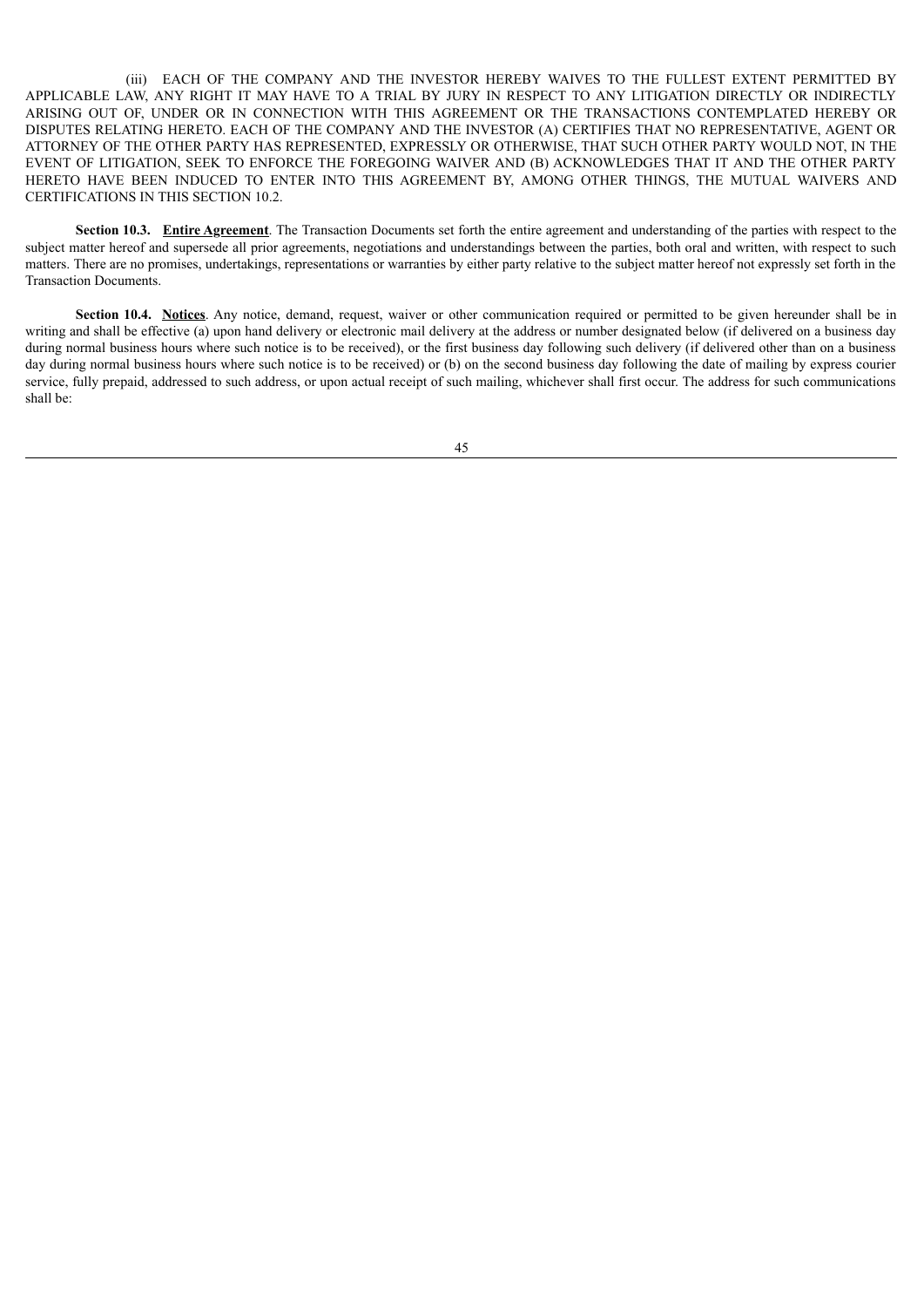(iii) EACH OF THE COMPANY AND THE INVESTOR HEREBY WAIVES TO THE FULLEST EXTENT PERMITTED BY APPLICABLE LAW, ANY RIGHT IT MAY HAVE TO A TRIAL BY JURY IN RESPECT TO ANY LITIGATION DIRECTLY OR INDIRECTLY ARISING OUT OF, UNDER OR IN CONNECTION WITH THIS AGREEMENT OR THE TRANSACTIONS CONTEMPLATED HEREBY OR DISPUTES RELATING HERETO. EACH OF THE COMPANY AND THE INVESTOR (A) CERTIFIES THAT NO REPRESENTATIVE, AGENT OR ATTORNEY OF THE OTHER PARTY HAS REPRESENTED, EXPRESSLY OR OTHERWISE, THAT SUCH OTHER PARTY WOULD NOT, IN THE EVENT OF LITIGATION, SEEK TO ENFORCE THE FOREGOING WAIVER AND (B) ACKNOWLEDGES THAT IT AND THE OTHER PARTY HERETO HAVE BEEN INDUCED TO ENTER INTO THIS AGREEMENT BY, AMONG OTHER THINGS, THE MUTUAL WAIVERS AND CERTIFICATIONS IN THIS SECTION 10.2.

**Section 10.3. Entire Agreement**. The Transaction Documents set forth the entire agreement and understanding of the parties with respect to the subject matter hereof and supersede all prior agreements, negotiations and understandings between the parties, both oral and written, with respect to such matters. There are no promises, undertakings, representations or warranties by either party relative to the subject matter hereof not expressly set forth in the Transaction Documents.

**Section 10.4. Notices**. Any notice, demand, request, waiver or other communication required or permitted to be given hereunder shall be in writing and shall be effective (a) upon hand delivery or electronic mail delivery at the address or number designated below (if delivered on a business day during normal business hours where such notice is to be received), or the first business day following such delivery (if delivered other than on a business day during normal business hours where such notice is to be received) or (b) on the second business day following the date of mailing by express courier service, fully prepaid, addressed to such address, or upon actual receipt of such mailing, whichever shall first occur. The address for such communications shall be: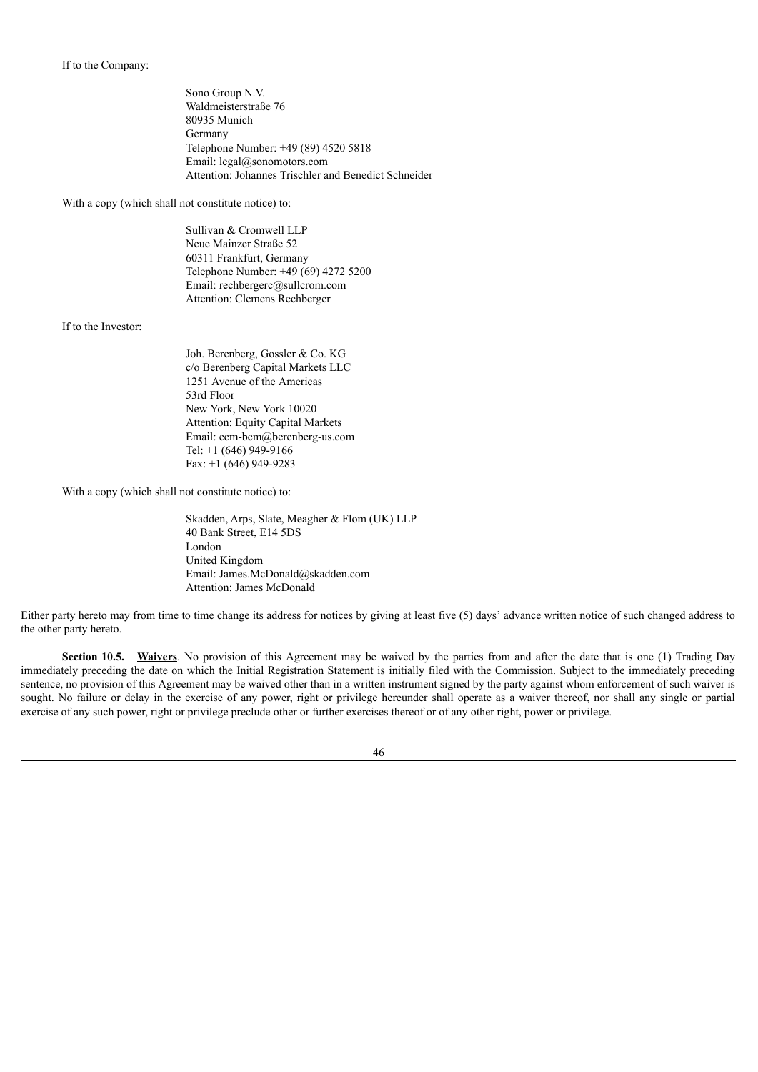If to the Company:

Sono Group N.V.  
Waldmeisterstraße 76  
80935 Munich  
Germany  
Telephone Number: +49 (89) 4520 5818  
Email: legal@sonomotors.com  
Attention: Johannes Trischler and Benedict Schneider

With a copy (which shall not constitute notice) to:

Sullivan & Cromwell LLP  
Neue Mainzer Straße 52  
60311 Frankfurt, Germany  
Telephone Number: +49 (69) 4272 5200  
Email: rechbergerc@sullcrom.com  
Attention: Clemens Rechberger

If to the Investor:

Joh. Berenberg, Gossler & Co. KG  
c/o Berenberg Capital Markets LLC  
1251 Avenue of the Americas  
53rd Floor  
New York, New York 10020  
Attention: Equity Capital Markets  
Email: ecm-bcm@berenberg-us.com  
Tel: +1 (646) 949-9166  
Fax: +1 (646) 949-9283

With a copy (which shall not constitute notice) to:

Skadden, Arps, Slate, Meagher & Flom (UK) LLP  
40 Bank Street, E14 5DS  
London  
United Kingdom  
Email: James.McDonald@skadden.com  
Attention: James McDonald

Either party hereto may from time to time change its address for notices by giving at least five (5) days' advance written notice of such changed address to the other party hereto.

**Section 10.5. Waivers**. No provision of this Agreement may be waived by the parties from and after the date that is one (1) Trading Day immediately preceding the date on which the Initial Registration Statement is initially filed with the Commission. Subject to the immediately preceding sentence, no provision of this Agreement may be waived other than in a written instrument signed by the party against whom enforcement of such waiver is sought. No failure or delay in the exercise of any power, right or privilege hereunder shall operate as a waiver thereof, nor shall any single or partial exercise of any such power, right or privilege preclude other or further exercises thereof or of any other right, power or privilege.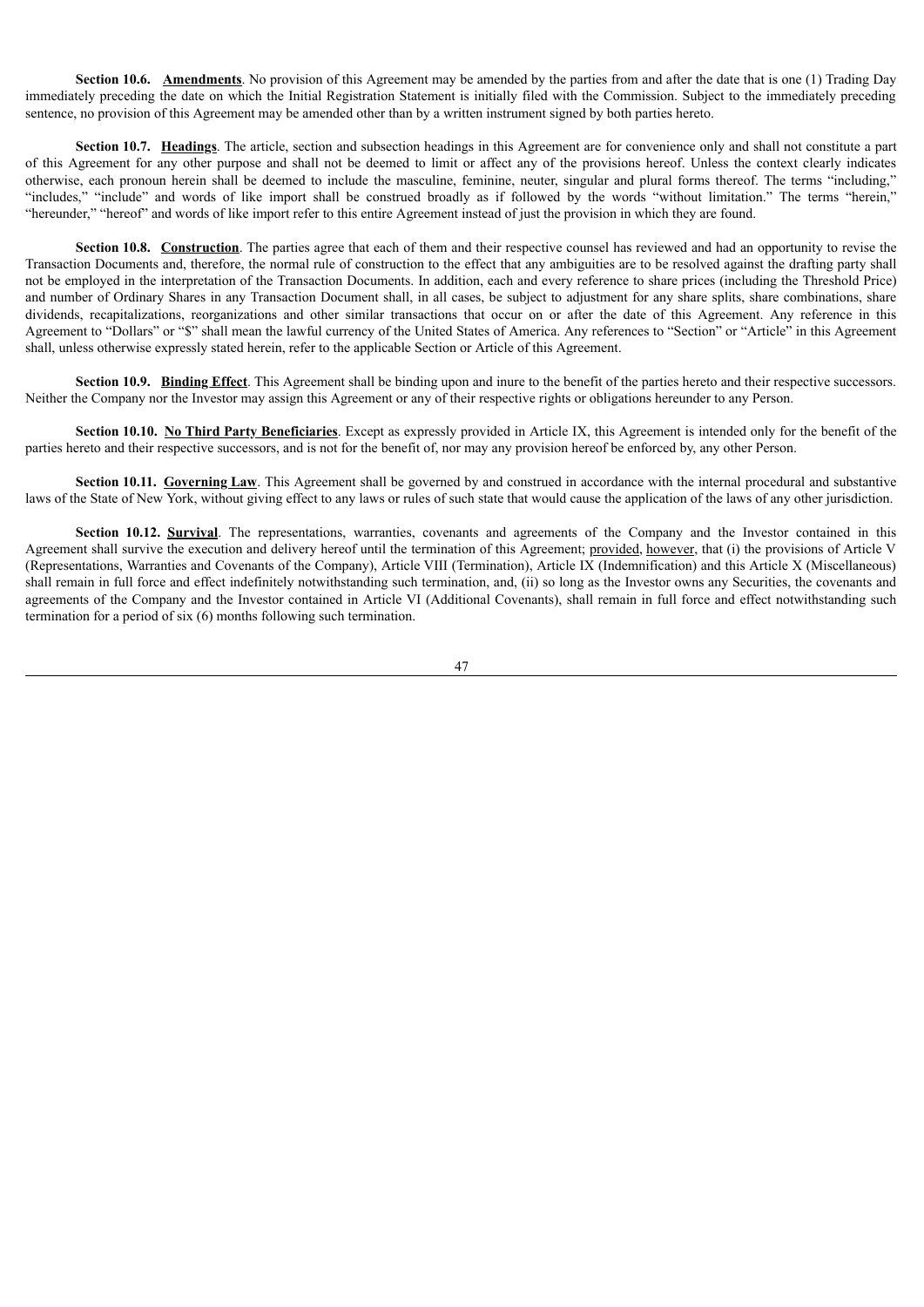**Section 10.6. Amendments**. No provision of this Agreement may be amended by the parties from and after the date that is one (1) Trading Day immediately preceding the date on which the Initial Registration Statement is initially filed with the Commission. Subject to the immediately preceding sentence, no provision of this Agreement may be amended other than by a written instrument signed by both parties hereto.

**Section 10.7. Headings**. The article, section and subsection headings in this Agreement are for convenience only and shall not constitute a part of this Agreement for any other purpose and shall not be deemed to limit or affect any of the provisions hereof. Unless the context clearly indicates otherwise, each pronoun herein shall be deemed to include the masculine, feminine, neuter, singular and plural forms thereof. The terms "including," "includes," "include" and words of like import shall be construed broadly as if followed by the words "without limitation." The terms "herein," "hereunder," "hereof" and words of like import refer to this entire Agreement instead of just the provision in which they are found.

**Section 10.8. Construction**. The parties agree that each of them and their respective counsel has reviewed and had an opportunity to revise the Transaction Documents and, therefore, the normal rule of construction to the effect that any ambiguities are to be resolved against the drafting party shall not be employed in the interpretation of the Transaction Documents. In addition, each and every reference to share prices (including the Threshold Price) and number of Ordinary Shares in any Transaction Document shall, in all cases, be subject to adjustment for any share splits, share combinations, share dividends, recapitalizations, reorganizations and other similar transactions that occur on or after the date of this Agreement. Any reference in this Agreement to "Dollars" or "$" shall mean the lawful currency of the United States of America. Any references to "Section" or "Article" in this Agreement shall, unless otherwise expressly stated herein, refer to the applicable Section or Article of this Agreement.

**Section 10.9. Binding Effect**. This Agreement shall be binding upon and inure to the benefit of the parties hereto and their respective successors. Neither the Company nor the Investor may assign this Agreement or any of their respective rights or obligations hereunder to any Person.

**Section 10.10. No Third Party Beneficiaries**. Except as expressly provided in Article IX, this Agreement is intended only for the benefit of the parties hereto and their respective successors, and is not for the benefit of, nor may any provision hereof be enforced by, any other Person.

**Section 10.11. Governing Law**. This Agreement shall be governed by and construed in accordance with the internal procedural and substantive laws of the State of New York, without giving effect to any laws or rules of such state that would cause the application of the laws of any other jurisdiction.

**Section 10.12. Survival**. The representations, warranties, covenants and agreements of the Company and the Investor contained in this Agreement shall survive the execution and delivery hereof until the termination of this Agreement; provided, however, that (i) the provisions of Article V (Representations, Warranties and Covenants of the Company), Article VIII (Termination), Article IX (Indemnification) and this Article X (Miscellaneous) shall remain in full force and effect indefinitely notwithstanding such termination, and, (ii) so long as the Investor owns any Securities, the covenants and agreements of the Company and the Investor contained in Article VI (Additional Covenants), shall remain in full force and effect notwithstanding such termination for a period of six (6) months following such termination.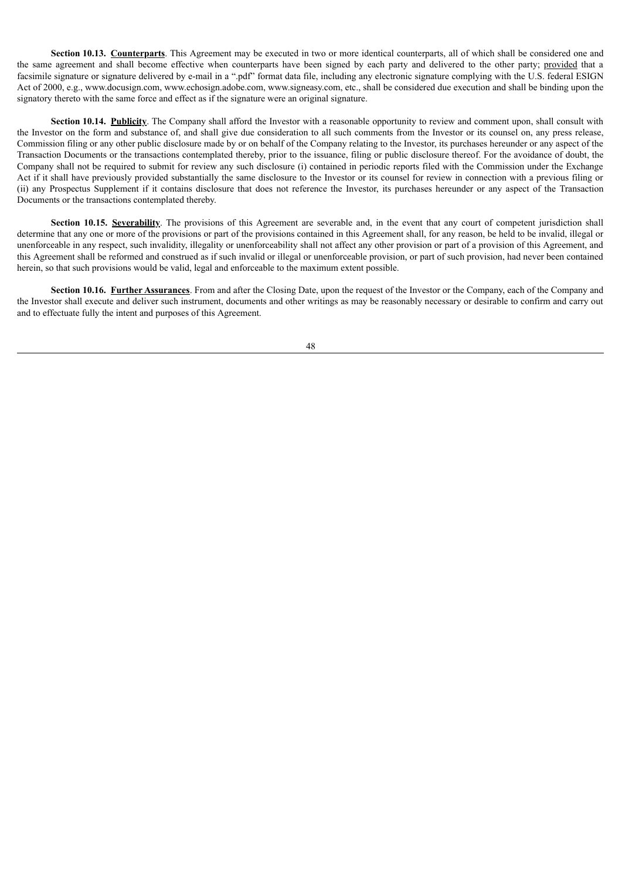**Section 10.13. Counterparts**. This Agreement may be executed in two or more identical counterparts, all of which shall be considered one and the same agreement and shall become effective when counterparts have been signed by each party and delivered to the other party; provided that a facsimile signature or signature delivered by e-mail in a ".pdf" format data file, including any electronic signature complying with the U.S. federal ESIGN Act of 2000, e.g., www.docusign.com, www.echosign.adobe.com, www.signeasy.com, etc., shall be considered due execution and shall be binding upon the signatory thereto with the same force and effect as if the signature were an original signature.

**Section 10.14. Publicity**. The Company shall afford the Investor with a reasonable opportunity to review and comment upon, shall consult with the Investor on the form and substance of, and shall give due consideration to all such comments from the Investor or its counsel on, any press release, Commission filing or any other public disclosure made by or on behalf of the Company relating to the Investor, its purchases hereunder or any aspect of the Transaction Documents or the transactions contemplated thereby, prior to the issuance, filing or public disclosure thereof. For the avoidance of doubt, the Company shall not be required to submit for review any such disclosure (i) contained in periodic reports filed with the Commission under the Exchange Act if it shall have previously provided substantially the same disclosure to the Investor or its counsel for review in connection with a previous filing or (ii) any Prospectus Supplement if it contains disclosure that does not reference the Investor, its purchases hereunder or any aspect of the Transaction Documents or the transactions contemplated thereby.

**Section 10.15. Severability**. The provisions of this Agreement are severable and, in the event that any court of competent jurisdiction shall determine that any one or more of the provisions or part of the provisions contained in this Agreement shall, for any reason, be held to be invalid, illegal or unenforceable in any respect, such invalidity, illegality or unenforceability shall not affect any other provision or part of a provision of this Agreement, and this Agreement shall be reformed and construed as if such invalid or illegal or unenforceable provision, or part of such provision, had never been contained herein, so that such provisions would be valid, legal and enforceable to the maximum extent possible.

**Section 10.16. Further Assurances**. From and after the Closing Date, upon the request of the Investor or the Company, each of the Company and the Investor shall execute and deliver such instrument, documents and other writings as may be reasonably necessary or desirable to confirm and carry out and to effectuate fully the intent and purposes of this Agreement.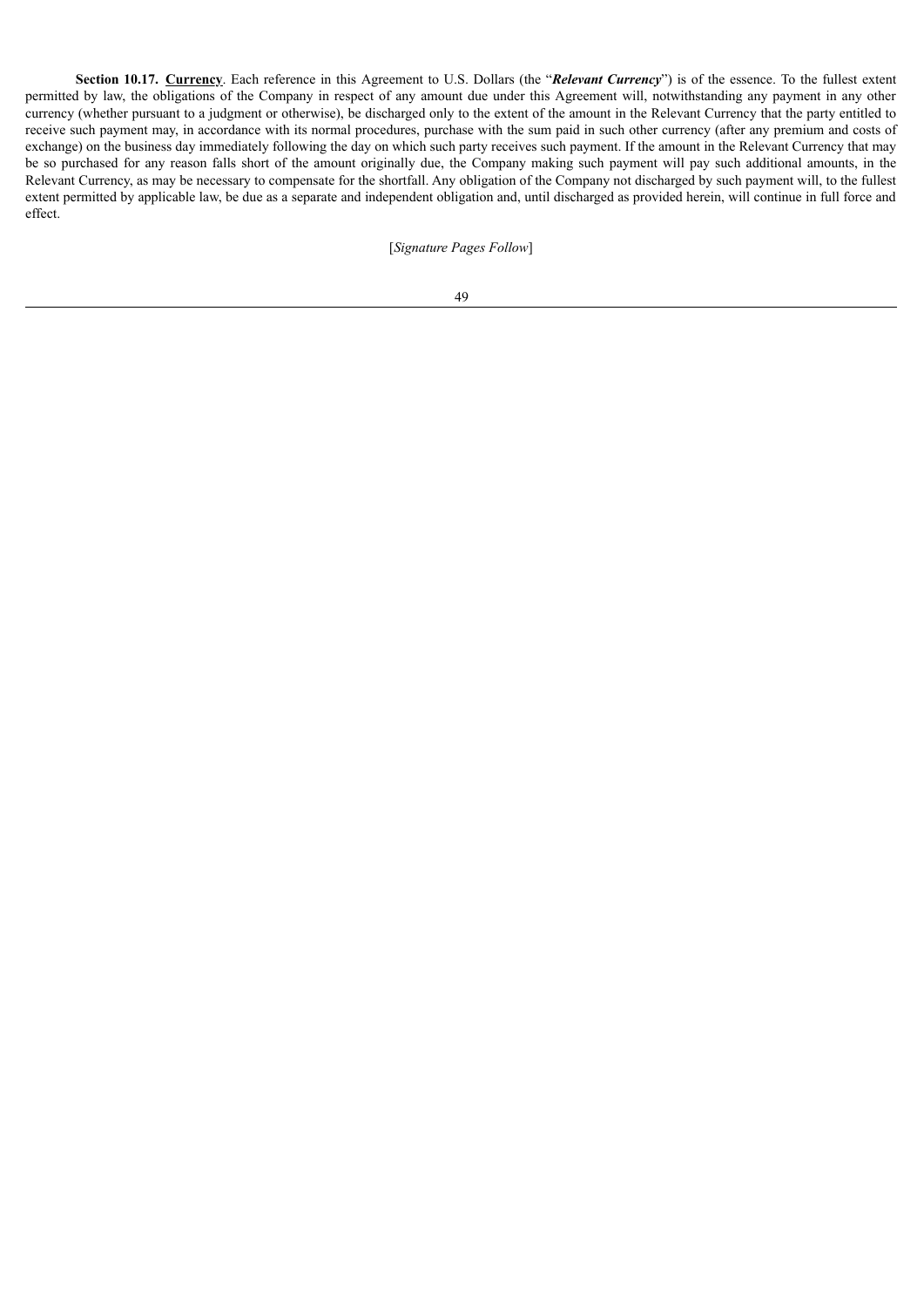**Section 10.17. Currency**. Each reference in this Agreement to U.S. Dollars (the "***Relevant Currency***") is of the essence. To the fullest extent permitted by law, the obligations of the Company in respect of any amount due under this Agreement will, notwithstanding any payment in any other currency (whether pursuant to a judgment or otherwise), be discharged only to the extent of the amount in the Relevant Currency that the party entitled to receive such payment may, in accordance with its normal procedures, purchase with the sum paid in such other currency (after any premium and costs of exchange) on the business day immediately following the day on which such party receives such payment. If the amount in the Relevant Currency that may be so purchased for any reason falls short of the amount originally due, the Company making such payment will pay such additional amounts, in the Relevant Currency, as may be necessary to compensate for the shortfall. Any obligation of the Company not discharged by such payment will, to the fullest extent permitted by applicable law, be due as a separate and independent obligation and, until discharged as provided herein, will continue in full force and effect.

[*Signature Pages Follow*]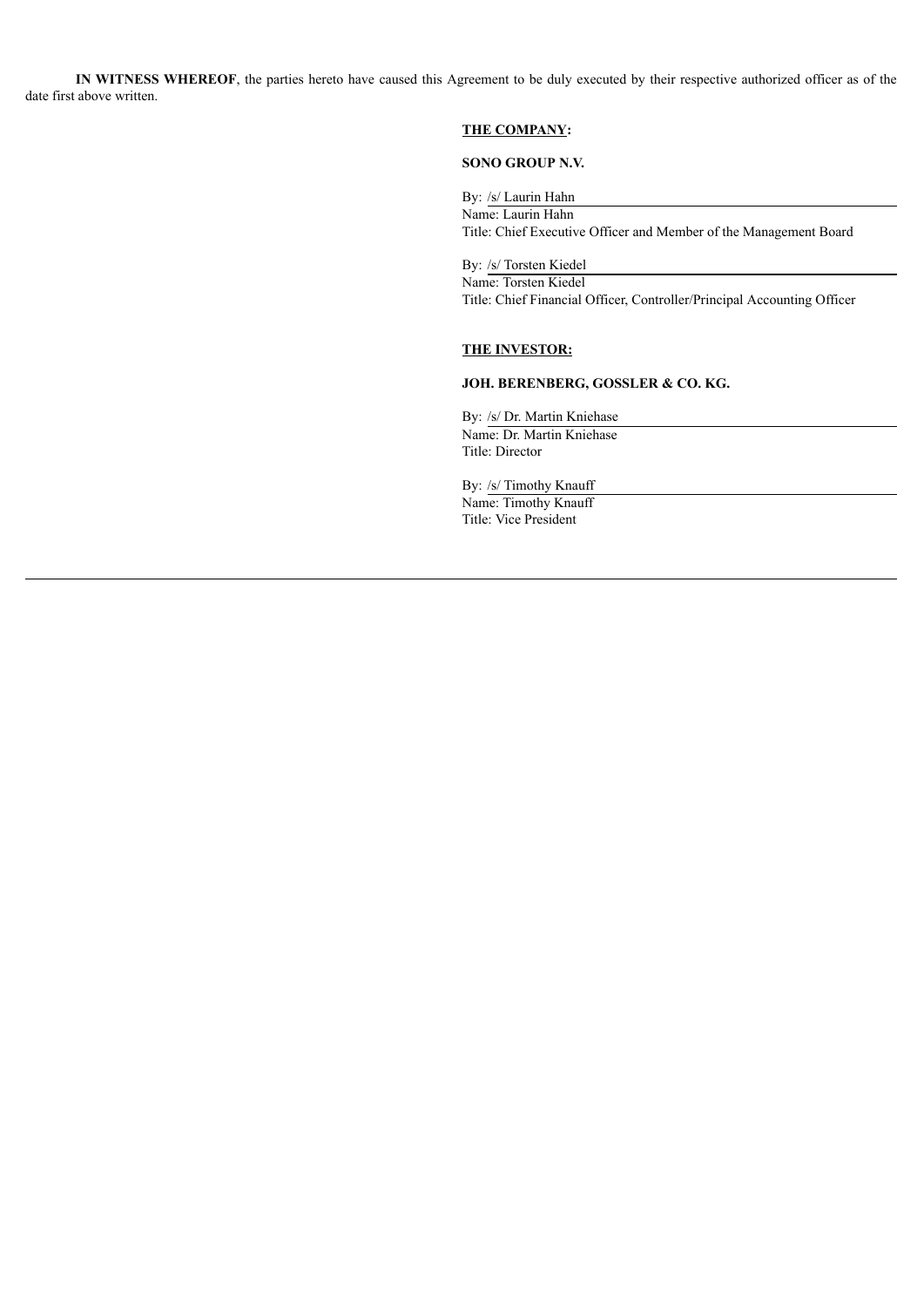**IN WITNESS WHEREOF**, the parties hereto have caused this Agreement to be duly executed by their respective authorized officer as of the date first above written.

**THE COMPANY:**

**SONO GROUP N.V.**

By: /s/ Laurin Hahn
Name: Laurin Hahn
Title: Chief Executive Officer and Member of the Management Board

By: /s/ Torsten Kiedel
Name: Torsten Kiedel
Title: Chief Financial Officer, Controller/Principal Accounting Officer

**THE INVESTOR:**

**JOH. BERENBERG, GOSSLER & CO. KG.**

By: /s/ Dr. Martin Kniehase
Name: Dr. Martin Kniehase
Title: Director

By: /s/ Timothy Knauff
Name: Timothy Knauff
Title: Vice President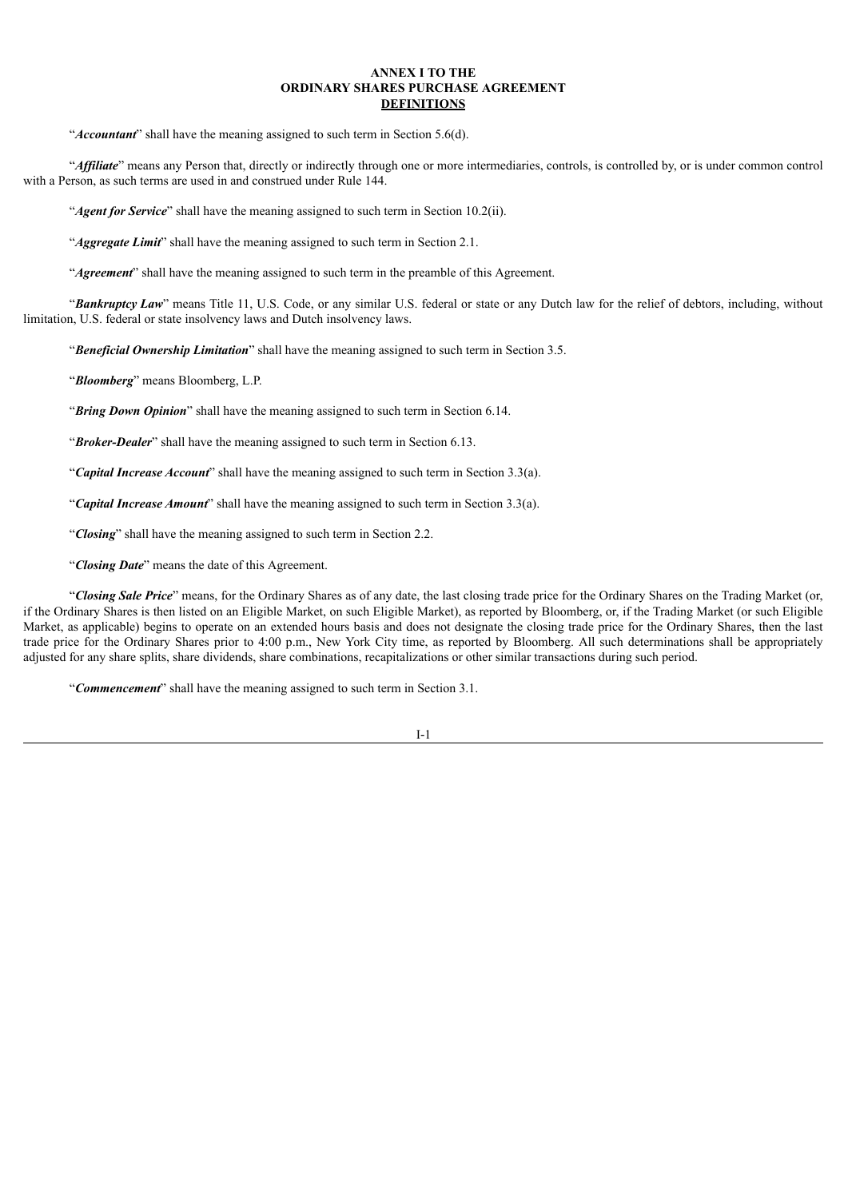**ANNEX I TO THE**
**ORDINARY SHARES PURCHASE AGREEMENT**
**DEFINITIONS**

"***Accountant***" shall have the meaning assigned to such term in Section 5.6(d).

"***Affiliate***" means any Person that, directly or indirectly through one or more intermediaries, controls, is controlled by, or is under common control with a Person, as such terms are used in and construed under Rule 144.

"***Agent for Service***" shall have the meaning assigned to such term in Section 10.2(ii).

"***Aggregate Limit***" shall have the meaning assigned to such term in Section 2.1.

"***Agreement***" shall have the meaning assigned to such term in the preamble of this Agreement.

"***Bankruptcy Law***" means Title 11, U.S. Code, or any similar U.S. federal or state or any Dutch law for the relief of debtors, including, without limitation, U.S. federal or state insolvency laws and Dutch insolvency laws.

"***Beneficial Ownership Limitation***" shall have the meaning assigned to such term in Section 3.5.

"***Bloomberg***" means Bloomberg, L.P.

"***Bring Down Opinion***" shall have the meaning assigned to such term in Section 6.14.

"***Broker-Dealer***" shall have the meaning assigned to such term in Section 6.13.

"***Capital Increase Account***" shall have the meaning assigned to such term in Section 3.3(a).

"***Capital Increase Amount***" shall have the meaning assigned to such term in Section 3.3(a).

"***Closing***" shall have the meaning assigned to such term in Section 2.2.

"***Closing Date***" means the date of this Agreement.

"***Closing Sale Price***" means, for the Ordinary Shares as of any date, the last closing trade price for the Ordinary Shares on the Trading Market (or, if the Ordinary Shares is then listed on an Eligible Market, on such Eligible Market), as reported by Bloomberg, or, if the Trading Market (or such Eligible Market, as applicable) begins to operate on an extended hours basis and does not designate the closing trade price for the Ordinary Shares, then the last trade price for the Ordinary Shares prior to 4:00 p.m., New York City time, as reported by Bloomberg. All such determinations shall be appropriately adjusted for any share splits, share dividends, share combinations, recapitalizations or other similar transactions during such period.

"***Commencement***" shall have the meaning assigned to such term in Section 3.1.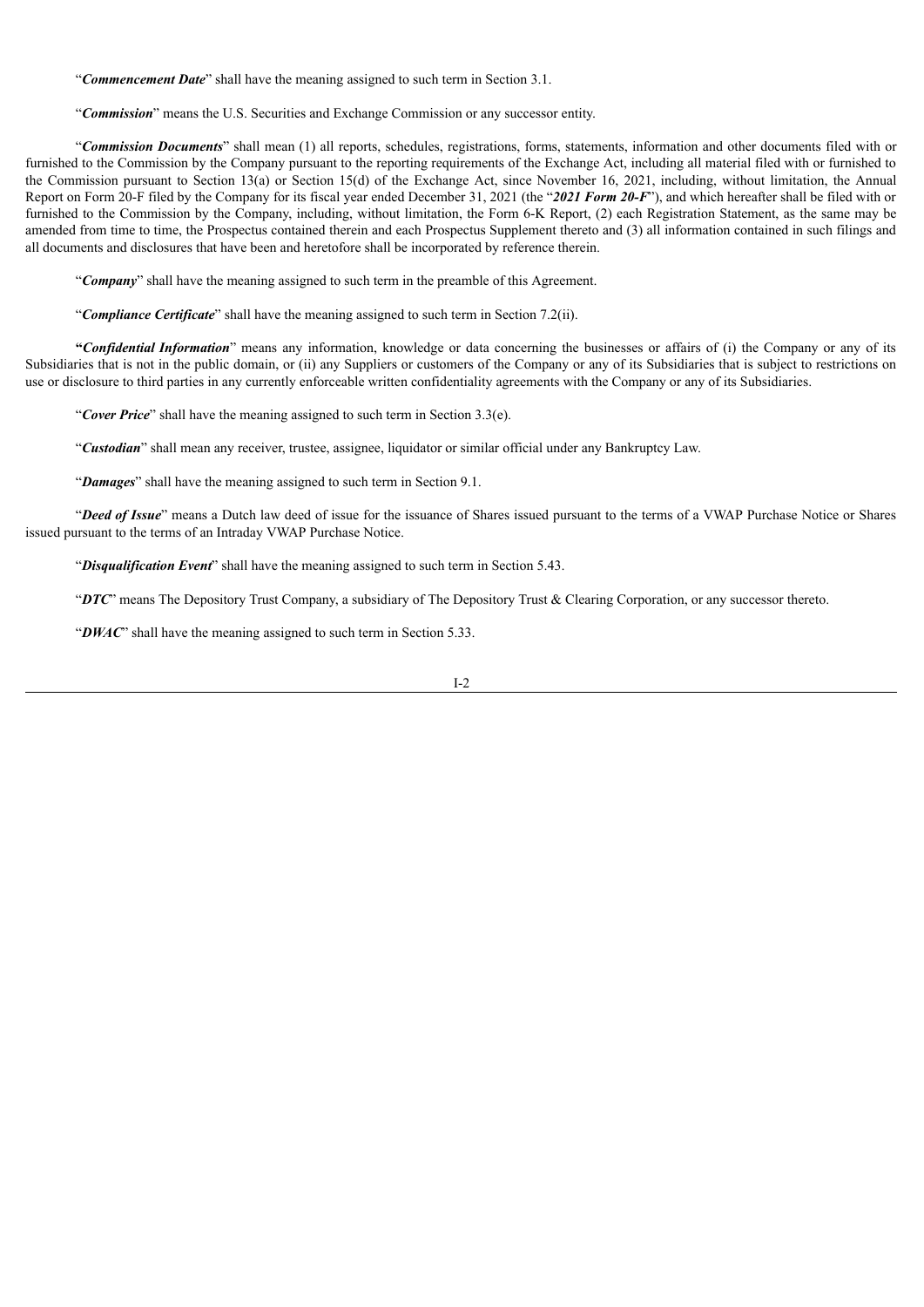"***Commencement Date***" shall have the meaning assigned to such term in Section 3.1.

"***Commission***" means the U.S. Securities and Exchange Commission or any successor entity.

"***Commission Documents***" shall mean (1) all reports, schedules, registrations, forms, statements, information and other documents filed with or furnished to the Commission by the Company pursuant to the reporting requirements of the Exchange Act, including all material filed with or furnished to the Commission pursuant to Section 13(a) or Section 15(d) of the Exchange Act, since November 16, 2021, including, without limitation, the Annual Report on Form 20-F filed by the Company for its fiscal year ended December 31, 2021 (the "***2021 Form 20-F***"), and which hereafter shall be filed with or furnished to the Commission by the Company, including, without limitation, the Form 6-K Report, (2) each Registration Statement, as the same may be amended from time to time, the Prospectus contained therein and each Prospectus Supplement thereto and (3) all information contained in such filings and all documents and disclosures that have been and heretofore shall be incorporated by reference therein.

"***Company***" shall have the meaning assigned to such term in the preamble of this Agreement.

"***Compliance Certificate***" shall have the meaning assigned to such term in Section 7.2(ii).

"***Confidential Information***" means any information, knowledge or data concerning the businesses or affairs of (i) the Company or any of its Subsidiaries that is not in the public domain, or (ii) any Suppliers or customers of the Company or any of its Subsidiaries that is subject to restrictions on use or disclosure to third parties in any currently enforceable written confidentiality agreements with the Company or any of its Subsidiaries.

"***Cover Price***" shall have the meaning assigned to such term in Section 3.3(e).

"***Custodian***" shall mean any receiver, trustee, assignee, liquidator or similar official under any Bankruptcy Law.

"***Damages***" shall have the meaning assigned to such term in Section 9.1.

"***Deed of Issue***" means a Dutch law deed of issue for the issuance of Shares issued pursuant to the terms of a VWAP Purchase Notice or Shares issued pursuant to the terms of an Intraday VWAP Purchase Notice.

"***Disqualification Event***" shall have the meaning assigned to such term in Section 5.43.

"***DTC***" means The Depository Trust Company, a subsidiary of The Depository Trust & Clearing Corporation, or any successor thereto.

"***DWAC***" shall have the meaning assigned to such term in Section 5.33.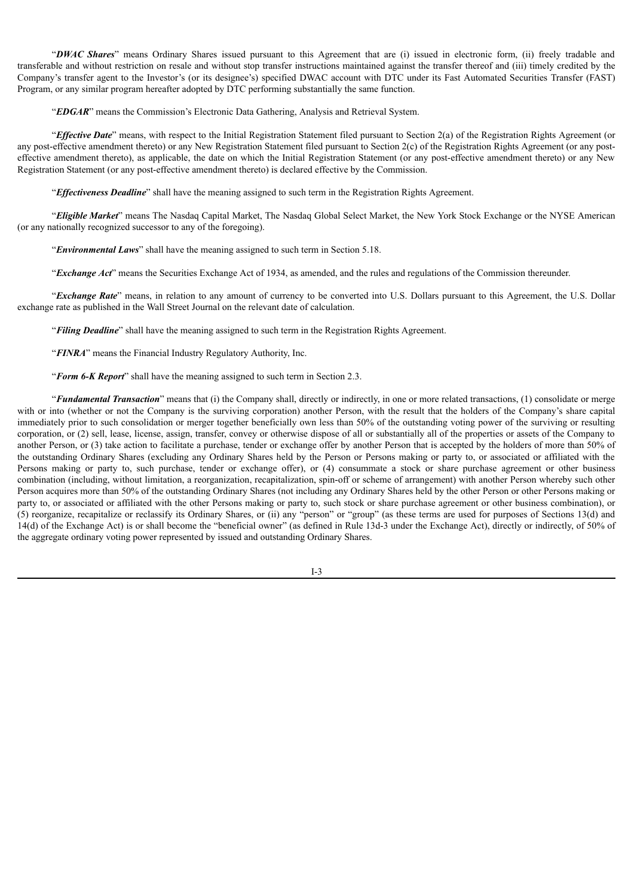"***DWAC Shares***" means Ordinary Shares issued pursuant to this Agreement that are (i) issued in electronic form, (ii) freely tradable and transferable and without restriction on resale and without stop transfer instructions maintained against the transfer thereof and (iii) timely credited by the Company's transfer agent to the Investor's (or its designee's) specified DWAC account with DTC under its Fast Automated Securities Transfer (FAST) Program, or any similar program hereafter adopted by DTC performing substantially the same function.

"***EDGAR***" means the Commission's Electronic Data Gathering, Analysis and Retrieval System.

"***Effective Date***" means, with respect to the Initial Registration Statement filed pursuant to Section 2(a) of the Registration Rights Agreement (or any post-effective amendment thereto) or any New Registration Statement filed pursuant to Section 2(c) of the Registration Rights Agreement (or any post-effective amendment thereto), as applicable, the date on which the Initial Registration Statement (or any post-effective amendment thereto) or any New Registration Statement (or any post-effective amendment thereto) is declared effective by the Commission.

"***Effectiveness Deadline***" shall have the meaning assigned to such term in the Registration Rights Agreement.

"***Eligible Market***" means The Nasdaq Capital Market, The Nasdaq Global Select Market, the New York Stock Exchange or the NYSE American (or any nationally recognized successor to any of the foregoing).

"***Environmental Laws***" shall have the meaning assigned to such term in Section 5.18.

"***Exchange Act***" means the Securities Exchange Act of 1934, as amended, and the rules and regulations of the Commission thereunder.

"***Exchange Rate***" means, in relation to any amount of currency to be converted into U.S. Dollars pursuant to this Agreement, the U.S. Dollar exchange rate as published in the Wall Street Journal on the relevant date of calculation.

"***Filing Deadline***" shall have the meaning assigned to such term in the Registration Rights Agreement.

"***FINRA***" means the Financial Industry Regulatory Authority, Inc.

"***Form 6-K Report***" shall have the meaning assigned to such term in Section 2.3.

"***Fundamental Transaction***" means that (i) the Company shall, directly or indirectly, in one or more related transactions, (1) consolidate or merge with or into (whether or not the Company is the surviving corporation) another Person, with the result that the holders of the Company's share capital immediately prior to such consolidation or merger together beneficially own less than 50% of the outstanding voting power of the surviving or resulting corporation, or (2) sell, lease, license, assign, transfer, convey or otherwise dispose of all or substantially all of the properties or assets of the Company to another Person, or (3) take action to facilitate a purchase, tender or exchange offer by another Person that is accepted by the holders of more than 50% of the outstanding Ordinary Shares (excluding any Ordinary Shares held by the Person or Persons making or party to, or associated or affiliated with the Persons making or party to, such purchase, tender or exchange offer), or (4) consummate a stock or share purchase agreement or other business combination (including, without limitation, a reorganization, recapitalization, spin-off or scheme of arrangement) with another Person whereby such other Person acquires more than 50% of the outstanding Ordinary Shares (not including any Ordinary Shares held by the other Person or other Persons making or party to, or associated or affiliated with the other Persons making or party to, such stock or share purchase agreement or other business combination), or (5) reorganize, recapitalize or reclassify its Ordinary Shares, or (ii) any "person" or "group" (as these terms are used for purposes of Sections 13(d) and 14(d) of the Exchange Act) is or shall become the "beneficial owner" (as defined in Rule 13d-3 under the Exchange Act), directly or indirectly, of 50% of the aggregate ordinary voting power represented by issued and outstanding Ordinary Shares.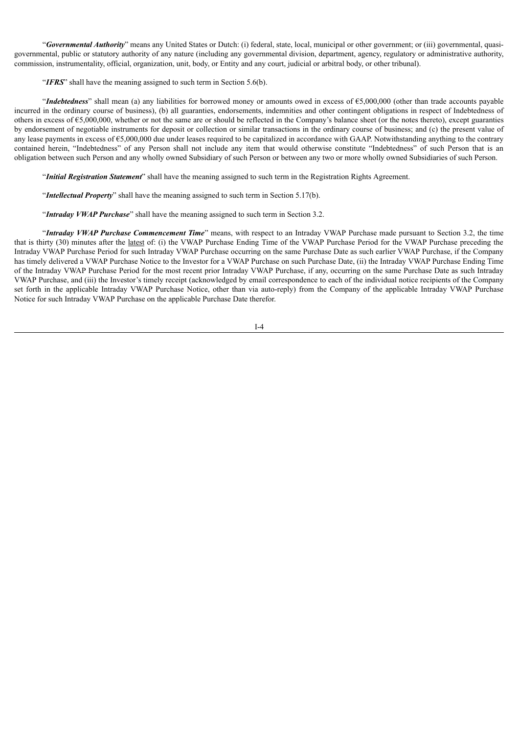"***Governmental Authority***" means any United States or Dutch: (i) federal, state, local, municipal or other government; or (iii) governmental, quasi-governmental, public or statutory authority of any nature (including any governmental division, department, agency, regulatory or administrative authority, commission, instrumentality, official, organization, unit, body, or Entity and any court, judicial or arbitral body, or other tribunal).

"***IFRS***" shall have the meaning assigned to such term in Section 5.6(b).

"***Indebtedness***" shall mean (a) any liabilities for borrowed money or amounts owed in excess of €5,000,000 (other than trade accounts payable incurred in the ordinary course of business), (b) all guaranties, endorsements, indemnities and other contingent obligations in respect of Indebtedness of others in excess of €5,000,000, whether or not the same are or should be reflected in the Company's balance sheet (or the notes thereto), except guaranties by endorsement of negotiable instruments for deposit or collection or similar transactions in the ordinary course of business; and (c) the present value of any lease payments in excess of €5,000,000 due under leases required to be capitalized in accordance with GAAP. Notwithstanding anything to the contrary contained herein, "Indebtedness" of any Person shall not include any item that would otherwise constitute "Indebtedness" of such Person that is an obligation between such Person and any wholly owned Subsidiary of such Person or between any two or more wholly owned Subsidiaries of such Person.

"***Initial Registration Statement***" shall have the meaning assigned to such term in the Registration Rights Agreement.

"***Intellectual Property***" shall have the meaning assigned to such term in Section 5.17(b).

"***Intraday VWAP Purchase***" shall have the meaning assigned to such term in Section 3.2.

"***Intraday VWAP Purchase Commencement Time***" means, with respect to an Intraday VWAP Purchase made pursuant to Section 3.2, the time that is thirty (30) minutes after the latest of: (i) the VWAP Purchase Ending Time of the VWAP Purchase Period for the VWAP Purchase preceding the Intraday VWAP Purchase Period for such Intraday VWAP Purchase occurring on the same Purchase Date as such earlier VWAP Purchase, if the Company has timely delivered a VWAP Purchase Notice to the Investor for a VWAP Purchase on such Purchase Date, (ii) the Intraday VWAP Purchase Ending Time of the Intraday VWAP Purchase Period for the most recent prior Intraday VWAP Purchase, if any, occurring on the same Purchase Date as such Intraday VWAP Purchase, and (iii) the Investor's timely receipt (acknowledged by email correspondence to each of the individual notice recipients of the Company set forth in the applicable Intraday VWAP Purchase Notice, other than via auto-reply) from the Company of the applicable Intraday VWAP Purchase Notice for such Intraday VWAP Purchase on the applicable Purchase Date therefor.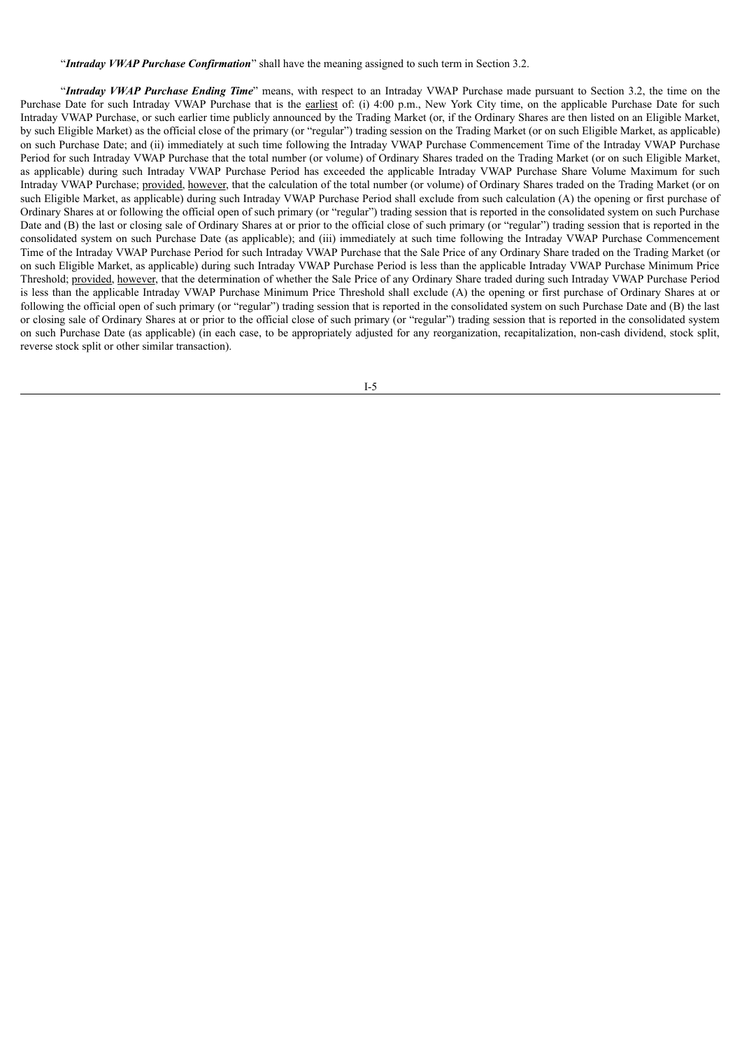"***Intraday VWAP Purchase Confirmation***" shall have the meaning assigned to such term in Section 3.2.

"***Intraday VWAP Purchase Ending Time***" means, with respect to an Intraday VWAP Purchase made pursuant to Section 3.2, the time on the Purchase Date for such Intraday VWAP Purchase that is the earliest of: (i) 4:00 p.m., New York City time, on the applicable Purchase Date for such Intraday VWAP Purchase, or such earlier time publicly announced by the Trading Market (or, if the Ordinary Shares are then listed on an Eligible Market, by such Eligible Market) as the official close of the primary (or "regular") trading session on the Trading Market (or on such Eligible Market, as applicable) on such Purchase Date; and (ii) immediately at such time following the Intraday VWAP Purchase Commencement Time of the Intraday VWAP Purchase Period for such Intraday VWAP Purchase that the total number (or volume) of Ordinary Shares traded on the Trading Market (or on such Eligible Market, as applicable) during such Intraday VWAP Purchase Period has exceeded the applicable Intraday VWAP Purchase Share Volume Maximum for such Intraday VWAP Purchase; provided, however, that the calculation of the total number (or volume) of Ordinary Shares traded on the Trading Market (or on such Eligible Market, as applicable) during such Intraday VWAP Purchase Period shall exclude from such calculation (A) the opening or first purchase of Ordinary Shares at or following the official open of such primary (or "regular") trading session that is reported in the consolidated system on such Purchase Date and (B) the last or closing sale of Ordinary Shares at or prior to the official close of such primary (or "regular") trading session that is reported in the consolidated system on such Purchase Date (as applicable); and (iii) immediately at such time following the Intraday VWAP Purchase Commencement Time of the Intraday VWAP Purchase Period for such Intraday VWAP Purchase that the Sale Price of any Ordinary Share traded on the Trading Market (or on such Eligible Market, as applicable) during such Intraday VWAP Purchase Period is less than the applicable Intraday VWAP Purchase Minimum Price Threshold; provided, however, that the determination of whether the Sale Price of any Ordinary Share traded during such Intraday VWAP Purchase Period is less than the applicable Intraday VWAP Purchase Minimum Price Threshold shall exclude (A) the opening or first purchase of Ordinary Shares at or following the official open of such primary (or "regular") trading session that is reported in the consolidated system on such Purchase Date and (B) the last or closing sale of Ordinary Shares at or prior to the official close of such primary (or "regular") trading session that is reported in the consolidated system on such Purchase Date (as applicable) (in each case, to be appropriately adjusted for any reorganization, recapitalization, non-cash dividend, stock split, reverse stock split or other similar transaction).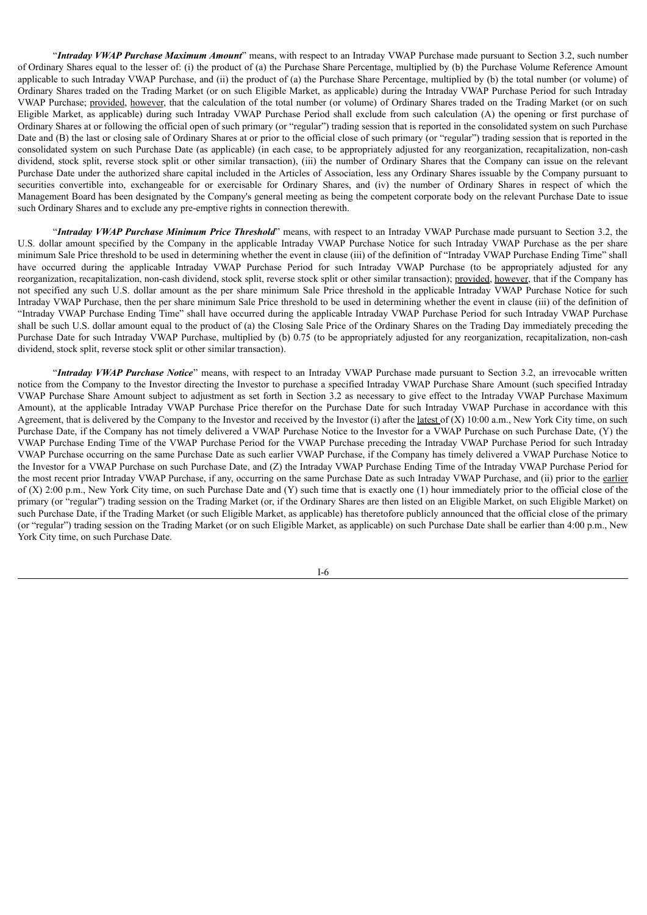"***Intraday VWAP Purchase Maximum Amount***" means, with respect to an Intraday VWAP Purchase made pursuant to Section 3.2, such number of Ordinary Shares equal to the lesser of: (i) the product of (a) the Purchase Share Percentage, multiplied by (b) the Purchase Volume Reference Amount applicable to such Intraday VWAP Purchase, and (ii) the product of (a) the Purchase Share Percentage, multiplied by (b) the total number (or volume) of Ordinary Shares traded on the Trading Market (or on such Eligible Market, as applicable) during the Intraday VWAP Purchase Period for such Intraday VWAP Purchase; provided, however, that the calculation of the total number (or volume) of Ordinary Shares traded on the Trading Market (or on such Eligible Market, as applicable) during such Intraday VWAP Purchase Period shall exclude from such calculation (A) the opening or first purchase of Ordinary Shares at or following the official open of such primary (or "regular") trading session that is reported in the consolidated system on such Purchase Date and (B) the last or closing sale of Ordinary Shares at or prior to the official close of such primary (or "regular") trading session that is reported in the consolidated system on such Purchase Date (as applicable) (in each case, to be appropriately adjusted for any reorganization, recapitalization, non-cash dividend, stock split, reverse stock split or other similar transaction), (iii) the number of Ordinary Shares that the Company can issue on the relevant Purchase Date under the authorized share capital included in the Articles of Association, less any Ordinary Shares issuable by the Company pursuant to securities convertible into, exchangeable for or exercisable for Ordinary Shares, and (iv) the number of Ordinary Shares in respect of which the Management Board has been designated by the Company's general meeting as being the competent corporate body on the relevant Purchase Date to issue such Ordinary Shares and to exclude any pre-emptive rights in connection therewith.

"***Intraday VWAP Purchase Minimum Price Threshold***" means, with respect to an Intraday VWAP Purchase made pursuant to Section 3.2, the U.S. dollar amount specified by the Company in the applicable Intraday VWAP Purchase Notice for such Intraday VWAP Purchase as the per share minimum Sale Price threshold to be used in determining whether the event in clause (iii) of the definition of "Intraday VWAP Purchase Ending Time" shall have occurred during the applicable Intraday VWAP Purchase Period for such Intraday VWAP Purchase (to be appropriately adjusted for any reorganization, recapitalization, non-cash dividend, stock split, reverse stock split or other similar transaction); provided, however, that if the Company has not specified any such U.S. dollar amount as the per share minimum Sale Price threshold in the applicable Intraday VWAP Purchase Notice for such Intraday VWAP Purchase, then the per share minimum Sale Price threshold to be used in determining whether the event in clause (iii) of the definition of "Intraday VWAP Purchase Ending Time" shall have occurred during the applicable Intraday VWAP Purchase Period for such Intraday VWAP Purchase shall be such U.S. dollar amount equal to the product of (a) the Closing Sale Price of the Ordinary Shares on the Trading Day immediately preceding the Purchase Date for such Intraday VWAP Purchase, multiplied by (b) 0.75 (to be appropriately adjusted for any reorganization, recapitalization, non-cash dividend, stock split, reverse stock split or other similar transaction).

"***Intraday VWAP Purchase Notice***" means, with respect to an Intraday VWAP Purchase made pursuant to Section 3.2, an irrevocable written notice from the Company to the Investor directing the Investor to purchase a specified Intraday VWAP Purchase Share Amount (such specified Intraday VWAP Purchase Share Amount subject to adjustment as set forth in Section 3.2 as necessary to give effect to the Intraday VWAP Purchase Maximum Amount), at the applicable Intraday VWAP Purchase Price therefor on the Purchase Date for such Intraday VWAP Purchase in accordance with this Agreement, that is delivered by the Company to the Investor and received by the Investor (i) after the latest of (X) 10:00 a.m., New York City time, on such Purchase Date, if the Company has not timely delivered a VWAP Purchase Notice to the Investor for a VWAP Purchase on such Purchase Date, (Y) the VWAP Purchase Ending Time of the VWAP Purchase Period for the VWAP Purchase preceding the Intraday VWAP Purchase Period for such Intraday VWAP Purchase occurring on the same Purchase Date as such earlier VWAP Purchase, if the Company has timely delivered a VWAP Purchase Notice to the Investor for a VWAP Purchase on such Purchase Date, and (Z) the Intraday VWAP Purchase Ending Time of the Intraday VWAP Purchase Period for the most recent prior Intraday VWAP Purchase, if any, occurring on the same Purchase Date as such Intraday VWAP Purchase, and (ii) prior to the earlier of (X) 2:00 p.m., New York City time, on such Purchase Date and (Y) such time that is exactly one (1) hour immediately prior to the official close of the primary (or "regular") trading session on the Trading Market (or, if the Ordinary Shares are then listed on an Eligible Market, on such Eligible Market) on such Purchase Date, if the Trading Market (or such Eligible Market, as applicable) has theretofore publicly announced that the official close of the primary (or "regular") trading session on the Trading Market (or on such Eligible Market, as applicable) on such Purchase Date shall be earlier than 4:00 p.m., New York City time, on such Purchase Date.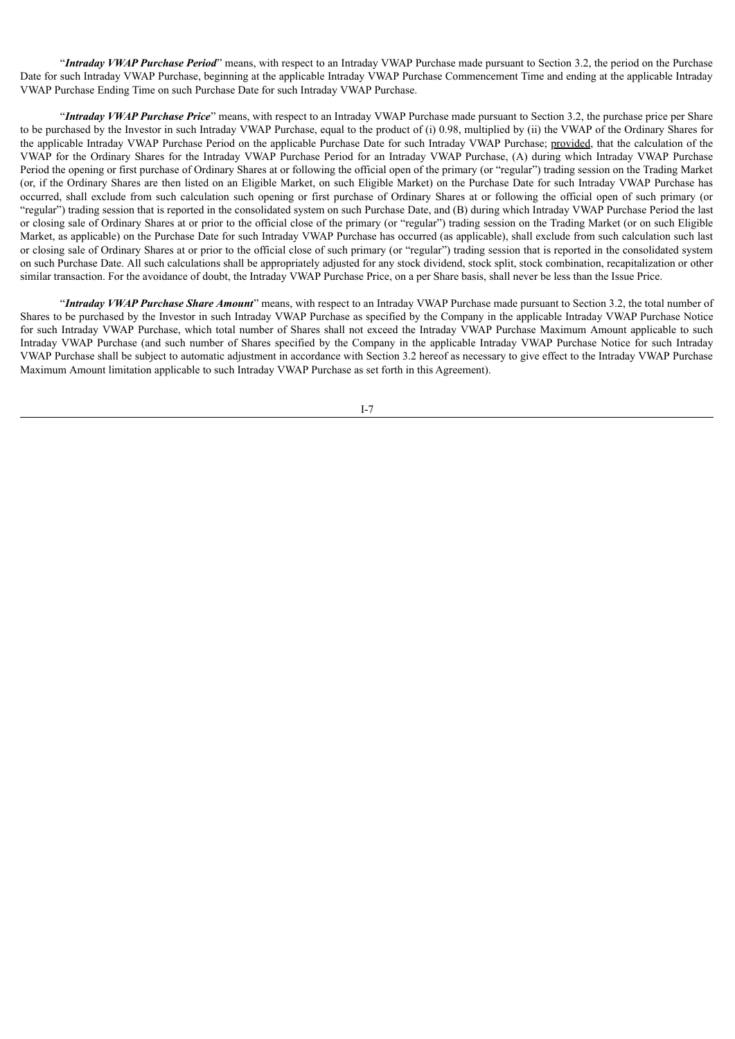"***Intraday VWAP Purchase Period***" means, with respect to an Intraday VWAP Purchase made pursuant to Section 3.2, the period on the Purchase Date for such Intraday VWAP Purchase, beginning at the applicable Intraday VWAP Purchase Commencement Time and ending at the applicable Intraday VWAP Purchase Ending Time on such Purchase Date for such Intraday VWAP Purchase.

"***Intraday VWAP Purchase Price***" means, with respect to an Intraday VWAP Purchase made pursuant to Section 3.2, the purchase price per Share to be purchased by the Investor in such Intraday VWAP Purchase, equal to the product of (i) 0.98, multiplied by (ii) the VWAP of the Ordinary Shares for the applicable Intraday VWAP Purchase Period on the applicable Purchase Date for such Intraday VWAP Purchase; provided, that the calculation of the VWAP for the Ordinary Shares for the Intraday VWAP Purchase Period for an Intraday VWAP Purchase, (A) during which Intraday VWAP Purchase Period the opening or first purchase of Ordinary Shares at or following the official open of the primary (or "regular") trading session on the Trading Market (or, if the Ordinary Shares are then listed on an Eligible Market, on such Eligible Market) on the Purchase Date for such Intraday VWAP Purchase has occurred, shall exclude from such calculation such opening or first purchase of Ordinary Shares at or following the official open of such primary (or "regular") trading session that is reported in the consolidated system on such Purchase Date, and (B) during which Intraday VWAP Purchase Period the last or closing sale of Ordinary Shares at or prior to the official close of the primary (or "regular") trading session on the Trading Market (or on such Eligible Market, as applicable) on the Purchase Date for such Intraday VWAP Purchase has occurred (as applicable), shall exclude from such calculation such last or closing sale of Ordinary Shares at or prior to the official close of such primary (or "regular") trading session that is reported in the consolidated system on such Purchase Date. All such calculations shall be appropriately adjusted for any stock dividend, stock split, stock combination, recapitalization or other similar transaction. For the avoidance of doubt, the Intraday VWAP Purchase Price, on a per Share basis, shall never be less than the Issue Price.

"***Intraday VWAP Purchase Share Amount***" means, with respect to an Intraday VWAP Purchase made pursuant to Section 3.2, the total number of Shares to be purchased by the Investor in such Intraday VWAP Purchase as specified by the Company in the applicable Intraday VWAP Purchase Notice for such Intraday VWAP Purchase, which total number of Shares shall not exceed the Intraday VWAP Purchase Maximum Amount applicable to such Intraday VWAP Purchase (and such number of Shares specified by the Company in the applicable Intraday VWAP Purchase Notice for such Intraday VWAP Purchase shall be subject to automatic adjustment in accordance with Section 3.2 hereof as necessary to give effect to the Intraday VWAP Purchase Maximum Amount limitation applicable to such Intraday VWAP Purchase as set forth in this Agreement).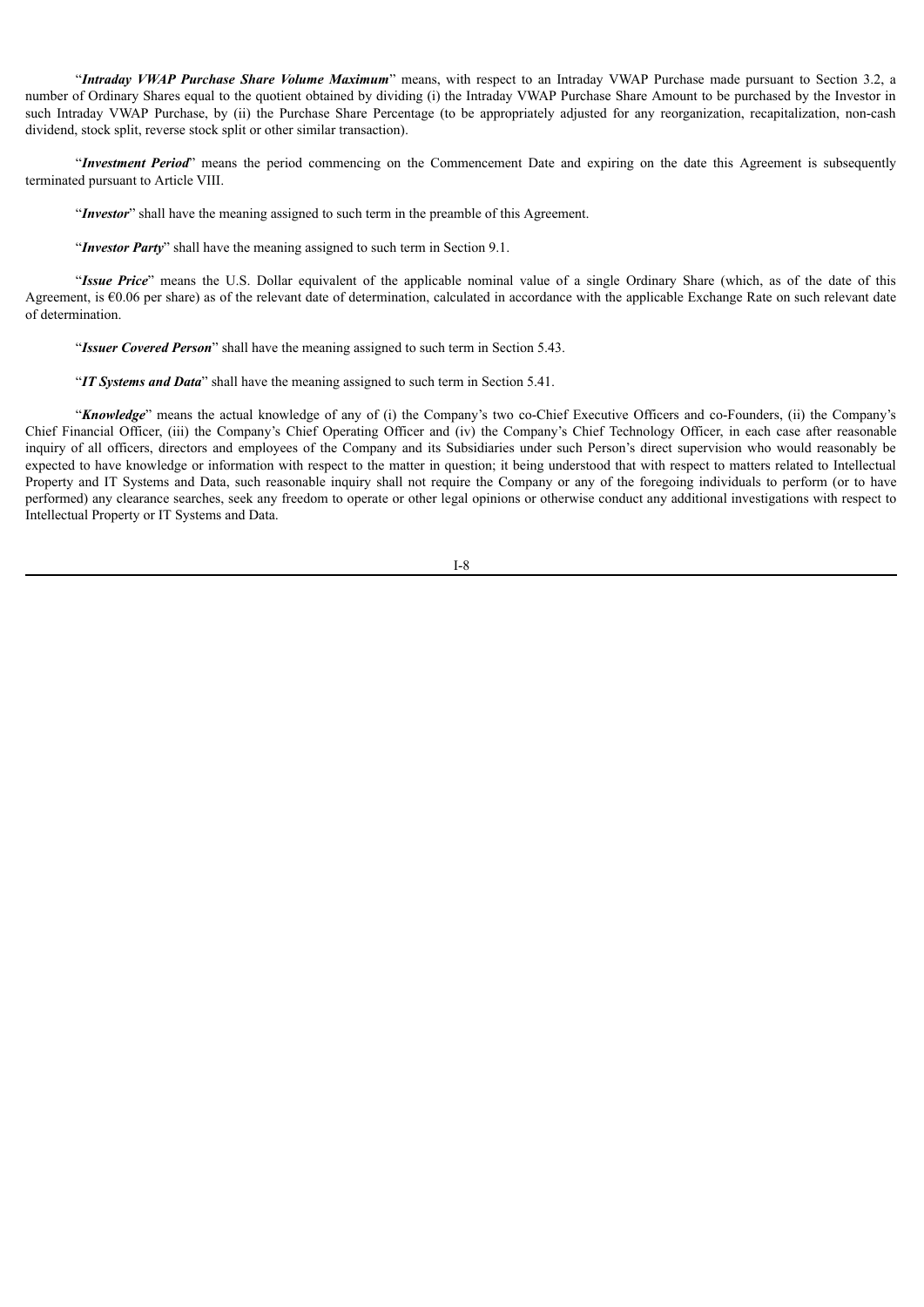"***Intraday VWAP Purchase Share Volume Maximum***" means, with respect to an Intraday VWAP Purchase made pursuant to Section 3.2, a number of Ordinary Shares equal to the quotient obtained by dividing (i) the Intraday VWAP Purchase Share Amount to be purchased by the Investor in such Intraday VWAP Purchase, by (ii) the Purchase Share Percentage (to be appropriately adjusted for any reorganization, recapitalization, non-cash dividend, stock split, reverse stock split or other similar transaction).

"***Investment Period***" means the period commencing on the Commencement Date and expiring on the date this Agreement is subsequently terminated pursuant to Article VIII.

"***Investor***" shall have the meaning assigned to such term in the preamble of this Agreement.

"***Investor Party***" shall have the meaning assigned to such term in Section 9.1.

"***Issue Price***" means the U.S. Dollar equivalent of the applicable nominal value of a single Ordinary Share (which, as of the date of this Agreement, is €0.06 per share) as of the relevant date of determination, calculated in accordance with the applicable Exchange Rate on such relevant date of determination.

"***Issuer Covered Person***" shall have the meaning assigned to such term in Section 5.43.

"***IT Systems and Data***" shall have the meaning assigned to such term in Section 5.41.

"***Knowledge***" means the actual knowledge of any of (i) the Company's two co-Chief Executive Officers and co-Founders, (ii) the Company's Chief Financial Officer, (iii) the Company's Chief Operating Officer and (iv) the Company's Chief Technology Officer, in each case after reasonable inquiry of all officers, directors and employees of the Company and its Subsidiaries under such Person's direct supervision who would reasonably be expected to have knowledge or information with respect to the matter in question; it being understood that with respect to matters related to Intellectual Property and IT Systems and Data, such reasonable inquiry shall not require the Company or any of the foregoing individuals to perform (or to have performed) any clearance searches, seek any freedom to operate or other legal opinions or otherwise conduct any additional investigations with respect to Intellectual Property or IT Systems and Data.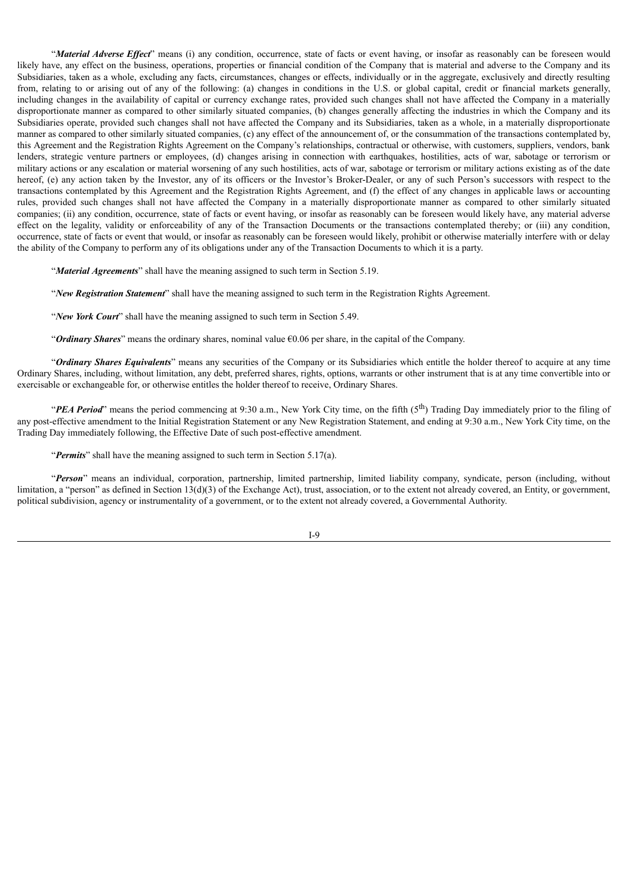"***Material Adverse Effect***" means (i) any condition, occurrence, state of facts or event having, or insofar as reasonably can be foreseen would likely have, any effect on the business, operations, properties or financial condition of the Company that is material and adverse to the Company and its Subsidiaries, taken as a whole, excluding any facts, circumstances, changes or effects, individually or in the aggregate, exclusively and directly resulting from, relating to or arising out of any of the following: (a) changes in conditions in the U.S. or global capital, credit or financial markets generally, including changes in the availability of capital or currency exchange rates, provided such changes shall not have affected the Company in a materially disproportionate manner as compared to other similarly situated companies, (b) changes generally affecting the industries in which the Company and its Subsidiaries operate, provided such changes shall not have affected the Company and its Subsidiaries, taken as a whole, in a materially disproportionate manner as compared to other similarly situated companies, (c) any effect of the announcement of, or the consummation of the transactions contemplated by, this Agreement and the Registration Rights Agreement on the Company's relationships, contractual or otherwise, with customers, suppliers, vendors, bank lenders, strategic venture partners or employees, (d) changes arising in connection with earthquakes, hostilities, acts of war, sabotage or terrorism or military actions or any escalation or material worsening of any such hostilities, acts of war, sabotage or terrorism or military actions existing as of the date hereof, (e) any action taken by the Investor, any of its officers or the Investor's Broker-Dealer, or any of such Person's successors with respect to the transactions contemplated by this Agreement and the Registration Rights Agreement, and (f) the effect of any changes in applicable laws or accounting rules, provided such changes shall not have affected the Company in a materially disproportionate manner as compared to other similarly situated companies; (ii) any condition, occurrence, state of facts or event having, or insofar as reasonably can be foreseen would likely have, any material adverse effect on the legality, validity or enforceability of any of the Transaction Documents or the transactions contemplated thereby; or (iii) any condition, occurrence, state of facts or event that would, or insofar as reasonably can be foreseen would likely, prohibit or otherwise materially interfere with or delay the ability of the Company to perform any of its obligations under any of the Transaction Documents to which it is a party.

"***Material Agreements***" shall have the meaning assigned to such term in Section 5.19.

"***New Registration Statement***" shall have the meaning assigned to such term in the Registration Rights Agreement.

"***New York Court***" shall have the meaning assigned to such term in Section 5.49.

"***Ordinary Shares***" means the ordinary shares, nominal value €0.06 per share, in the capital of the Company.

"***Ordinary Shares Equivalents***" means any securities of the Company or its Subsidiaries which entitle the holder thereof to acquire at any time Ordinary Shares, including, without limitation, any debt, preferred shares, rights, options, warrants or other instrument that is at any time convertible into or exercisable or exchangeable for, or otherwise entitles the holder thereof to receive, Ordinary Shares.

"***PEA Period***" means the period commencing at 9:30 a.m., New York City time, on the fifth (5th) Trading Day immediately prior to the filing of any post-effective amendment to the Initial Registration Statement or any New Registration Statement, and ending at 9:30 a.m., New York City time, on the Trading Day immediately following, the Effective Date of such post-effective amendment.

"***Permits***" shall have the meaning assigned to such term in Section 5.17(a).

"***Person***" means an individual, corporation, partnership, limited partnership, limited liability company, syndicate, person (including, without limitation, a "person" as defined in Section 13(d)(3) of the Exchange Act), trust, association, or to the extent not already covered, an Entity, or government, political subdivision, agency or instrumentality of a government, or to the extent not already covered, a Governmental Authority.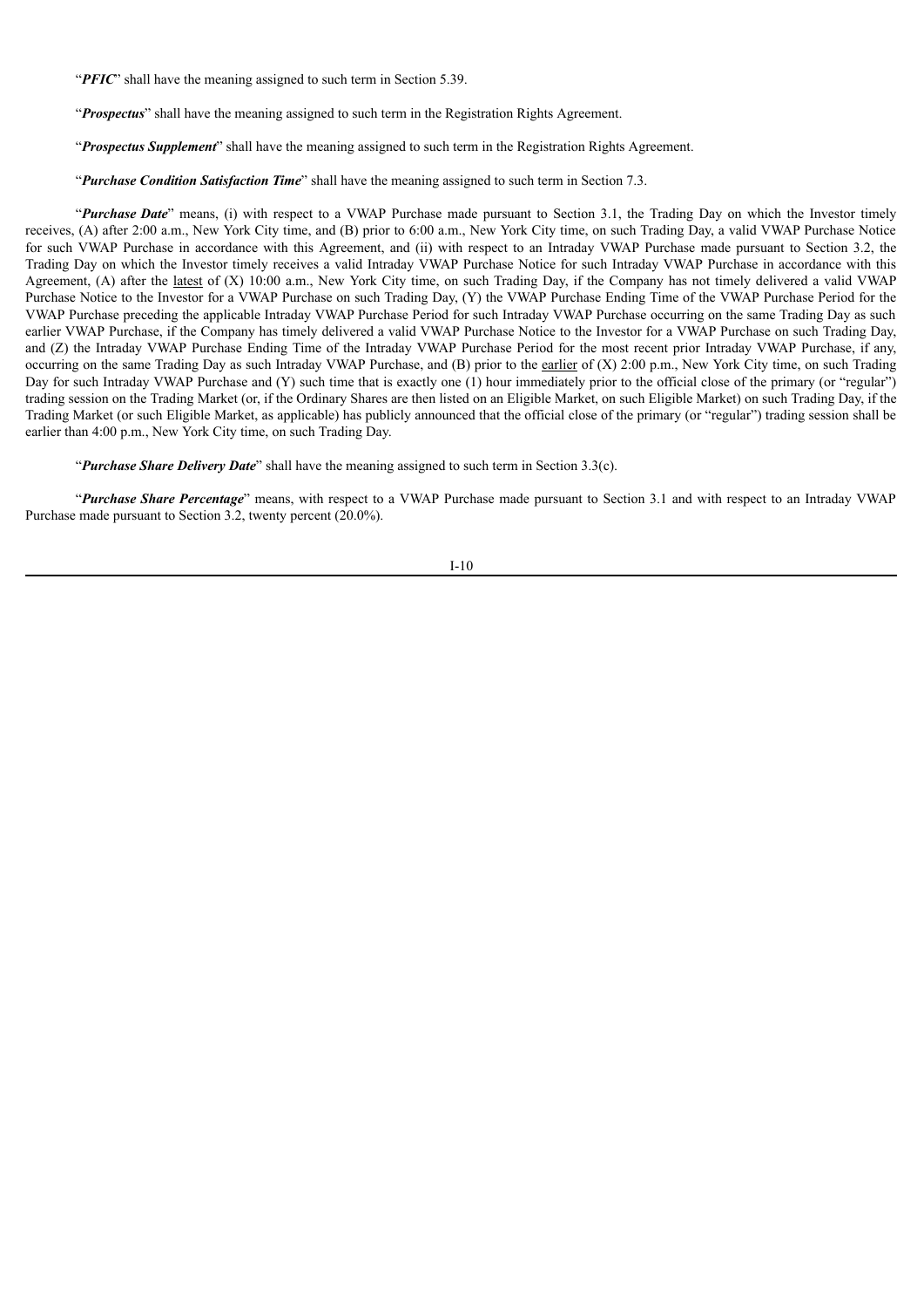"***PFIC***" shall have the meaning assigned to such term in Section 5.39.

"***Prospectus***" shall have the meaning assigned to such term in the Registration Rights Agreement.

"***Prospectus Supplement***" shall have the meaning assigned to such term in the Registration Rights Agreement.

"***Purchase Condition Satisfaction Time***" shall have the meaning assigned to such term in Section 7.3.

"***Purchase Date***" means, (i) with respect to a VWAP Purchase made pursuant to Section 3.1, the Trading Day on which the Investor timely receives, (A) after 2:00 a.m., New York City time, and (B) prior to 6:00 a.m., New York City time, on such Trading Day, a valid VWAP Purchase Notice for such VWAP Purchase in accordance with this Agreement, and (ii) with respect to an Intraday VWAP Purchase made pursuant to Section 3.2, the Trading Day on which the Investor timely receives a valid Intraday VWAP Purchase Notice for such Intraday VWAP Purchase in accordance with this Agreement, (A) after the latest of (X) 10:00 a.m., New York City time, on such Trading Day, if the Company has not timely delivered a valid VWAP Purchase Notice to the Investor for a VWAP Purchase on such Trading Day, (Y) the VWAP Purchase Ending Time of the VWAP Purchase Period for the VWAP Purchase preceding the applicable Intraday VWAP Purchase Period for such Intraday VWAP Purchase occurring on the same Trading Day as such earlier VWAP Purchase, if the Company has timely delivered a valid VWAP Purchase Notice to the Investor for a VWAP Purchase on such Trading Day, and (Z) the Intraday VWAP Purchase Ending Time of the Intraday VWAP Purchase Period for the most recent prior Intraday VWAP Purchase, if any, occurring on the same Trading Day as such Intraday VWAP Purchase, and (B) prior to the earlier of (X) 2:00 p.m., New York City time, on such Trading Day for such Intraday VWAP Purchase and (Y) such time that is exactly one (1) hour immediately prior to the official close of the primary (or "regular") trading session on the Trading Market (or, if the Ordinary Shares are then listed on an Eligible Market, on such Eligible Market) on such Trading Day, if the Trading Market (or such Eligible Market, as applicable) has publicly announced that the official close of the primary (or "regular") trading session shall be earlier than 4:00 p.m., New York City time, on such Trading Day.

"***Purchase Share Delivery Date***" shall have the meaning assigned to such term in Section 3.3(c).

"***Purchase Share Percentage***" means, with respect to a VWAP Purchase made pursuant to Section 3.1 and with respect to an Intraday VWAP Purchase made pursuant to Section 3.2, twenty percent (20.0%).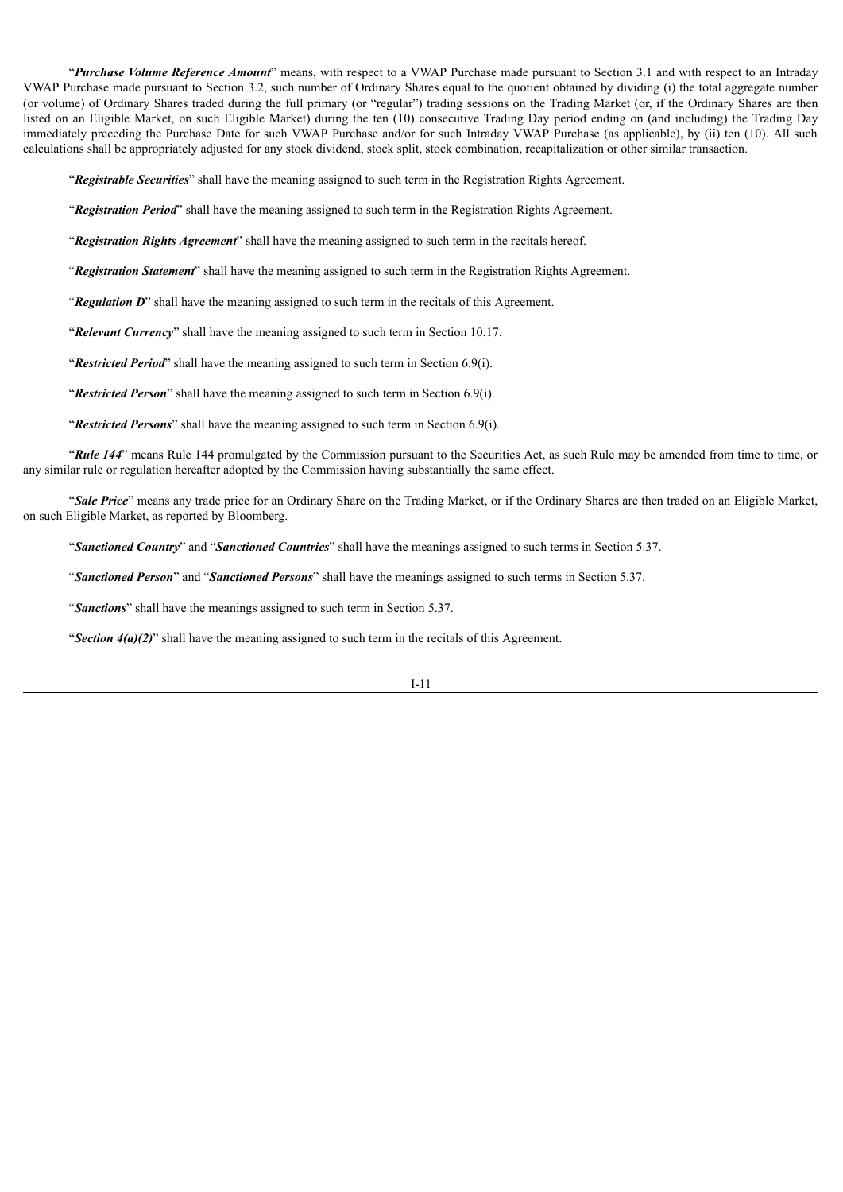"***Purchase Volume Reference Amount***" means, with respect to a VWAP Purchase made pursuant to Section 3.1 and with respect to an Intraday VWAP Purchase made pursuant to Section 3.2, such number of Ordinary Shares equal to the quotient obtained by dividing (i) the total aggregate number (or volume) of Ordinary Shares traded during the full primary (or "regular") trading sessions on the Trading Market (or, if the Ordinary Shares are then listed on an Eligible Market, on such Eligible Market) during the ten (10) consecutive Trading Day period ending on (and including) the Trading Day immediately preceding the Purchase Date for such VWAP Purchase and/or for such Intraday VWAP Purchase (as applicable), by (ii) ten (10). All such calculations shall be appropriately adjusted for any stock dividend, stock split, stock combination, recapitalization or other similar transaction.

"***Registrable Securities***" shall have the meaning assigned to such term in the Registration Rights Agreement.

"***Registration Period***" shall have the meaning assigned to such term in the Registration Rights Agreement.

"***Registration Rights Agreement***" shall have the meaning assigned to such term in the recitals hereof.

"***Registration Statement***" shall have the meaning assigned to such term in the Registration Rights Agreement.

"***Regulation D***" shall have the meaning assigned to such term in the recitals of this Agreement.

"***Relevant Currency***" shall have the meaning assigned to such term in Section 10.17.

"***Restricted Period***" shall have the meaning assigned to such term in Section 6.9(i).

"***Restricted Person***" shall have the meaning assigned to such term in Section 6.9(i).

"***Restricted Persons***" shall have the meaning assigned to such term in Section 6.9(i).

"***Rule 144***" means Rule 144 promulgated by the Commission pursuant to the Securities Act, as such Rule may be amended from time to time, or any similar rule or regulation hereafter adopted by the Commission having substantially the same effect.

"***Sale Price***" means any trade price for an Ordinary Share on the Trading Market, or if the Ordinary Shares are then traded on an Eligible Market, on such Eligible Market, as reported by Bloomberg.

"***Sanctioned Country***" and "***Sanctioned Countries***" shall have the meanings assigned to such terms in Section 5.37.

"***Sanctioned Person***" and "***Sanctioned Persons***" shall have the meanings assigned to such terms in Section 5.37.

"***Sanctions***" shall have the meanings assigned to such term in Section 5.37.

"***Section 4(a)(2)***" shall have the meaning assigned to such term in the recitals of this Agreement.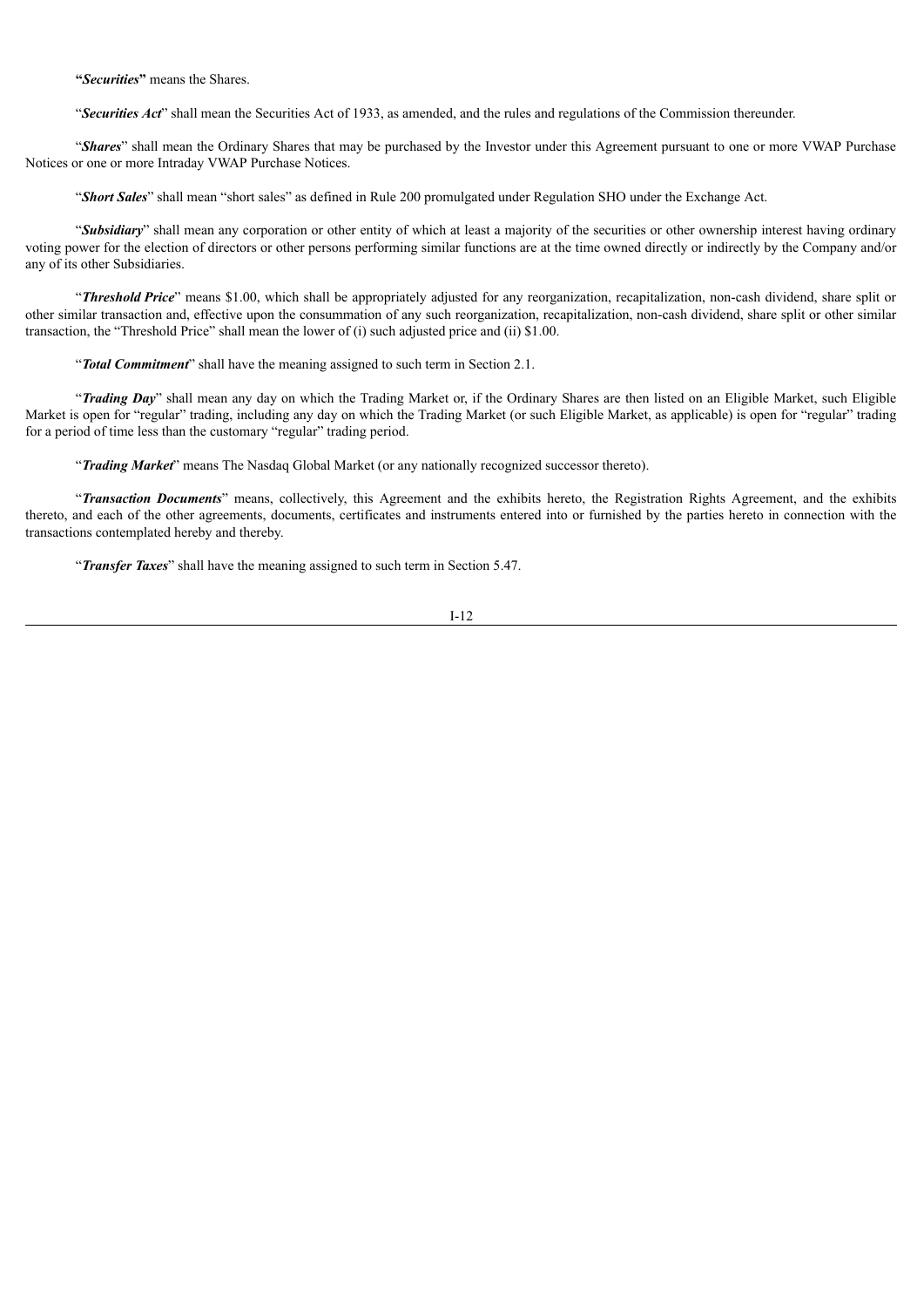"***Securities***" means the Shares.

"***Securities Act***" shall mean the Securities Act of 1933, as amended, and the rules and regulations of the Commission thereunder.

"***Shares***" shall mean the Ordinary Shares that may be purchased by the Investor under this Agreement pursuant to one or more VWAP Purchase Notices or one or more Intraday VWAP Purchase Notices.

"***Short Sales***" shall mean "short sales" as defined in Rule 200 promulgated under Regulation SHO under the Exchange Act.

"***Subsidiary***" shall mean any corporation or other entity of which at least a majority of the securities or other ownership interest having ordinary voting power for the election of directors or other persons performing similar functions are at the time owned directly or indirectly by the Company and/or any of its other Subsidiaries.

"***Threshold Price***" means $1.00, which shall be appropriately adjusted for any reorganization, recapitalization, non-cash dividend, share split or other similar transaction and, effective upon the consummation of any such reorganization, recapitalization, non-cash dividend, share split or other similar transaction, the "Threshold Price" shall mean the lower of (i) such adjusted price and (ii) $1.00.

"***Total Commitment***" shall have the meaning assigned to such term in Section 2.1.

"***Trading Day***" shall mean any day on which the Trading Market or, if the Ordinary Shares are then listed on an Eligible Market, such Eligible Market is open for "regular" trading, including any day on which the Trading Market (or such Eligible Market, as applicable) is open for "regular" trading for a period of time less than the customary "regular" trading period.

"***Trading Market***" means The Nasdaq Global Market (or any nationally recognized successor thereto).

"***Transaction Documents***" means, collectively, this Agreement and the exhibits hereto, the Registration Rights Agreement, and the exhibits thereto, and each of the other agreements, documents, certificates and instruments entered into or furnished by the parties hereto in connection with the transactions contemplated hereby and thereby.

"***Transfer Taxes***" shall have the meaning assigned to such term in Section 5.47.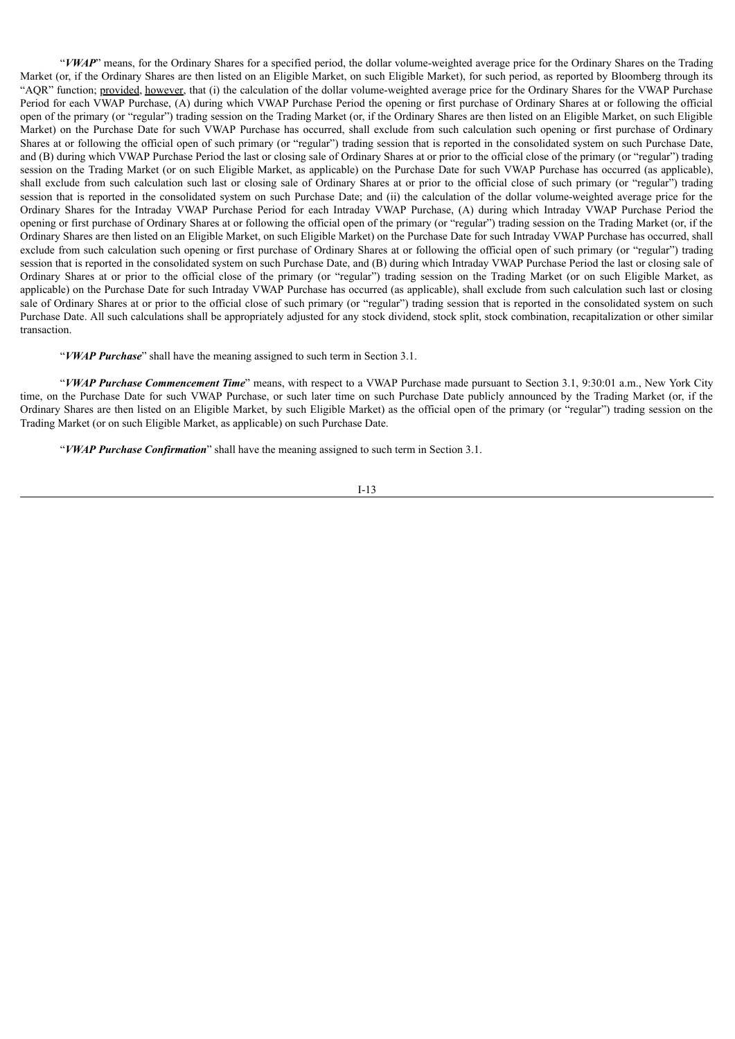"***VWAP***" means, for the Ordinary Shares for a specified period, the dollar volume-weighted average price for the Ordinary Shares on the Trading Market (or, if the Ordinary Shares are then listed on an Eligible Market, on such Eligible Market), for such period, as reported by Bloomberg through its "AQR" function; provided, however, that (i) the calculation of the dollar volume-weighted average price for the Ordinary Shares for the VWAP Purchase Period for each VWAP Purchase, (A) during which VWAP Purchase Period the opening or first purchase of Ordinary Shares at or following the official open of the primary (or "regular") trading session on the Trading Market (or, if the Ordinary Shares are then listed on an Eligible Market, on such Eligible Market) on the Purchase Date for such VWAP Purchase has occurred, shall exclude from such calculation such opening or first purchase of Ordinary Shares at or following the official open of such primary (or "regular") trading session that is reported in the consolidated system on such Purchase Date, and (B) during which VWAP Purchase Period the last or closing sale of Ordinary Shares at or prior to the official close of the primary (or "regular") trading session on the Trading Market (or on such Eligible Market, as applicable) on the Purchase Date for such VWAP Purchase has occurred (as applicable), shall exclude from such calculation such last or closing sale of Ordinary Shares at or prior to the official close of such primary (or "regular") trading session that is reported in the consolidated system on such Purchase Date; and (ii) the calculation of the dollar volume-weighted average price for the Ordinary Shares for the Intraday VWAP Purchase Period for each Intraday VWAP Purchase, (A) during which Intraday VWAP Purchase Period the opening or first purchase of Ordinary Shares at or following the official open of the primary (or "regular") trading session on the Trading Market (or, if the Ordinary Shares are then listed on an Eligible Market, on such Eligible Market) on the Purchase Date for such Intraday VWAP Purchase has occurred, shall exclude from such calculation such opening or first purchase of Ordinary Shares at or following the official open of such primary (or "regular") trading session that is reported in the consolidated system on such Purchase Date, and (B) during which Intraday VWAP Purchase Period the last or closing sale of Ordinary Shares at or prior to the official close of the primary (or "regular") trading session on the Trading Market (or on such Eligible Market, as applicable) on the Purchase Date for such Intraday VWAP Purchase has occurred (as applicable), shall exclude from such calculation such last or closing sale of Ordinary Shares at or prior to the official close of such primary (or "regular") trading session that is reported in the consolidated system on such Purchase Date. All such calculations shall be appropriately adjusted for any stock dividend, stock split, stock combination, recapitalization or other similar transaction.

"***VWAP Purchase***" shall have the meaning assigned to such term in Section 3.1.

"***VWAP Purchase Commencement Time***" means, with respect to a VWAP Purchase made pursuant to Section 3.1, 9:30:01 a.m., New York City time, on the Purchase Date for such VWAP Purchase, or such later time on such Purchase Date publicly announced by the Trading Market (or, if the Ordinary Shares are then listed on an Eligible Market, by such Eligible Market) as the official open of the primary (or "regular") trading session on the Trading Market (or on such Eligible Market, as applicable) on such Purchase Date.

"***VWAP Purchase Confirmation***" shall have the meaning assigned to such term in Section 3.1.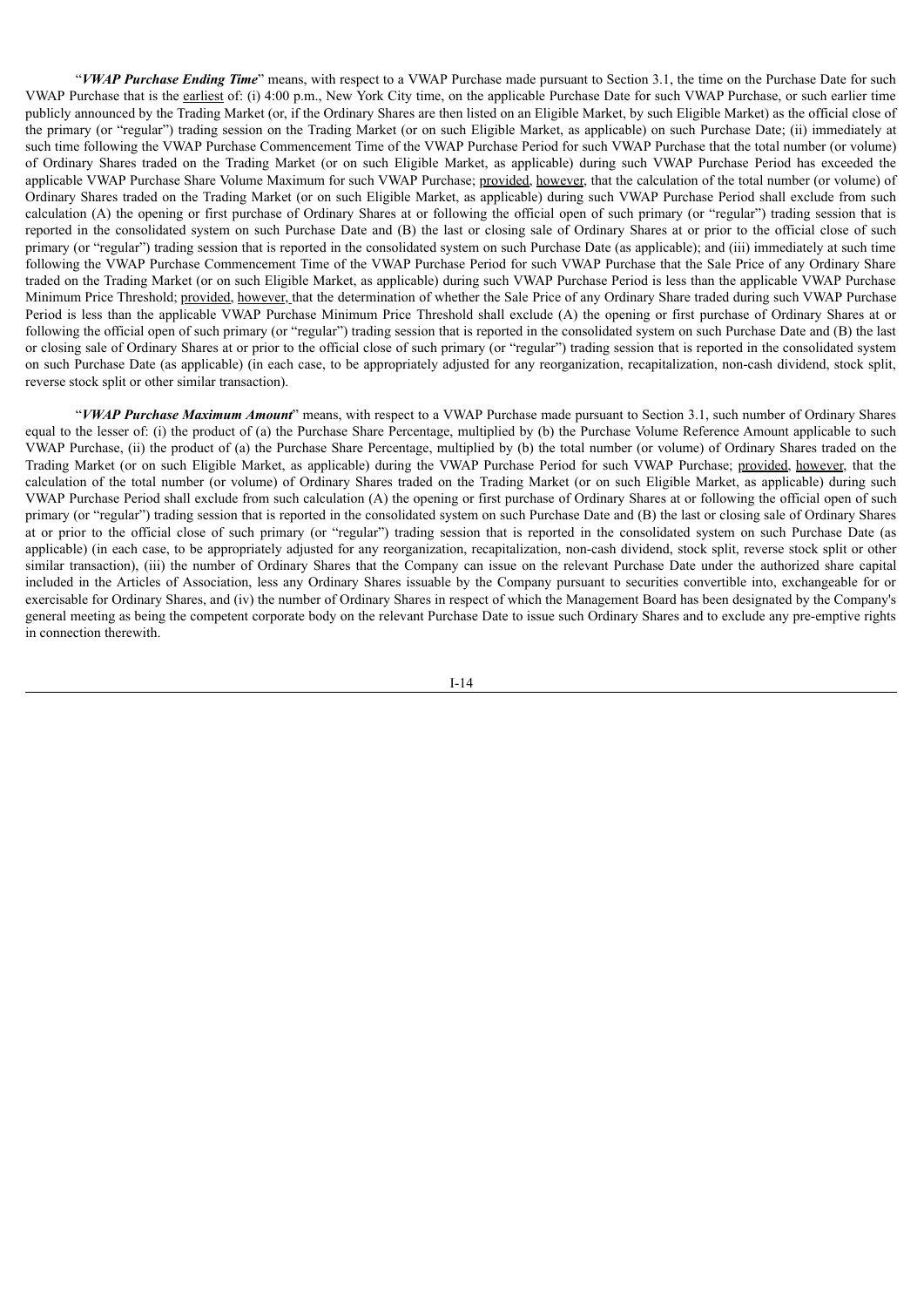"***VWAP Purchase Ending Time***" means, with respect to a VWAP Purchase made pursuant to Section 3.1, the time on the Purchase Date for such VWAP Purchase that is the earliest of: (i) 4:00 p.m., New York City time, on the applicable Purchase Date for such VWAP Purchase, or such earlier time publicly announced by the Trading Market (or, if the Ordinary Shares are then listed on an Eligible Market, by such Eligible Market) as the official close of the primary (or "regular") trading session on the Trading Market (or on such Eligible Market, as applicable) on such Purchase Date; (ii) immediately at such time following the VWAP Purchase Commencement Time of the VWAP Purchase Period for such VWAP Purchase that the total number (or volume) of Ordinary Shares traded on the Trading Market (or on such Eligible Market, as applicable) during such VWAP Purchase Period has exceeded the applicable VWAP Purchase Share Volume Maximum for such VWAP Purchase; provided, however, that the calculation of the total number (or volume) of Ordinary Shares traded on the Trading Market (or on such Eligible Market, as applicable) during such VWAP Purchase Period shall exclude from such calculation (A) the opening or first purchase of Ordinary Shares at or following the official open of such primary (or "regular") trading session that is reported in the consolidated system on such Purchase Date and (B) the last or closing sale of Ordinary Shares at or prior to the official close of such primary (or "regular") trading session that is reported in the consolidated system on such Purchase Date (as applicable); and (iii) immediately at such time following the VWAP Purchase Commencement Time of the VWAP Purchase Period for such VWAP Purchase that the Sale Price of any Ordinary Share traded on the Trading Market (or on such Eligible Market, as applicable) during such VWAP Purchase Period is less than the applicable VWAP Purchase Minimum Price Threshold; provided, however, that the determination of whether the Sale Price of any Ordinary Share traded during such VWAP Purchase Period is less than the applicable VWAP Purchase Minimum Price Threshold shall exclude (A) the opening or first purchase of Ordinary Shares at or following the official open of such primary (or "regular") trading session that is reported in the consolidated system on such Purchase Date and (B) the last or closing sale of Ordinary Shares at or prior to the official close of such primary (or "regular") trading session that is reported in the consolidated system on such Purchase Date (as applicable) (in each case, to be appropriately adjusted for any reorganization, recapitalization, non-cash dividend, stock split, reverse stock split or other similar transaction).

"***VWAP Purchase Maximum Amount***" means, with respect to a VWAP Purchase made pursuant to Section 3.1, such number of Ordinary Shares equal to the lesser of: (i) the product of (a) the Purchase Share Percentage, multiplied by (b) the Purchase Volume Reference Amount applicable to such VWAP Purchase, (ii) the product of (a) the Purchase Share Percentage, multiplied by (b) the total number (or volume) of Ordinary Shares traded on the Trading Market (or on such Eligible Market, as applicable) during the VWAP Purchase Period for such VWAP Purchase; provided, however, that the calculation of the total number (or volume) of Ordinary Shares traded on the Trading Market (or on such Eligible Market, as applicable) during such VWAP Purchase Period shall exclude from such calculation (A) the opening or first purchase of Ordinary Shares at or following the official open of such primary (or "regular") trading session that is reported in the consolidated system on such Purchase Date and (B) the last or closing sale of Ordinary Shares at or prior to the official close of such primary (or "regular") trading session that is reported in the consolidated system on such Purchase Date (as applicable) (in each case, to be appropriately adjusted for any reorganization, recapitalization, non-cash dividend, stock split, reverse stock split or other similar transaction), (iii) the number of Ordinary Shares that the Company can issue on the relevant Purchase Date under the authorized share capital included in the Articles of Association, less any Ordinary Shares issuable by the Company pursuant to securities convertible into, exchangeable for or exercisable for Ordinary Shares, and (iv) the number of Ordinary Shares in respect of which the Management Board has been designated by the Company's general meeting as being the competent corporate body on the relevant Purchase Date to issue such Ordinary Shares and to exclude any pre-emptive rights in connection therewith.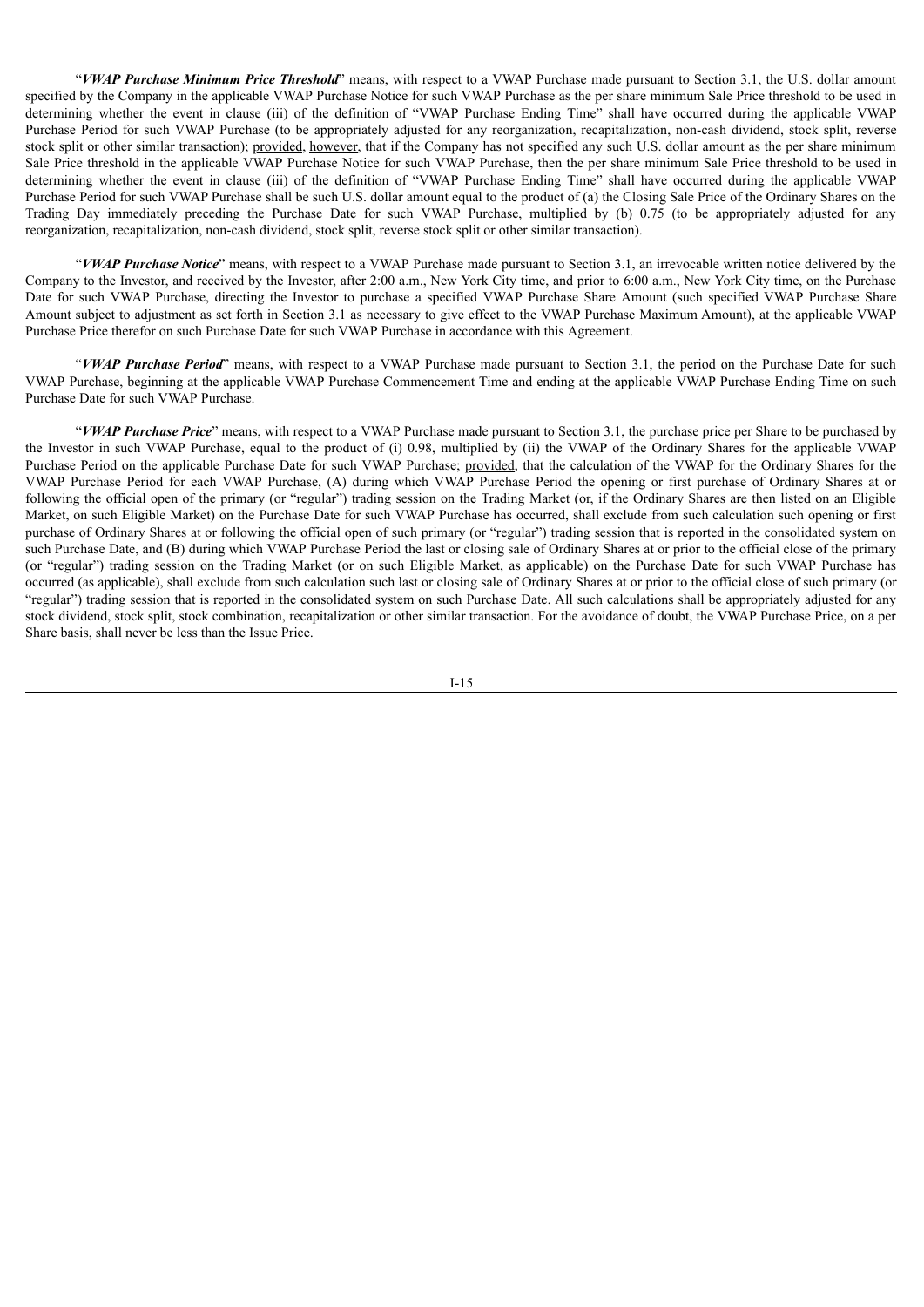"***VWAP Purchase Minimum Price Threshold***" means, with respect to a VWAP Purchase made pursuant to Section 3.1, the U.S. dollar amount specified by the Company in the applicable VWAP Purchase Notice for such VWAP Purchase as the per share minimum Sale Price threshold to be used in determining whether the event in clause (iii) of the definition of "VWAP Purchase Ending Time" shall have occurred during the applicable VWAP Purchase Period for such VWAP Purchase (to be appropriately adjusted for any reorganization, recapitalization, non-cash dividend, stock split, reverse stock split or other similar transaction); provided, however, that if the Company has not specified any such U.S. dollar amount as the per share minimum Sale Price threshold in the applicable VWAP Purchase Notice for such VWAP Purchase, then the per share minimum Sale Price threshold to be used in determining whether the event in clause (iii) of the definition of "VWAP Purchase Ending Time" shall have occurred during the applicable VWAP Purchase Period for such VWAP Purchase shall be such U.S. dollar amount equal to the product of (a) the Closing Sale Price of the Ordinary Shares on the Trading Day immediately preceding the Purchase Date for such VWAP Purchase, multiplied by (b) 0.75 (to be appropriately adjusted for any reorganization, recapitalization, non-cash dividend, stock split, reverse stock split or other similar transaction).

"***VWAP Purchase Notice***" means, with respect to a VWAP Purchase made pursuant to Section 3.1, an irrevocable written notice delivered by the Company to the Investor, and received by the Investor, after 2:00 a.m., New York City time, and prior to 6:00 a.m., New York City time, on the Purchase Date for such VWAP Purchase, directing the Investor to purchase a specified VWAP Purchase Share Amount (such specified VWAP Purchase Share Amount subject to adjustment as set forth in Section 3.1 as necessary to give effect to the VWAP Purchase Maximum Amount), at the applicable VWAP Purchase Price therefor on such Purchase Date for such VWAP Purchase in accordance with this Agreement.

"***VWAP Purchase Period***" means, with respect to a VWAP Purchase made pursuant to Section 3.1, the period on the Purchase Date for such VWAP Purchase, beginning at the applicable VWAP Purchase Commencement Time and ending at the applicable VWAP Purchase Ending Time on such Purchase Date for such VWAP Purchase.

"***VWAP Purchase Price***" means, with respect to a VWAP Purchase made pursuant to Section 3.1, the purchase price per Share to be purchased by the Investor in such VWAP Purchase, equal to the product of (i) 0.98, multiplied by (ii) the VWAP of the Ordinary Shares for the applicable VWAP Purchase Period on the applicable Purchase Date for such VWAP Purchase; provided, that the calculation of the VWAP for the Ordinary Shares for the VWAP Purchase Period for each VWAP Purchase, (A) during which VWAP Purchase Period the opening or first purchase of Ordinary Shares at or following the official open of the primary (or "regular") trading session on the Trading Market (or, if the Ordinary Shares are then listed on an Eligible Market, on such Eligible Market) on the Purchase Date for such VWAP Purchase has occurred, shall exclude from such calculation such opening or first purchase of Ordinary Shares at or following the official open of such primary (or "regular") trading session that is reported in the consolidated system on such Purchase Date, and (B) during which VWAP Purchase Period the last or closing sale of Ordinary Shares at or prior to the official close of the primary (or "regular") trading session on the Trading Market (or on such Eligible Market, as applicable) on the Purchase Date for such VWAP Purchase has occurred (as applicable), shall exclude from such calculation such last or closing sale of Ordinary Shares at or prior to the official close of such primary (or "regular") trading session that is reported in the consolidated system on such Purchase Date. All such calculations shall be appropriately adjusted for any stock dividend, stock split, stock combination, recapitalization or other similar transaction. For the avoidance of doubt, the VWAP Purchase Price, on a per Share basis, shall never be less than the Issue Price.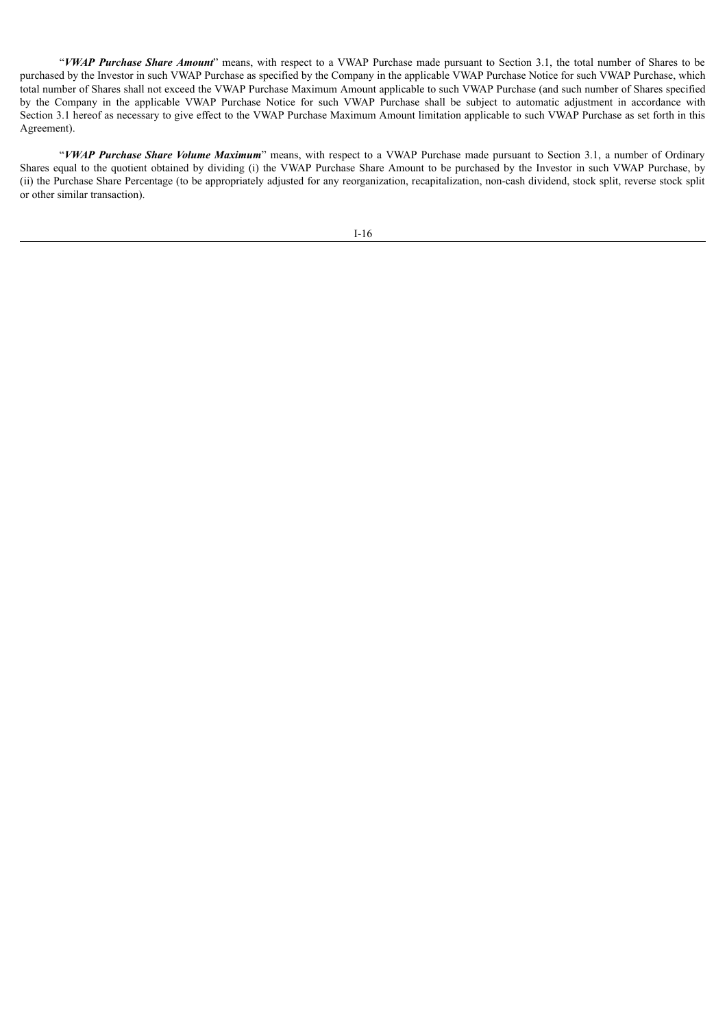"***VWAP Purchase Share Amount***" means, with respect to a VWAP Purchase made pursuant to Section 3.1, the total number of Shares to be purchased by the Investor in such VWAP Purchase as specified by the Company in the applicable VWAP Purchase Notice for such VWAP Purchase, which total number of Shares shall not exceed the VWAP Purchase Maximum Amount applicable to such VWAP Purchase (and such number of Shares specified by the Company in the applicable VWAP Purchase Notice for such VWAP Purchase shall be subject to automatic adjustment in accordance with Section 3.1 hereof as necessary to give effect to the VWAP Purchase Maximum Amount limitation applicable to such VWAP Purchase as set forth in this Agreement).

"***VWAP Purchase Share Volume Maximum***" means, with respect to a VWAP Purchase made pursuant to Section 3.1, a number of Ordinary Shares equal to the quotient obtained by dividing (i) the VWAP Purchase Share Amount to be purchased by the Investor in such VWAP Purchase, by (ii) the Purchase Share Percentage (to be appropriately adjusted for any reorganization, recapitalization, non-cash dividend, stock split, reverse stock split or other similar transaction).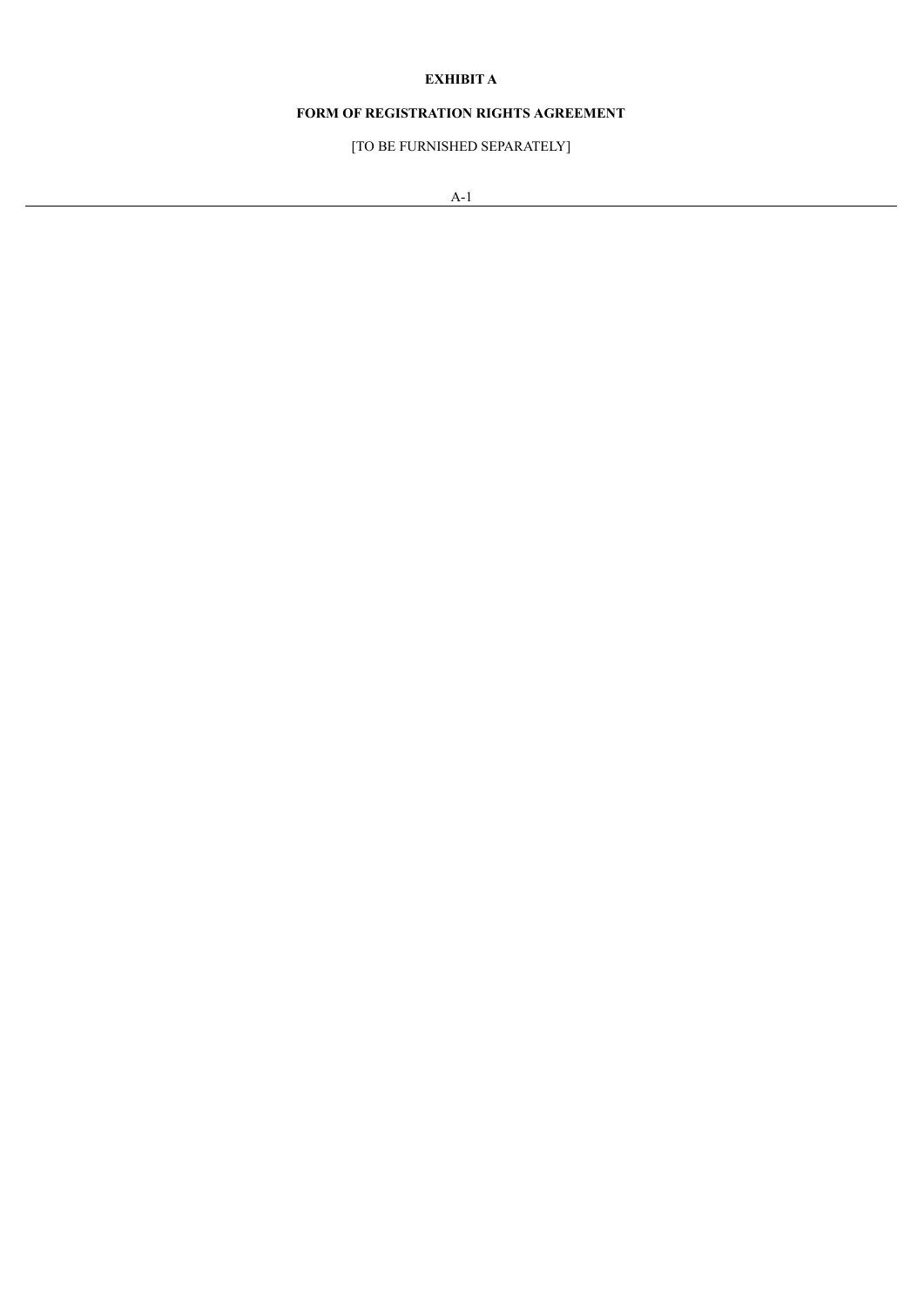**EXHIBIT A**

**FORM OF REGISTRATION RIGHTS AGREEMENT**

[TO BE FURNISHED SEPARATELY]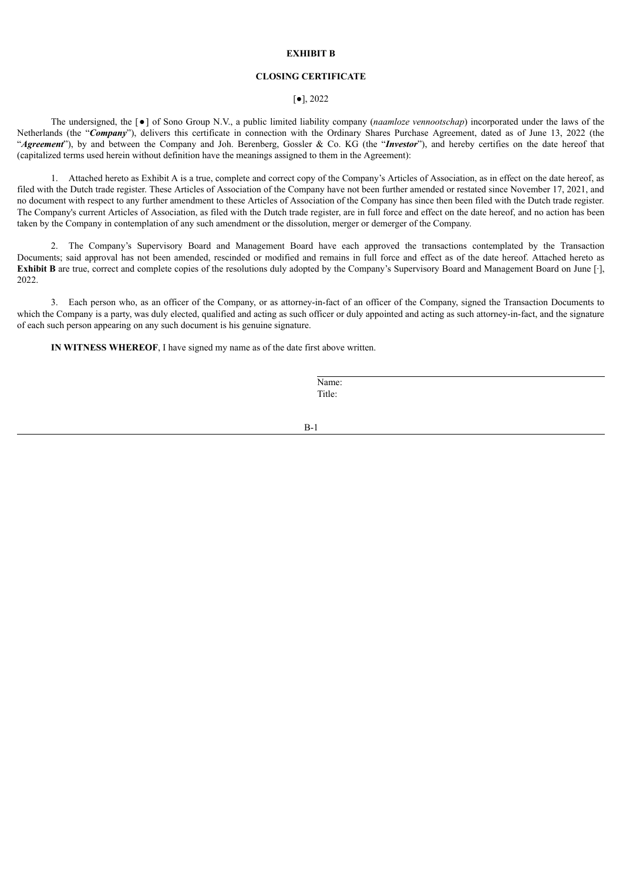**EXHIBIT B**

**CLOSING CERTIFICATE**

[●], 2022

The undersigned, the [●] of Sono Group N.V., a public limited liability company (*naamloze vennootschap*) incorporated under the laws of the Netherlands (the "***Company***"), delivers this certificate in connection with the Ordinary Shares Purchase Agreement, dated as of June 13, 2022 (the "***Agreement***"), by and between the Company and Joh. Berenberg, Gossler & Co. KG (the "***Investor***"), and hereby certifies on the date hereof that (capitalized terms used herein without definition have the meanings assigned to them in the Agreement):

1. Attached hereto as Exhibit A is a true, complete and correct copy of the Company's Articles of Association, as in effect on the date hereof, as filed with the Dutch trade register. These Articles of Association of the Company have not been further amended or restated since November 17, 2021, and no document with respect to any further amendment to these Articles of Association of the Company has since then been filed with the Dutch trade register. The Company's current Articles of Association, as filed with the Dutch trade register, are in full force and effect on the date hereof, and no action has been taken by the Company in contemplation of any such amendment or the dissolution, merger or demerger of the Company.

2. The Company's Supervisory Board and Management Board have each approved the transactions contemplated by the Transaction Documents; said approval has not been amended, rescinded or modified and remains in full force and effect as of the date hereof. Attached hereto as **Exhibit B** are true, correct and complete copies of the resolutions duly adopted by the Company's Supervisory Board and Management Board on June [·], 2022.

3. Each person who, as an officer of the Company, or as attorney-in-fact of an officer of the Company, signed the Transaction Documents to which the Company is a party, was duly elected, qualified and acting as such officer or duly appointed and acting as such attorney-in-fact, and the signature of each such person appearing on any such document is his genuine signature.

**IN WITNESS WHEREOF**, I have signed my name as of the date first above written.

Name:
Title: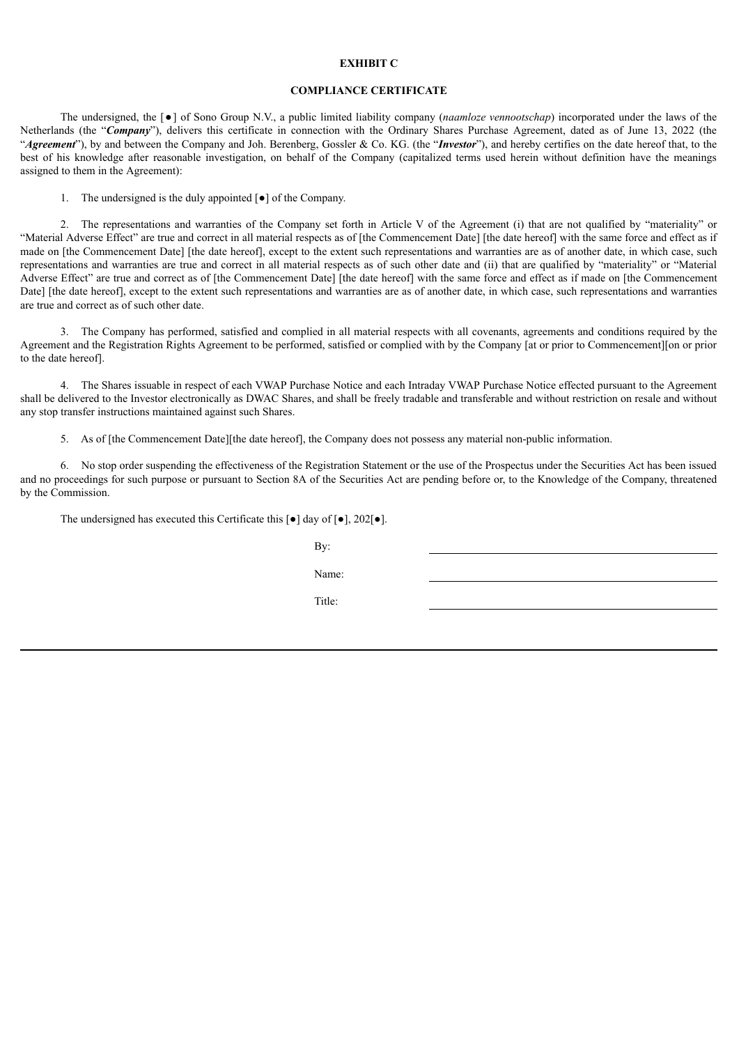**EXHIBIT C**

**COMPLIANCE CERTIFICATE**

The undersigned, the [●] of Sono Group N.V., a public limited liability company (*naamloze vennootschap*) incorporated under the laws of the Netherlands (the "***Company***"), delivers this certificate in connection with the Ordinary Shares Purchase Agreement, dated as of June 13, 2022 (the "***Agreement***"), by and between the Company and Joh. Berenberg, Gossler & Co. KG. (the "***Investor***"), and hereby certifies on the date hereof that, to the best of his knowledge after reasonable investigation, on behalf of the Company (capitalized terms used herein without definition have the meanings assigned to them in the Agreement):

1. The undersigned is the duly appointed [●] of the Company.

2. The representations and warranties of the Company set forth in Article V of the Agreement (i) that are not qualified by "materiality" or "Material Adverse Effect" are true and correct in all material respects as of [the Commencement Date] [the date hereof] with the same force and effect as if made on [the Commencement Date] [the date hereof], except to the extent such representations and warranties are as of another date, in which case, such representations and warranties are true and correct in all material respects as of such other date and (ii) that are qualified by "materiality" or "Material Adverse Effect" are true and correct as of [the Commencement Date] [the date hereof] with the same force and effect as if made on [the Commencement Date] [the date hereof], except to the extent such representations and warranties are as of another date, in which case, such representations and warranties are true and correct as of such other date.

3. The Company has performed, satisfied and complied in all material respects with all covenants, agreements and conditions required by the Agreement and the Registration Rights Agreement to be performed, satisfied or complied with by the Company [at or prior to Commencement][on or prior to the date hereof].

4. The Shares issuable in respect of each VWAP Purchase Notice and each Intraday VWAP Purchase Notice effected pursuant to the Agreement shall be delivered to the Investor electronically as DWAC Shares, and shall be freely tradable and transferable and without restriction on resale and without any stop transfer instructions maintained against such Shares.

5. As of [the Commencement Date][the date hereof], the Company does not possess any material non-public information.

6. No stop order suspending the effectiveness of the Registration Statement or the use of the Prospectus under the Securities Act has been issued and no proceedings for such purpose or pursuant to Section 8A of the Securities Act are pending before or, to the Knowledge of the Company, threatened by the Commission.

The undersigned has executed this Certificate this [●] day of [●], 202[●].

By: \_\_\_\_\_\_\_\_\_\_\_\_\_\_\_\_\_\_\_\_\_\_\_\_\_\_\_\_

Name: \_\_\_\_\_\_\_\_\_\_\_\_\_\_\_\_\_\_\_\_\_\_\_\_\_\_\_\_

Title: \_\_\_\_\_\_\_\_\_\_\_\_\_\_\_\_\_\_\_\_\_\_\_\_\_\_\_\_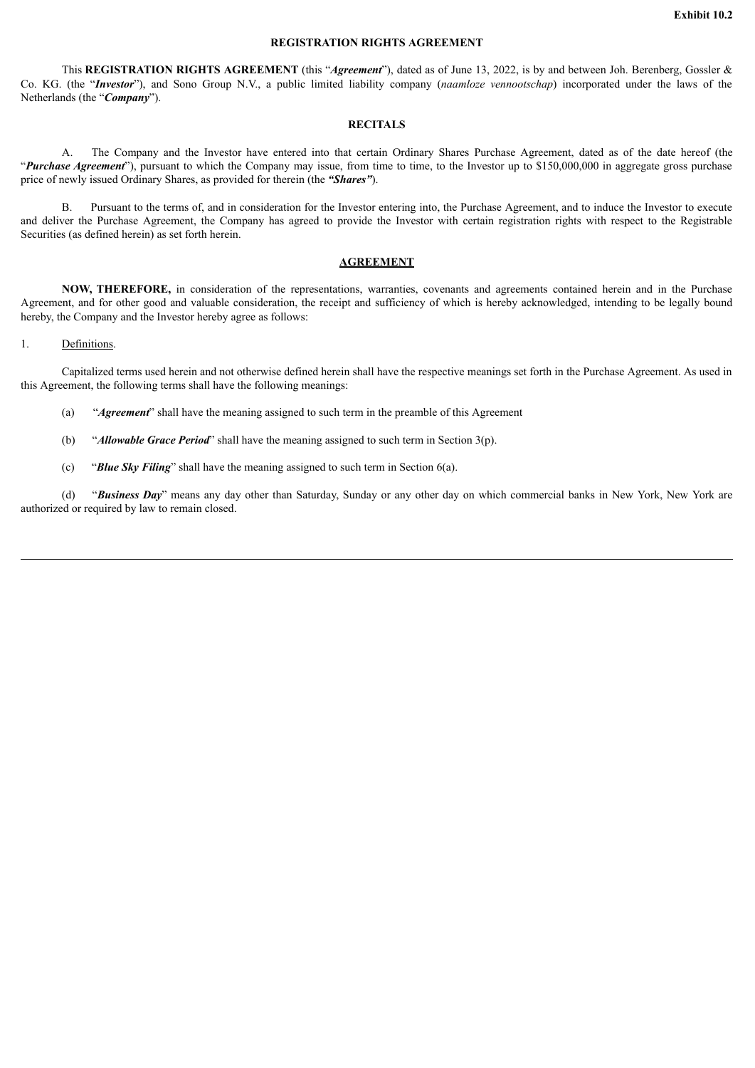**Exhibit 10.2**

## REGISTRATION RIGHTS AGREEMENT

This **REGISTRATION RIGHTS AGREEMENT** (this "***Agreement***"), dated as of June 13, 2022, is by and between Joh. Berenberg, Gossler & Co. KG. (the "***Investor***"), and Sono Group N.V., a public limited liability company (*naamloze vennootschap*) incorporated under the laws of the Netherlands (the "***Company***").

### RECITALS

A. The Company and the Investor have entered into that certain Ordinary Shares Purchase Agreement, dated as of the date hereof (the "***Purchase Agreement***"), pursuant to which the Company may issue, from time to time, to the Investor up to $150,000,000 in aggregate gross purchase price of newly issued Ordinary Shares, as provided for therein (the ***"Shares"***).

B. Pursuant to the terms of, and in consideration for the Investor entering into, the Purchase Agreement, and to induce the Investor to execute and deliver the Purchase Agreement, the Company has agreed to provide the Investor with certain registration rights with respect to the Registrable Securities (as defined herein) as set forth herein.

### AGREEMENT

**NOW, THEREFORE,** in consideration of the representations, warranties, covenants and agreements contained herein and in the Purchase Agreement, and for other good and valuable consideration, the receipt and sufficiency of which is hereby acknowledged, intending to be legally bound hereby, the Company and the Investor hereby agree as follows:

1. Definitions.

Capitalized terms used herein and not otherwise defined herein shall have the respective meanings set forth in the Purchase Agreement. As used in this Agreement, the following terms shall have the following meanings:

(a) "***Agreement***" shall have the meaning assigned to such term in the preamble of this Agreement

(b) "***Allowable Grace Period***" shall have the meaning assigned to such term in Section 3(p).

(c) "***Blue Sky Filing***" shall have the meaning assigned to such term in Section 6(a).

(d) "***Business Day***" means any day other than Saturday, Sunday or any other day on which commercial banks in New York, New York are authorized or required by law to remain closed.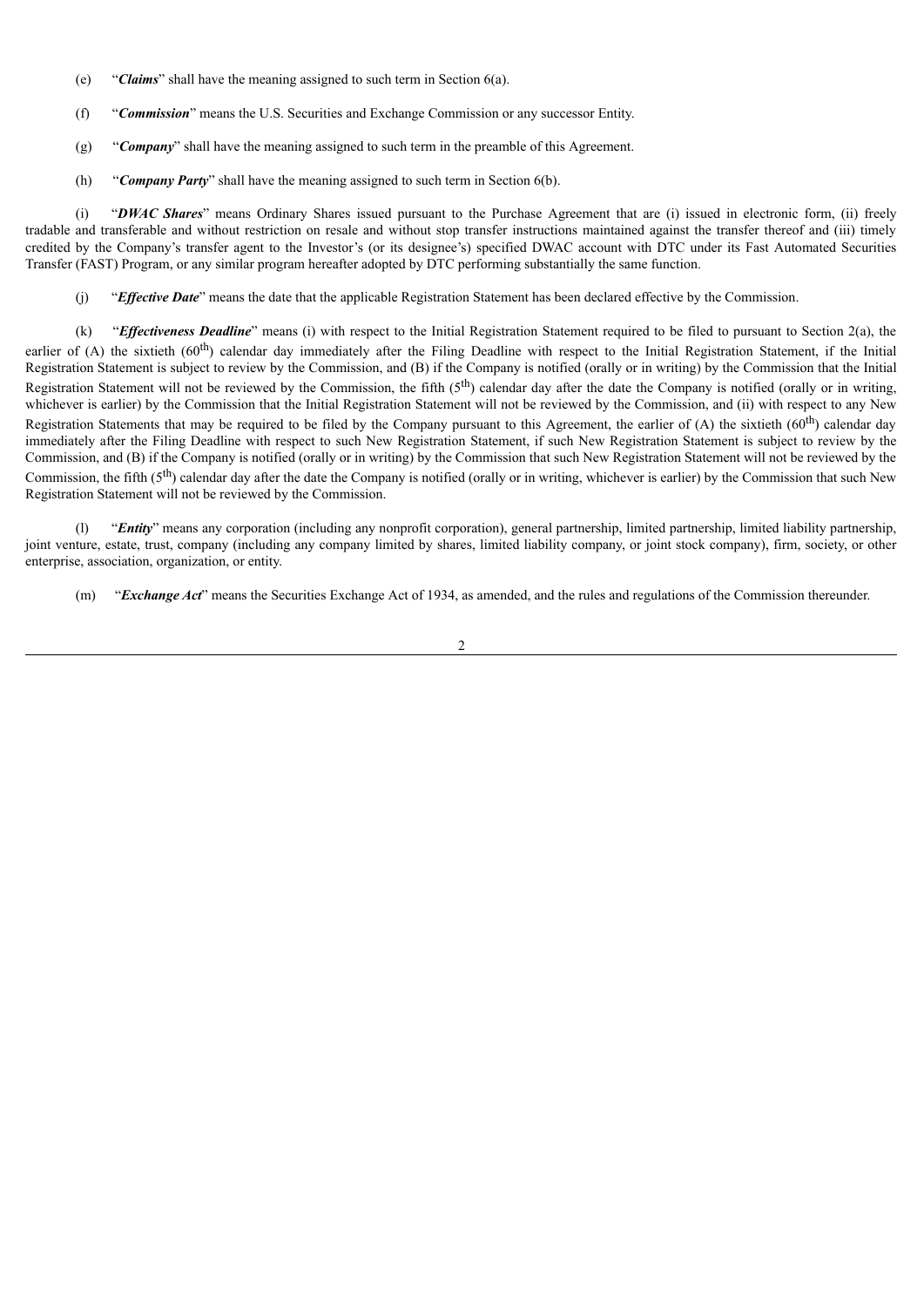(e) "***Claims***" shall have the meaning assigned to such term in Section 6(a).

(f) "***Commission***" means the U.S. Securities and Exchange Commission or any successor Entity.

(g) "***Company***" shall have the meaning assigned to such term in the preamble of this Agreement.

(h) "***Company Party***" shall have the meaning assigned to such term in Section 6(b).

(i) "***DWAC Shares***" means Ordinary Shares issued pursuant to the Purchase Agreement that are (i) issued in electronic form, (ii) freely tradable and transferable and without restriction on resale and without stop transfer instructions maintained against the transfer thereof and (iii) timely credited by the Company's transfer agent to the Investor's (or its designee's) specified DWAC account with DTC under its Fast Automated Securities Transfer (FAST) Program, or any similar program hereafter adopted by DTC performing substantially the same function.

(j) "***Effective Date***" means the date that the applicable Registration Statement has been declared effective by the Commission.

(k) "***Effectiveness Deadline***" means (i) with respect to the Initial Registration Statement required to be filed to pursuant to Section 2(a), the earlier of (A) the sixtieth (60th) calendar day immediately after the Filing Deadline with respect to the Initial Registration Statement, if the Initial Registration Statement is subject to review by the Commission, and (B) if the Company is notified (orally or in writing) by the Commission that the Initial Registration Statement will not be reviewed by the Commission, the fifth (5th) calendar day after the date the Company is notified (orally or in writing, whichever is earlier) by the Commission that the Initial Registration Statement will not be reviewed by the Commission, and (ii) with respect to any New Registration Statements that may be required to be filed by the Company pursuant to this Agreement, the earlier of (A) the sixtieth (60th) calendar day immediately after the Filing Deadline with respect to such New Registration Statement, if such New Registration Statement is subject to review by the Commission, and (B) if the Company is notified (orally or in writing) by the Commission that such New Registration Statement will not be reviewed by the Commission, the fifth (5th) calendar day after the date the Company is notified (orally or in writing, whichever is earlier) by the Commission that such New Registration Statement will not be reviewed by the Commission.

(l) "***Entity***" means any corporation (including any nonprofit corporation), general partnership, limited partnership, limited liability partnership, joint venture, estate, trust, company (including any company limited by shares, limited liability company, or joint stock company), firm, society, or other enterprise, association, organization, or entity.

(m) "***Exchange Act***" means the Securities Exchange Act of 1934, as amended, and the rules and regulations of the Commission thereunder.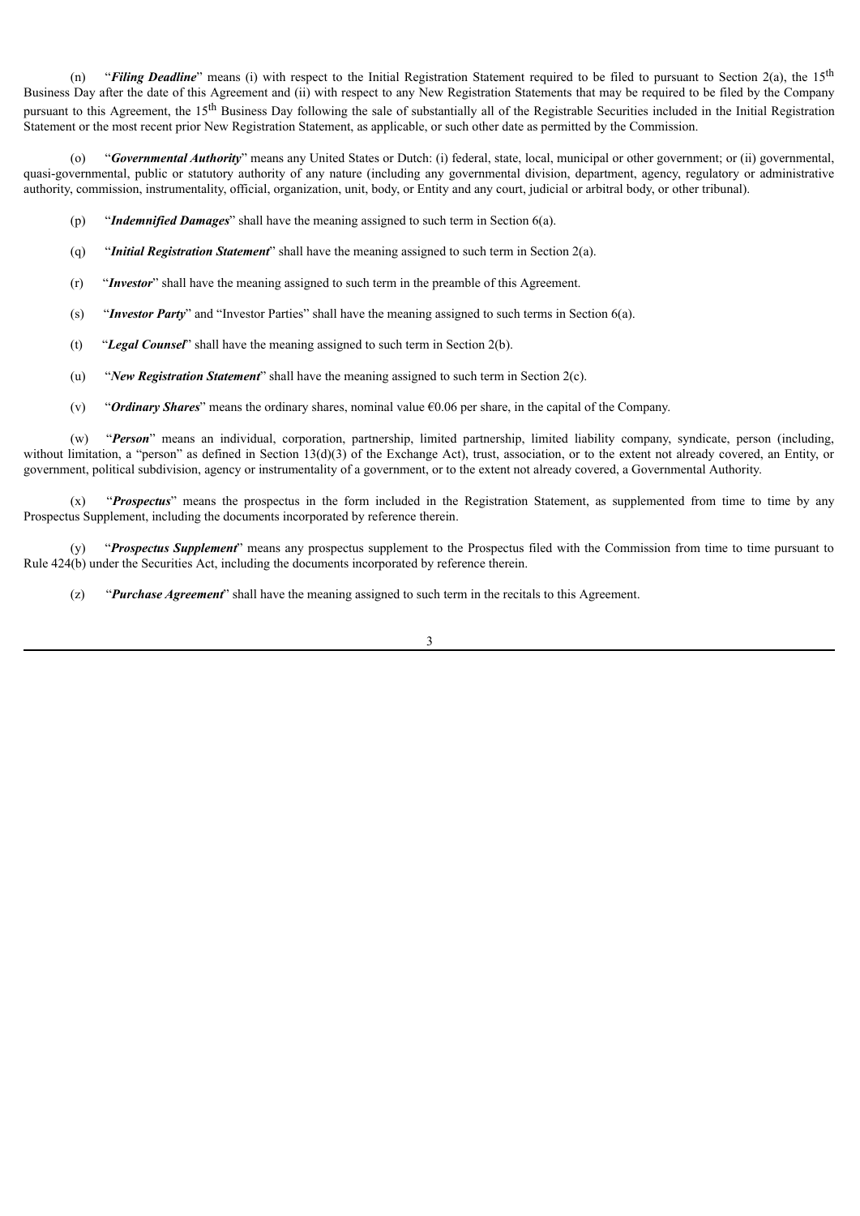(n) "***Filing Deadline***" means (i) with respect to the Initial Registration Statement required to be filed to pursuant to Section 2(a), the 15th Business Day after the date of this Agreement and (ii) with respect to any New Registration Statements that may be required to be filed by the Company pursuant to this Agreement, the 15th Business Day following the sale of substantially all of the Registrable Securities included in the Initial Registration Statement or the most recent prior New Registration Statement, as applicable, or such other date as permitted by the Commission.

(o) "***Governmental Authority***" means any United States or Dutch: (i) federal, state, local, municipal or other government; or (ii) governmental, quasi-governmental, public or statutory authority of any nature (including any governmental division, department, agency, regulatory or administrative authority, commission, instrumentality, official, organization, unit, body, or Entity and any court, judicial or arbitral body, or other tribunal).

(p) "***Indemnified Damages***" shall have the meaning assigned to such term in Section 6(a).

(q) "***Initial Registration Statement***" shall have the meaning assigned to such term in Section 2(a).

(r) "***Investor***" shall have the meaning assigned to such term in the preamble of this Agreement.

(s) "***Investor Party***" and "Investor Parties" shall have the meaning assigned to such terms in Section 6(a).

(t) "***Legal Counsel***" shall have the meaning assigned to such term in Section 2(b).

(u) "***New Registration Statement***" shall have the meaning assigned to such term in Section 2(c).

(v) "***Ordinary Shares***" means the ordinary shares, nominal value €0.06 per share, in the capital of the Company.

(w) "***Person***" means an individual, corporation, partnership, limited partnership, limited liability company, syndicate, person (including, without limitation, a "person" as defined in Section 13(d)(3) of the Exchange Act), trust, association, or to the extent not already covered, an Entity, or government, political subdivision, agency or instrumentality of a government, or to the extent not already covered, a Governmental Authority.

(x) "***Prospectus***" means the prospectus in the form included in the Registration Statement, as supplemented from time to time by any Prospectus Supplement, including the documents incorporated by reference therein.

(y) "***Prospectus Supplement***" means any prospectus supplement to the Prospectus filed with the Commission from time to time pursuant to Rule 424(b) under the Securities Act, including the documents incorporated by reference therein.

(z) "***Purchase Agreement***" shall have the meaning assigned to such term in the recitals to this Agreement.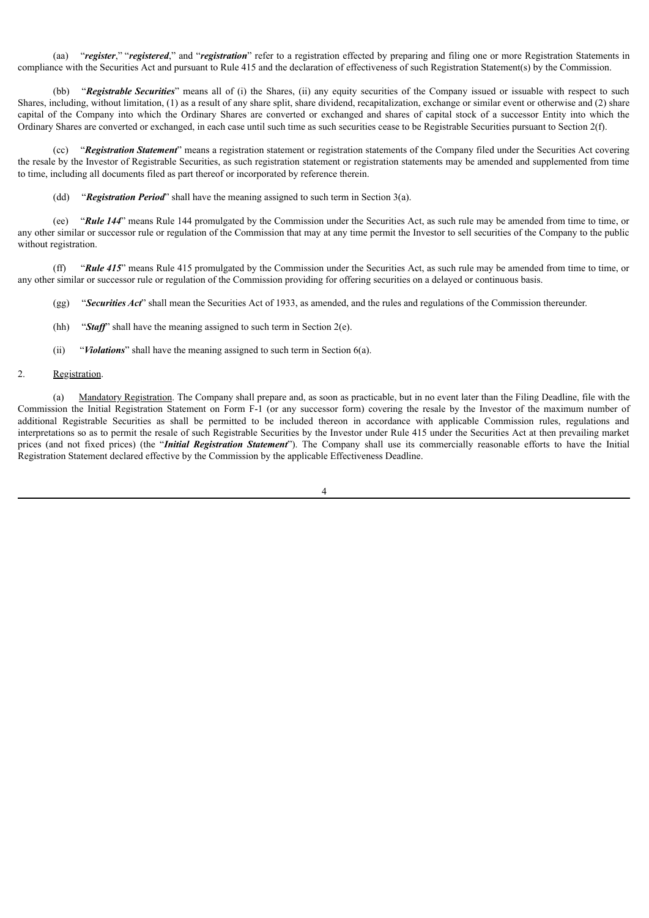(aa) "***register***," "***registered***," and "***registration***" refer to a registration effected by preparing and filing one or more Registration Statements in compliance with the Securities Act and pursuant to Rule 415 and the declaration of effectiveness of such Registration Statement(s) by the Commission.

(bb) "***Registrable Securities***" means all of (i) the Shares, (ii) any equity securities of the Company issued or issuable with respect to such Shares, including, without limitation, (1) as a result of any share split, share dividend, recapitalization, exchange or similar event or otherwise and (2) share capital of the Company into which the Ordinary Shares are converted or exchanged and shares of capital stock of a successor Entity into which the Ordinary Shares are converted or exchanged, in each case until such time as such securities cease to be Registrable Securities pursuant to Section 2(f).

(cc) "***Registration Statement***" means a registration statement or registration statements of the Company filed under the Securities Act covering the resale by the Investor of Registrable Securities, as such registration statement or registration statements may be amended and supplemented from time to time, including all documents filed as part thereof or incorporated by reference therein.

(dd) "***Registration Period***" shall have the meaning assigned to such term in Section 3(a).

(ee) "***Rule 144***" means Rule 144 promulgated by the Commission under the Securities Act, as such rule may be amended from time to time, or any other similar or successor rule or regulation of the Commission that may at any time permit the Investor to sell securities of the Company to the public without registration.

(ff) "***Rule 415***" means Rule 415 promulgated by the Commission under the Securities Act, as such rule may be amended from time to time, or any other similar or successor rule or regulation of the Commission providing for offering securities on a delayed or continuous basis.

(gg) "***Securities Act***" shall mean the Securities Act of 1933, as amended, and the rules and regulations of the Commission thereunder.

(hh) "***Staff***" shall have the meaning assigned to such term in Section 2(e).

(ii) "***Violations***" shall have the meaning assigned to such term in Section 6(a).

2. Registration.

(a) Mandatory Registration. The Company shall prepare and, as soon as practicable, but in no event later than the Filing Deadline, file with the Commission the Initial Registration Statement on Form F-1 (or any successor form) covering the resale by the Investor of the maximum number of additional Registrable Securities as shall be permitted to be included thereon in accordance with applicable Commission rules, regulations and interpretations so as to permit the resale of such Registrable Securities by the Investor under Rule 415 under the Securities Act at then prevailing market prices (and not fixed prices) (the "***Initial Registration Statement***"). The Company shall use its commercially reasonable efforts to have the Initial Registration Statement declared effective by the Commission by the applicable Effectiveness Deadline.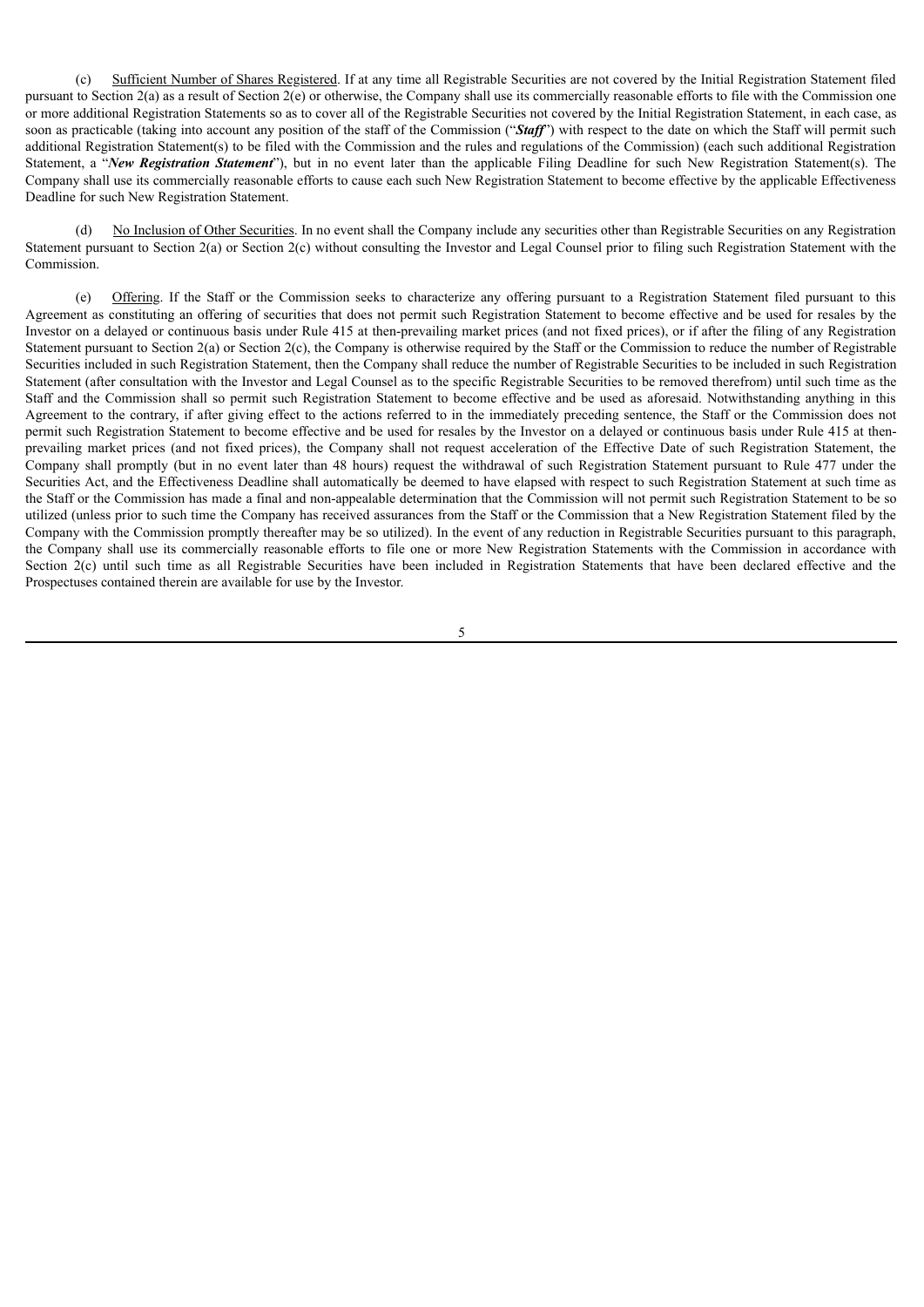(c) Sufficient Number of Shares Registered. If at any time all Registrable Securities are not covered by the Initial Registration Statement filed pursuant to Section 2(a) as a result of Section 2(e) or otherwise, the Company shall use its commercially reasonable efforts to file with the Commission one or more additional Registration Statements so as to cover all of the Registrable Securities not covered by the Initial Registration Statement, in each case, as soon as practicable (taking into account any position of the staff of the Commission ("***Staff***") with respect to the date on which the Staff will permit such additional Registration Statement(s) to be filed with the Commission and the rules and regulations of the Commission) (each such additional Registration Statement, a "***New Registration Statement***"), but in no event later than the applicable Filing Deadline for such New Registration Statement(s). The Company shall use its commercially reasonable efforts to cause each such New Registration Statement to become effective by the applicable Effectiveness Deadline for such New Registration Statement.

(d) No Inclusion of Other Securities. In no event shall the Company include any securities other than Registrable Securities on any Registration Statement pursuant to Section 2(a) or Section 2(c) without consulting the Investor and Legal Counsel prior to filing such Registration Statement with the Commission.

(e) Offering. If the Staff or the Commission seeks to characterize any offering pursuant to a Registration Statement filed pursuant to this Agreement as constituting an offering of securities that does not permit such Registration Statement to become effective and be used for resales by the Investor on a delayed or continuous basis under Rule 415 at then-prevailing market prices (and not fixed prices), or if after the filing of any Registration Statement pursuant to Section 2(a) or Section 2(c), the Company is otherwise required by the Staff or the Commission to reduce the number of Registrable Securities included in such Registration Statement, then the Company shall reduce the number of Registrable Securities to be included in such Registration Statement (after consultation with the Investor and Legal Counsel as to the specific Registrable Securities to be removed therefrom) until such time as the Staff and the Commission shall so permit such Registration Statement to become effective and be used as aforesaid. Notwithstanding anything in this Agreement to the contrary, if after giving effect to the actions referred to in the immediately preceding sentence, the Staff or the Commission does not permit such Registration Statement to become effective and be used for resales by the Investor on a delayed or continuous basis under Rule 415 at then-prevailing market prices (and not fixed prices), the Company shall not request acceleration of the Effective Date of such Registration Statement, the Company shall promptly (but in no event later than 48 hours) request the withdrawal of such Registration Statement pursuant to Rule 477 under the Securities Act, and the Effectiveness Deadline shall automatically be deemed to have elapsed with respect to such Registration Statement at such time as the Staff or the Commission has made a final and non-appealable determination that the Commission will not permit such Registration Statement to be so utilized (unless prior to such time the Company has received assurances from the Staff or the Commission that a New Registration Statement filed by the Company with the Commission promptly thereafter may be so utilized). In the event of any reduction in Registrable Securities pursuant to this paragraph, the Company shall use its commercially reasonable efforts to file one or more New Registration Statements with the Commission in accordance with Section 2(c) until such time as all Registrable Securities have been included in Registration Statements that have been declared effective and the Prospectuses contained therein are available for use by the Investor.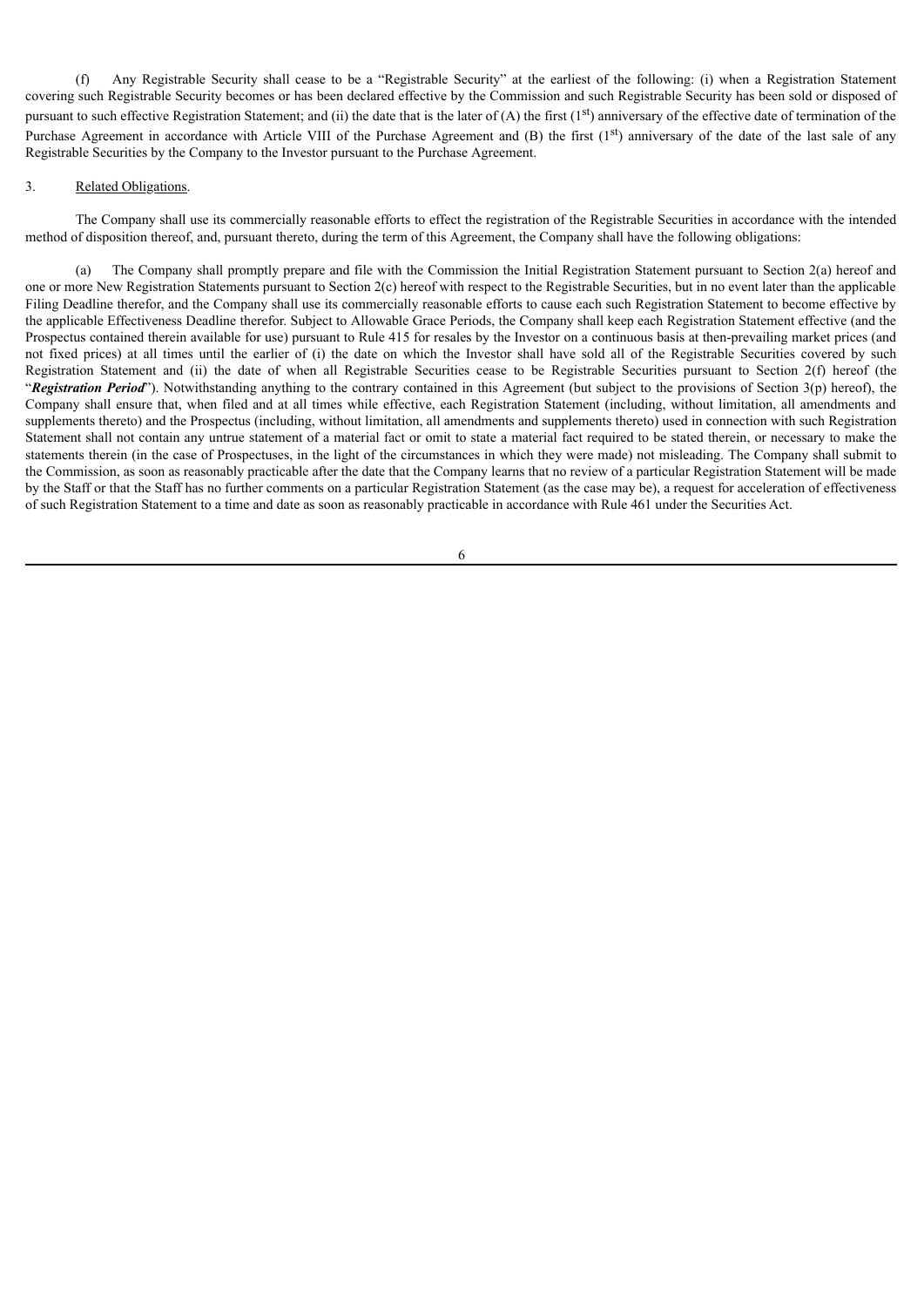(f) Any Registrable Security shall cease to be a "Registrable Security" at the earliest of the following: (i) when a Registration Statement covering such Registrable Security becomes or has been declared effective by the Commission and such Registrable Security has been sold or disposed of pursuant to such effective Registration Statement; and (ii) the date that is the later of (A) the first ($1^{st}$) anniversary of the effective date of termination of the Purchase Agreement in accordance with Article VIII of the Purchase Agreement and (B) the first ($1^{st}$) anniversary of the date of the last sale of any Registrable Securities by the Company to the Investor pursuant to the Purchase Agreement.

3. Related Obligations.

The Company shall use its commercially reasonable efforts to effect the registration of the Registrable Securities in accordance with the intended method of disposition thereof, and, pursuant thereto, during the term of this Agreement, the Company shall have the following obligations:

(a) The Company shall promptly prepare and file with the Commission the Initial Registration Statement pursuant to Section 2(a) hereof and one or more New Registration Statements pursuant to Section 2(c) hereof with respect to the Registrable Securities, but in no event later than the applicable Filing Deadline therefor, and the Company shall use its commercially reasonable efforts to cause each such Registration Statement to become effective by the applicable Effectiveness Deadline therefor. Subject to Allowable Grace Periods, the Company shall keep each Registration Statement effective (and the Prospectus contained therein available for use) pursuant to Rule 415 for resales by the Investor on a continuous basis at then-prevailing market prices (and not fixed prices) at all times until the earlier of (i) the date on which the Investor shall have sold all of the Registrable Securities covered by such Registration Statement and (ii) the date of when all Registrable Securities cease to be Registrable Securities pursuant to Section 2(f) hereof (the "***Registration Period***"). Notwithstanding anything to the contrary contained in this Agreement (but subject to the provisions of Section 3(p) hereof), the Company shall ensure that, when filed and at all times while effective, each Registration Statement (including, without limitation, all amendments and supplements thereto) and the Prospectus (including, without limitation, all amendments and supplements thereto) used in connection with such Registration Statement shall not contain any untrue statement of a material fact or omit to state a material fact required to be stated therein, or necessary to make the statements therein (in the case of Prospectuses, in the light of the circumstances in which they were made) not misleading. The Company shall submit to the Commission, as soon as reasonably practicable after the date that the Company learns that no review of a particular Registration Statement will be made by the Staff or that the Staff has no further comments on a particular Registration Statement (as the case may be), a request for acceleration of effectiveness of such Registration Statement to a time and date as soon as reasonably practicable in accordance with Rule 461 under the Securities Act.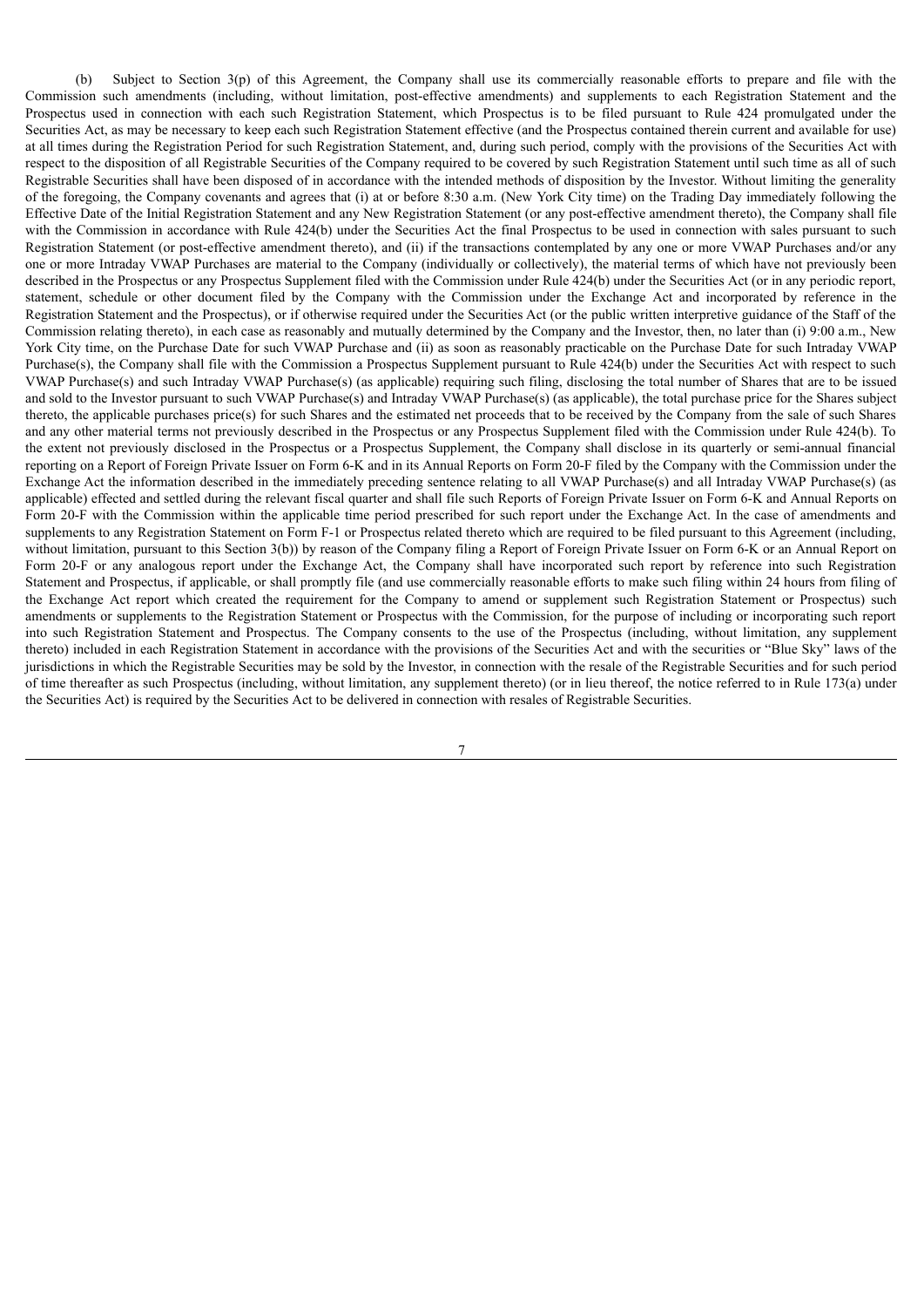(b) Subject to Section 3(p) of this Agreement, the Company shall use its commercially reasonable efforts to prepare and file with the Commission such amendments (including, without limitation, post-effective amendments) and supplements to each Registration Statement and the Prospectus used in connection with each such Registration Statement, which Prospectus is to be filed pursuant to Rule 424 promulgated under the Securities Act, as may be necessary to keep each such Registration Statement effective (and the Prospectus contained therein current and available for use) at all times during the Registration Period for such Registration Statement, and, during such period, comply with the provisions of the Securities Act with respect to the disposition of all Registrable Securities of the Company required to be covered by such Registration Statement until such time as all of such Registrable Securities shall have been disposed of in accordance with the intended methods of disposition by the Investor. Without limiting the generality of the foregoing, the Company covenants and agrees that (i) at or before 8:30 a.m. (New York City time) on the Trading Day immediately following the Effective Date of the Initial Registration Statement and any New Registration Statement (or any post-effective amendment thereto), the Company shall file with the Commission in accordance with Rule 424(b) under the Securities Act the final Prospectus to be used in connection with sales pursuant to such Registration Statement (or post-effective amendment thereto), and (ii) if the transactions contemplated by any one or more VWAP Purchases and/or any one or more Intraday VWAP Purchases are material to the Company (individually or collectively), the material terms of which have not previously been described in the Prospectus or any Prospectus Supplement filed with the Commission under Rule 424(b) under the Securities Act (or in any periodic report, statement, schedule or other document filed by the Company with the Commission under the Exchange Act and incorporated by reference in the Registration Statement and the Prospectus), or if otherwise required under the Securities Act (or the public written interpretive guidance of the Staff of the Commission relating thereto), in each case as reasonably and mutually determined by the Company and the Investor, then, no later than (i) 9:00 a.m., New York City time, on the Purchase Date for such VWAP Purchase and (ii) as soon as reasonably practicable on the Purchase Date for such Intraday VWAP Purchase(s), the Company shall file with the Commission a Prospectus Supplement pursuant to Rule 424(b) under the Securities Act with respect to such VWAP Purchase(s) and such Intraday VWAP Purchase(s) (as applicable) requiring such filing, disclosing the total number of Shares that are to be issued and sold to the Investor pursuant to such VWAP Purchase(s) and Intraday VWAP Purchase(s) (as applicable), the total purchase price for the Shares subject thereto, the applicable purchases price(s) for such Shares and the estimated net proceeds that to be received by the Company from the sale of such Shares and any other material terms not previously described in the Prospectus or any Prospectus Supplement filed with the Commission under Rule 424(b). To the extent not previously disclosed in the Prospectus or a Prospectus Supplement, the Company shall disclose in its quarterly or semi-annual financial reporting on a Report of Foreign Private Issuer on Form 6-K and in its Annual Reports on Form 20-F filed by the Company with the Commission under the Exchange Act the information described in the immediately preceding sentence relating to all VWAP Purchase(s) and all Intraday VWAP Purchase(s) (as applicable) effected and settled during the relevant fiscal quarter and shall file such Reports of Foreign Private Issuer on Form 6-K and Annual Reports on Form 20-F with the Commission within the applicable time period prescribed for such report under the Exchange Act. In the case of amendments and supplements to any Registration Statement on Form F-1 or Prospectus related thereto which are required to be filed pursuant to this Agreement (including, without limitation, pursuant to this Section 3(b)) by reason of the Company filing a Report of Foreign Private Issuer on Form 6-K or an Annual Report on Form 20-F or any analogous report under the Exchange Act, the Company shall have incorporated such report by reference into such Registration Statement and Prospectus, if applicable, or shall promptly file (and use commercially reasonable efforts to make such filing within 24 hours from filing of the Exchange Act report which created the requirement for the Company to amend or supplement such Registration Statement or Prospectus) such amendments or supplements to the Registration Statement or Prospectus with the Commission, for the purpose of including or incorporating such report into such Registration Statement and Prospectus. The Company consents to the use of the Prospectus (including, without limitation, any supplement thereto) included in each Registration Statement in accordance with the provisions of the Securities Act and with the securities or "Blue Sky" laws of the jurisdictions in which the Registrable Securities may be sold by the Investor, in connection with the resale of the Registrable Securities and for such period of time thereafter as such Prospectus (including, without limitation, any supplement thereto) (or in lieu thereof, the notice referred to in Rule 173(a) under the Securities Act) is required by the Securities Act to be delivered in connection with resales of Registrable Securities.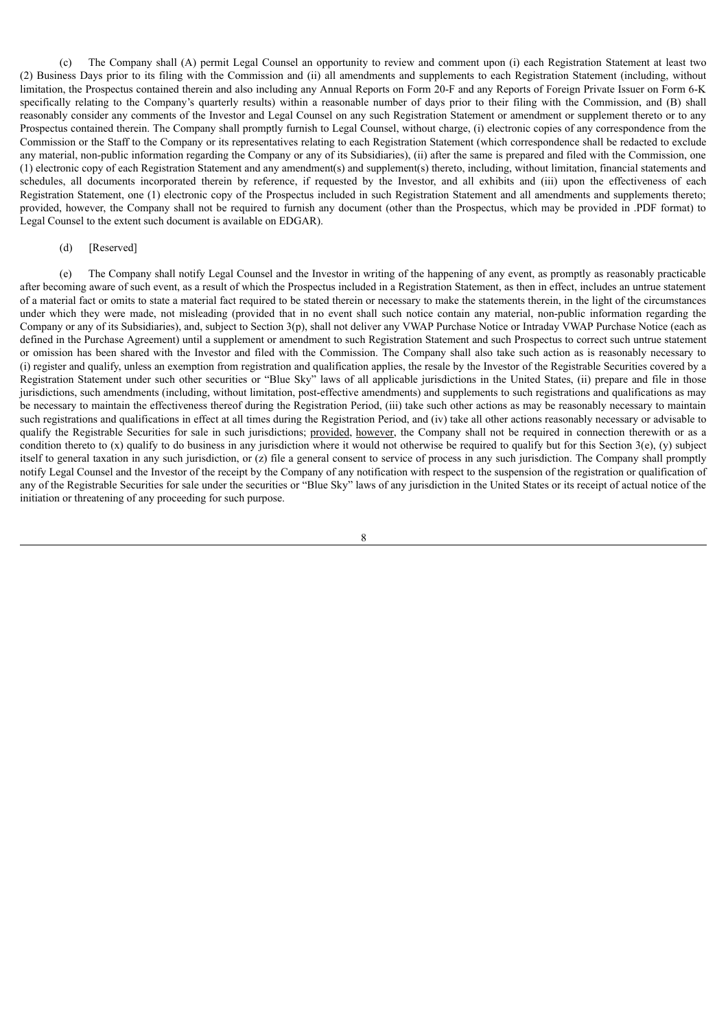(c) The Company shall (A) permit Legal Counsel an opportunity to review and comment upon (i) each Registration Statement at least two (2) Business Days prior to its filing with the Commission and (ii) all amendments and supplements to each Registration Statement (including, without limitation, the Prospectus contained therein and also including any Annual Reports on Form 20-F and any Reports of Foreign Private Issuer on Form 6-K specifically relating to the Company's quarterly results) within a reasonable number of days prior to their filing with the Commission, and (B) shall reasonably consider any comments of the Investor and Legal Counsel on any such Registration Statement or amendment or supplement thereto or to any Prospectus contained therein. The Company shall promptly furnish to Legal Counsel, without charge, (i) electronic copies of any correspondence from the Commission or the Staff to the Company or its representatives relating to each Registration Statement (which correspondence shall be redacted to exclude any material, non-public information regarding the Company or any of its Subsidiaries), (ii) after the same is prepared and filed with the Commission, one (1) electronic copy of each Registration Statement and any amendment(s) and supplement(s) thereto, including, without limitation, financial statements and schedules, all documents incorporated therein by reference, if requested by the Investor, and all exhibits and (iii) upon the effectiveness of each Registration Statement, one (1) electronic copy of the Prospectus included in such Registration Statement and all amendments and supplements thereto; provided, however, the Company shall not be required to furnish any document (other than the Prospectus, which may be provided in .PDF format) to Legal Counsel to the extent such document is available on EDGAR).

(d) [Reserved]

(e) The Company shall notify Legal Counsel and the Investor in writing of the happening of any event, as promptly as reasonably practicable after becoming aware of such event, as a result of which the Prospectus included in a Registration Statement, as then in effect, includes an untrue statement of a material fact or omits to state a material fact required to be stated therein or necessary to make the statements therein, in the light of the circumstances under which they were made, not misleading (provided that in no event shall such notice contain any material, non-public information regarding the Company or any of its Subsidiaries), and, subject to Section 3(p), shall not deliver any VWAP Purchase Notice or Intraday VWAP Purchase Notice (each as defined in the Purchase Agreement) until a supplement or amendment to such Registration Statement and such Prospectus to correct such untrue statement or omission has been shared with the Investor and filed with the Commission. The Company shall also take such action as is reasonably necessary to (i) register and qualify, unless an exemption from registration and qualification applies, the resale by the Investor of the Registrable Securities covered by a Registration Statement under such other securities or "Blue Sky" laws of all applicable jurisdictions in the United States, (ii) prepare and file in those jurisdictions, such amendments (including, without limitation, post-effective amendments) and supplements to such registrations and qualifications as may be necessary to maintain the effectiveness thereof during the Registration Period, (iii) take such other actions as may be reasonably necessary to maintain such registrations and qualifications in effect at all times during the Registration Period, and (iv) take all other actions reasonably necessary or advisable to qualify the Registrable Securities for sale in such jurisdictions; provided, however, the Company shall not be required in connection therewith or as a condition thereto to (x) qualify to do business in any jurisdiction where it would not otherwise be required to qualify but for this Section 3(e), (y) subject itself to general taxation in any such jurisdiction, or (z) file a general consent to service of process in any such jurisdiction. The Company shall promptly notify Legal Counsel and the Investor of the receipt by the Company of any notification with respect to the suspension of the registration or qualification of any of the Registrable Securities for sale under the securities or "Blue Sky" laws of any jurisdiction in the United States or its receipt of actual notice of the initiation or threatening of any proceeding for such purpose.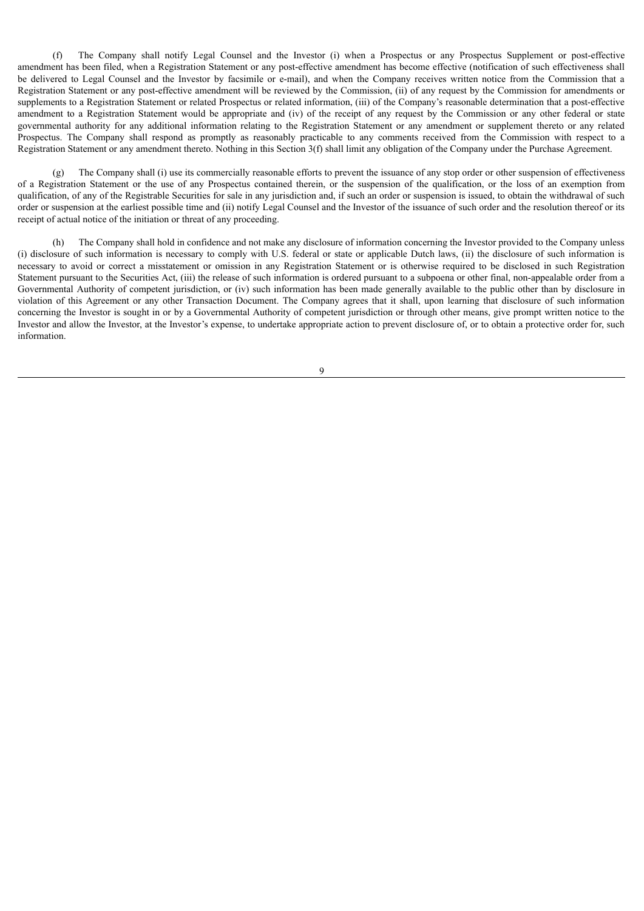(f) The Company shall notify Legal Counsel and the Investor (i) when a Prospectus or any Prospectus Supplement or post-effective amendment has been filed, when a Registration Statement or any post-effective amendment has become effective (notification of such effectiveness shall be delivered to Legal Counsel and the Investor by facsimile or e-mail), and when the Company receives written notice from the Commission that a Registration Statement or any post-effective amendment will be reviewed by the Commission, (ii) of any request by the Commission for amendments or supplements to a Registration Statement or related Prospectus or related information, (iii) of the Company's reasonable determination that a post-effective amendment to a Registration Statement would be appropriate and (iv) of the receipt of any request by the Commission or any other federal or state governmental authority for any additional information relating to the Registration Statement or any amendment or supplement thereto or any related Prospectus. The Company shall respond as promptly as reasonably practicable to any comments received from the Commission with respect to a Registration Statement or any amendment thereto. Nothing in this Section 3(f) shall limit any obligation of the Company under the Purchase Agreement.

(g) The Company shall (i) use its commercially reasonable efforts to prevent the issuance of any stop order or other suspension of effectiveness of a Registration Statement or the use of any Prospectus contained therein, or the suspension of the qualification, or the loss of an exemption from qualification, of any of the Registrable Securities for sale in any jurisdiction and, if such an order or suspension is issued, to obtain the withdrawal of such order or suspension at the earliest possible time and (ii) notify Legal Counsel and the Investor of the issuance of such order and the resolution thereof or its receipt of actual notice of the initiation or threat of any proceeding.

(h) The Company shall hold in confidence and not make any disclosure of information concerning the Investor provided to the Company unless (i) disclosure of such information is necessary to comply with U.S. federal or state or applicable Dutch laws, (ii) the disclosure of such information is necessary to avoid or correct a misstatement or omission in any Registration Statement or is otherwise required to be disclosed in such Registration Statement pursuant to the Securities Act, (iii) the release of such information is ordered pursuant to a subpoena or other final, non-appealable order from a Governmental Authority of competent jurisdiction, or (iv) such information has been made generally available to the public other than by disclosure in violation of this Agreement or any other Transaction Document. The Company agrees that it shall, upon learning that disclosure of such information concerning the Investor is sought in or by a Governmental Authority of competent jurisdiction or through other means, give prompt written notice to the Investor and allow the Investor, at the Investor's expense, to undertake appropriate action to prevent disclosure of, or to obtain a protective order for, such information.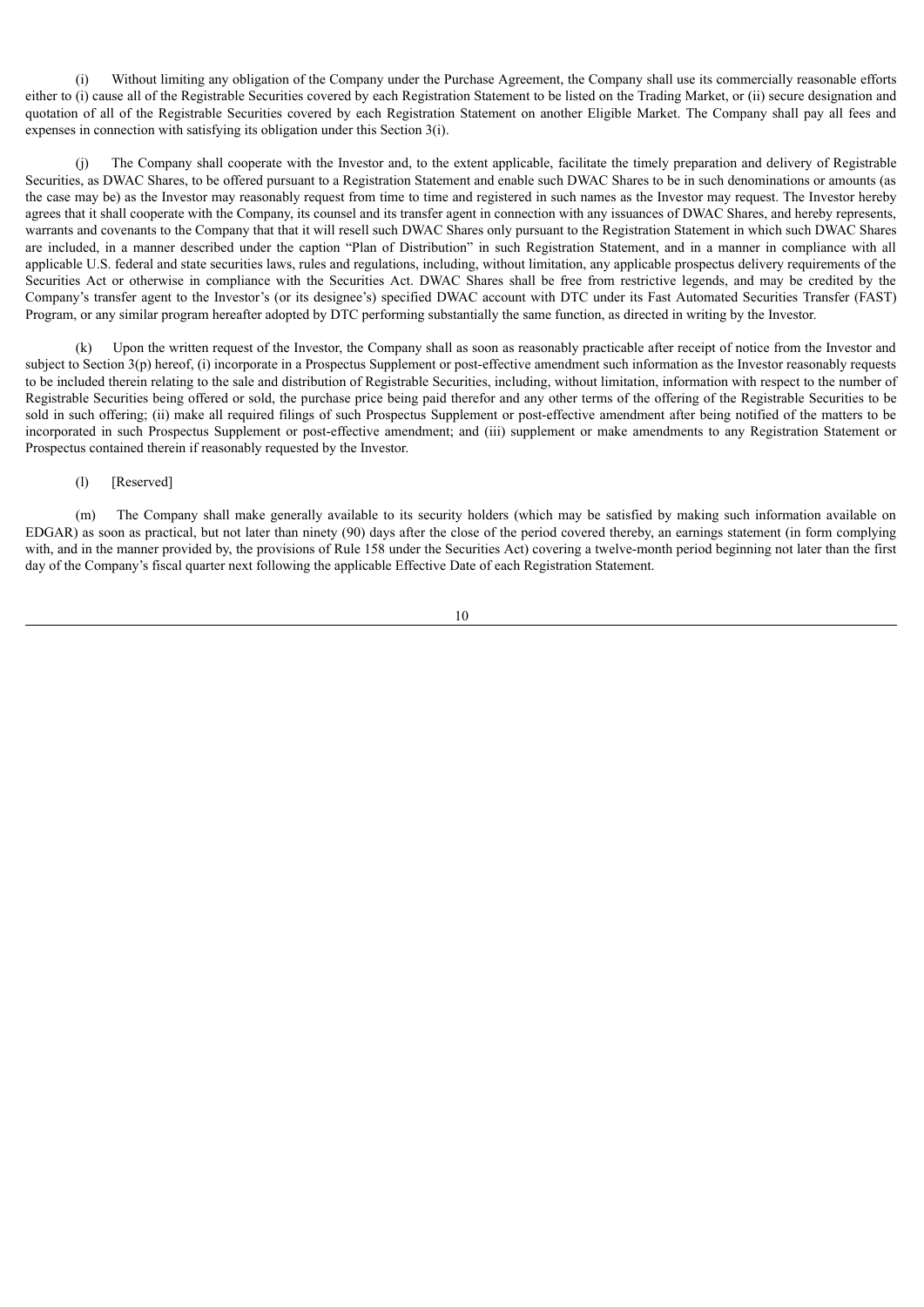(i) Without limiting any obligation of the Company under the Purchase Agreement, the Company shall use its commercially reasonable efforts either to (i) cause all of the Registrable Securities covered by each Registration Statement to be listed on the Trading Market, or (ii) secure designation and quotation of all of the Registrable Securities covered by each Registration Statement on another Eligible Market. The Company shall pay all fees and expenses in connection with satisfying its obligation under this Section 3(i).

(j) The Company shall cooperate with the Investor and, to the extent applicable, facilitate the timely preparation and delivery of Registrable Securities, as DWAC Shares, to be offered pursuant to a Registration Statement and enable such DWAC Shares to be in such denominations or amounts (as the case may be) as the Investor may reasonably request from time to time and registered in such names as the Investor may request. The Investor hereby agrees that it shall cooperate with the Company, its counsel and its transfer agent in connection with any issuances of DWAC Shares, and hereby represents, warrants and covenants to the Company that that it will resell such DWAC Shares only pursuant to the Registration Statement in which such DWAC Shares are included, in a manner described under the caption "Plan of Distribution" in such Registration Statement, and in a manner in compliance with all applicable U.S. federal and state securities laws, rules and regulations, including, without limitation, any applicable prospectus delivery requirements of the Securities Act or otherwise in compliance with the Securities Act. DWAC Shares shall be free from restrictive legends, and may be credited by the Company's transfer agent to the Investor's (or its designee's) specified DWAC account with DTC under its Fast Automated Securities Transfer (FAST) Program, or any similar program hereafter adopted by DTC performing substantially the same function, as directed in writing by the Investor.

(k) Upon the written request of the Investor, the Company shall as soon as reasonably practicable after receipt of notice from the Investor and subject to Section 3(p) hereof, (i) incorporate in a Prospectus Supplement or post-effective amendment such information as the Investor reasonably requests to be included therein relating to the sale and distribution of Registrable Securities, including, without limitation, information with respect to the number of Registrable Securities being offered or sold, the purchase price being paid therefor and any other terms of the offering of the Registrable Securities to be sold in such offering; (ii) make all required filings of such Prospectus Supplement or post-effective amendment after being notified of the matters to be incorporated in such Prospectus Supplement or post-effective amendment; and (iii) supplement or make amendments to any Registration Statement or Prospectus contained therein if reasonably requested by the Investor.

(l) [Reserved]

(m) The Company shall make generally available to its security holders (which may be satisfied by making such information available on EDGAR) as soon as practical, but not later than ninety (90) days after the close of the period covered thereby, an earnings statement (in form complying with, and in the manner provided by, the provisions of Rule 158 under the Securities Act) covering a twelve-month period beginning not later than the first day of the Company's fiscal quarter next following the applicable Effective Date of each Registration Statement.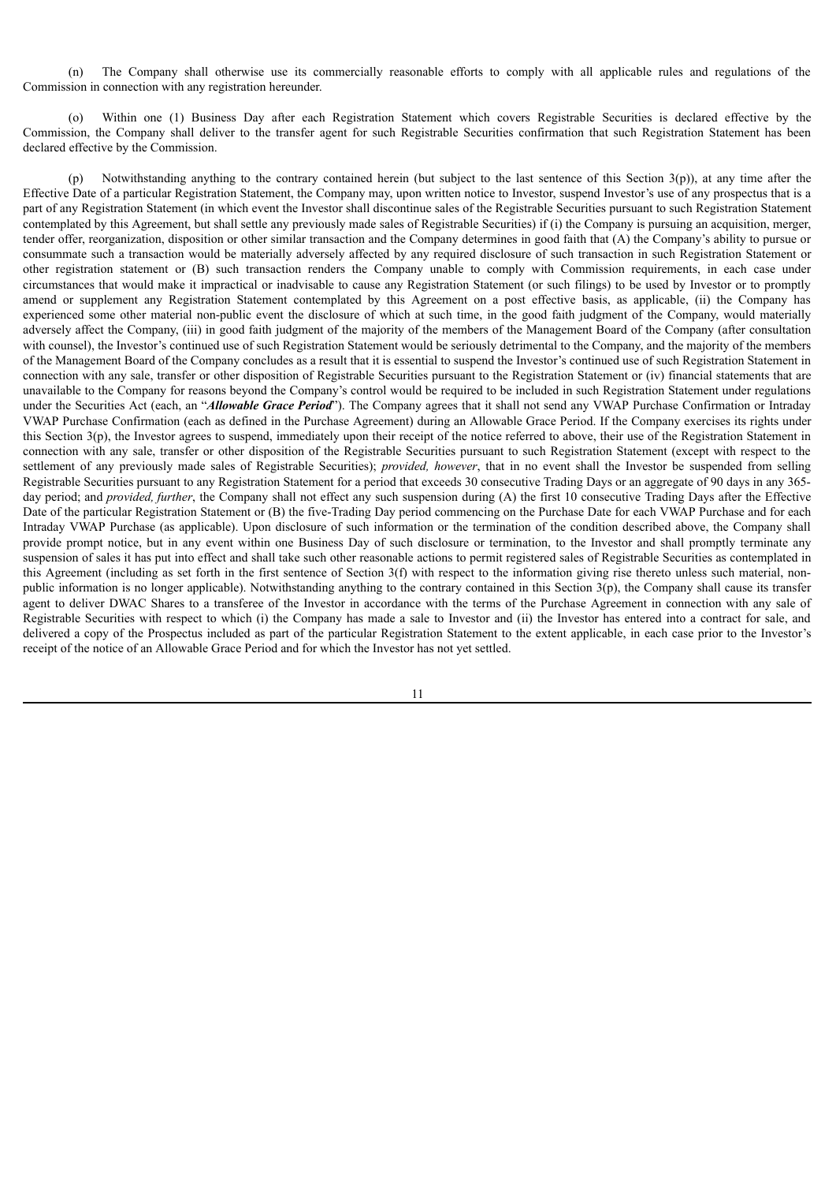(n) The Company shall otherwise use its commercially reasonable efforts to comply with all applicable rules and regulations of the Commission in connection with any registration hereunder.

(o) Within one (1) Business Day after each Registration Statement which covers Registrable Securities is declared effective by the Commission, the Company shall deliver to the transfer agent for such Registrable Securities confirmation that such Registration Statement has been declared effective by the Commission.

(p) Notwithstanding anything to the contrary contained herein (but subject to the last sentence of this Section 3(p)), at any time after the Effective Date of a particular Registration Statement, the Company may, upon written notice to Investor, suspend Investor's use of any prospectus that is a part of any Registration Statement (in which event the Investor shall discontinue sales of the Registrable Securities pursuant to such Registration Statement contemplated by this Agreement, but shall settle any previously made sales of Registrable Securities) if (i) the Company is pursuing an acquisition, merger, tender offer, reorganization, disposition or other similar transaction and the Company determines in good faith that (A) the Company's ability to pursue or consummate such a transaction would be materially adversely affected by any required disclosure of such transaction in such Registration Statement or other registration statement or (B) such transaction renders the Company unable to comply with Commission requirements, in each case under circumstances that would make it impractical or inadvisable to cause any Registration Statement (or such filings) to be used by Investor or to promptly amend or supplement any Registration Statement contemplated by this Agreement on a post effective basis, as applicable, (ii) the Company has experienced some other material non-public event the disclosure of which at such time, in the good faith judgment of the Company, would materially adversely affect the Company, (iii) in good faith judgment of the majority of the members of the Management Board of the Company (after consultation with counsel), the Investor's continued use of such Registration Statement would be seriously detrimental to the Company, and the majority of the members of the Management Board of the Company concludes as a result that it is essential to suspend the Investor's continued use of such Registration Statement in connection with any sale, transfer or other disposition of Registrable Securities pursuant to the Registration Statement or (iv) financial statements that are unavailable to the Company for reasons beyond the Company's control would be required to be included in such Registration Statement under regulations under the Securities Act (each, an "***Allowable Grace Period***"). The Company agrees that it shall not send any VWAP Purchase Confirmation or Intraday VWAP Purchase Confirmation (each as defined in the Purchase Agreement) during an Allowable Grace Period. If the Company exercises its rights under this Section 3(p), the Investor agrees to suspend, immediately upon their receipt of the notice referred to above, their use of the Registration Statement in connection with any sale, transfer or other disposition of the Registrable Securities pursuant to such Registration Statement (except with respect to the settlement of any previously made sales of Registrable Securities); *provided, however*, that in no event shall the Investor be suspended from selling Registrable Securities pursuant to any Registration Statement for a period that exceeds 30 consecutive Trading Days or an aggregate of 90 days in any 365-day period; and *provided, further*, the Company shall not effect any such suspension during (A) the first 10 consecutive Trading Days after the Effective Date of the particular Registration Statement or (B) the five-Trading Day period commencing on the Purchase Date for each VWAP Purchase and for each Intraday VWAP Purchase (as applicable). Upon disclosure of such information or the termination of the condition described above, the Company shall provide prompt notice, but in any event within one Business Day of such disclosure or termination, to the Investor and shall promptly terminate any suspension of sales it has put into effect and shall take such other reasonable actions to permit registered sales of Registrable Securities as contemplated in this Agreement (including as set forth in the first sentence of Section 3(f) with respect to the information giving rise thereto unless such material, non-public information is no longer applicable). Notwithstanding anything to the contrary contained in this Section 3(p), the Company shall cause its transfer agent to deliver DWAC Shares to a transferee of the Investor in accordance with the terms of the Purchase Agreement in connection with any sale of Registrable Securities with respect to which (i) the Company has made a sale to Investor and (ii) the Investor has entered into a contract for sale, and delivered a copy of the Prospectus included as part of the particular Registration Statement to the extent applicable, in each case prior to the Investor's receipt of the notice of an Allowable Grace Period and for which the Investor has not yet settled.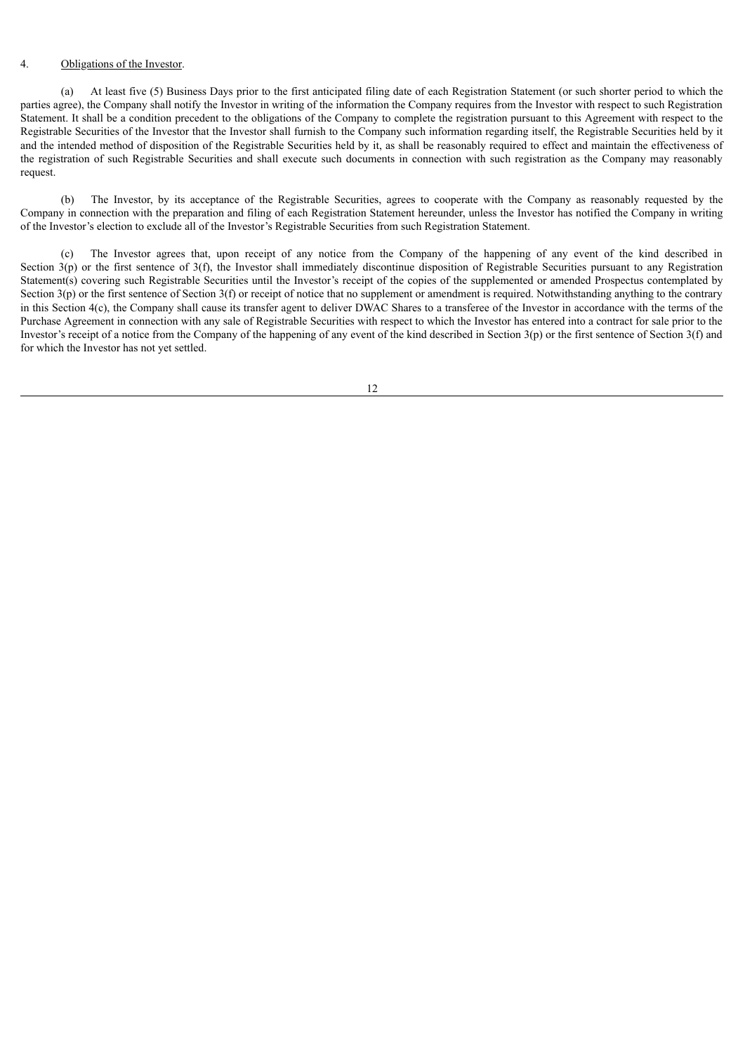4. Obligations of the Investor.

(a) At least five (5) Business Days prior to the first anticipated filing date of each Registration Statement (or such shorter period to which the parties agree), the Company shall notify the Investor in writing of the information the Company requires from the Investor with respect to such Registration Statement. It shall be a condition precedent to the obligations of the Company to complete the registration pursuant to this Agreement with respect to the Registrable Securities of the Investor that the Investor shall furnish to the Company such information regarding itself, the Registrable Securities held by it and the intended method of disposition of the Registrable Securities held by it, as shall be reasonably required to effect and maintain the effectiveness of the registration of such Registrable Securities and shall execute such documents in connection with such registration as the Company may reasonably request.

(b) The Investor, by its acceptance of the Registrable Securities, agrees to cooperate with the Company as reasonably requested by the Company in connection with the preparation and filing of each Registration Statement hereunder, unless the Investor has notified the Company in writing of the Investor's election to exclude all of the Investor's Registrable Securities from such Registration Statement.

(c) The Investor agrees that, upon receipt of any notice from the Company of the happening of any event of the kind described in Section 3(p) or the first sentence of 3(f), the Investor shall immediately discontinue disposition of Registrable Securities pursuant to any Registration Statement(s) covering such Registrable Securities until the Investor's receipt of the copies of the supplemented or amended Prospectus contemplated by Section 3(p) or the first sentence of Section 3(f) or receipt of notice that no supplement or amendment is required. Notwithstanding anything to the contrary in this Section 4(c), the Company shall cause its transfer agent to deliver DWAC Shares to a transferee of the Investor in accordance with the terms of the Purchase Agreement in connection with any sale of Registrable Securities with respect to which the Investor has entered into a contract for sale prior to the Investor's receipt of a notice from the Company of the happening of any event of the kind described in Section 3(p) or the first sentence of Section 3(f) and for which the Investor has not yet settled.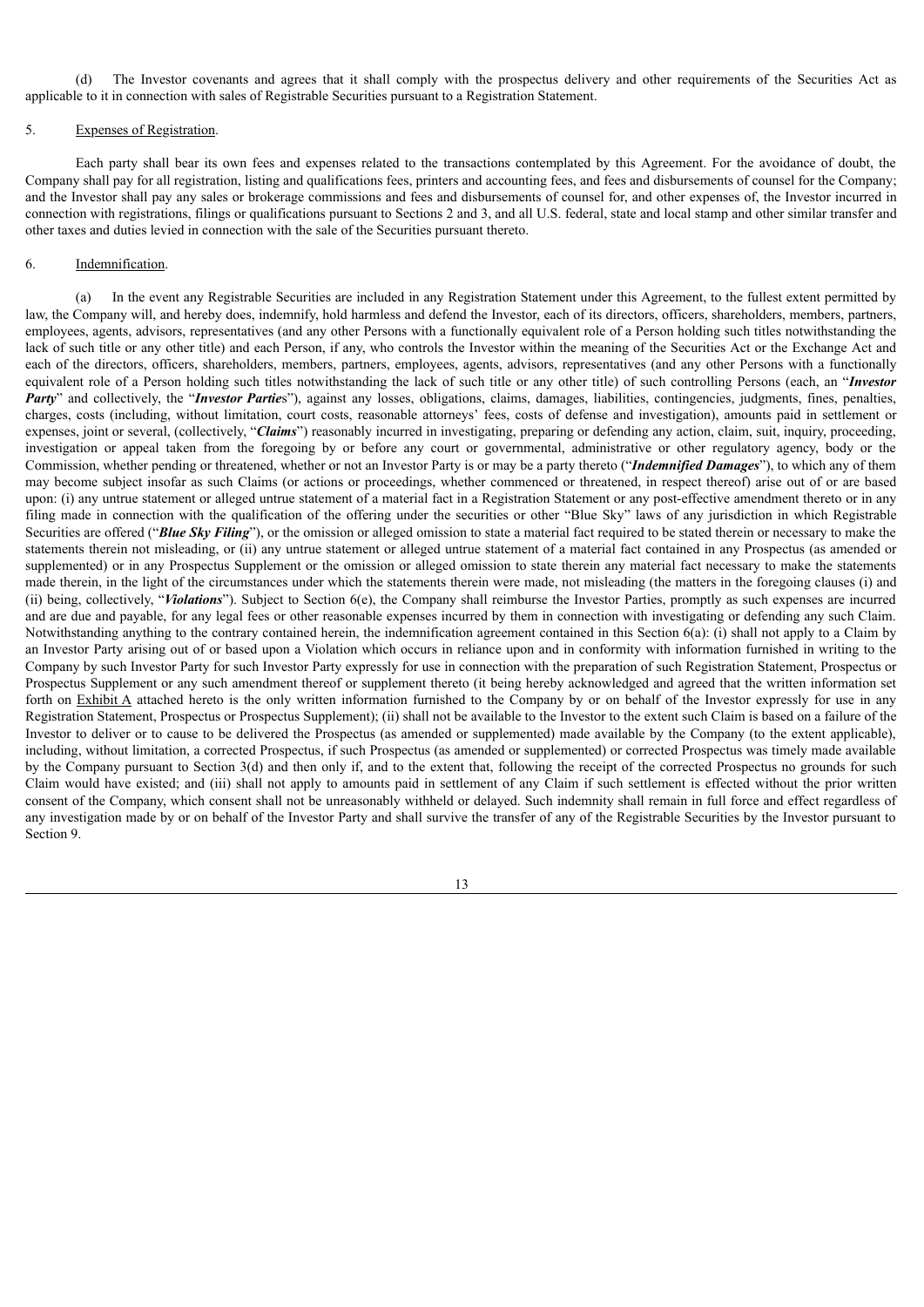(d) The Investor covenants and agrees that it shall comply with the prospectus delivery and other requirements of the Securities Act as applicable to it in connection with sales of Registrable Securities pursuant to a Registration Statement.

5. Expenses of Registration.

Each party shall bear its own fees and expenses related to the transactions contemplated by this Agreement. For the avoidance of doubt, the Company shall pay for all registration, listing and qualifications fees, printers and accounting fees, and fees and disbursements of counsel for the Company; and the Investor shall pay any sales or brokerage commissions and fees and disbursements of counsel for, and other expenses of, the Investor incurred in connection with registrations, filings or qualifications pursuant to Sections 2 and 3, and all U.S. federal, state and local stamp and other similar transfer and other taxes and duties levied in connection with the sale of the Securities pursuant thereto.

6. Indemnification.

(a) In the event any Registrable Securities are included in any Registration Statement under this Agreement, to the fullest extent permitted by law, the Company will, and hereby does, indemnify, hold harmless and defend the Investor, each of its directors, officers, shareholders, members, partners, employees, agents, advisors, representatives (and any other Persons with a functionally equivalent role of a Person holding such titles notwithstanding the lack of such title or any other title) and each Person, if any, who controls the Investor within the meaning of the Securities Act or the Exchange Act and each of the directors, officers, shareholders, members, partners, employees, agents, advisors, representatives (and any other Persons with a functionally equivalent role of a Person holding such titles notwithstanding the lack of such title or any other title) of such controlling Persons (each, an "***Investor Party***" and collectively, the "***Investor Parties***"), against any losses, obligations, claims, damages, liabilities, contingencies, judgments, fines, penalties, charges, costs (including, without limitation, court costs, reasonable attorneys' fees, costs of defense and investigation), amounts paid in settlement or expenses, joint or several, (collectively, "***Claims***") reasonably incurred in investigating, preparing or defending any action, claim, suit, inquiry, proceeding, investigation or appeal taken from the foregoing by or before any court or governmental, administrative or other regulatory agency, body or the Commission, whether pending or threatened, whether or not an Investor Party is or may be a party thereto ("***Indemnified Damages***"), to which any of them may become subject insofar as such Claims (or actions or proceedings, whether commenced or threatened, in respect thereof) arise out of or are based upon: (i) any untrue statement or alleged untrue statement of a material fact in a Registration Statement or any post-effective amendment thereto or in any filing made in connection with the qualification of the offering under the securities or other "Blue Sky" laws of any jurisdiction in which Registrable Securities are offered ("***Blue Sky Filing***"), or the omission or alleged omission to state a material fact required to be stated therein or necessary to make the statements therein not misleading, or (ii) any untrue statement or alleged untrue statement of a material fact contained in any Prospectus (as amended or supplemented) or in any Prospectus Supplement or the omission or alleged omission to state therein any material fact necessary to make the statements made therein, in the light of the circumstances under which the statements therein were made, not misleading (the matters in the foregoing clauses (i) and (ii) being, collectively, "***Violations***"). Subject to Section 6(e), the Company shall reimburse the Investor Parties, promptly as such expenses are incurred and are due and payable, for any legal fees or other reasonable expenses incurred by them in connection with investigating or defending any such Claim. Notwithstanding anything to the contrary contained herein, the indemnification agreement contained in this Section 6(a): (i) shall not apply to a Claim by an Investor Party arising out of or based upon a Violation which occurs in reliance upon and in conformity with information furnished in writing to the Company by such Investor Party for such Investor Party expressly for use in connection with the preparation of such Registration Statement, Prospectus or Prospectus Supplement or any such amendment thereof or supplement thereto (it being hereby acknowledged and agreed that the written information set forth on Exhibit A attached hereto is the only written information furnished to the Company by or on behalf of the Investor expressly for use in any Registration Statement, Prospectus or Prospectus Supplement); (ii) shall not be available to the Investor to the extent such Claim is based on a failure of the Investor to deliver or to cause to be delivered the Prospectus (as amended or supplemented) made available by the Company (to the extent applicable), including, without limitation, a corrected Prospectus, if such Prospectus (as amended or supplemented) or corrected Prospectus was timely made available by the Company pursuant to Section 3(d) and then only if, and to the extent that, following the receipt of the corrected Prospectus no grounds for such Claim would have existed; and (iii) shall not apply to amounts paid in settlement of any Claim if such settlement is effected without the prior written consent of the Company, which consent shall not be unreasonably withheld or delayed. Such indemnity shall remain in full force and effect regardless of any investigation made by or on behalf of the Investor Party and shall survive the transfer of any of the Registrable Securities by the Investor pursuant to Section 9.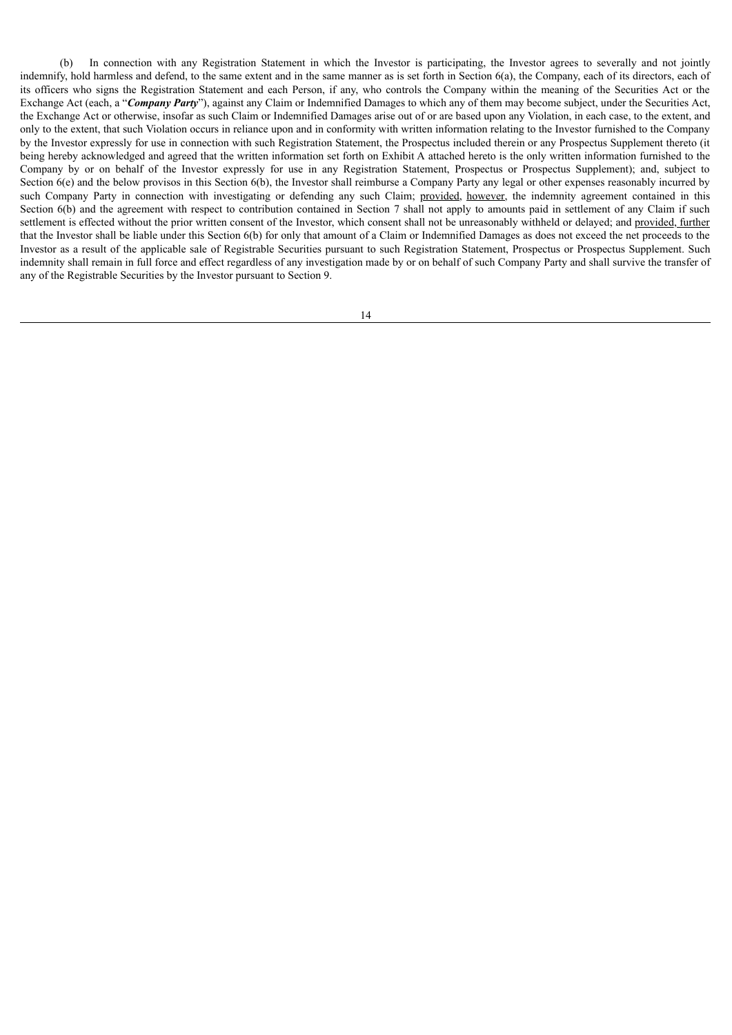(b) In connection with any Registration Statement in which the Investor is participating, the Investor agrees to severally and not jointly indemnify, hold harmless and defend, to the same extent and in the same manner as is set forth in Section 6(a), the Company, each of its directors, each of its officers who signs the Registration Statement and each Person, if any, who controls the Company within the meaning of the Securities Act or the Exchange Act (each, a "***Company Party***"), against any Claim or Indemnified Damages to which any of them may become subject, under the Securities Act, the Exchange Act or otherwise, insofar as such Claim or Indemnified Damages arise out of or are based upon any Violation, in each case, to the extent, and only to the extent, that such Violation occurs in reliance upon and in conformity with written information relating to the Investor furnished to the Company by the Investor expressly for use in connection with such Registration Statement, the Prospectus included therein or any Prospectus Supplement thereto (it being hereby acknowledged and agreed that the written information set forth on Exhibit A attached hereto is the only written information furnished to the Company by or on behalf of the Investor expressly for use in any Registration Statement, Prospectus or Prospectus Supplement); and, subject to Section 6(e) and the below provisos in this Section 6(b), the Investor shall reimburse a Company Party any legal or other expenses reasonably incurred by such Company Party in connection with investigating or defending any such Claim; provided, however, the indemnity agreement contained in this Section 6(b) and the agreement with respect to contribution contained in Section 7 shall not apply to amounts paid in settlement of any Claim if such settlement is effected without the prior written consent of the Investor, which consent shall not be unreasonably withheld or delayed; and provided, further that the Investor shall be liable under this Section 6(b) for only that amount of a Claim or Indemnified Damages as does not exceed the net proceeds to the Investor as a result of the applicable sale of Registrable Securities pursuant to such Registration Statement, Prospectus or Prospectus Supplement. Such indemnity shall remain in full force and effect regardless of any investigation made by or on behalf of such Company Party and shall survive the transfer of any of the Registrable Securities by the Investor pursuant to Section 9.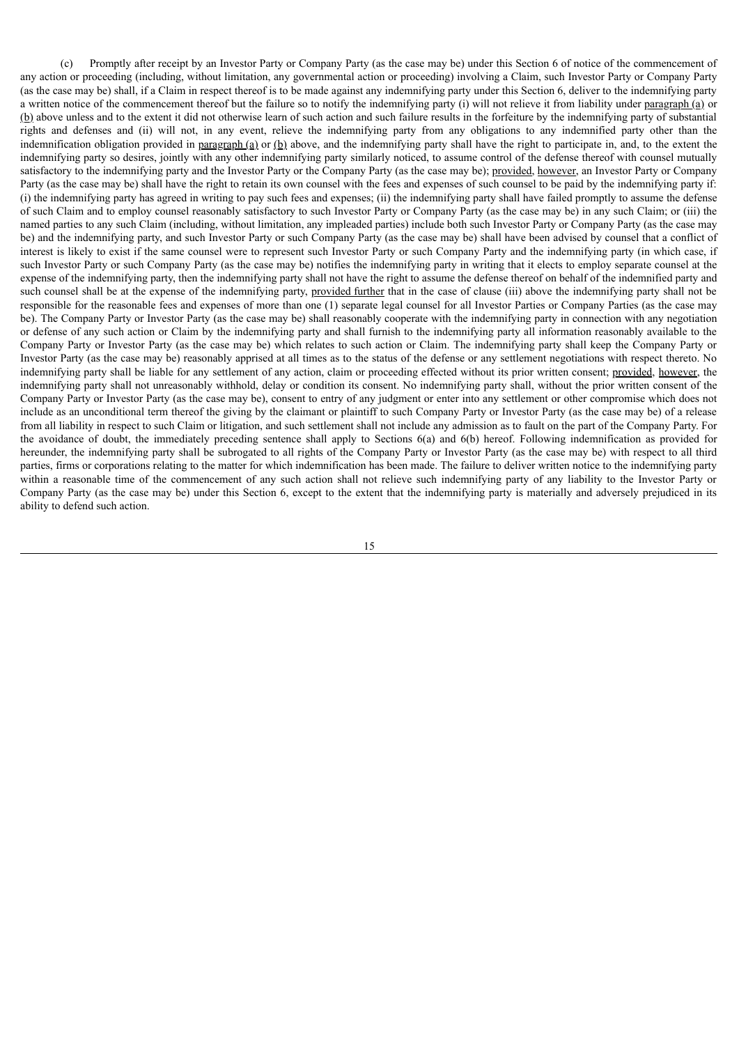(c) Promptly after receipt by an Investor Party or Company Party (as the case may be) under this Section 6 of notice of the commencement of any action or proceeding (including, without limitation, any governmental action or proceeding) involving a Claim, such Investor Party or Company Party (as the case may be) shall, if a Claim in respect thereof is to be made against any indemnifying party under this Section 6, deliver to the indemnifying party a written notice of the commencement thereof but the failure so to notify the indemnifying party (i) will not relieve it from liability under paragraph (a) or (b) above unless and to the extent it did not otherwise learn of such action and such failure results in the forfeiture by the indemnifying party of substantial rights and defenses and (ii) will not, in any event, relieve the indemnifying party from any obligations to any indemnified party other than the indemnification obligation provided in paragraph (a) or (b) above, and the indemnifying party shall have the right to participate in, and, to the extent the indemnifying party so desires, jointly with any other indemnifying party similarly noticed, to assume control of the defense thereof with counsel mutually satisfactory to the indemnifying party and the Investor Party or the Company Party (as the case may be); provided, however, an Investor Party or Company Party (as the case may be) shall have the right to retain its own counsel with the fees and expenses of such counsel to be paid by the indemnifying party if: (i) the indemnifying party has agreed in writing to pay such fees and expenses; (ii) the indemnifying party shall have failed promptly to assume the defense of such Claim and to employ counsel reasonably satisfactory to such Investor Party or Company Party (as the case may be) in any such Claim; or (iii) the named parties to any such Claim (including, without limitation, any impleaded parties) include both such Investor Party or Company Party (as the case may be) and the indemnifying party, and such Investor Party or such Company Party (as the case may be) shall have been advised by counsel that a conflict of interest is likely to exist if the same counsel were to represent such Investor Party or such Company Party and the indemnifying party (in which case, if such Investor Party or such Company Party (as the case may be) notifies the indemnifying party in writing that it elects to employ separate counsel at the expense of the indemnifying party, then the indemnifying party shall not have the right to assume the defense thereof on behalf of the indemnified party and such counsel shall be at the expense of the indemnifying party, provided further that in the case of clause (iii) above the indemnifying party shall not be responsible for the reasonable fees and expenses of more than one (1) separate legal counsel for all Investor Parties or Company Parties (as the case may be). The Company Party or Investor Party (as the case may be) shall reasonably cooperate with the indemnifying party in connection with any negotiation or defense of any such action or Claim by the indemnifying party and shall furnish to the indemnifying party all information reasonably available to the Company Party or Investor Party (as the case may be) which relates to such action or Claim. The indemnifying party shall keep the Company Party or Investor Party (as the case may be) reasonably apprised at all times as to the status of the defense or any settlement negotiations with respect thereto. No indemnifying party shall be liable for any settlement of any action, claim or proceeding effected without its prior written consent; provided, however, the indemnifying party shall not unreasonably withhold, delay or condition its consent. No indemnifying party shall, without the prior written consent of the Company Party or Investor Party (as the case may be), consent to entry of any judgment or enter into any settlement or other compromise which does not include as an unconditional term thereof the giving by the claimant or plaintiff to such Company Party or Investor Party (as the case may be) of a release from all liability in respect to such Claim or litigation, and such settlement shall not include any admission as to fault on the part of the Company Party. For the avoidance of doubt, the immediately preceding sentence shall apply to Sections 6(a) and 6(b) hereof. Following indemnification as provided for hereunder, the indemnifying party shall be subrogated to all rights of the Company Party or Investor Party (as the case may be) with respect to all third parties, firms or corporations relating to the matter for which indemnification has been made. The failure to deliver written notice to the indemnifying party within a reasonable time of the commencement of any such action shall not relieve such indemnifying party of any liability to the Investor Party or Company Party (as the case may be) under this Section 6, except to the extent that the indemnifying party is materially and adversely prejudiced in its ability to defend such action.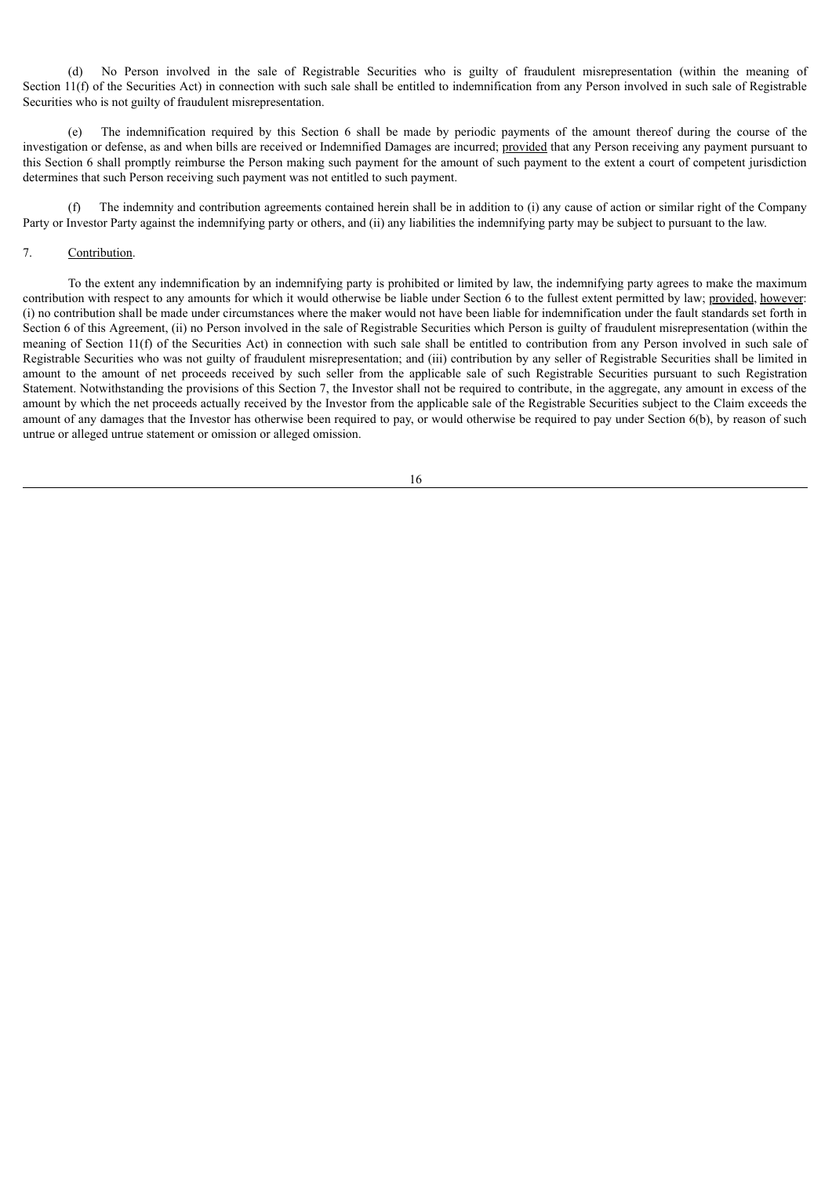(d) No Person involved in the sale of Registrable Securities who is guilty of fraudulent misrepresentation (within the meaning of Section 11(f) of the Securities Act) in connection with such sale shall be entitled to indemnification from any Person involved in such sale of Registrable Securities who is not guilty of fraudulent misrepresentation.

(e) The indemnification required by this Section 6 shall be made by periodic payments of the amount thereof during the course of the investigation or defense, as and when bills are received or Indemnified Damages are incurred; provided that any Person receiving any payment pursuant to this Section 6 shall promptly reimburse the Person making such payment for the amount of such payment to the extent a court of competent jurisdiction determines that such Person receiving such payment was not entitled to such payment.

(f) The indemnity and contribution agreements contained herein shall be in addition to (i) any cause of action or similar right of the Company Party or Investor Party against the indemnifying party or others, and (ii) any liabilities the indemnifying party may be subject to pursuant to the law.

7. Contribution.

To the extent any indemnification by an indemnifying party is prohibited or limited by law, the indemnifying party agrees to make the maximum contribution with respect to any amounts for which it would otherwise be liable under Section 6 to the fullest extent permitted by law; provided, however: (i) no contribution shall be made under circumstances where the maker would not have been liable for indemnification under the fault standards set forth in Section 6 of this Agreement, (ii) no Person involved in the sale of Registrable Securities which Person is guilty of fraudulent misrepresentation (within the meaning of Section 11(f) of the Securities Act) in connection with such sale shall be entitled to contribution from any Person involved in such sale of Registrable Securities who was not guilty of fraudulent misrepresentation; and (iii) contribution by any seller of Registrable Securities shall be limited in amount to the amount of net proceeds received by such seller from the applicable sale of such Registrable Securities pursuant to such Registration Statement. Notwithstanding the provisions of this Section 7, the Investor shall not be required to contribute, in the aggregate, any amount in excess of the amount by which the net proceeds actually received by the Investor from the applicable sale of the Registrable Securities subject to the Claim exceeds the amount of any damages that the Investor has otherwise been required to pay, or would otherwise be required to pay under Section 6(b), by reason of such untrue or alleged untrue statement or omission or alleged omission.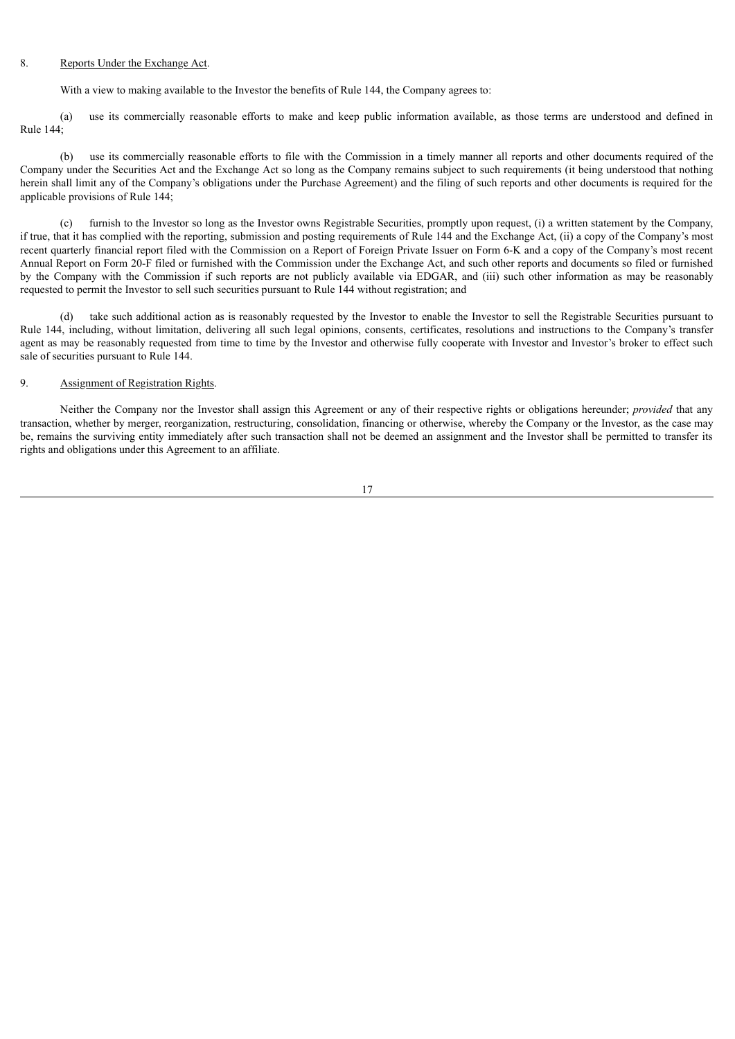8. Reports Under the Exchange Act.

With a view to making available to the Investor the benefits of Rule 144, the Company agrees to:

(a) use its commercially reasonable efforts to make and keep public information available, as those terms are understood and defined in Rule 144;

(b) use its commercially reasonable efforts to file with the Commission in a timely manner all reports and other documents required of the Company under the Securities Act and the Exchange Act so long as the Company remains subject to such requirements (it being understood that nothing herein shall limit any of the Company's obligations under the Purchase Agreement) and the filing of such reports and other documents is required for the applicable provisions of Rule 144;

(c) furnish to the Investor so long as the Investor owns Registrable Securities, promptly upon request, (i) a written statement by the Company, if true, that it has complied with the reporting, submission and posting requirements of Rule 144 and the Exchange Act, (ii) a copy of the Company's most recent quarterly financial report filed with the Commission on a Report of Foreign Private Issuer on Form 6-K and a copy of the Company's most recent Annual Report on Form 20-F filed or furnished with the Commission under the Exchange Act, and such other reports and documents so filed or furnished by the Company with the Commission if such reports are not publicly available via EDGAR, and (iii) such other information as may be reasonably requested to permit the Investor to sell such securities pursuant to Rule 144 without registration; and

(d) take such additional action as is reasonably requested by the Investor to enable the Investor to sell the Registrable Securities pursuant to Rule 144, including, without limitation, delivering all such legal opinions, consents, certificates, resolutions and instructions to the Company's transfer agent as may be reasonably requested from time to time by the Investor and otherwise fully cooperate with Investor and Investor's broker to effect such sale of securities pursuant to Rule 144.

9. Assignment of Registration Rights.

Neither the Company nor the Investor shall assign this Agreement or any of their respective rights or obligations hereunder; *provided* that any transaction, whether by merger, reorganization, restructuring, consolidation, financing or otherwise, whereby the Company or the Investor, as the case may be, remains the surviving entity immediately after such transaction shall not be deemed an assignment and the Investor shall be permitted to transfer its rights and obligations under this Agreement to an affiliate.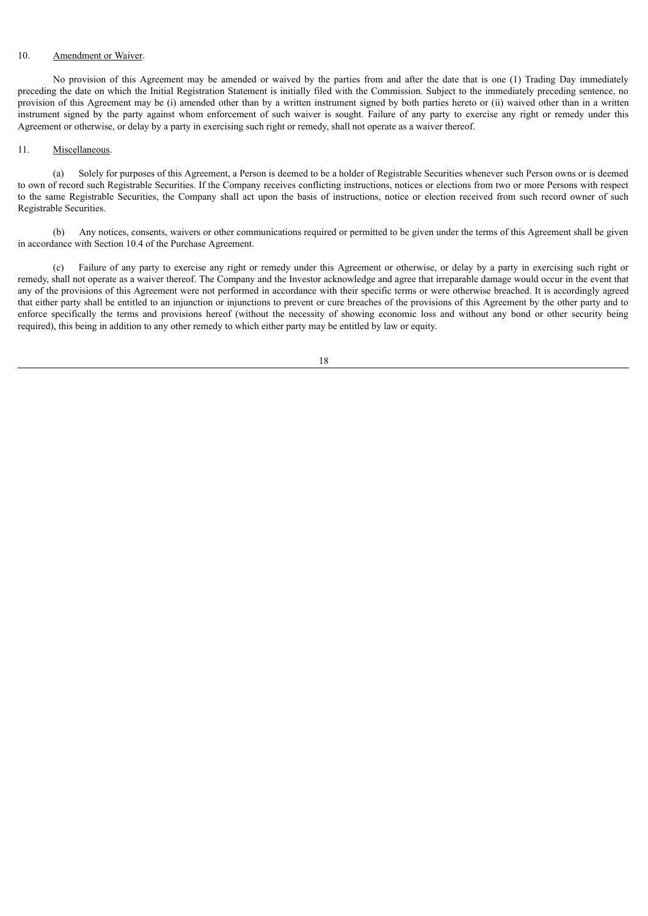10. <u>Amendment or Waiver</u>.

No provision of this Agreement may be amended or waived by the parties from and after the date that is one (1) Trading Day immediately preceding the date on which the Initial Registration Statement is initially filed with the Commission. Subject to the immediately preceding sentence, no provision of this Agreement may be (i) amended other than by a written instrument signed by both parties hereto or (ii) waived other than in a written instrument signed by the party against whom enforcement of such waiver is sought. Failure of any party to exercise any right or remedy under this Agreement or otherwise, or delay by a party in exercising such right or remedy, shall not operate as a waiver thereof.

11. <u>Miscellaneous</u>.

(a) Solely for purposes of this Agreement, a Person is deemed to be a holder of Registrable Securities whenever such Person owns or is deemed to own of record such Registrable Securities. If the Company receives conflicting instructions, notices or elections from two or more Persons with respect to the same Registrable Securities, the Company shall act upon the basis of instructions, notice or election received from such record owner of such Registrable Securities.

(b) Any notices, consents, waivers or other communications required or permitted to be given under the terms of this Agreement shall be given in accordance with Section 10.4 of the Purchase Agreement.

(c) Failure of any party to exercise any right or remedy under this Agreement or otherwise, or delay by a party in exercising such right or remedy, shall not operate as a waiver thereof. The Company and the Investor acknowledge and agree that irreparable damage would occur in the event that any of the provisions of this Agreement were not performed in accordance with their specific terms or were otherwise breached. It is accordingly agreed that either party shall be entitled to an injunction or injunctions to prevent or cure breaches of the provisions of this Agreement by the other party and to enforce specifically the terms and provisions hereof (without the necessity of showing economic loss and without any bond or other security being required), this being in addition to any other remedy to which either party may be entitled by law or equity.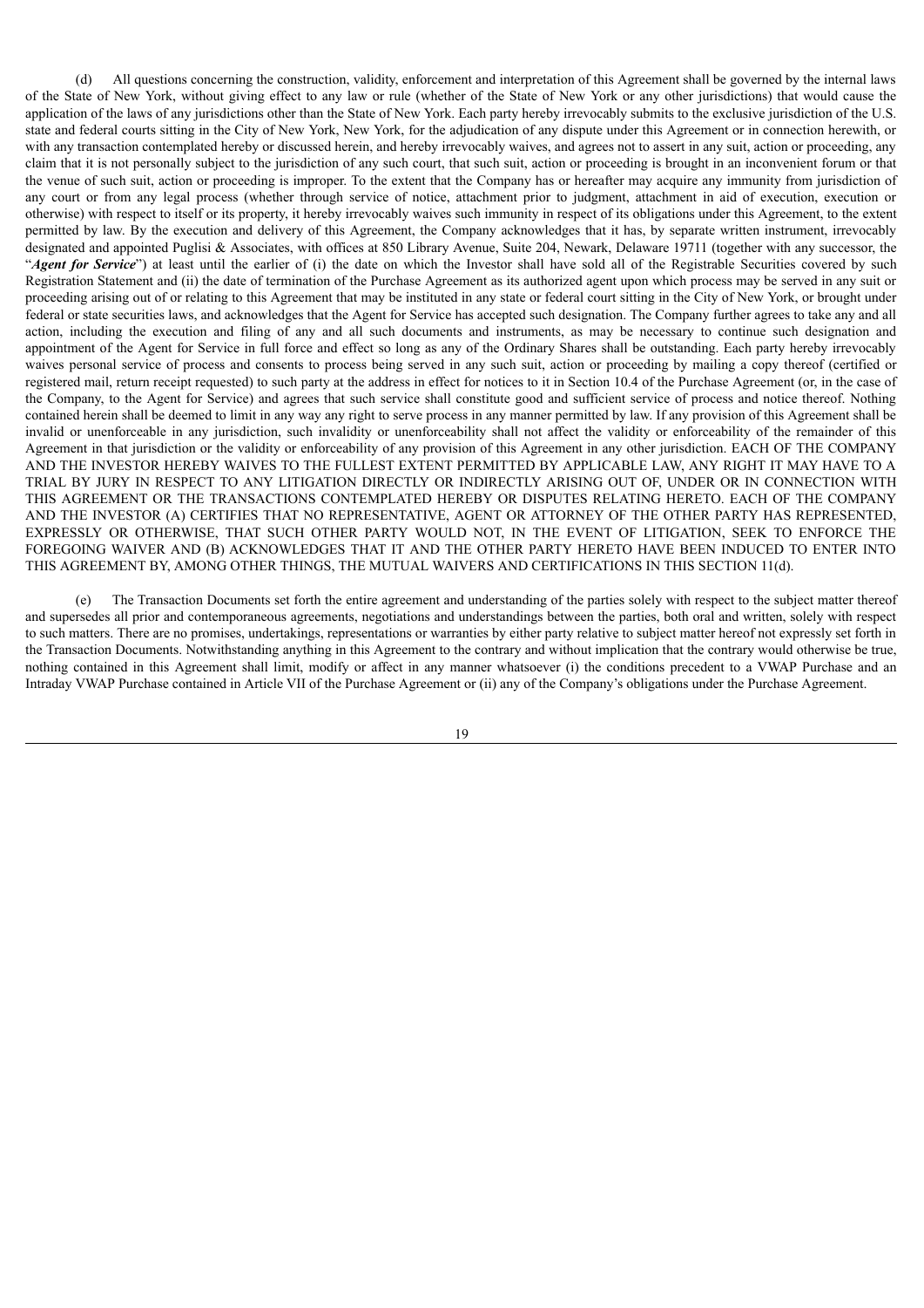(d) All questions concerning the construction, validity, enforcement and interpretation of this Agreement shall be governed by the internal laws of the State of New York, without giving effect to any law or rule (whether of the State of New York or any other jurisdictions) that would cause the application of the laws of any jurisdictions other than the State of New York. Each party hereby irrevocably submits to the exclusive jurisdiction of the U.S. state and federal courts sitting in the City of New York, New York, for the adjudication of any dispute under this Agreement or in connection herewith, or with any transaction contemplated hereby or discussed herein, and hereby irrevocably waives, and agrees not to assert in any suit, action or proceeding, any claim that it is not personally subject to the jurisdiction of any such court, that such suit, action or proceeding is brought in an inconvenient forum or that the venue of such suit, action or proceeding is improper. To the extent that the Company has or hereafter may acquire any immunity from jurisdiction of any court or from any legal process (whether through service of notice, attachment prior to judgment, attachment in aid of execution, execution or otherwise) with respect to itself or its property, it hereby irrevocably waives such immunity in respect of its obligations under this Agreement, to the extent permitted by law. By the execution and delivery of this Agreement, the Company acknowledges that it has, by separate written instrument, irrevocably designated and appointed Puglisi & Associates, with offices at 850 Library Avenue, Suite 204, Newark, Delaware 19711 (together with any successor, the "***Agent for Service***") at least until the earlier of (i) the date on which the Investor shall have sold all of the Registrable Securities covered by such Registration Statement and (ii) the date of termination of the Purchase Agreement as its authorized agent upon which process may be served in any suit or proceeding arising out of or relating to this Agreement that may be instituted in any state or federal court sitting in the City of New York, or brought under federal or state securities laws, and acknowledges that the Agent for Service has accepted such designation. The Company further agrees to take any and all action, including the execution and filing of any and all such documents and instruments, as may be necessary to continue such designation and appointment of the Agent for Service in full force and effect so long as any of the Ordinary Shares shall be outstanding. Each party hereby irrevocably waives personal service of process and consents to process being served in any such suit, action or proceeding by mailing a copy thereof (certified or registered mail, return receipt requested) to such party at the address in effect for notices to it in Section 10.4 of the Purchase Agreement (or, in the case of the Company, to the Agent for Service) and agrees that such service shall constitute good and sufficient service of process and notice thereof. Nothing contained herein shall be deemed to limit in any way any right to serve process in any manner permitted by law. If any provision of this Agreement shall be invalid or unenforceable in any jurisdiction, such invalidity or unenforceability shall not affect the validity or enforceability of the remainder of this Agreement in that jurisdiction or the validity or enforceability of any provision of this Agreement in any other jurisdiction. EACH OF THE COMPANY AND THE INVESTOR HEREBY WAIVES TO THE FULLEST EXTENT PERMITTED BY APPLICABLE LAW, ANY RIGHT IT MAY HAVE TO A TRIAL BY JURY IN RESPECT TO ANY LITIGATION DIRECTLY OR INDIRECTLY ARISING OUT OF, UNDER OR IN CONNECTION WITH THIS AGREEMENT OR THE TRANSACTIONS CONTEMPLATED HEREBY OR DISPUTES RELATING HERETO. EACH OF THE COMPANY AND THE INVESTOR (A) CERTIFIES THAT NO REPRESENTATIVE, AGENT OR ATTORNEY OF THE OTHER PARTY HAS REPRESENTED, EXPRESSLY OR OTHERWISE, THAT SUCH OTHER PARTY WOULD NOT, IN THE EVENT OF LITIGATION, SEEK TO ENFORCE THE FOREGOING WAIVER AND (B) ACKNOWLEDGES THAT IT AND THE OTHER PARTY HERETO HAVE BEEN INDUCED TO ENTER INTO THIS AGREEMENT BY, AMONG OTHER THINGS, THE MUTUAL WAIVERS AND CERTIFICATIONS IN THIS SECTION 11(d).

(e) The Transaction Documents set forth the entire agreement and understanding of the parties solely with respect to the subject matter thereof and supersedes all prior and contemporaneous agreements, negotiations and understandings between the parties, both oral and written, solely with respect to such matters. There are no promises, undertakings, representations or warranties by either party relative to subject matter hereof not expressly set forth in the Transaction Documents. Notwithstanding anything in this Agreement to the contrary and without implication that the contrary would otherwise be true, nothing contained in this Agreement shall limit, modify or affect in any manner whatsoever (i) the conditions precedent to a VWAP Purchase and an Intraday VWAP Purchase contained in Article VII of the Purchase Agreement or (ii) any of the Company's obligations under the Purchase Agreement.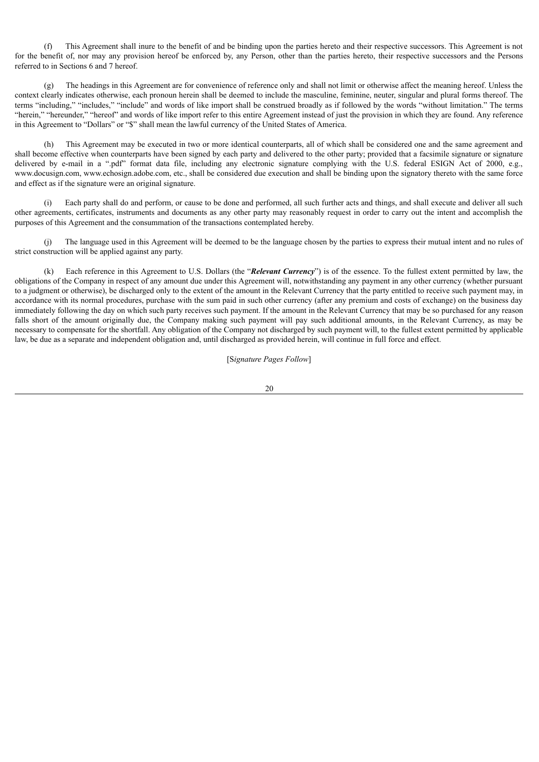(f) This Agreement shall inure to the benefit of and be binding upon the parties hereto and their respective successors. This Agreement is not for the benefit of, nor may any provision hereof be enforced by, any Person, other than the parties hereto, their respective successors and the Persons referred to in Sections 6 and 7 hereof.

(g) The headings in this Agreement are for convenience of reference only and shall not limit or otherwise affect the meaning hereof. Unless the context clearly indicates otherwise, each pronoun herein shall be deemed to include the masculine, feminine, neuter, singular and plural forms thereof. The terms "including," "includes," "include" and words of like import shall be construed broadly as if followed by the words "without limitation." The terms "herein," "hereunder," "hereof" and words of like import refer to this entire Agreement instead of just the provision in which they are found. Any reference in this Agreement to "Dollars" or "$" shall mean the lawful currency of the United States of America.

(h) This Agreement may be executed in two or more identical counterparts, all of which shall be considered one and the same agreement and shall become effective when counterparts have been signed by each party and delivered to the other party; provided that a facsimile signature or signature delivered by e-mail in a ".pdf" format data file, including any electronic signature complying with the U.S. federal ESIGN Act of 2000, e.g., www.docusign.com, www.echosign.adobe.com, etc., shall be considered due execution and shall be binding upon the signatory thereto with the same force and effect as if the signature were an original signature.

(i) Each party shall do and perform, or cause to be done and performed, all such further acts and things, and shall execute and deliver all such other agreements, certificates, instruments and documents as any other party may reasonably request in order to carry out the intent and accomplish the purposes of this Agreement and the consummation of the transactions contemplated hereby.

(j) The language used in this Agreement will be deemed to be the language chosen by the parties to express their mutual intent and no rules of strict construction will be applied against any party.

(k) Each reference in this Agreement to U.S. Dollars (the "***Relevant Currency***") is of the essence. To the fullest extent permitted by law, the obligations of the Company in respect of any amount due under this Agreement will, notwithstanding any payment in any other currency (whether pursuant to a judgment or otherwise), be discharged only to the extent of the amount in the Relevant Currency that the party entitled to receive such payment may, in accordance with its normal procedures, purchase with the sum paid in such other currency (after any premium and costs of exchange) on the business day immediately following the day on which such party receives such payment. If the amount in the Relevant Currency that may be so purchased for any reason falls short of the amount originally due, the Company making such payment will pay such additional amounts, in the Relevant Currency, as may be necessary to compensate for the shortfall. Any obligation of the Company not discharged by such payment will, to the fullest extent permitted by applicable law, be due as a separate and independent obligation and, until discharged as provided herein, will continue in full force and effect.

[S*ignature Pages Follow*]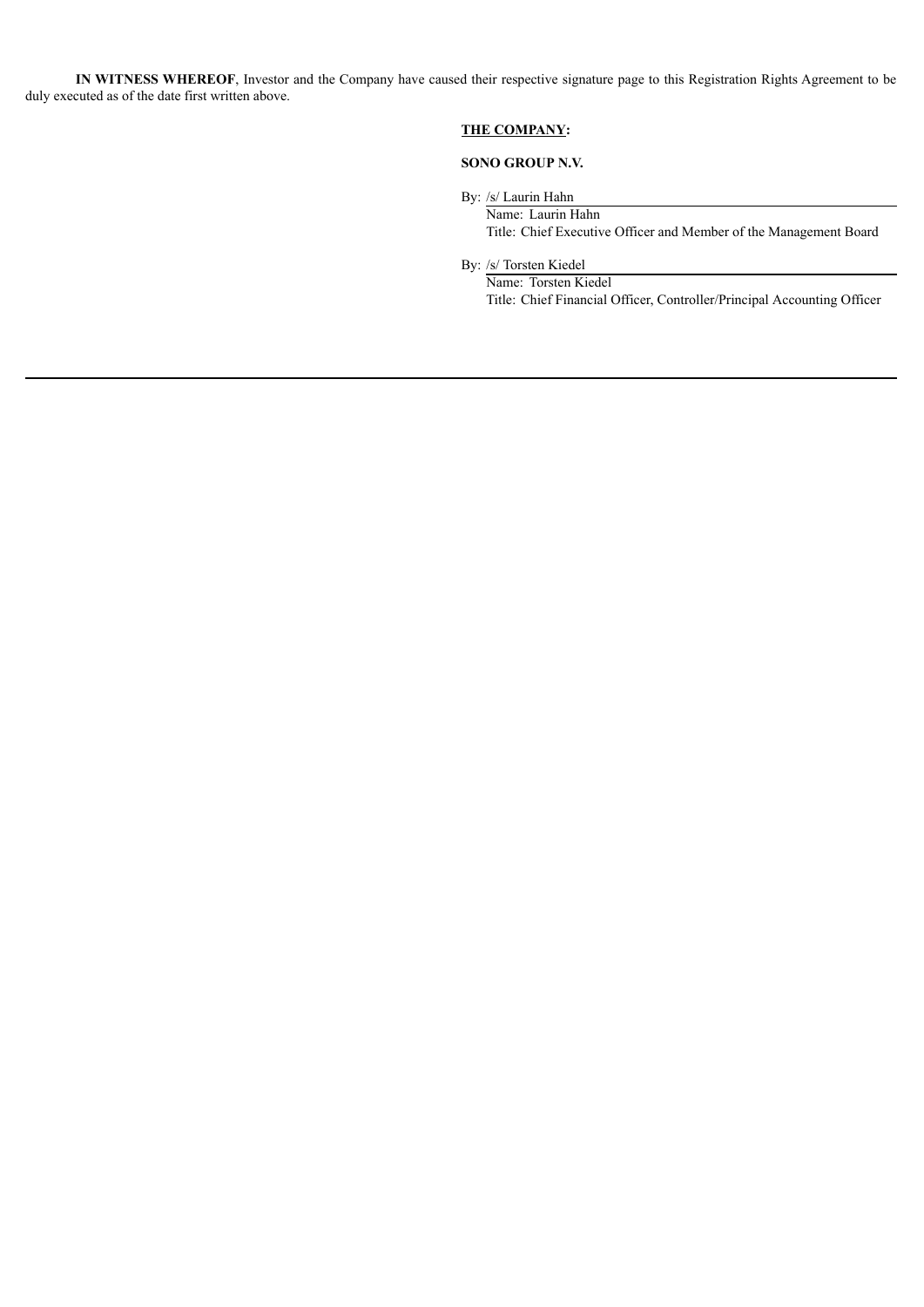**IN WITNESS WHEREOF**, Investor and the Company have caused their respective signature page to this Registration Rights Agreement to be duly executed as of the date first written above.

**THE COMPANY:**

**SONO GROUP N.V.**

By: /s/ Laurin Hahn
Name: Laurin Hahn
Title: Chief Executive Officer and Member of the Management Board

By: /s/ Torsten Kiedel
Name: Torsten Kiedel
Title: Chief Financial Officer, Controller/Principal Accounting Officer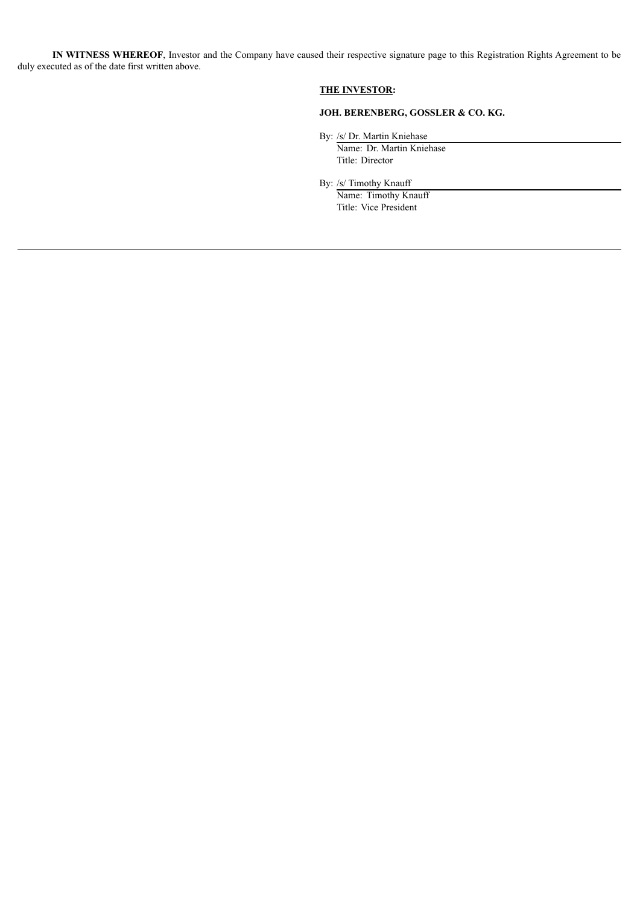**IN WITNESS WHEREOF**, Investor and the Company have caused their respective signature page to this Registration Rights Agreement to be duly executed as of the date first written above.

**THE INVESTOR:**

**JOH. BERENBERG, GOSSLER & CO. KG.**

By: /s/ Dr. Martin Kniehase
Name: Dr. Martin Kniehase
Title: Director

By: /s/ Timothy Knauff
Name: Timothy Knauff
Title: Vice President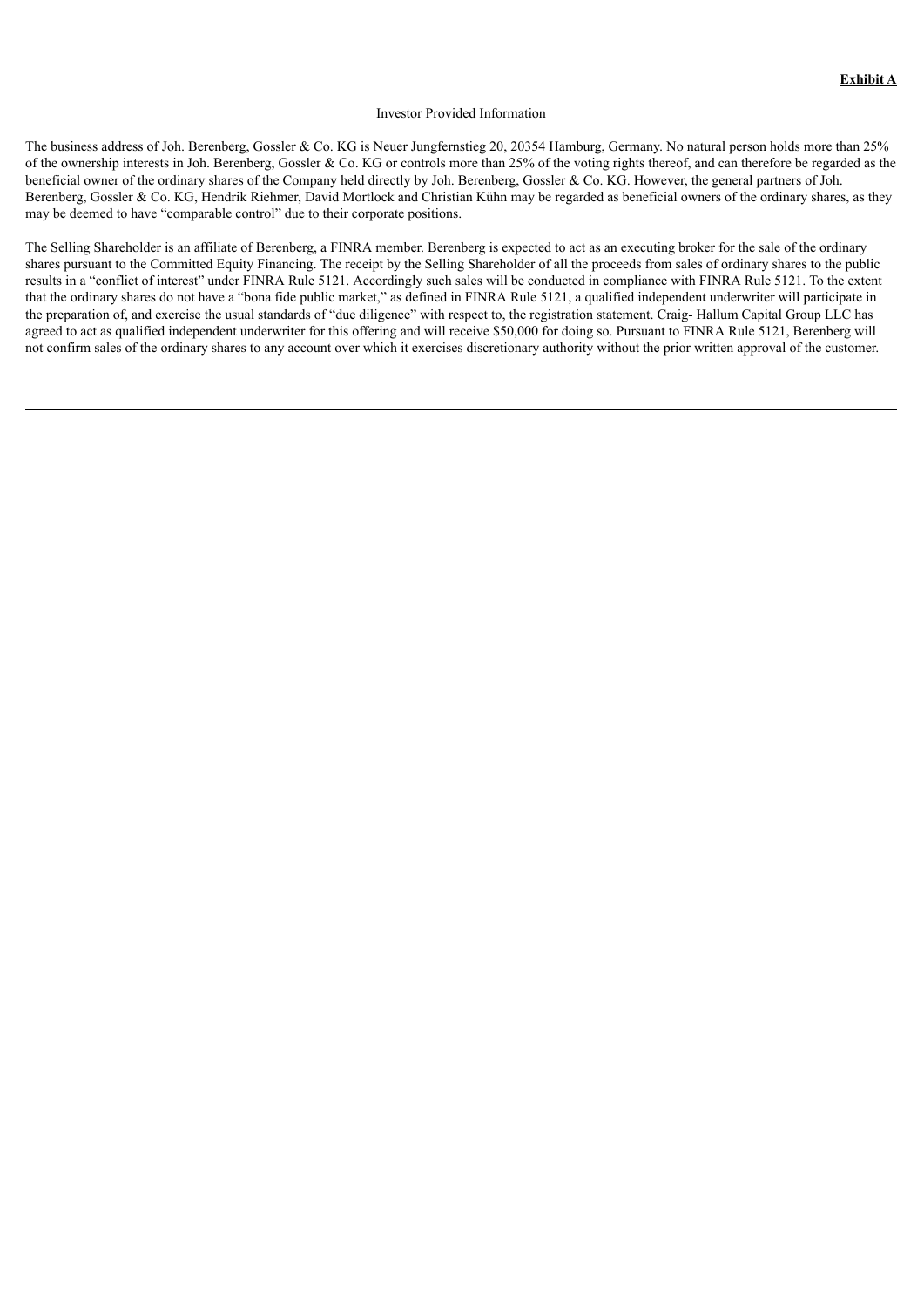**Exhibit A**

Investor Provided Information

The business address of Joh. Berenberg, Gossler & Co. KG is Neuer Jungfernstieg 20, 20354 Hamburg, Germany. No natural person holds more than 25% of the ownership interests in Joh. Berenberg, Gossler & Co. KG or controls more than 25% of the voting rights thereof, and can therefore be regarded as the beneficial owner of the ordinary shares of the Company held directly by Joh. Berenberg, Gossler & Co. KG. However, the general partners of Joh. Berenberg, Gossler & Co. KG, Hendrik Riehmer, David Mortlock and Christian Kühn may be regarded as beneficial owners of the ordinary shares, as they may be deemed to have "comparable control" due to their corporate positions.

The Selling Shareholder is an affiliate of Berenberg, a FINRA member. Berenberg is expected to act as an executing broker for the sale of the ordinary shares pursuant to the Committed Equity Financing. The receipt by the Selling Shareholder of all the proceeds from sales of ordinary shares to the public results in a "conflict of interest" under FINRA Rule 5121. Accordingly such sales will be conducted in compliance with FINRA Rule 5121. To the extent that the ordinary shares do not have a "bona fide public market," as defined in FINRA Rule 5121, a qualified independent underwriter will participate in the preparation of, and exercise the usual standards of "due diligence" with respect to, the registration statement. Craig- Hallum Capital Group LLC has agreed to act as qualified independent underwriter for this offering and will receive $50,000 for doing so. Pursuant to FINRA Rule 5121, Berenberg will not confirm sales of the ordinary shares to any account over which it exercises discretionary authority without the prior written approval of the customer.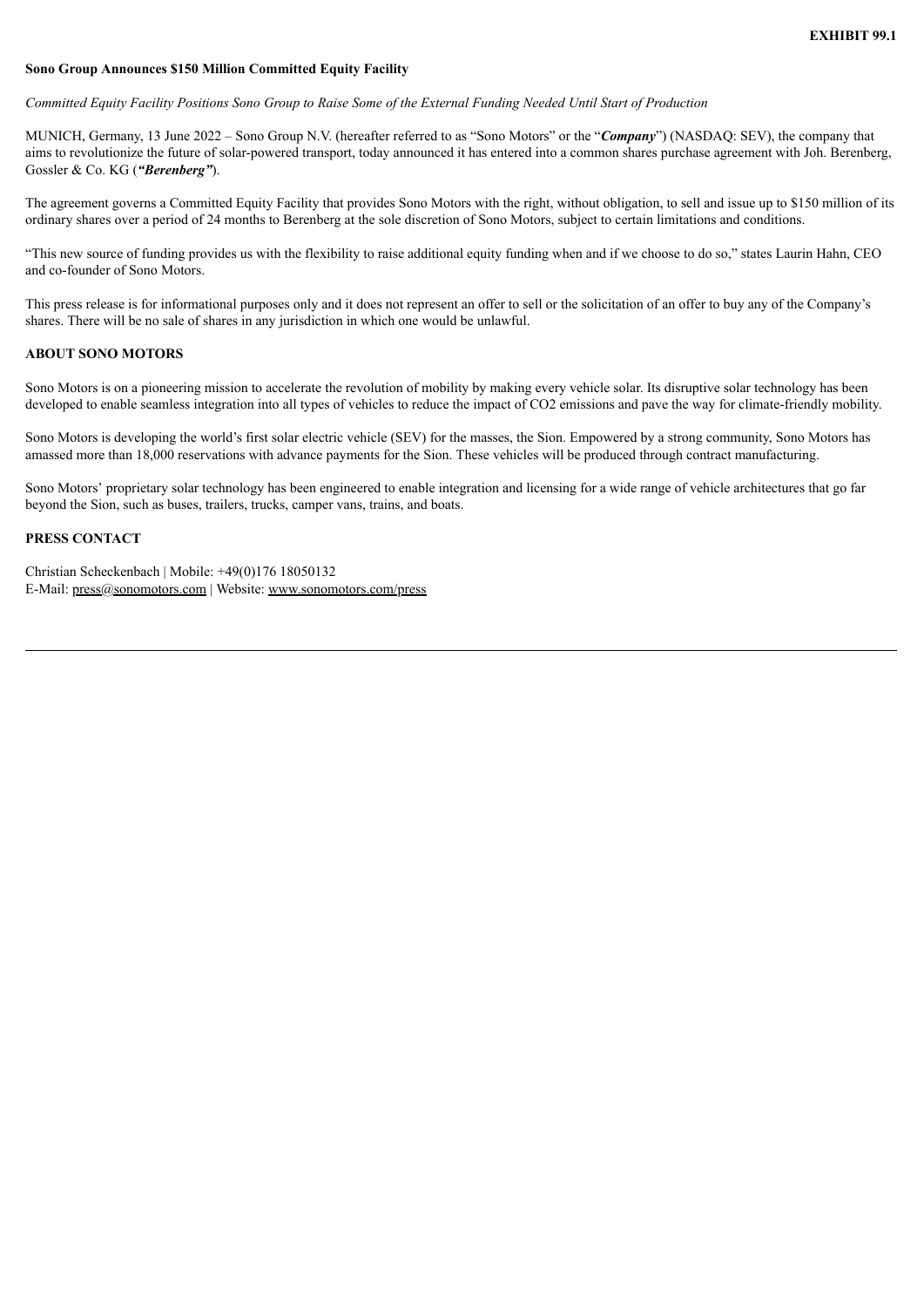**EXHIBIT 99.1**

**Sono Group Announces $150 Million Committed Equity Facility**

*Committed Equity Facility Positions Sono Group to Raise Some of the External Funding Needed Until Start of Production*

MUNICH, Germany, 13 June 2022 – Sono Group N.V. (hereafter referred to as "Sono Motors" or the "***Company***") (NASDAQ: SEV), the company that aims to revolutionize the future of solar-powered transport, today announced it has entered into a common shares purchase agreement with Joh. Berenberg, Gossler & Co. KG (***"Berenberg"***).

The agreement governs a Committed Equity Facility that provides Sono Motors with the right, without obligation, to sell and issue up to $150 million of its ordinary shares over a period of 24 months to Berenberg at the sole discretion of Sono Motors, subject to certain limitations and conditions.

"This new source of funding provides us with the flexibility to raise additional equity funding when and if we choose to do so," states Laurin Hahn, CEO and co-founder of Sono Motors.

This press release is for informational purposes only and it does not represent an offer to sell or the solicitation of an offer to buy any of the Company's shares. There will be no sale of shares in any jurisdiction in which one would be unlawful.

**ABOUT SONO MOTORS**

Sono Motors is on a pioneering mission to accelerate the revolution of mobility by making every vehicle solar. Its disruptive solar technology has been developed to enable seamless integration into all types of vehicles to reduce the impact of CO2 emissions and pave the way for climate-friendly mobility.

Sono Motors is developing the world's first solar electric vehicle (SEV) for the masses, the Sion. Empowered by a strong community, Sono Motors has amassed more than 18,000 reservations with advance payments for the Sion. These vehicles will be produced through contract manufacturing.

Sono Motors' proprietary solar technology has been engineered to enable integration and licensing for a wide range of vehicle architectures that go far beyond the Sion, such as buses, trailers, trucks, camper vans, trains, and boats.

**PRESS CONTACT**

Christian Scheckenbach | Mobile: +49(0)176 18050132
E-Mail: press@sonomotors.com | Website: www.sonomotors.com/press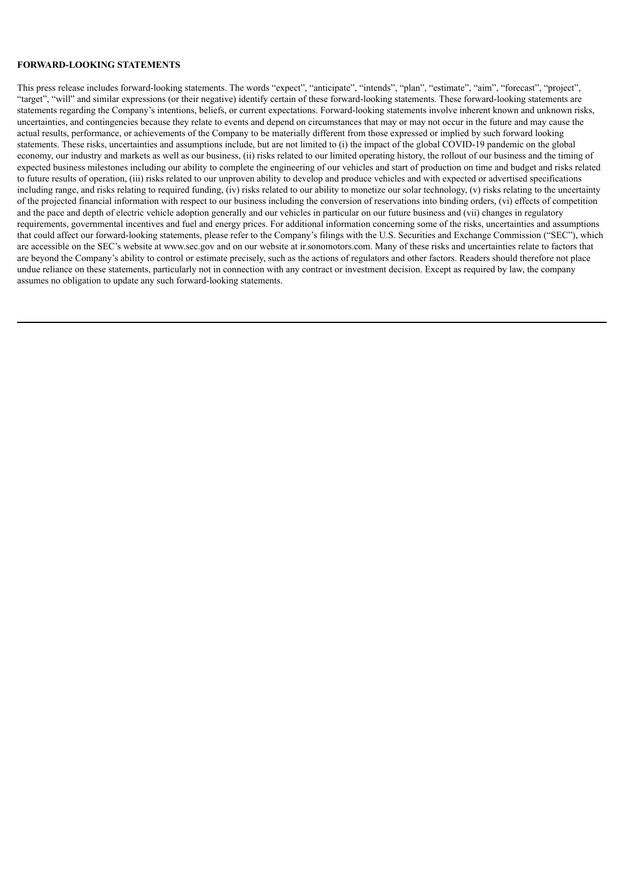**FORWARD-LOOKING STATEMENTS**

This press release includes forward-looking statements. The words "expect", "anticipate", "intends", "plan", "estimate", "aim", "forecast", "project", "target", "will" and similar expressions (or their negative) identify certain of these forward-looking statements. These forward-looking statements are statements regarding the Company's intentions, beliefs, or current expectations. Forward-looking statements involve inherent known and unknown risks, uncertainties, and contingencies because they relate to events and depend on circumstances that may or may not occur in the future and may cause the actual results, performance, or achievements of the Company to be materially different from those expressed or implied by such forward looking statements. These risks, uncertainties and assumptions include, but are not limited to (i) the impact of the global COVID-19 pandemic on the global economy, our industry and markets as well as our business, (ii) risks related to our limited operating history, the rollout of our business and the timing of expected business milestones including our ability to complete the engineering of our vehicles and start of production on time and budget and risks related to future results of operation, (iii) risks related to our unproven ability to develop and produce vehicles and with expected or advertised specifications including range, and risks relating to required funding, (iv) risks related to our ability to monetize our solar technology, (v) risks relating to the uncertainty of the projected financial information with respect to our business including the conversion of reservations into binding orders, (vi) effects of competition and the pace and depth of electric vehicle adoption generally and our vehicles in particular on our future business and (vii) changes in regulatory requirements, governmental incentives and fuel and energy prices. For additional information concerning some of the risks, uncertainties and assumptions that could affect our forward-looking statements, please refer to the Company's filings with the U.S. Securities and Exchange Commission ("SEC"), which are accessible on the SEC's website at www.sec.gov and on our website at ir.sonomotors.com. Many of these risks and uncertainties relate to factors that are beyond the Company's ability to control or estimate precisely, such as the actions of regulators and other factors. Readers should therefore not place undue reliance on these statements, particularly not in connection with any contract or investment decision. Except as required by law, the company assumes no obligation to update any such forward-looking statements.